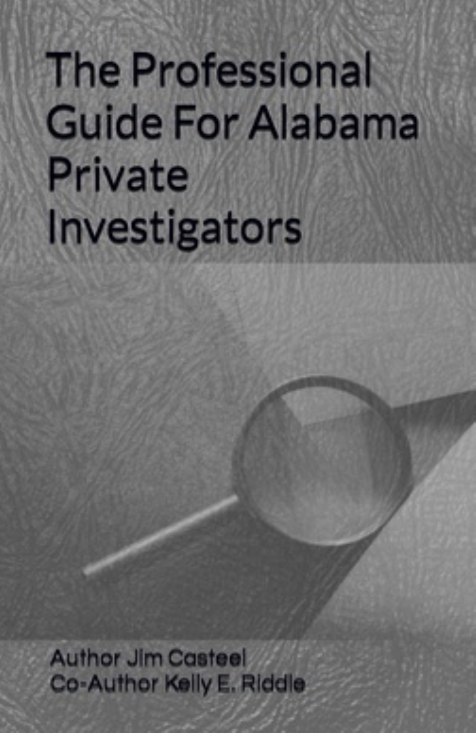# The Professional Guide For Alabama Private Investigators

Author Jim Casteel

Co-Author Kelly E. Riddle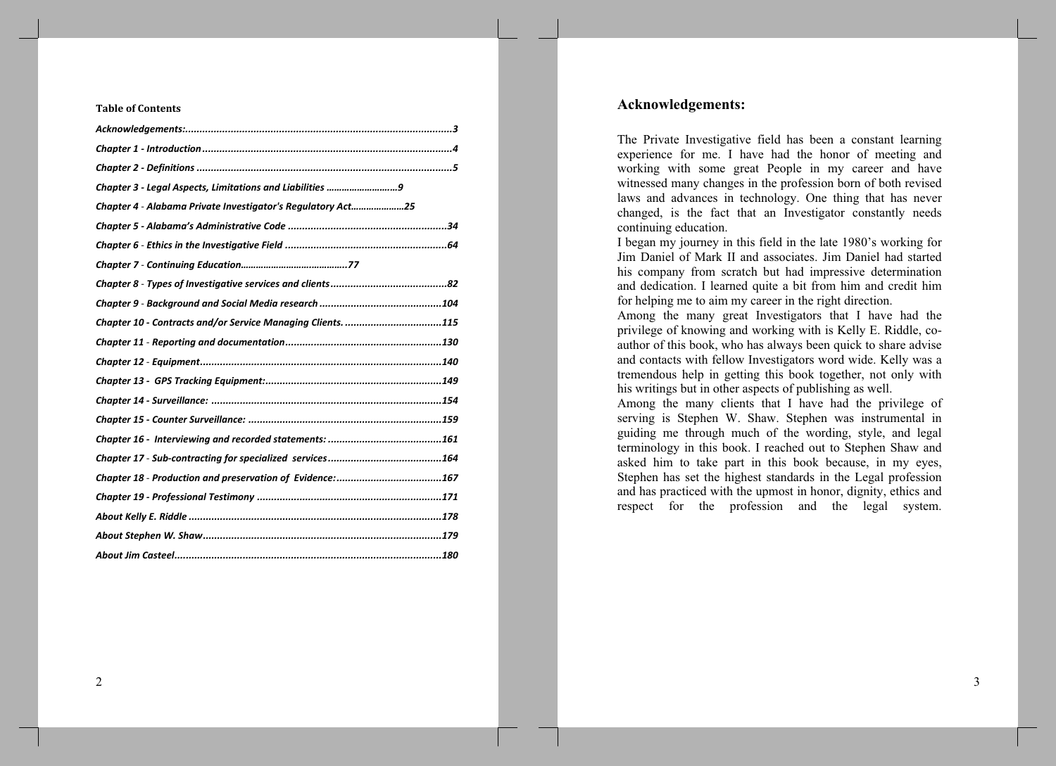**Table of Contents**

| | |
|---|---|
| *Acknowledgements:* | *3* |
| *Chapter 1 - Introduction* | *4* |
| *Chapter 2 - Definitions* | *5* |
| *Chapter 3 - Legal Aspects, Limitations and Liabilities* | *9* |
| *Chapter 4 - Alabama Private Investigator's Regulatory Act* | *25* |
| *Chapter 5 - Alabama's Administrative Code* | *34* |
| *Chapter 6 - Ethics in the Investigative Field* | *64* |
| *Chapter 7 - Continuing Education* | *77* |
| *Chapter 8 - Types of Investigative services and clients* | *82* |
| *Chapter 9 - Background and Social Media research* | *104* |
| *Chapter 10 - Contracts and/or Service Managing Clients.* | *115* |
| *Chapter 11 - Reporting and documentation* | *130* |
| *Chapter 12 - Equipment.* | *140* |
| *Chapter 13 - GPS Tracking Equipment:* | *149* |
| *Chapter 14 - Surveillance:* | *154* |
| *Chapter 15 - Counter Surveillance:* | *159* |
| *Chapter 16 - Interviewing and recorded statements:* | *161* |
| *Chapter 17 - Sub-contracting for specialized services* | *164* |
| *Chapter 18 - Production and preservation of Evidence:* | *167* |
| *Chapter 19 - Professional Testimony* | *171* |
| *About Kelly E. Riddle* | *178* |
| *About Stephen W. Shaw* | *179* |
| *About Jim Casteel* | *180* |

## Acknowledgements:

The Private Investigative field has been a constant learning experience for me. I have had the honor of meeting and working with some great People in my career and have witnessed many changes in the profession born of both revised laws and advances in technology. One thing that has never changed, is the fact that an Investigator constantly needs continuing education.

I began my journey in this field in the late 1980's working for Jim Daniel of Mark II and associates. Jim Daniel had started his company from scratch but had impressive determination and dedication. I learned quite a bit from him and credit him for helping me to aim my career in the right direction.

Among the many great Investigators that I have had the privilege of knowing and working with is Kelly E. Riddle, co-author of this book, who has always been quick to share advise and contacts with fellow Investigators word wide. Kelly was a tremendous help in getting this book together, not only with his writings but in other aspects of publishing as well.

Among the many clients that I have had the privilege of serving is Stephen W. Shaw. Stephen was instrumental in guiding me through much of the wording, style, and legal terminology in this book. I reached out to Stephen Shaw and asked him to take part in this book because, in my eyes, Stephen has set the highest standards in the Legal profession and has practiced with the upmost in honor, dignity, ethics and respect for the profession and the legal system.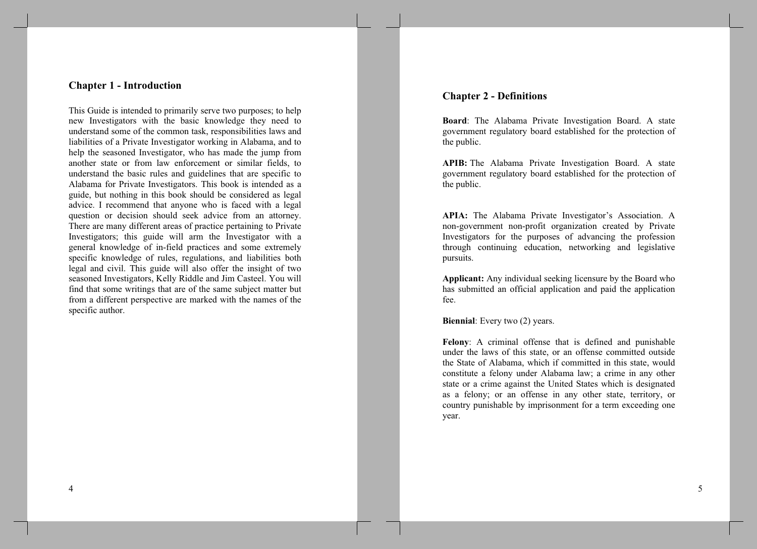## Chapter 1 - Introduction

This Guide is intended to primarily serve two purposes; to help new Investigators with the basic knowledge they need to understand some of the common task, responsibilities laws and liabilities of a Private Investigator working in Alabama, and to help the seasoned Investigator, who has made the jump from another state or from law enforcement or similar fields, to understand the basic rules and guidelines that are specific to Alabama for Private Investigators. This book is intended as a guide, but nothing in this book should be considered as legal advice. I recommend that anyone who is faced with a legal question or decision should seek advice from an attorney. There are many different areas of practice pertaining to Private Investigators; this guide will arm the Investigator with a general knowledge of in-field practices and some extremely specific knowledge of rules, regulations, and liabilities both legal and civil. This guide will also offer the insight of two seasoned Investigators, Kelly Riddle and Jim Casteel. You will find that some writings that are of the same subject matter but from a different perspective are marked with the names of the specific author.

## Chapter 2 - Definitions

**Board**: The Alabama Private Investigation Board. A state government regulatory board established for the protection of the public.

**APIB:** The Alabama Private Investigation Board. A state government regulatory board established for the protection of the public.

**APIA:** The Alabama Private Investigator's Association. A non-government non-profit organization created by Private Investigators for the purposes of advancing the profession through continuing education, networking and legislative pursuits.

**Applicant:** Any individual seeking licensure by the Board who has submitted an official application and paid the application fee.

**Biennial**: Every two (2) years.

**Felony**: A criminal offense that is defined and punishable under the laws of this state, or an offense committed outside the State of Alabama, which if committed in this state, would constitute a felony under Alabama law; a crime in any other state or a crime against the United States which is designated as a felony; or an offense in any other state, territory, or country punishable by imprisonment for a term exceeding one year.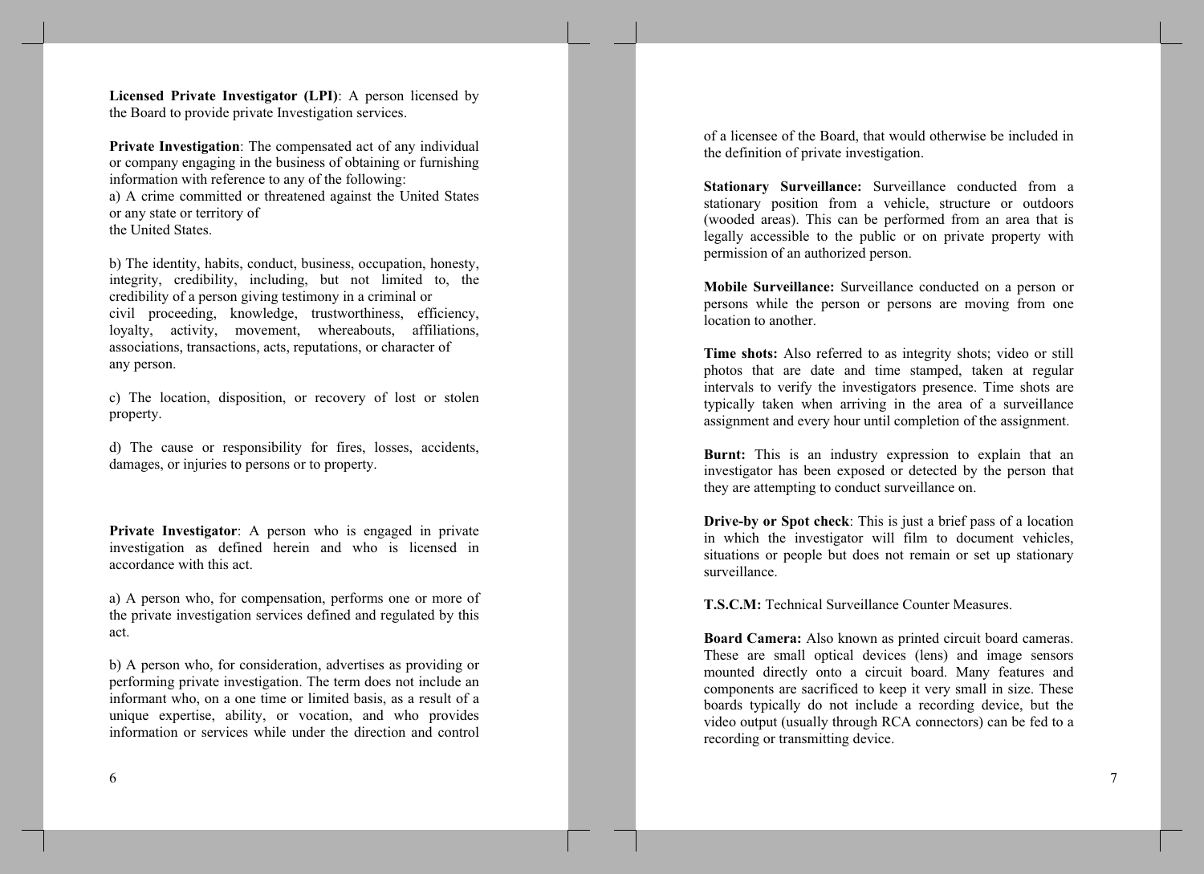**Licensed Private Investigator (LPI)**: A person licensed by the Board to provide private Investigation services.

**Private Investigation**: The compensated act of any individual or company engaging in the business of obtaining or furnishing information with reference to any of the following:
a) A crime committed or threatened against the United States or any state or territory of
the United States.

b) The identity, habits, conduct, business, occupation, honesty, integrity, credibility, including, but not limited to, the credibility of a person giving testimony in a criminal or
civil proceeding, knowledge, trustworthiness, efficiency, loyalty, activity, movement, whereabouts, affiliations, associations, transactions, acts, reputations, or character of
any person.

c) The location, disposition, or recovery of lost or stolen property.

d) The cause or responsibility for fires, losses, accidents, damages, or injuries to persons or to property.

**Private Investigator**: A person who is engaged in private investigation as defined herein and who is licensed in accordance with this act.

a) A person who, for compensation, performs one or more of the private investigation services defined and regulated by this act.

b) A person who, for consideration, advertises as providing or performing private investigation. The term does not include an informant who, on a one time or limited basis, as a result of a unique expertise, ability, or vocation, and who provides information or services while under the direction and control of a licensee of the Board, that would otherwise be included in the definition of private investigation.

**Stationary Surveillance:** Surveillance conducted from a stationary position from a vehicle, structure or outdoors (wooded areas). This can be performed from an area that is legally accessible to the public or on private property with permission of an authorized person.

**Mobile Surveillance:** Surveillance conducted on a person or persons while the person or persons are moving from one location to another.

**Time shots:** Also referred to as integrity shots; video or still photos that are date and time stamped, taken at regular intervals to verify the investigators presence. Time shots are typically taken when arriving in the area of a surveillance assignment and every hour until completion of the assignment.

**Burnt:** This is an industry expression to explain that an investigator has been exposed or detected by the person that they are attempting to conduct surveillance on.

**Drive-by or Spot check**: This is just a brief pass of a location in which the investigator will film to document vehicles, situations or people but does not remain or set up stationary surveillance.

**T.S.C.M:** Technical Surveillance Counter Measures.

**Board Camera:** Also known as printed circuit board cameras. These are small optical devices (lens) and image sensors mounted directly onto a circuit board. Many features and components are sacrificed to keep it very small in size. These boards typically do not include a recording device, but the video output (usually through RCA connectors) can be fed to a recording or transmitting device.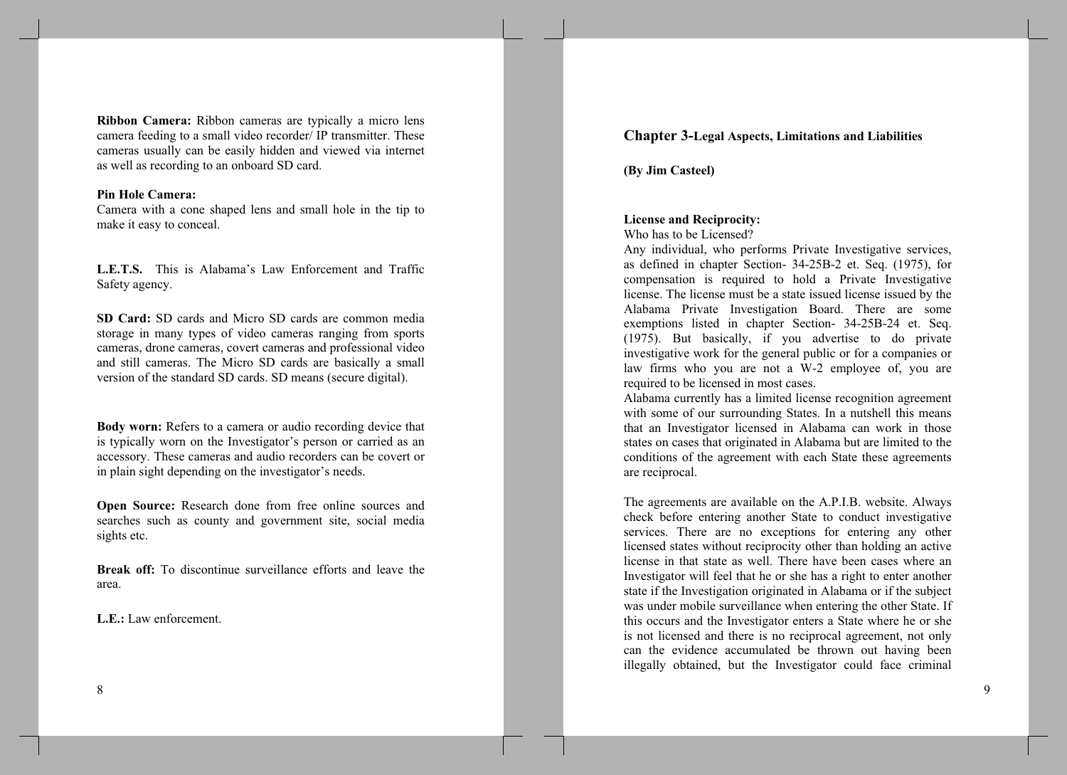**Ribbon Camera:** Ribbon cameras are typically a micro lens camera feeding to a small video recorder/ IP transmitter. These cameras usually can be easily hidden and viewed via internet as well as recording to an onboard SD card.

**Pin Hole Camera:**
Camera with a cone shaped lens and small hole in the tip to make it easy to conceal.

**L.E.T.S.** This is Alabama's Law Enforcement and Traffic Safety agency.

**SD Card:** SD cards and Micro SD cards are common media storage in many types of video cameras ranging from sports cameras, drone cameras, covert cameras and professional video and still cameras. The Micro SD cards are basically a small version of the standard SD cards. SD means (secure digital).

**Body worn:** Refers to a camera or audio recording device that is typically worn on the Investigator's person or carried as an accessory. These cameras and audio recorders can be covert or in plain sight depending on the investigator's needs.

**Open Source:** Research done from free online sources and searches such as county and government site, social media sights etc.

**Break off:** To discontinue surveillance efforts and leave the area.

**L.E.:** Law enforcement.

# Chapter 3-Legal Aspects, Limitations and Liabilities

**(By Jim Casteel)**

**License and Reciprocity:**
Who has to be Licensed?
Any individual, who performs Private Investigative services, as defined in chapter Section- 34-25B-2 et. Seq. (1975), for compensation is required to hold a Private Investigative license. The license must be a state issued license issued by the Alabama Private Investigation Board. There are some exemptions listed in chapter Section- 34-25B-24 et. Seq. (1975). But basically, if you advertise to do private investigative work for the general public or for a companies or law firms who you are not a W-2 employee of, you are required to be licensed in most cases.
Alabama currently has a limited license recognition agreement with some of our surrounding States. In a nutshell this means that an Investigator licensed in Alabama can work in those states on cases that originated in Alabama but are limited to the conditions of the agreement with each State these agreements are reciprocal.

The agreements are available on the A.P.I.B. website. Always check before entering another State to conduct investigative services. There are no exceptions for entering any other licensed states without reciprocity other than holding an active license in that state as well. There have been cases where an Investigator will feel that he or she has a right to enter another state if the Investigation originated in Alabama or if the subject was under mobile surveillance when entering the other State. If this occurs and the Investigator enters a State where he or she is not licensed and there is no reciprocal agreement, not only can the evidence accumulated be thrown out having been illegally obtained, but the Investigator could face criminal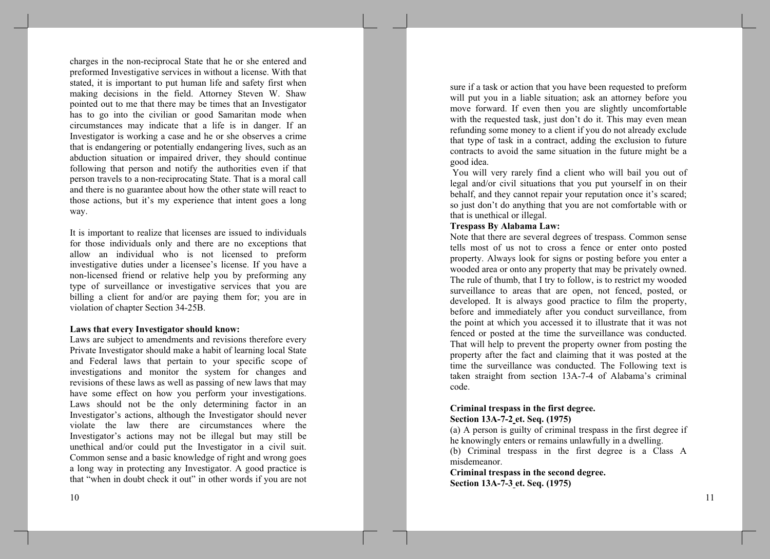charges in the non-reciprocal State that he or she entered and preformed Investigative services in without a license. With that stated, it is important to put human life and safety first when making decisions in the field. Attorney Steven W. Shaw pointed out to me that there may be times that an Investigator has to go into the civilian or good Samaritan mode when circumstances may indicate that a life is in danger. If an Investigator is working a case and he or she observes a crime that is endangering or potentially endangering lives, such as an abduction situation or impaired driver, they should continue following that person and notify the authorities even if that person travels to a non-reciprocating State. That is a moral call and there is no guarantee about how the other state will react to those actions, but it's my experience that intent goes a long way.

It is important to realize that licenses are issued to individuals for those individuals only and there are no exceptions that allow an individual who is not licensed to preform investigative duties under a licensee's license. If you have a non-licensed friend or relative help you by preforming any type of surveillance or investigative services that you are billing a client for and/or are paying them for; you are in violation of chapter Section 34-25B.

**Laws that every Investigator should know:**

Laws are subject to amendments and revisions therefore every Private Investigator should make a habit of learning local State and Federal laws that pertain to your specific scope of investigations and monitor the system for changes and revisions of these laws as well as passing of new laws that may have some effect on how you perform your investigations. Laws should not be the only determining factor in an Investigator's actions, although the Investigator should never violate the law there are circumstances where the Investigator's actions may not be illegal but may still be unethical and/or could put the Investigator in a civil suit. Common sense and a basic knowledge of right and wrong goes a long way in protecting any Investigator. A good practice is that "when in doubt check it out" in other words if you are not sure if a task or action that you have been requested to preform will put you in a liable situation; ask an attorney before you move forward. If even then you are slightly uncomfortable with the requested task, just don't do it. This may even mean refunding some money to a client if you do not already exclude that type of task in a contract, adding the exclusion to future contracts to avoid the same situation in the future might be a good idea.

You will very rarely find a client who will bail you out of legal and/or civil situations that you put yourself in on their behalf, and they cannot repair your reputation once it's scared; so just don't do anything that you are not comfortable with or that is unethical or illegal.

**Trespass By Alabama Law:**

Note that there are several degrees of trespass. Common sense tells most of us not to cross a fence or enter onto posted property. Always look for signs or posting before you enter a wooded area or onto any property that may be privately owned. The rule of thumb, that I try to follow, is to restrict my wooded surveillance to areas that are open, not fenced, posted, or developed. It is always good practice to film the property, before and immediately after you conduct surveillance, from the point at which you accessed it to illustrate that it was not fenced or posted at the time the surveillance was conducted. That will help to prevent the property owner from posting the property after the fact and claiming that it was posted at the time the surveillance was conducted. The Following text is taken straight from section 13A-7-4 of Alabama's criminal code.

**Criminal trespass in the first degree.**
**Section 13A-7-2 et. Seq. (1975)**

(a) A person is guilty of criminal trespass in the first degree if he knowingly enters or remains unlawfully in a dwelling.

(b) Criminal trespass in the first degree is a Class A misdemeanor.

**Criminal trespass in the second degree.**
**Section 13A-7-3 et. Seq. (1975)**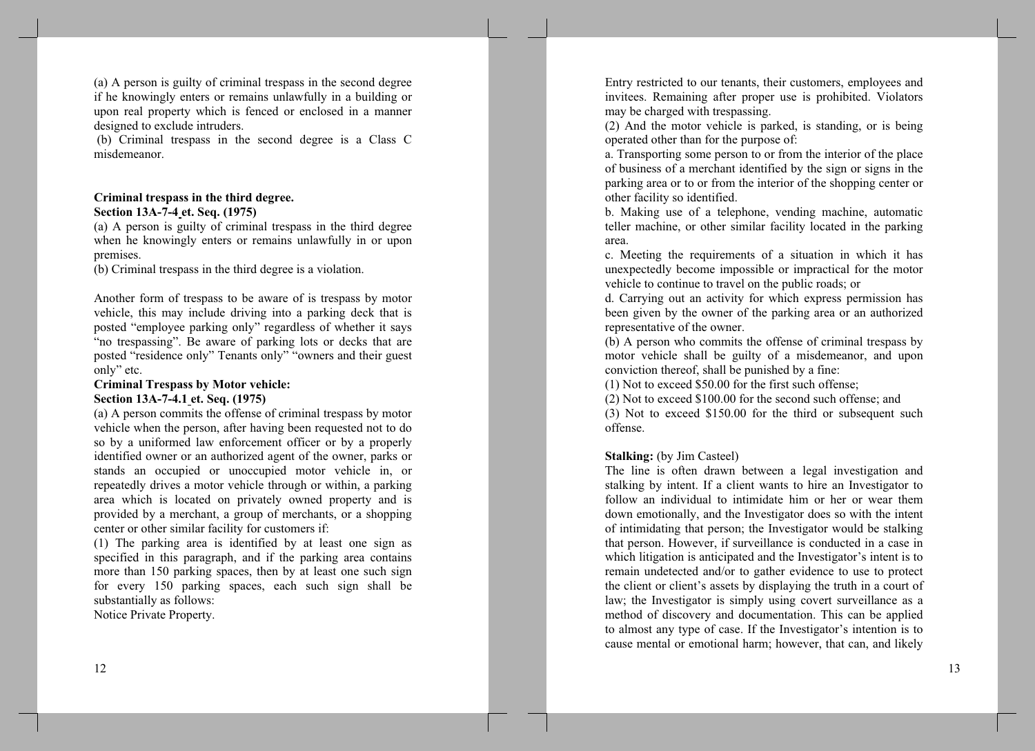(a) A person is guilty of criminal trespass in the second degree if he knowingly enters or remains unlawfully in a building or upon real property which is fenced or enclosed in a manner designed to exclude intruders.

(b) Criminal trespass in the second degree is a Class C misdemeanor.

**Criminal trespass in the third degree.**
**Section 13A-7-4 et. Seq. (1975)**

(a) A person is guilty of criminal trespass in the third degree when he knowingly enters or remains unlawfully in or upon premises.

(b) Criminal trespass in the third degree is a violation.

Another form of trespass to be aware of is trespass by motor vehicle, this may include driving into a parking deck that is posted "employee parking only" regardless of whether it says "no trespassing". Be aware of parking lots or decks that are posted "residence only" Tenants only" "owners and their guest only" etc.

**Criminal Trespass by Motor vehicle:**
**Section 13A-7-4.1 et. Seq. (1975)**

(a) A person commits the offense of criminal trespass by motor vehicle when the person, after having been requested not to do so by a uniformed law enforcement officer or by a properly identified owner or an authorized agent of the owner, parks or stands an occupied or unoccupied motor vehicle in, or repeatedly drives a motor vehicle through or within, a parking area which is located on privately owned property and is provided by a merchant, a group of merchants, or a shopping center or other similar facility for customers if:

(1) The parking area is identified by at least one sign as specified in this paragraph, and if the parking area contains more than 150 parking spaces, then by at least one such sign for every 150 parking spaces, each such sign shall be substantially as follows:

Notice Private Property.

Entry restricted to our tenants, their customers, employees and invitees. Remaining after proper use is prohibited. Violators may be charged with trespassing.

(2) And the motor vehicle is parked, is standing, or is being operated other than for the purpose of:

a. Transporting some person to or from the interior of the place of business of a merchant identified by the sign or signs in the parking area or to or from the interior of the shopping center or other facility so identified.

b. Making use of a telephone, vending machine, automatic teller machine, or other similar facility located in the parking area.

c. Meeting the requirements of a situation in which it has unexpectedly become impossible or impractical for the motor vehicle to continue to travel on the public roads; or

d. Carrying out an activity for which express permission has been given by the owner of the parking area or an authorized representative of the owner.

(b) A person who commits the offense of criminal trespass by motor vehicle shall be guilty of a misdemeanor, and upon conviction thereof, shall be punished by a fine:

(1) Not to exceed $50.00 for the first such offense;

(2) Not to exceed $100.00 for the second such offense; and

(3) Not to exceed $150.00 for the third or subsequent such offense.

**Stalking:** (by Jim Casteel)

The line is often drawn between a legal investigation and stalking by intent. If a client wants to hire an Investigator to follow an individual to intimidate him or her or wear them down emotionally, and the Investigator does so with the intent of intimidating that person; the Investigator would be stalking that person. However, if surveillance is conducted in a case in which litigation is anticipated and the Investigator's intent is to remain undetected and/or to gather evidence to use to protect the client or client's assets by displaying the truth in a court of law; the Investigator is simply using covert surveillance as a method of discovery and documentation. This can be applied to almost any type of case. If the Investigator's intention is to cause mental or emotional harm; however, that can, and likely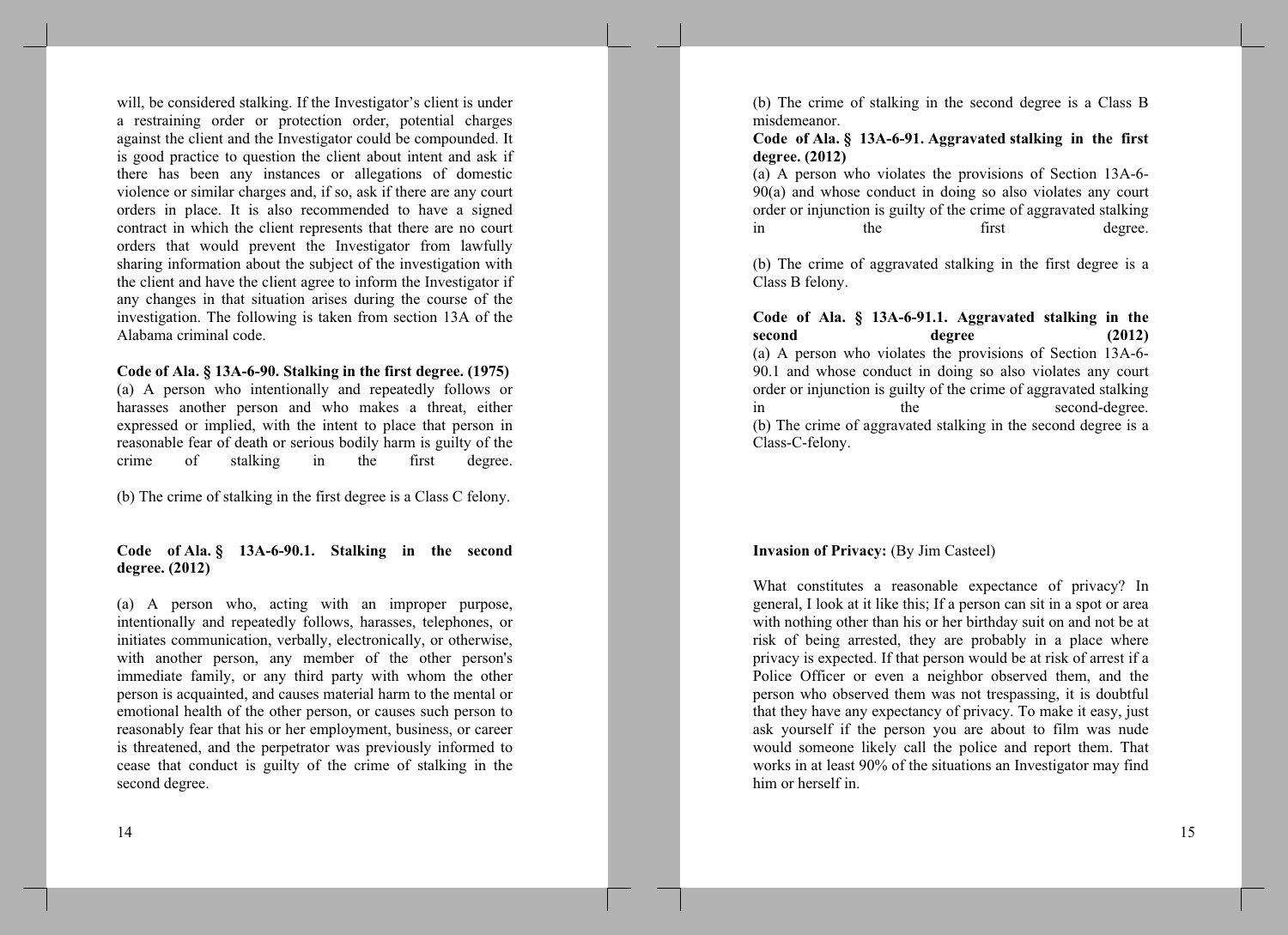will, be considered stalking. If the Investigator's client is under a restraining order or protection order, potential charges against the client and the Investigator could be compounded. It is good practice to question the client about intent and ask if there has been any instances or allegations of domestic violence or similar charges and, if so, ask if there are any court orders in place. It is also recommended to have a signed contract in which the client represents that there are no court orders that would prevent the Investigator from lawfully sharing information about the subject of the investigation with the client and have the client agree to inform the Investigator if any changes in that situation arises during the course of the investigation. The following is taken from section 13A of the Alabama criminal code.

**Code of Ala. § 13A-6-90. Stalking in the first degree. (1975)**
(a) A person who intentionally and repeatedly follows or harasses another person and who makes a threat, either expressed or implied, with the intent to place that person in reasonable fear of death or serious bodily harm is guilty of the crime of stalking in the first degree.

(b) The crime of stalking in the first degree is a Class C felony.

**Code of Ala. § 13A-6-90.1. Stalking in the second degree. (2012)**

(a) A person who, acting with an improper purpose, intentionally and repeatedly follows, harasses, telephones, or initiates communication, verbally, electronically, or otherwise, with another person, any member of the other person's immediate family, or any third party with whom the other person is acquainted, and causes material harm to the mental or emotional health of the other person, or causes such person to reasonably fear that his or her employment, business, or career is threatened, and the perpetrator was previously informed to cease that conduct is guilty of the crime of stalking in the second degree.

(b) The crime of stalking in the second degree is a Class B misdemeanor.

**Code of Ala. § 13A-6-91. Aggravated stalking in the first degree. (2012)**
(a) A person who violates the provisions of Section 13A-6-90(a) and whose conduct in doing so also violates any court order or injunction is guilty of the crime of aggravated stalking in the first degree.

(b) The crime of aggravated stalking in the first degree is a Class B felony.

**Code of Ala. § 13A-6-91.1. Aggravated stalking in the second degree (2012)**
(a) A person who violates the provisions of Section 13A-6-90.1 and whose conduct in doing so also violates any court order or injunction is guilty of the crime of aggravated stalking in the second-degree.
(b) The crime of aggravated stalking in the second degree is a Class-C-felony.

**Invasion of Privacy:** (By Jim Casteel)

What constitutes a reasonable expectance of privacy? In general, I look at it like this; If a person can sit in a spot or area with nothing other than his or her birthday suit on and not be at risk of being arrested, they are probably in a place where privacy is expected. If that person would be at risk of arrest if a Police Officer or even a neighbor observed them, and the person who observed them was not trespassing, it is doubtful that they have any expectancy of privacy. To make it easy, just ask yourself if the person you are about to film was nude would someone likely call the police and report them. That works in at least 90% of the situations an Investigator may find him or herself in.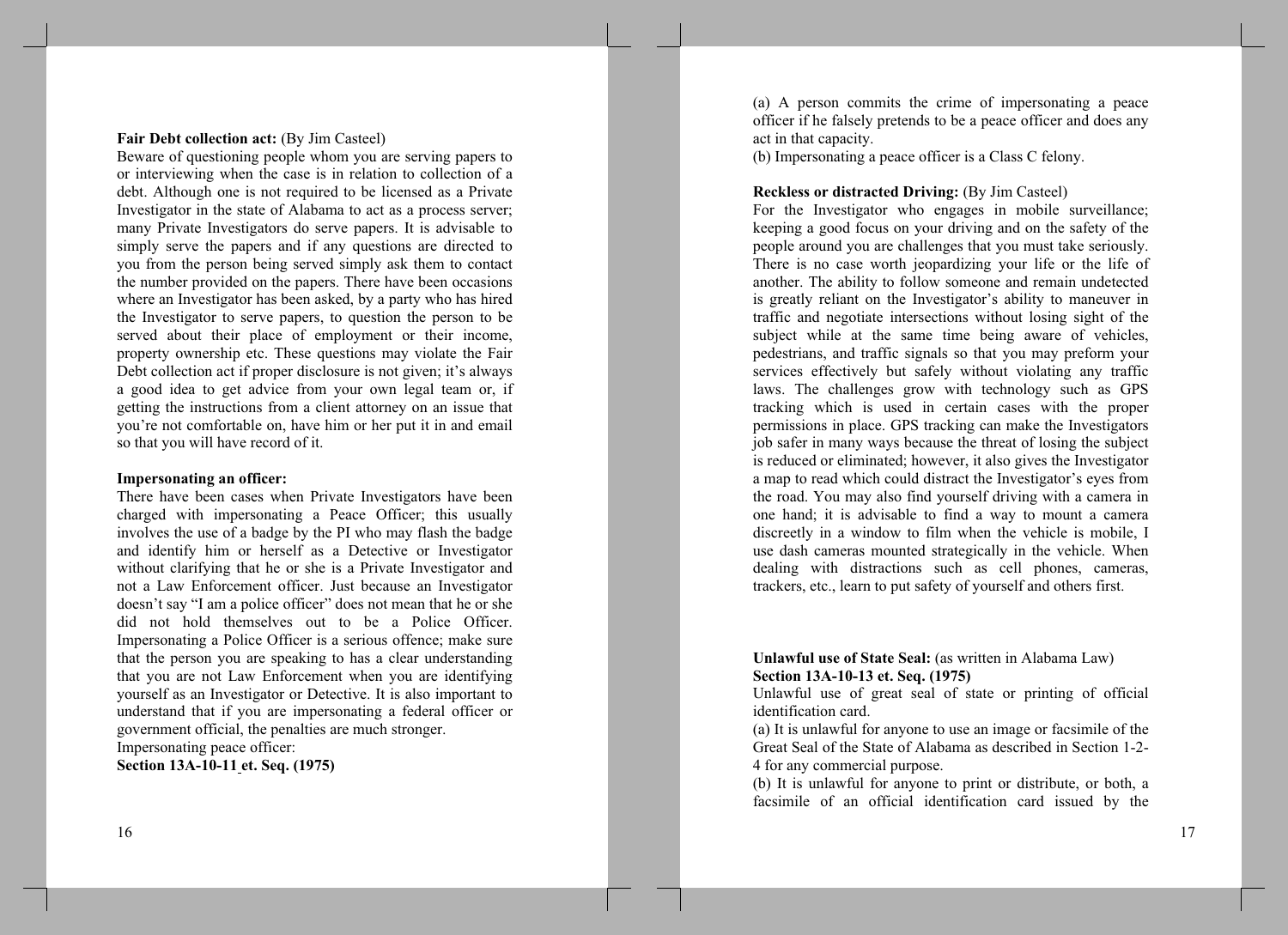**Fair Debt collection act:** (By Jim Casteel)

Beware of questioning people whom you are serving papers to or interviewing when the case is in relation to collection of a debt. Although one is not required to be licensed as a Private Investigator in the state of Alabama to act as a process server; many Private Investigators do serve papers. It is advisable to simply serve the papers and if any questions are directed to you from the person being served simply ask them to contact the number provided on the papers. There have been occasions where an Investigator has been asked, by a party who has hired the Investigator to serve papers, to question the person to be served about their place of employment or their income, property ownership etc. These questions may violate the Fair Debt collection act if proper disclosure is not given; it's always a good idea to get advice from your own legal team or, if getting the instructions from a client attorney on an issue that you're not comfortable on, have him or her put it in and email so that you will have record of it.

**Impersonating an officer:**

There have been cases when Private Investigators have been charged with impersonating a Peace Officer; this usually involves the use of a badge by the PI who may flash the badge and identify him or herself as a Detective or Investigator without clarifying that he or she is a Private Investigator and not a Law Enforcement officer. Just because an Investigator doesn't say "I am a police officer" does not mean that he or she did not hold themselves out to be a Police Officer. Impersonating a Police Officer is a serious offence; make sure that the person you are speaking to has a clear understanding that you are not Law Enforcement when you are identifying yourself as an Investigator or Detective. It is also important to understand that if you are impersonating a federal officer or government official, the penalties are much stronger.

Impersonating peace officer:

**Section 13A-10-11 et. Seq. (1975)**

(a) A person commits the crime of impersonating a peace officer if he falsely pretends to be a peace officer and does any act in that capacity.

(b) Impersonating a peace officer is a Class C felony.

**Reckless or distracted Driving:** (By Jim Casteel)

For the Investigator who engages in mobile surveillance; keeping a good focus on your driving and on the safety of the people around you are challenges that you must take seriously. There is no case worth jeopardizing your life or the life of another. The ability to follow someone and remain undetected is greatly reliant on the Investigator's ability to maneuver in traffic and negotiate intersections without losing sight of the subject while at the same time being aware of vehicles, pedestrians, and traffic signals so that you may preform your services effectively but safely without violating any traffic laws. The challenges grow with technology such as GPS tracking which is used in certain cases with the proper permissions in place. GPS tracking can make the Investigators job safer in many ways because the threat of losing the subject is reduced or eliminated; however, it also gives the Investigator a map to read which could distract the Investigator's eyes from the road. You may also find yourself driving with a camera in one hand; it is advisable to find a way to mount a camera discreetly in a window to film when the vehicle is mobile, I use dash cameras mounted strategically in the vehicle. When dealing with distractions such as cell phones, cameras, trackers, etc., learn to put safety of yourself and others first.

**Unlawful use of State Seal:** (as written in Alabama Law)

**Section 13A-10-13 et. Seq. (1975)**

Unlawful use of great seal of state or printing of official identification card.

(a) It is unlawful for anyone to use an image or facsimile of the Great Seal of the State of Alabama as described in Section 1-2-4 for any commercial purpose.

(b) It is unlawful for anyone to print or distribute, or both, a facsimile of an official identification card issued by the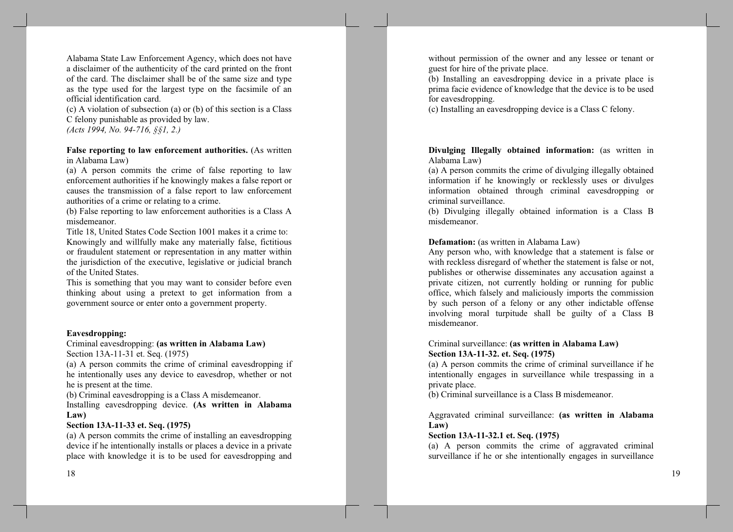Alabama State Law Enforcement Agency, which does not have a disclaimer of the authenticity of the card printed on the front of the card. The disclaimer shall be of the same size and type as the type used for the largest type on the facsimile of an official identification card.

(c) A violation of subsection (a) or (b) of this section is a Class C felony punishable as provided by law.

*(Acts 1994, No. 94-716, §§1, 2.)*

**False reporting to law enforcement authorities.** (As written in Alabama Law)

(a) A person commits the crime of false reporting to law enforcement authorities if he knowingly makes a false report or causes the transmission of a false report to law enforcement authorities of a crime or relating to a crime.

(b) False reporting to law enforcement authorities is a Class A misdemeanor.

Title 18, United States Code Section 1001 makes it a crime to: Knowingly and willfully make any materially false, fictitious or fraudulent statement or representation in any matter within the jurisdiction of the executive, legislative or judicial branch of the United States.

This is something that you may want to consider before even thinking about using a pretext to get information from a government source or enter onto a government property.

**Eavesdropping:**

Criminal eavesdropping: **(as written in Alabama Law)**

Section 13A-11-31 et. Seq. (1975)

(a) A person commits the crime of criminal eavesdropping if he intentionally uses any device to eavesdrop, whether or not he is present at the time.

(b) Criminal eavesdropping is a Class A misdemeanor.

Installing eavesdropping device. **(As written in Alabama Law)**

**Section 13A-11-33 et. Seq. (1975)**

(a) A person commits the crime of installing an eavesdropping device if he intentionally installs or places a device in a private place with knowledge it is to be used for eavesdropping and without permission of the owner and any lessee or tenant or guest for hire of the private place.

(b) Installing an eavesdropping device in a private place is prima facie evidence of knowledge that the device is to be used for eavesdropping.

(c) Installing an eavesdropping device is a Class C felony.

**Divulging Illegally obtained information:** (as written in Alabama Law)

(a) A person commits the crime of divulging illegally obtained information if he knowingly or recklessly uses or divulges information obtained through criminal eavesdropping or criminal surveillance.

(b) Divulging illegally obtained information is a Class B misdemeanor.

**Defamation:** (as written in Alabama Law)

Any person who, with knowledge that a statement is false or with reckless disregard of whether the statement is false or not, publishes or otherwise disseminates any accusation against a private citizen, not currently holding or running for public office, which falsely and maliciously imports the commission by such person of a felony or any other indictable offense involving moral turpitude shall be guilty of a Class B misdemeanor.

Criminal surveillance: **(as written in Alabama Law)**

**Section 13A-11-32. et. Seq. (1975)**

(a) A person commits the crime of criminal surveillance if he intentionally engages in surveillance while trespassing in a private place.

(b) Criminal surveillance is a Class B misdemeanor.

Aggravated criminal surveillance: **(as written in Alabama Law)**

**Section 13A-11-32.1 et. Seq. (1975)**

(a) A person commits the crime of aggravated criminal surveillance if he or she intentionally engages in surveillance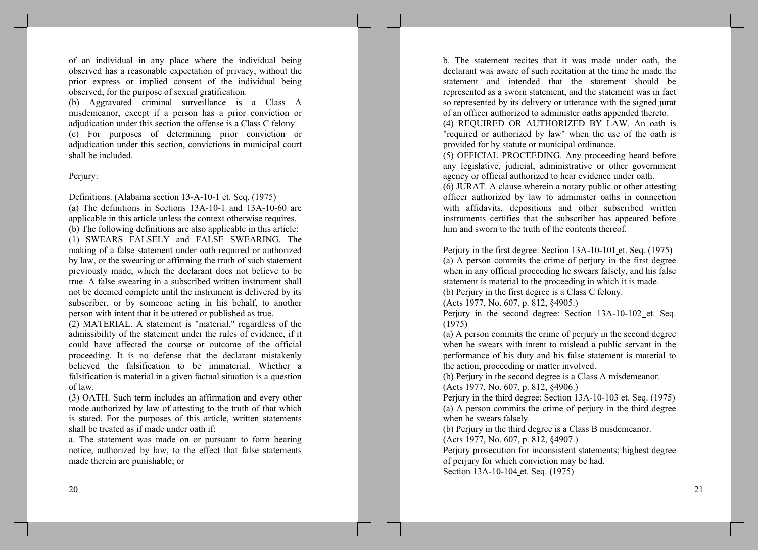of an individual in any place where the individual being observed has a reasonable expectation of privacy, without the prior express or implied consent of the individual being observed, for the purpose of sexual gratification.

(b) Aggravated criminal surveillance is a Class A misdemeanor, except if a person has a prior conviction or adjudication under this section the offense is a Class C felony.

(c) For purposes of determining prior conviction or adjudication under this section, convictions in municipal court shall be included.

Perjury:

Definitions. (Alabama section 13-A-10-1 et. Seq. (1975)

(a) The definitions in Sections 13A-10-1 and 13A-10-60 are applicable in this article unless the context otherwise requires.

(b) The following definitions are also applicable in this article:

(1) SWEARS FALSELY and FALSE SWEARING. The making of a false statement under oath required or authorized by law, or the swearing or affirming the truth of such statement previously made, which the declarant does not believe to be true. A false swearing in a subscribed written instrument shall not be deemed complete until the instrument is delivered by its subscriber, or by someone acting in his behalf, to another person with intent that it be uttered or published as true.

(2) MATERIAL. A statement is "material," regardless of the admissibility of the statement under the rules of evidence, if it could have affected the course or outcome of the official proceeding. It is no defense that the declarant mistakenly believed the falsification to be immaterial. Whether a falsification is material in a given factual situation is a question of law.

(3) OATH. Such term includes an affirmation and every other mode authorized by law of attesting to the truth of that which is stated. For the purposes of this article, written statements shall be treated as if made under oath if:

a. The statement was made on or pursuant to form bearing notice, authorized by law, to the effect that false statements made therein are punishable; or

b. The statement recites that it was made under oath, the declarant was aware of such recitation at the time he made the statement and intended that the statement should be represented as a sworn statement, and the statement was in fact so represented by its delivery or utterance with the signed jurat of an officer authorized to administer oaths appended thereto.

(4) REQUIRED OR AUTHORIZED BY LAW. An oath is "required or authorized by law" when the use of the oath is provided for by statute or municipal ordinance.

(5) OFFICIAL PROCEEDING. Any proceeding heard before any legislative, judicial, administrative or other government agency or official authorized to hear evidence under oath.

(6) JURAT. A clause wherein a notary public or other attesting officer authorized by law to administer oaths in connection with affidavits, depositions and other subscribed written instruments certifies that the subscriber has appeared before him and sworn to the truth of the contents thereof.

Perjury in the first degree: Section 13A-10-101 et. Seq. (1975)

(a) A person commits the crime of perjury in the first degree when in any official proceeding he swears falsely, and his false statement is material to the proceeding in which it is made.

(b) Perjury in the first degree is a Class C felony.

(Acts 1977, No. 607, p. 812, §4905.)

Perjury in the second degree: Section 13A-10-102 et. Seq. (1975)

(a) A person commits the crime of perjury in the second degree when he swears with intent to mislead a public servant in the performance of his duty and his false statement is material to the action, proceeding or matter involved.

(b) Perjury in the second degree is a Class A misdemeanor.

(Acts 1977, No. 607, p. 812, §4906.)

Perjury in the third degree: Section 13A-10-103 et. Seq. (1975)

(a) A person commits the crime of perjury in the third degree when he swears falsely.

(b) Perjury in the third degree is a Class B misdemeanor.

(Acts 1977, No. 607, p. 812, §4907.)

Perjury prosecution for inconsistent statements; highest degree of perjury for which conviction may be had.

Section 13A-10-104 et. Seq. (1975)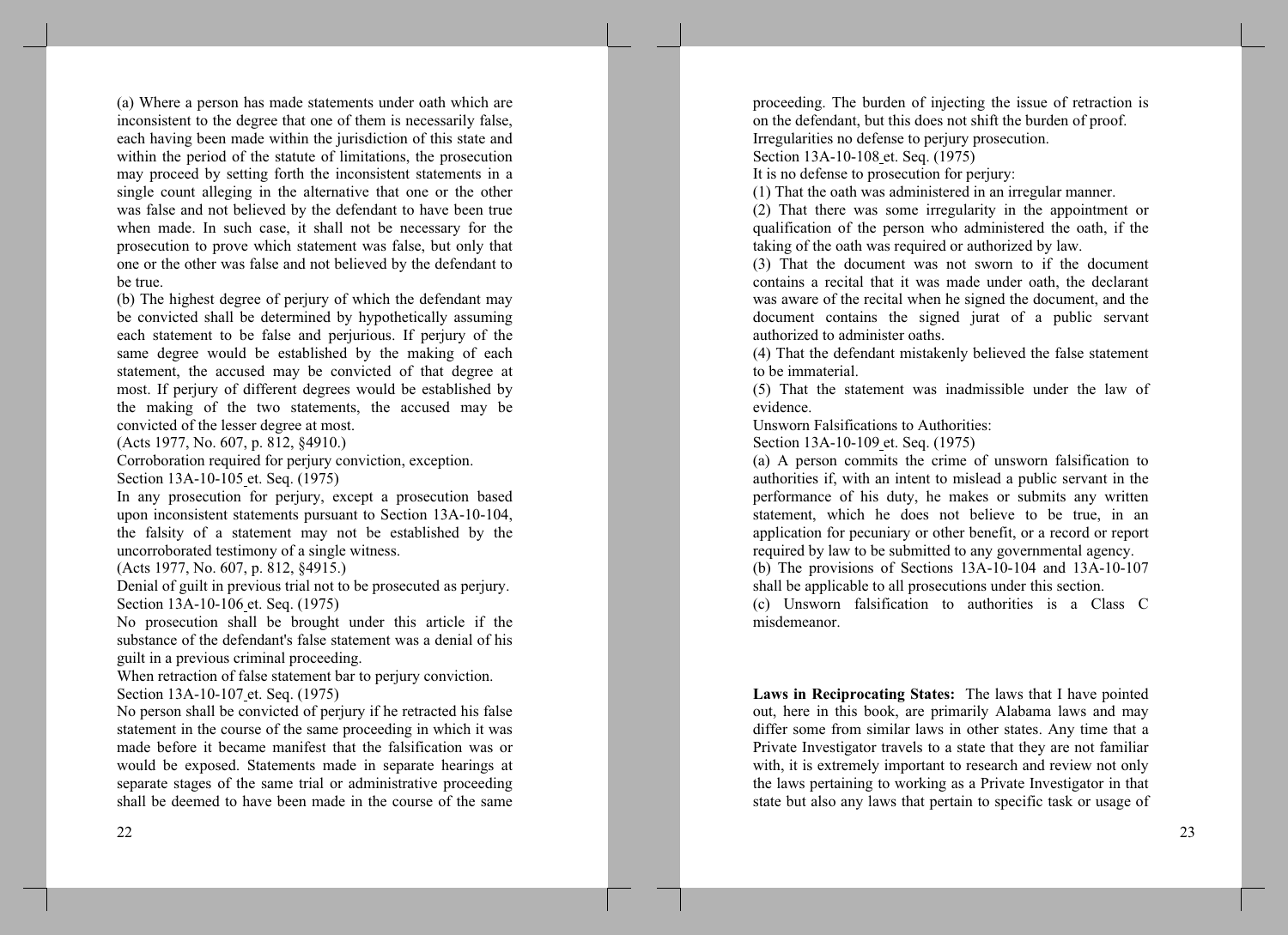(a) Where a person has made statements under oath which are inconsistent to the degree that one of them is necessarily false, each having been made within the jurisdiction of this state and within the period of the statute of limitations, the prosecution may proceed by setting forth the inconsistent statements in a single count alleging in the alternative that one or the other was false and not believed by the defendant to have been true when made. In such case, it shall not be necessary for the prosecution to prove which statement was false, but only that one or the other was false and not believed by the defendant to be true.

(b) The highest degree of perjury of which the defendant may be convicted shall be determined by hypothetically assuming each statement to be false and perjurious. If perjury of the same degree would be established by the making of each statement, the accused may be convicted of that degree at most. If perjury of different degrees would be established by the making of the two statements, the accused may be convicted of the lesser degree at most.

(Acts 1977, No. 607, p. 812, §4910.)

Corroboration required for perjury conviction, exception.

Section 13A-10-105 et. Seq. (1975)

In any prosecution for perjury, except a prosecution based upon inconsistent statements pursuant to Section 13A-10-104, the falsity of a statement may not be established by the uncorroborated testimony of a single witness.

(Acts 1977, No. 607, p. 812, §4915.)

Denial of guilt in previous trial not to be prosecuted as perjury.

Section 13A-10-106 et. Seq. (1975)

No prosecution shall be brought under this article if the substance of the defendant's false statement was a denial of his guilt in a previous criminal proceeding.

When retraction of false statement bar to perjury conviction.

Section 13A-10-107 et. Seq. (1975)

No person shall be convicted of perjury if he retracted his false statement in the course of the same proceeding in which it was made before it became manifest that the falsification was or would be exposed. Statements made in separate hearings at separate stages of the same trial or administrative proceeding shall be deemed to have been made in the course of the same proceeding. The burden of injecting the issue of retraction is on the defendant, but this does not shift the burden of proof.

Irregularities no defense to perjury prosecution.

Section 13A-10-108 et. Seq. (1975)

It is no defense to prosecution for perjury:

(1) That the oath was administered in an irregular manner.

(2) That there was some irregularity in the appointment or qualification of the person who administered the oath, if the taking of the oath was required or authorized by law.

(3) That the document was not sworn to if the document contains a recital that it was made under oath, the declarant was aware of the recital when he signed the document, and the document contains the signed jurat of a public servant authorized to administer oaths.

(4) That the defendant mistakenly believed the false statement to be immaterial.

(5) That the statement was inadmissible under the law of evidence.

Unsworn Falsifications to Authorities:

Section 13A-10-109 et. Seq. (1975)

(a) A person commits the crime of unsworn falsification to authorities if, with an intent to mislead a public servant in the performance of his duty, he makes or submits any written statement, which he does not believe to be true, in an application for pecuniary or other benefit, or a record or report required by law to be submitted to any governmental agency.

(b) The provisions of Sections 13A-10-104 and 13A-10-107 shall be applicable to all prosecutions under this section.

(c) Unsworn falsification to authorities is a Class C misdemeanor.

**Laws in Reciprocating States:** The laws that I have pointed out, here in this book, are primarily Alabama laws and may differ some from similar laws in other states. Any time that a Private Investigator travels to a state that they are not familiar with, it is extremely important to research and review not only the laws pertaining to working as a Private Investigator in that state but also any laws that pertain to specific task or usage of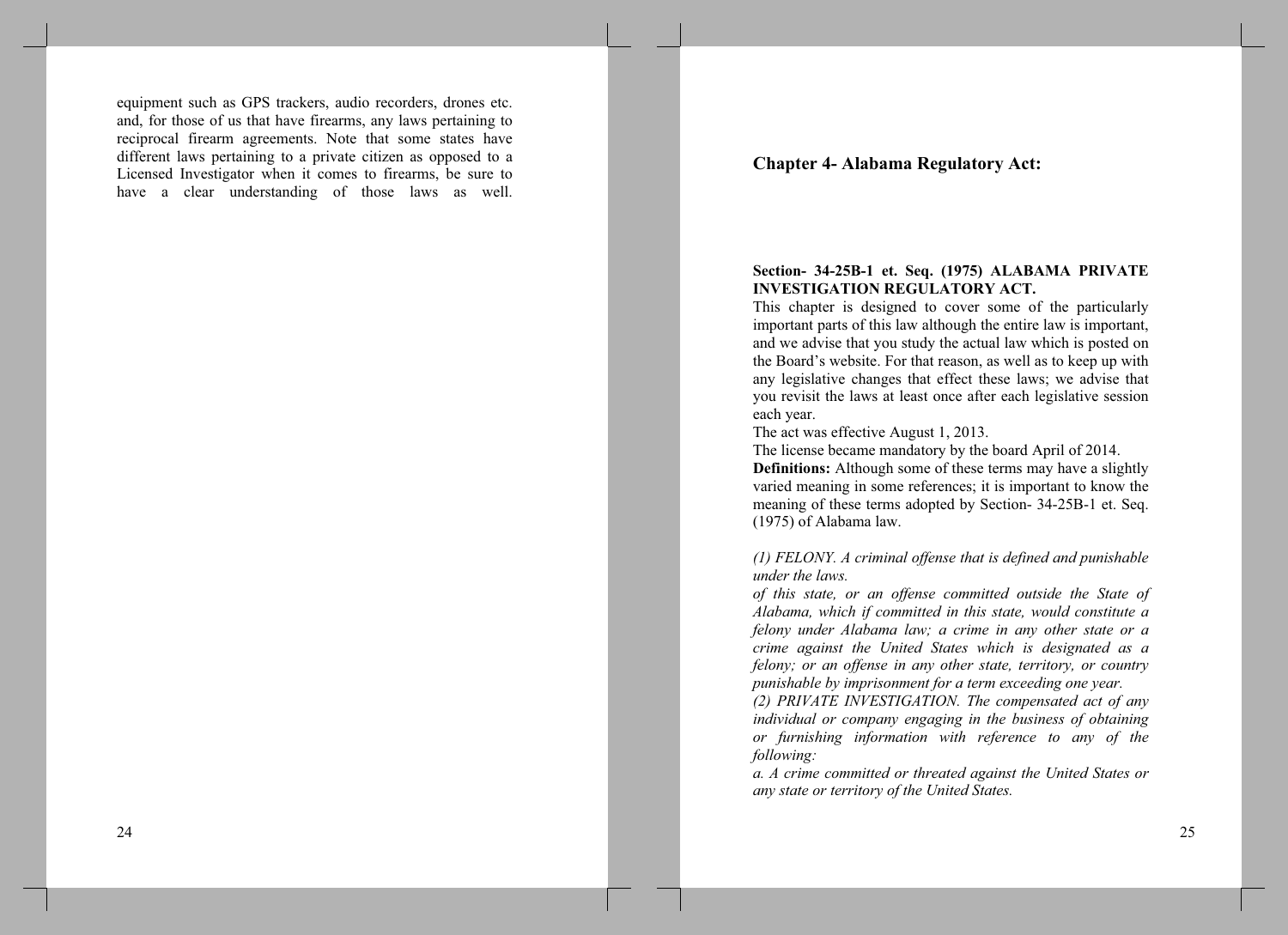equipment such as GPS trackers, audio recorders, drones etc. and, for those of us that have firearms, any laws pertaining to reciprocal firearm agreements. Note that some states have different laws pertaining to a private citizen as opposed to a Licensed Investigator when it comes to firearms, be sure to have a clear understanding of those laws as well.

## Chapter 4- Alabama Regulatory Act:

**Section- 34-25B-1 et. Seq. (1975) ALABAMA PRIVATE INVESTIGATION REGULATORY ACT.**

This chapter is designed to cover some of the particularly important parts of this law although the entire law is important, and we advise that you study the actual law which is posted on the Board's website. For that reason, as well as to keep up with any legislative changes that effect these laws; we advise that you revisit the laws at least once after each legislative session each year.

The act was effective August 1, 2013.

The license became mandatory by the board April of 2014.

**Definitions:** Although some of these terms may have a slightly varied meaning in some references; it is important to know the meaning of these terms adopted by Section- 34-25B-1 et. Seq. (1975) of Alabama law.

*(1) FELONY. A criminal offense that is defined and punishable under the laws.*
*of this state, or an offense committed outside the State of Alabama, which if committed in this state, would constitute a felony under Alabama law; a crime in any other state or a crime against the United States which is designated as a felony; or an offense in any other state, territory, or country punishable by imprisonment for a term exceeding one year.*
*(2) PRIVATE INVESTIGATION. The compensated act of any individual or company engaging in the business of obtaining or furnishing information with reference to any of the following:*
*a. A crime committed or threated against the United States or any state or territory of the United States.*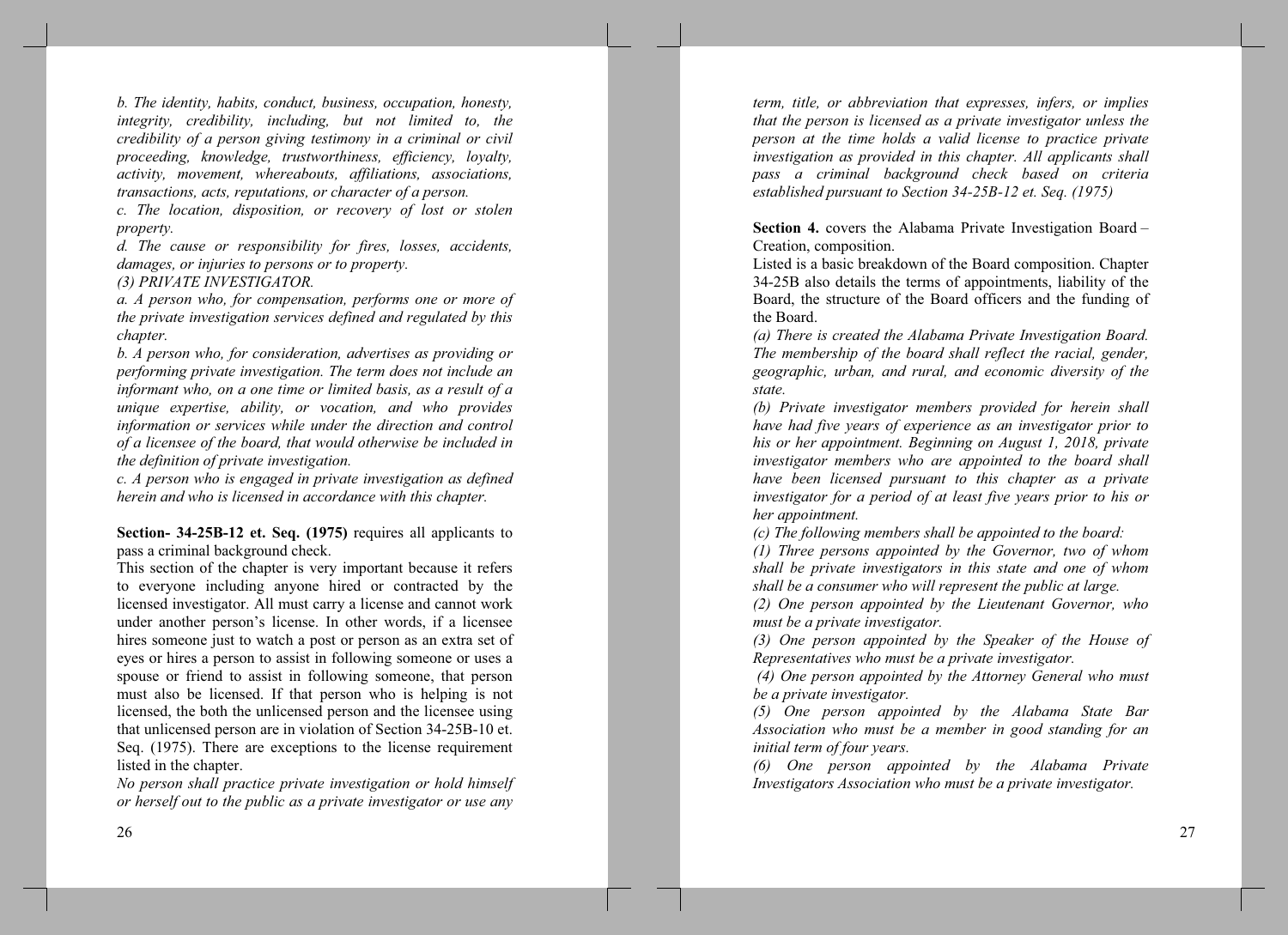*b. The identity, habits, conduct, business, occupation, honesty, integrity, credibility, including, but not limited to, the credibility of a person giving testimony in a criminal or civil proceeding, knowledge, trustworthiness, efficiency, loyalty, activity, movement, whereabouts, affiliations, associations, transactions, acts, reputations, or character of a person.*

*c. The location, disposition, or recovery of lost or stolen property.*

*d. The cause or responsibility for fires, losses, accidents, damages, or injuries to persons or to property.*

*(3) PRIVATE INVESTIGATOR.*

*a. A person who, for compensation, performs one or more of the private investigation services defined and regulated by this chapter.*

*b. A person who, for consideration, advertises as providing or performing private investigation. The term does not include an informant who, on a one time or limited basis, as a result of a unique expertise, ability, or vocation, and who provides information or services while under the direction and control of a licensee of the board, that would otherwise be included in the definition of private investigation.*

*c. A person who is engaged in private investigation as defined herein and who is licensed in accordance with this chapter.*

**Section- 34-25B-12 et. Seq. (1975)** requires all applicants to pass a criminal background check.

This section of the chapter is very important because it refers to everyone including anyone hired or contracted by the licensed investigator. All must carry a license and cannot work under another person's license. In other words, if a licensee hires someone just to watch a post or person as an extra set of eyes or hires a person to assist in following someone or uses a spouse or friend to assist in following someone, that person must also be licensed. If that person who is helping is not licensed, the both the unlicensed person and the licensee using that unlicensed person are in violation of Section 34-25B-10 et. Seq. (1975). There are exceptions to the license requirement listed in the chapter.

*No person shall practice private investigation or hold himself or herself out to the public as a private investigator or use any term, title, or abbreviation that expresses, infers, or implies that the person is licensed as a private investigator unless the person at the time holds a valid license to practice private investigation as provided in this chapter. All applicants shall pass a criminal background check based on criteria established pursuant to Section 34-25B-12 et. Seq. (1975)*

**Section 4.** covers the Alabama Private Investigation Board – Creation, composition.

Listed is a basic breakdown of the Board composition. Chapter 34-25B also details the terms of appointments, liability of the Board, the structure of the Board officers and the funding of the Board.

*(a) There is created the Alabama Private Investigation Board. The membership of the board shall reflect the racial, gender, geographic, urban, and rural, and economic diversity of the state.*

*(b) Private investigator members provided for herein shall have had five years of experience as an investigator prior to his or her appointment. Beginning on August 1, 2018, private investigator members who are appointed to the board shall have been licensed pursuant to this chapter as a private investigator for a period of at least five years prior to his or her appointment.*

*(c) The following members shall be appointed to the board:*

*(1) Three persons appointed by the Governor, two of whom shall be private investigators in this state and one of whom shall be a consumer who will represent the public at large.*

*(2) One person appointed by the Lieutenant Governor, who must be a private investigator.*

*(3) One person appointed by the Speaker of the House of Representatives who must be a private investigator.*

*(4) One person appointed by the Attorney General who must be a private investigator.*

*(5) One person appointed by the Alabama State Bar Association who must be a member in good standing for an initial term of four years.*

*(6) One person appointed by the Alabama Private Investigators Association who must be a private investigator.*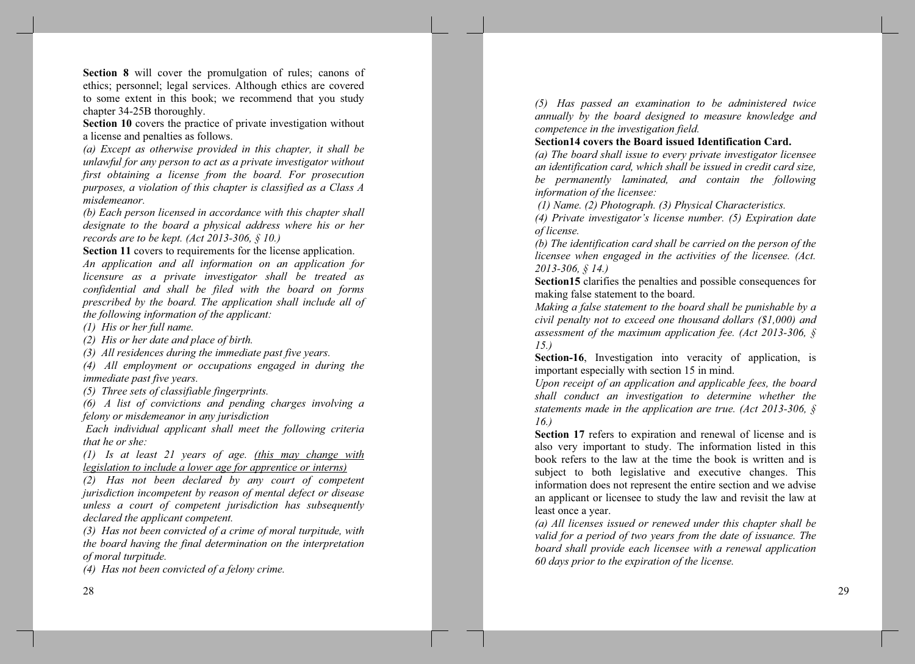**Section 8** will cover the promulgation of rules; canons of ethics; personnel; legal services. Although ethics are covered to some extent in this book; we recommend that you study chapter 34-25B thoroughly.

**Section 10** covers the practice of private investigation without a license and penalties as follows.

*(a) Except as otherwise provided in this chapter, it shall be unlawful for any person to act as a private investigator without first obtaining a license from the board. For prosecution purposes, a violation of this chapter is classified as a Class A misdemeanor.*

*(b) Each person licensed in accordance with this chapter shall designate to the board a physical address where his or her records are to be kept. (Act 2013-306, § 10.)*

**Section 11** covers to requirements for the license application.

*An application and all information on an application for licensure as a private investigator shall be treated as confidential and shall be filed with the board on forms prescribed by the board. The application shall include all of the following information of the applicant:*

*(1) His or her full name.*

*(2) His or her date and place of birth.*

*(3) All residences during the immediate past five years.*

*(4) All employment or occupations engaged in during the immediate past five years.*

*(5) Three sets of classifiable fingerprints.*

*(6) A list of convictions and pending charges involving a felony or misdemeanor in any jurisdiction*

*Each individual applicant shall meet the following criteria that he or she:*

*(1) Is at least 21 years of age. <u>(this may change with legislation to include a lower age for apprentice or interns)</u>*

*(2) Has not been declared by any court of competent jurisdiction incompetent by reason of mental defect or disease unless a court of competent jurisdiction has subsequently declared the applicant competent.*

*(3) Has not been convicted of a crime of moral turpitude, with the board having the final determination on the interpretation of moral turpitude.*

*(4) Has not been convicted of a felony crime.*

*(5) Has passed an examination to be administered twice annually by the board designed to measure knowledge and competence in the investigation field.*

**Section14 covers the Board issued Identification Card.**

*(a) The board shall issue to every private investigator licensee an identification card, which shall be issued in credit card size, be permanently laminated, and contain the following information of the licensee:*

*(1) Name. (2) Photograph. (3) Physical Characteristics.*

*(4) Private investigator's license number. (5) Expiration date of license.*

*(b) The identification card shall be carried on the person of the licensee when engaged in the activities of the licensee. (Act. 2013-306, § 14.)*

**Section15** clarifies the penalties and possible consequences for making false statement to the board.

*Making a false statement to the board shall be punishable by a civil penalty not to exceed one thousand dollars ($1,000) and assessment of the maximum application fee. (Act 2013-306, § 15.)*

**Section-16**, Investigation into veracity of application, is important especially with section 15 in mind.

*Upon receipt of an application and applicable fees, the board shall conduct an investigation to determine whether the statements made in the application are true. (Act 2013-306, § 16.)*

**Section 17** refers to expiration and renewal of license and is also very important to study. The information listed in this book refers to the law at the time the book is written and is subject to both legislative and executive changes. This information does not represent the entire section and we advise an applicant or licensee to study the law and revisit the law at least once a year.

*(a) All licenses issued or renewed under this chapter shall be valid for a period of two years from the date of issuance. The board shall provide each licensee with a renewal application 60 days prior to the expiration of the license.*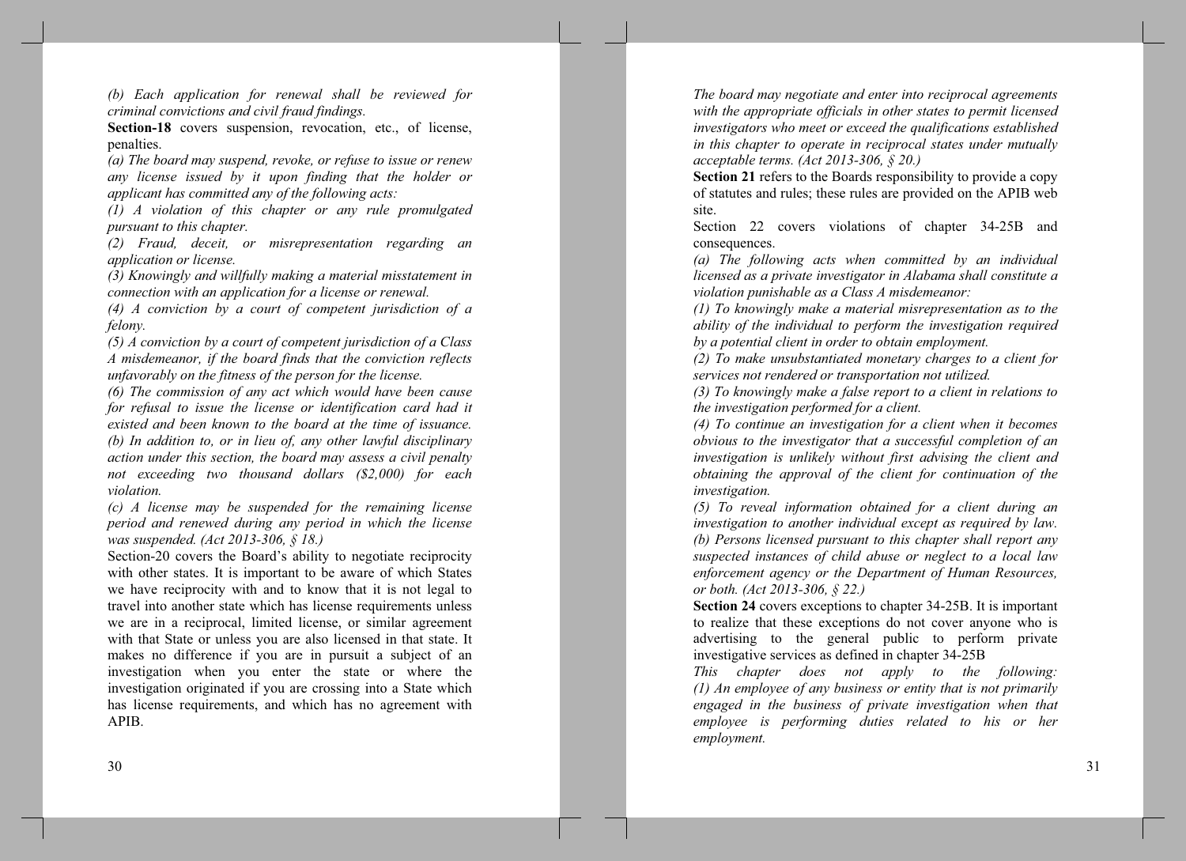*(b) Each application for renewal shall be reviewed for criminal convictions and civil fraud findings.*

**Section-18** covers suspension, revocation, etc., of license, penalties.

*(a) The board may suspend, revoke, or refuse to issue or renew any license issued by it upon finding that the holder or applicant has committed any of the following acts:*

*(1) A violation of this chapter or any rule promulgated pursuant to this chapter.*

*(2) Fraud, deceit, or misrepresentation regarding an application or license.*

*(3) Knowingly and willfully making a material misstatement in connection with an application for a license or renewal.*

*(4) A conviction by a court of competent jurisdiction of a felony.*

*(5) A conviction by a court of competent jurisdiction of a Class A misdemeanor, if the board finds that the conviction reflects unfavorably on the fitness of the person for the license.*

*(6) The commission of any act which would have been cause for refusal to issue the license or identification card had it existed and been known to the board at the time of issuance.*

*(b) In addition to, or in lieu of, any other lawful disciplinary action under this section, the board may assess a civil penalty not exceeding two thousand dollars ($2,000) for each violation.*

*(c) A license may be suspended for the remaining license period and renewed during any period in which the license was suspended. (Act 2013-306, § 18.)*

Section-20 covers the Board's ability to negotiate reciprocity with other states. It is important to be aware of which States we have reciprocity with and to know that it is not legal to travel into another state which has license requirements unless we are in a reciprocal, limited license, or similar agreement with that State or unless you are also licensed in that state. It makes no difference if you are in pursuit a subject of an investigation when you enter the state or where the investigation originated if you are crossing into a State which has license requirements, and which has no agreement with APIB.

*The board may negotiate and enter into reciprocal agreements with the appropriate officials in other states to permit licensed investigators who meet or exceed the qualifications established in this chapter to operate in reciprocal states under mutually acceptable terms. (Act 2013-306, § 20.)*

**Section 21** refers to the Boards responsibility to provide a copy of statutes and rules; these rules are provided on the APIB web site.

Section 22 covers violations of chapter 34-25B and consequences.

*(a) The following acts when committed by an individual licensed as a private investigator in Alabama shall constitute a violation punishable as a Class A misdemeanor:*

*(1) To knowingly make a material misrepresentation as to the ability of the individual to perform the investigation required by a potential client in order to obtain employment.*

*(2) To make unsubstantiated monetary charges to a client for services not rendered or transportation not utilized.*

*(3) To knowingly make a false report to a client in relations to the investigation performed for a client.*

*(4) To continue an investigation for a client when it becomes obvious to the investigator that a successful completion of an investigation is unlikely without first advising the client and obtaining the approval of the client for continuation of the investigation.*

*(5) To reveal information obtained for a client during an investigation to another individual except as required by law.*

*(b) Persons licensed pursuant to this chapter shall report any suspected instances of child abuse or neglect to a local law enforcement agency or the Department of Human Resources, or both. (Act 2013-306, § 22.)*

**Section 24** covers exceptions to chapter 34-25B. It is important to realize that these exceptions do not cover anyone who is advertising to the general public to perform private investigative services as defined in chapter 34-25B

*This chapter does not apply to the following:*

*(1) An employee of any business or entity that is not primarily engaged in the business of private investigation when that employee is performing duties related to his or her employment.*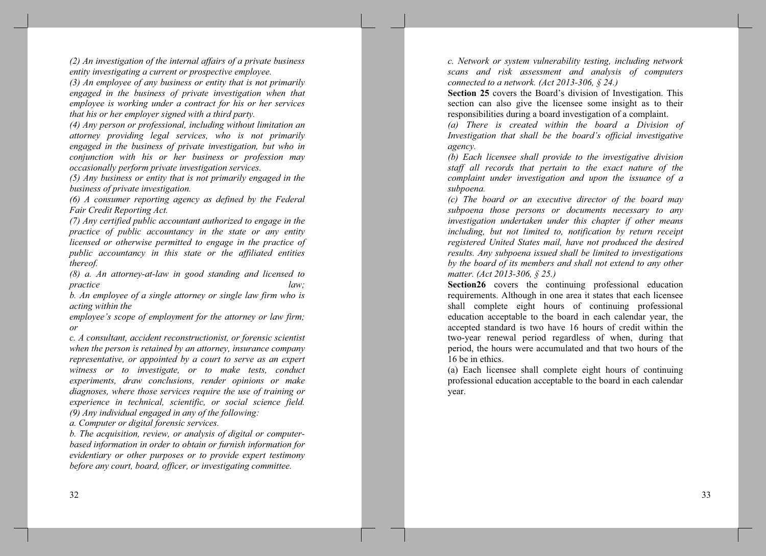*(2) An investigation of the internal affairs of a private business entity investigating a current or prospective employee.*

*(3) An employee of any business or entity that is not primarily engaged in the business of private investigation when that employee is working under a contract for his or her services that his or her employer signed with a third party.*

*(4) Any person or professional, including without limitation an attorney providing legal services, who is not primarily engaged in the business of private investigation, but who in conjunction with his or her business or profession may occasionally perform private investigation services.*

*(5) Any business or entity that is not primarily engaged in the business of private investigation.*

*(6) A consumer reporting agency as defined by the Federal Fair Credit Reporting Act.*

*(7) Any certified public accountant authorized to engage in the practice of public accountancy in the state or any entity licensed or otherwise permitted to engage in the practice of public accountancy in this state or the affiliated entities thereof.*

*(8) a. An attorney-at-law in good standing and licensed to practice law;*

*b. An employee of a single attorney or single law firm who is acting within the employee's scope of employment for the attorney or law firm; or*

*c. A consultant, accident reconstructionist, or forensic scientist when the person is retained by an attorney, insurance company representative, or appointed by a court to serve as an expert witness or to investigate, or to make tests, conduct experiments, draw conclusions, render opinions or make diagnoses, where those services require the use of training or experience in technical, scientific, or social science field.*

*(9) Any individual engaged in any of the following:*

*a. Computer or digital forensic services.*

*b. The acquisition, review, or analysis of digital or computer-based information in order to obtain or furnish information for evidentiary or other purposes or to provide expert testimony before any court, board, officer, or investigating committee.*

*c. Network or system vulnerability testing, including network scans and risk assessment and analysis of computers connected to a network. (Act 2013-306, § 24.)*

**Section 25** covers the Board's division of Investigation. This section can also give the licensee some insight as to their responsibilities during a board investigation of a complaint.

*(a) There is created within the board a Division of Investigation that shall be the board's official investigative agency.*

*(b) Each licensee shall provide to the investigative division staff all records that pertain to the exact nature of the complaint under investigation and upon the issuance of a subpoena.*

*(c) The board or an executive director of the board may subpoena those persons or documents necessary to any investigation undertaken under this chapter if other means including, but not limited to, notification by return receipt registered United States mail, have not produced the desired results. Any subpoena issued shall be limited to investigations by the board of its members and shall not extend to any other matter. (Act 2013-306, § 25.)*

**Section26** covers the continuing professional education requirements. Although in one area it states that each licensee shall complete eight hours of continuing professional education acceptable to the board in each calendar year, the accepted standard is two have 16 hours of credit within the two-year renewal period regardless of when, during that period, the hours were accumulated and that two hours of the 16 be in ethics.

(a) Each licensee shall complete eight hours of continuing professional education acceptable to the board in each calendar year.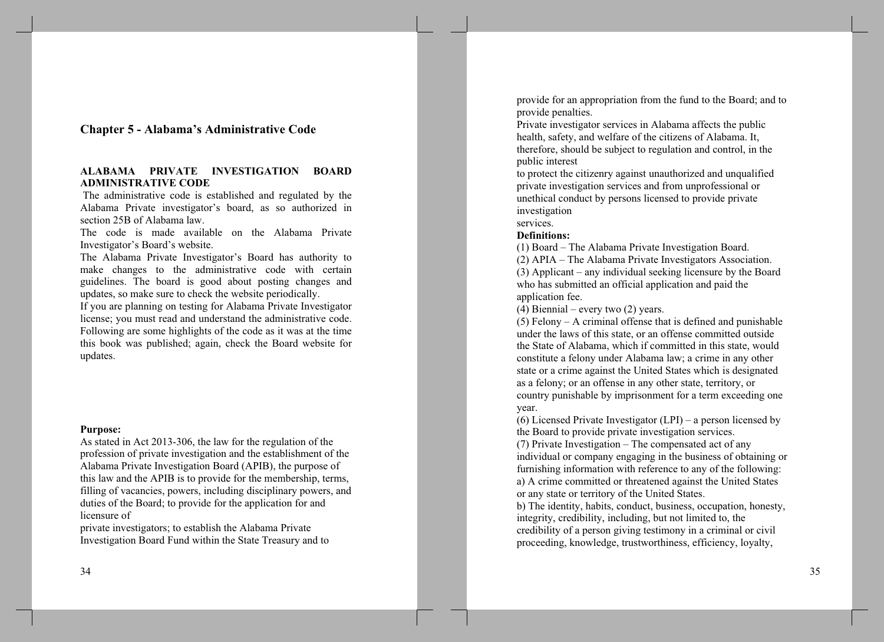## Chapter 5 - Alabama's Administrative Code

**ALABAMA PRIVATE INVESTIGATION BOARD ADMINISTRATIVE CODE**

The administrative code is established and regulated by the Alabama Private investigator's board, as so authorized in section 25B of Alabama law.

The code is made available on the Alabama Private Investigator's Board's website.

The Alabama Private Investigator's Board has authority to make changes to the administrative code with certain guidelines. The board is good about posting changes and updates, so make sure to check the website periodically.

If you are planning on testing for Alabama Private Investigator license; you must read and understand the administrative code. Following are some highlights of the code as it was at the time this book was published; again, check the Board website for updates.

**Purpose:**

As stated in Act 2013-306, the law for the regulation of the profession of private investigation and the establishment of the Alabama Private Investigation Board (APIB), the purpose of this law and the APIB is to provide for the membership, terms, filling of vacancies, powers, including disciplinary powers, and duties of the Board; to provide for the application for and licensure of private investigators; to establish the Alabama Private Investigation Board Fund within the State Treasury and to provide for an appropriation from the fund to the Board; and to provide penalties.

Private investigator services in Alabama affects the public health, safety, and welfare of the citizens of Alabama. It, therefore, should be subject to regulation and control, in the public interest to protect the citizenry against unauthorized and unqualified private investigation services and from unprofessional or unethical conduct by persons licensed to provide private investigation services.

**Definitions:**

(1) Board – The Alabama Private Investigation Board.

(2) APIA – The Alabama Private Investigators Association.

(3) Applicant – any individual seeking licensure by the Board who has submitted an official application and paid the application fee.

(4) Biennial – every two (2) years.

(5) Felony – A criminal offense that is defined and punishable under the laws of this state, or an offense committed outside the State of Alabama, which if committed in this state, would constitute a felony under Alabama law; a crime in any other state or a crime against the United States which is designated as a felony; or an offense in any other state, territory, or country punishable by imprisonment for a term exceeding one year.

(6) Licensed Private Investigator (LPI) – a person licensed by the Board to provide private investigation services.

(7) Private Investigation – The compensated act of any individual or company engaging in the business of obtaining or furnishing information with reference to any of the following:

a) A crime committed or threatened against the United States or any state or territory of the United States.

b) The identity, habits, conduct, business, occupation, honesty, integrity, credibility, including, but not limited to, the credibility of a person giving testimony in a criminal or civil proceeding, knowledge, trustworthiness, efficiency, loyalty,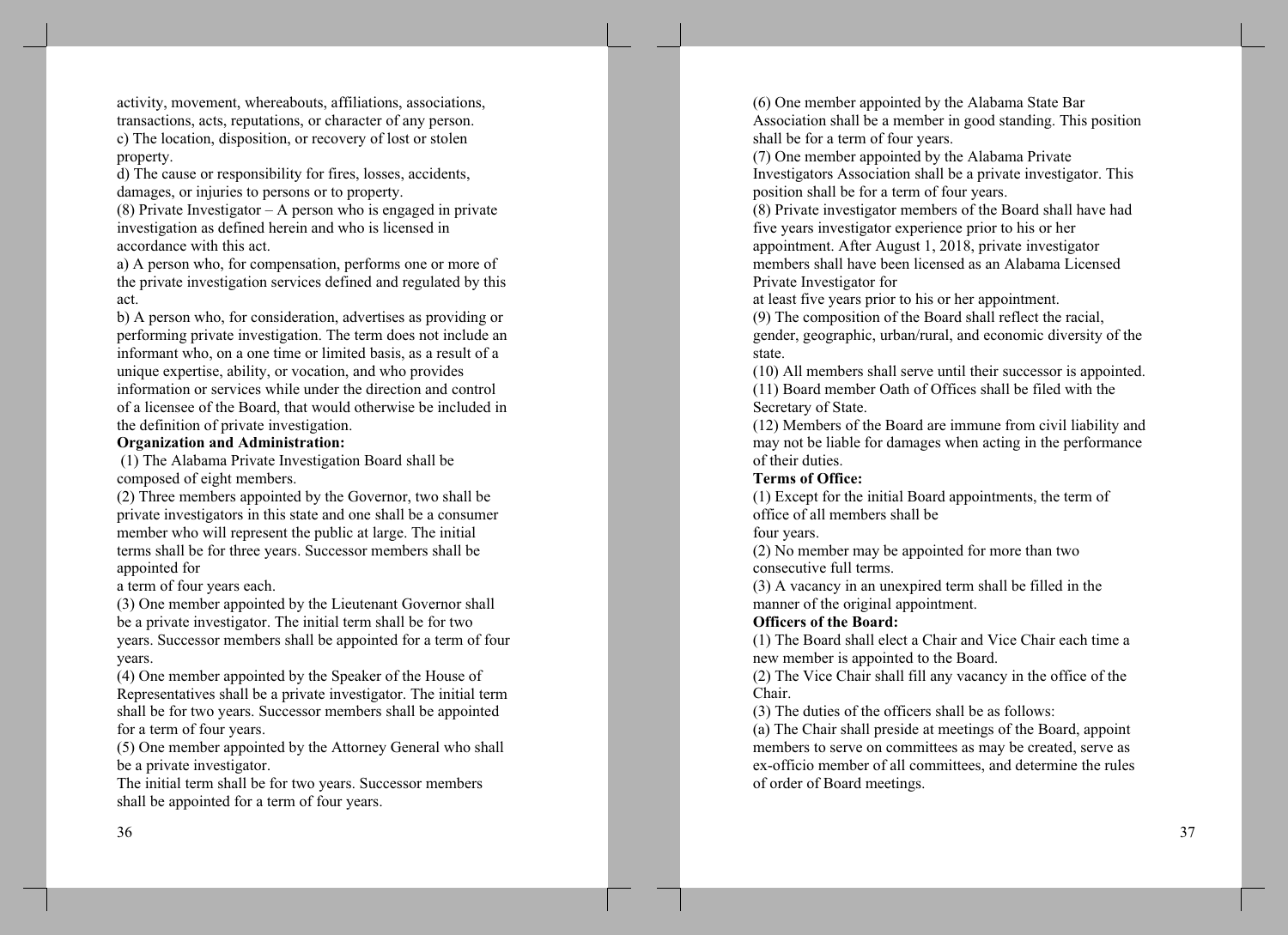activity, movement, whereabouts, affiliations, associations, transactions, acts, reputations, or character of any person.

c) The location, disposition, or recovery of lost or stolen property.

d) The cause or responsibility for fires, losses, accidents, damages, or injuries to persons or to property.

(8) Private Investigator – A person who is engaged in private investigation as defined herein and who is licensed in accordance with this act.

a) A person who, for compensation, performs one or more of the private investigation services defined and regulated by this act.

b) A person who, for consideration, advertises as providing or performing private investigation. The term does not include an informant who, on a one time or limited basis, as a result of a unique expertise, ability, or vocation, and who provides information or services while under the direction and control of a licensee of the Board, that would otherwise be included in the definition of private investigation.

**Organization and Administration:**

(1) The Alabama Private Investigation Board shall be composed of eight members.

(2) Three members appointed by the Governor, two shall be private investigators in this state and one shall be a consumer member who will represent the public at large. The initial terms shall be for three years. Successor members shall be appointed for a term of four years each.

(3) One member appointed by the Lieutenant Governor shall be a private investigator. The initial term shall be for two years. Successor members shall be appointed for a term of four years.

(4) One member appointed by the Speaker of the House of Representatives shall be a private investigator. The initial term shall be for two years. Successor members shall be appointed for a term of four years.

(5) One member appointed by the Attorney General who shall be a private investigator.
The initial term shall be for two years. Successor members shall be appointed for a term of four years.

(6) One member appointed by the Alabama State Bar Association shall be a member in good standing. This position shall be for a term of four years.

(7) One member appointed by the Alabama Private Investigators Association shall be a private investigator. This position shall be for a term of four years.

(8) Private investigator members of the Board shall have had five years investigator experience prior to his or her appointment. After August 1, 2018, private investigator members shall have been licensed as an Alabama Licensed Private Investigator for at least five years prior to his or her appointment.

(9) The composition of the Board shall reflect the racial, gender, geographic, urban/rural, and economic diversity of the state.

(10) All members shall serve until their successor is appointed.

(11) Board member Oath of Offices shall be filed with the Secretary of State.

(12) Members of the Board are immune from civil liability and may not be liable for damages when acting in the performance of their duties.

**Terms of Office:**

(1) Except for the initial Board appointments, the term of office of all members shall be four years.

(2) No member may be appointed for more than two consecutive full terms.

(3) A vacancy in an unexpired term shall be filled in the manner of the original appointment.

**Officers of the Board:**

(1) The Board shall elect a Chair and Vice Chair each time a new member is appointed to the Board.

(2) The Vice Chair shall fill any vacancy in the office of the Chair.

(3) The duties of the officers shall be as follows:

(a) The Chair shall preside at meetings of the Board, appoint members to serve on committees as may be created, serve as ex-officio member of all committees, and determine the rules of order of Board meetings.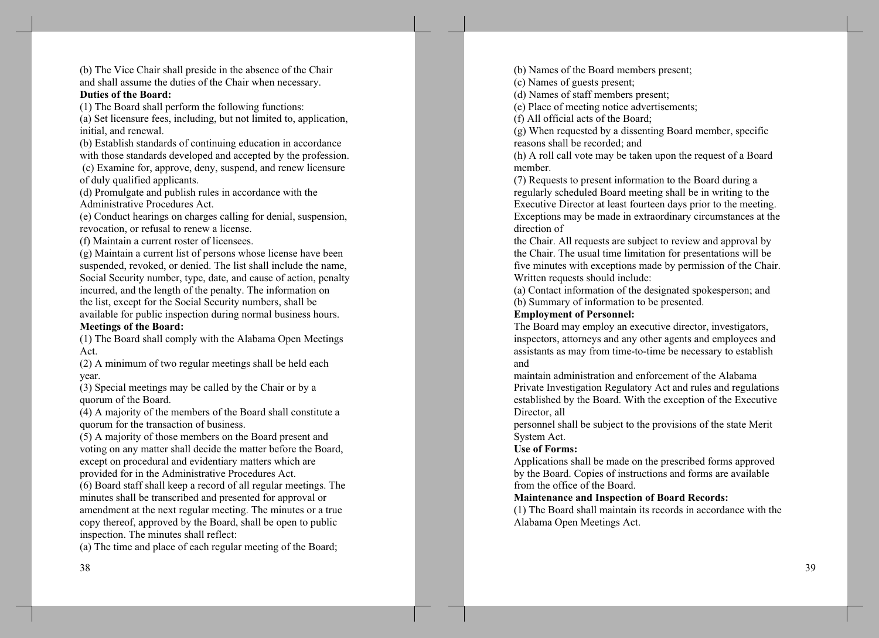(b) The Vice Chair shall preside in the absence of the Chair and shall assume the duties of the Chair when necessary.

**Duties of the Board:**

(1) The Board shall perform the following functions:

(a) Set licensure fees, including, but not limited to, application, initial, and renewal.

(b) Establish standards of continuing education in accordance with those standards developed and accepted by the profession.

(c) Examine for, approve, deny, suspend, and renew licensure of duly qualified applicants.

(d) Promulgate and publish rules in accordance with the Administrative Procedures Act.

(e) Conduct hearings on charges calling for denial, suspension, revocation, or refusal to renew a license.

(f) Maintain a current roster of licensees.

(g) Maintain a current list of persons whose license have been suspended, revoked, or denied. The list shall include the name, Social Security number, type, date, and cause of action, penalty incurred, and the length of the penalty. The information on the list, except for the Social Security numbers, shall be available for public inspection during normal business hours.

**Meetings of the Board:**

(1) The Board shall comply with the Alabama Open Meetings Act.

(2) A minimum of two regular meetings shall be held each year.

(3) Special meetings may be called by the Chair or by a quorum of the Board.

(4) A majority of the members of the Board shall constitute a quorum for the transaction of business.

(5) A majority of those members on the Board present and voting on any matter shall decide the matter before the Board, except on procedural and evidentiary matters which are provided for in the Administrative Procedures Act.

(6) Board staff shall keep a record of all regular meetings. The minutes shall be transcribed and presented for approval or amendment at the next regular meeting. The minutes or a true copy thereof, approved by the Board, shall be open to public inspection. The minutes shall reflect:

(a) The time and place of each regular meeting of the Board;

(b) Names of the Board members present;

(c) Names of guests present;

(d) Names of staff members present;

(e) Place of meeting notice advertisements;

(f) All official acts of the Board;

(g) When requested by a dissenting Board member, specific reasons shall be recorded; and

(h) A roll call vote may be taken upon the request of a Board member.

(7) Requests to present information to the Board during a regularly scheduled Board meeting shall be in writing to the Executive Director at least fourteen days prior to the meeting. Exceptions may be made in extraordinary circumstances at the direction of the Chair. All requests are subject to review and approval by the Chair. The usual time limitation for presentations will be five minutes with exceptions made by permission of the Chair. Written requests should include:

(a) Contact information of the designated spokesperson; and

(b) Summary of information to be presented.

**Employment of Personnel:**

The Board may employ an executive director, investigators, inspectors, attorneys and any other agents and employees and assistants as may from time-to-time be necessary to establish and maintain administration and enforcement of the Alabama Private Investigation Regulatory Act and rules and regulations established by the Board. With the exception of the Executive Director, all personnel shall be subject to the provisions of the state Merit System Act.

**Use of Forms:**

Applications shall be made on the prescribed forms approved by the Board. Copies of instructions and forms are available from the office of the Board.

**Maintenance and Inspection of Board Records:**

(1) The Board shall maintain its records in accordance with the Alabama Open Meetings Act.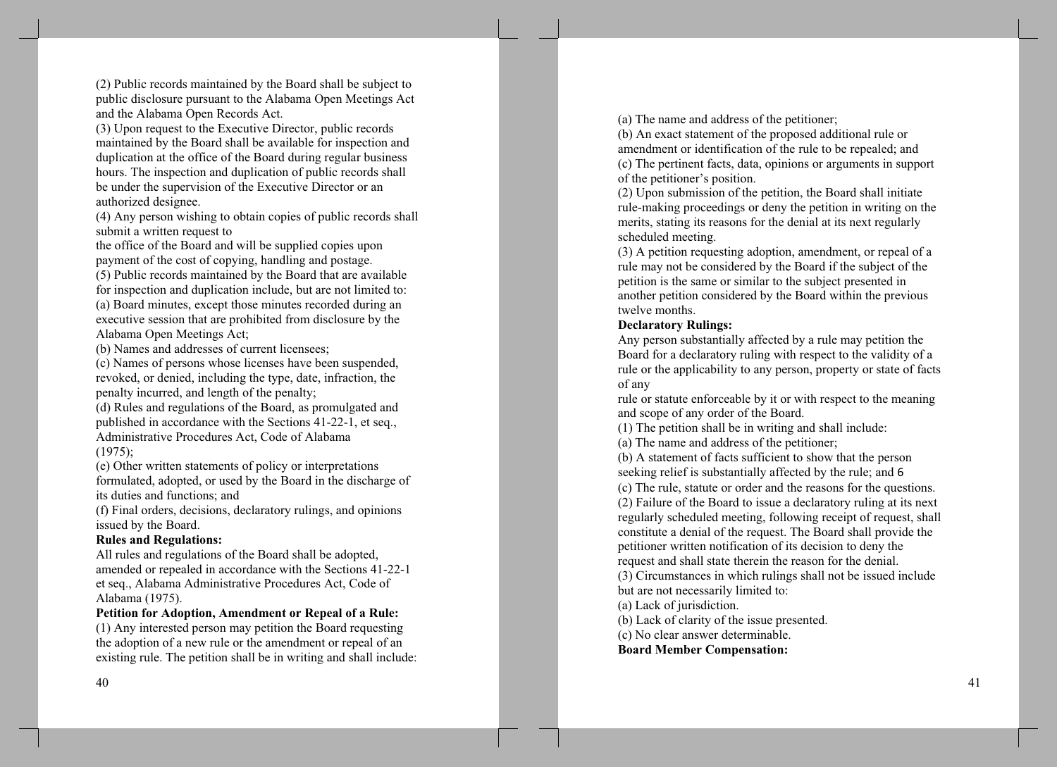(2) Public records maintained by the Board shall be subject to public disclosure pursuant to the Alabama Open Meetings Act and the Alabama Open Records Act.

(3) Upon request to the Executive Director, public records maintained by the Board shall be available for inspection and duplication at the office of the Board during regular business hours. The inspection and duplication of public records shall be under the supervision of the Executive Director or an authorized designee.

(4) Any person wishing to obtain copies of public records shall submit a written request to the office of the Board and will be supplied copies upon payment of the cost of copying, handling and postage.

(5) Public records maintained by the Board that are available for inspection and duplication include, but are not limited to:

(a) Board minutes, except those minutes recorded during an executive session that are prohibited from disclosure by the Alabama Open Meetings Act;

(b) Names and addresses of current licensees;

(c) Names of persons whose licenses have been suspended, revoked, or denied, including the type, date, infraction, the penalty incurred, and length of the penalty;

(d) Rules and regulations of the Board, as promulgated and published in accordance with the Sections 41-22-1, et seq., Administrative Procedures Act, Code of Alabama (1975);

(e) Other written statements of policy or interpretations formulated, adopted, or used by the Board in the discharge of its duties and functions; and

(f) Final orders, decisions, declaratory rulings, and opinions issued by the Board.

**Rules and Regulations:**

All rules and regulations of the Board shall be adopted, amended or repealed in accordance with the Sections 41-22-1 et seq., Alabama Administrative Procedures Act, Code of Alabama (1975).

**Petition for Adoption, Amendment or Repeal of a Rule:**

(1) Any interested person may petition the Board requesting the adoption of a new rule or the amendment or repeal of an existing rule. The petition shall be in writing and shall include:

(a) The name and address of the petitioner;

(b) An exact statement of the proposed additional rule or amendment or identification of the rule to be repealed; and

(c) The pertinent facts, data, opinions or arguments in support of the petitioner's position.

(2) Upon submission of the petition, the Board shall initiate rule-making proceedings or deny the petition in writing on the merits, stating its reasons for the denial at its next regularly scheduled meeting.

(3) A petition requesting adoption, amendment, or repeal of a rule may not be considered by the Board if the subject of the petition is the same or similar to the subject presented in another petition considered by the Board within the previous twelve months.

**Declaratory Rulings:**

Any person substantially affected by a rule may petition the Board for a declaratory ruling with respect to the validity of a rule or the applicability to any person, property or state of facts of any rule or statute enforceable by it or with respect to the meaning and scope of any order of the Board.

(1) The petition shall be in writing and shall include:

(a) The name and address of the petitioner;

(b) A statement of facts sufficient to show that the person seeking relief is substantially affected by the rule; and 6

(c) The rule, statute or order and the reasons for the questions.

(2) Failure of the Board to issue a declaratory ruling at its next regularly scheduled meeting, following receipt of request, shall constitute a denial of the request. The Board shall provide the petitioner written notification of its decision to deny the request and shall state therein the reason for the denial.

(3) Circumstances in which rulings shall not be issued include but are not necessarily limited to:

(a) Lack of jurisdiction.

(b) Lack of clarity of the issue presented.

(c) No clear answer determinable.

**Board Member Compensation:**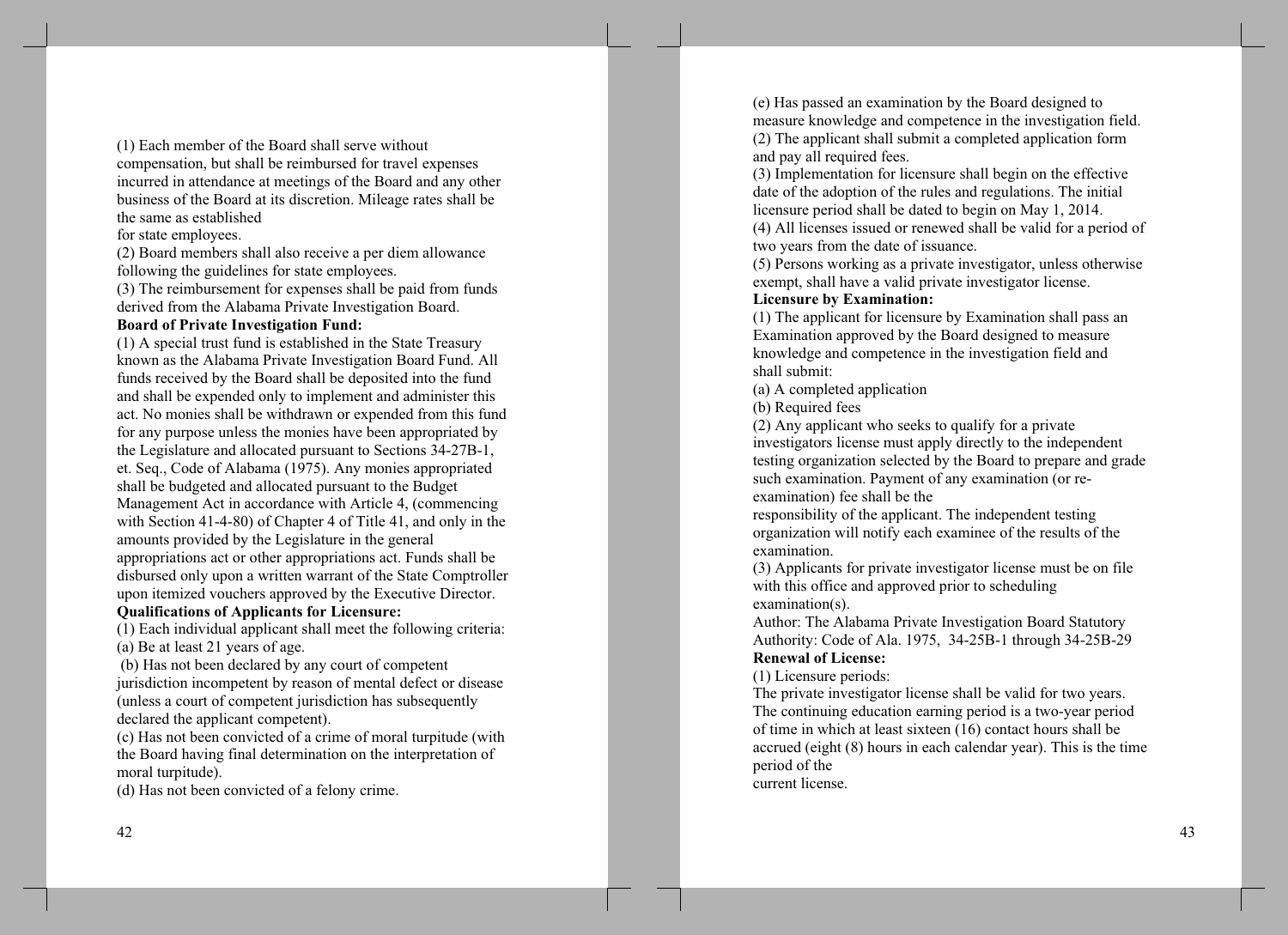(1) Each member of the Board shall serve without compensation, but shall be reimbursed for travel expenses incurred in attendance at meetings of the Board and any other business of the Board at its discretion. Mileage rates shall be the same as established for state employees.

(2) Board members shall also receive a per diem allowance following the guidelines for state employees.

(3) The reimbursement for expenses shall be paid from funds derived from the Alabama Private Investigation Board.

**Board of Private Investigation Fund:**

(1) A special trust fund is established in the State Treasury known as the Alabama Private Investigation Board Fund. All funds received by the Board shall be deposited into the fund and shall be expended only to implement and administer this act. No monies shall be withdrawn or expended from this fund for any purpose unless the monies have been appropriated by the Legislature and allocated pursuant to Sections 34-27B-1, et. Seq., Code of Alabama (1975). Any monies appropriated shall be budgeted and allocated pursuant to the Budget Management Act in accordance with Article 4, (commencing with Section 41-4-80) of Chapter 4 of Title 41, and only in the amounts provided by the Legislature in the general appropriations act or other appropriations act. Funds shall be disbursed only upon a written warrant of the State Comptroller upon itemized vouchers approved by the Executive Director.

**Qualifications of Applicants for Licensure:**

(1) Each individual applicant shall meet the following criteria:

(a) Be at least 21 years of age.

(b) Has not been declared by any court of competent jurisdiction incompetent by reason of mental defect or disease (unless a court of competent jurisdiction has subsequently declared the applicant competent).

(c) Has not been convicted of a crime of moral turpitude (with the Board having final determination on the interpretation of moral turpitude).

(d) Has not been convicted of a felony crime.

(e) Has passed an examination by the Board designed to measure knowledge and competence in the investigation field.

(2) The applicant shall submit a completed application form and pay all required fees.

(3) Implementation for licensure shall begin on the effective date of the adoption of the rules and regulations. The initial licensure period shall be dated to begin on May 1, 2014.

(4) All licenses issued or renewed shall be valid for a period of two years from the date of issuance.

(5) Persons working as a private investigator, unless otherwise exempt, shall have a valid private investigator license.

**Licensure by Examination:**

(1) The applicant for licensure by Examination shall pass an Examination approved by the Board designed to measure knowledge and competence in the investigation field and shall submit:

(a) A completed application

(b) Required fees

(2) Any applicant who seeks to qualify for a private investigators license must apply directly to the independent testing organization selected by the Board to prepare and grade such examination. Payment of any examination (or re-examination) fee shall be the responsibility of the applicant. The independent testing organization will notify each examinee of the results of the examination.

(3) Applicants for private investigator license must be on file with this office and approved prior to scheduling examination(s).

Author: The Alabama Private Investigation Board Statutory Authority: Code of Ala. 1975, 34-25B-1 through 34-25B-29

**Renewal of License:**

(1) Licensure periods:

The private investigator license shall be valid for two years. The continuing education earning period is a two-year period of time in which at least sixteen (16) contact hours shall be accrued (eight (8) hours in each calendar year). This is the time period of the current license.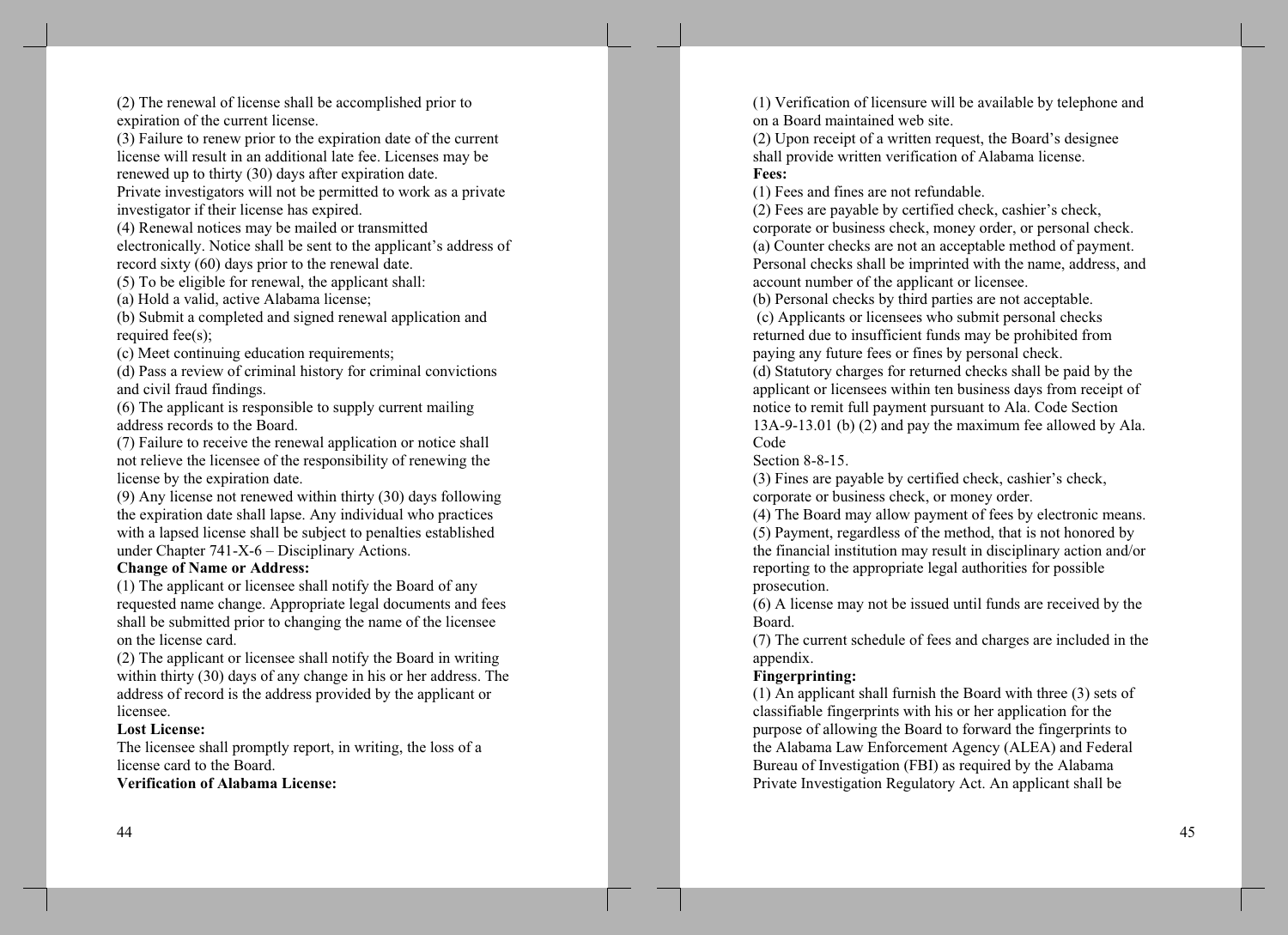(2) The renewal of license shall be accomplished prior to expiration of the current license.

(3) Failure to renew prior to the expiration date of the current license will result in an additional late fee. Licenses may be renewed up to thirty (30) days after expiration date.
Private investigators will not be permitted to work as a private investigator if their license has expired.

(4) Renewal notices may be mailed or transmitted electronically. Notice shall be sent to the applicant's address of record sixty (60) days prior to the renewal date.

(5) To be eligible for renewal, the applicant shall:

(a) Hold a valid, active Alabama license;

(b) Submit a completed and signed renewal application and required fee(s);

(c) Meet continuing education requirements;

(d) Pass a review of criminal history for criminal convictions and civil fraud findings.

(6) The applicant is responsible to supply current mailing address records to the Board.

(7) Failure to receive the renewal application or notice shall not relieve the licensee of the responsibility of renewing the license by the expiration date.

(9) Any license not renewed within thirty (30) days following the expiration date shall lapse. Any individual who practices with a lapsed license shall be subject to penalties established under Chapter 741-X-6 – Disciplinary Actions.

**Change of Name or Address:**

(1) The applicant or licensee shall notify the Board of any requested name change. Appropriate legal documents and fees shall be submitted prior to changing the name of the licensee on the license card.

(2) The applicant or licensee shall notify the Board in writing within thirty (30) days of any change in his or her address. The address of record is the address provided by the applicant or licensee.

**Lost License:**

The licensee shall promptly report, in writing, the loss of a license card to the Board.

**Verification of Alabama License:**

(1) Verification of licensure will be available by telephone and on a Board maintained web site.

(2) Upon receipt of a written request, the Board's designee shall provide written verification of Alabama license.

**Fees:**

(1) Fees and fines are not refundable.

(2) Fees are payable by certified check, cashier's check, corporate or business check, money order, or personal check.

(a) Counter checks are not an acceptable method of payment. Personal checks shall be imprinted with the name, address, and account number of the applicant or licensee.

(b) Personal checks by third parties are not acceptable.

(c) Applicants or licensees who submit personal checks returned due to insufficient funds may be prohibited from paying any future fees or fines by personal check.

(d) Statutory charges for returned checks shall be paid by the applicant or licensees within ten business days from receipt of notice to remit full payment pursuant to Ala. Code Section 13A-9-13.01 (b) (2) and pay the maximum fee allowed by Ala. Code Section 8-8-15.

(3) Fines are payable by certified check, cashier's check, corporate or business check, or money order.

(4) The Board may allow payment of fees by electronic means.

(5) Payment, regardless of the method, that is not honored by the financial institution may result in disciplinary action and/or reporting to the appropriate legal authorities for possible prosecution.

(6) A license may not be issued until funds are received by the Board.

(7) The current schedule of fees and charges are included in the appendix.

**Fingerprinting:**

(1) An applicant shall furnish the Board with three (3) sets of classifiable fingerprints with his or her application for the purpose of allowing the Board to forward the fingerprints to the Alabama Law Enforcement Agency (ALEA) and Federal Bureau of Investigation (FBI) as required by the Alabama Private Investigation Regulatory Act. An applicant shall be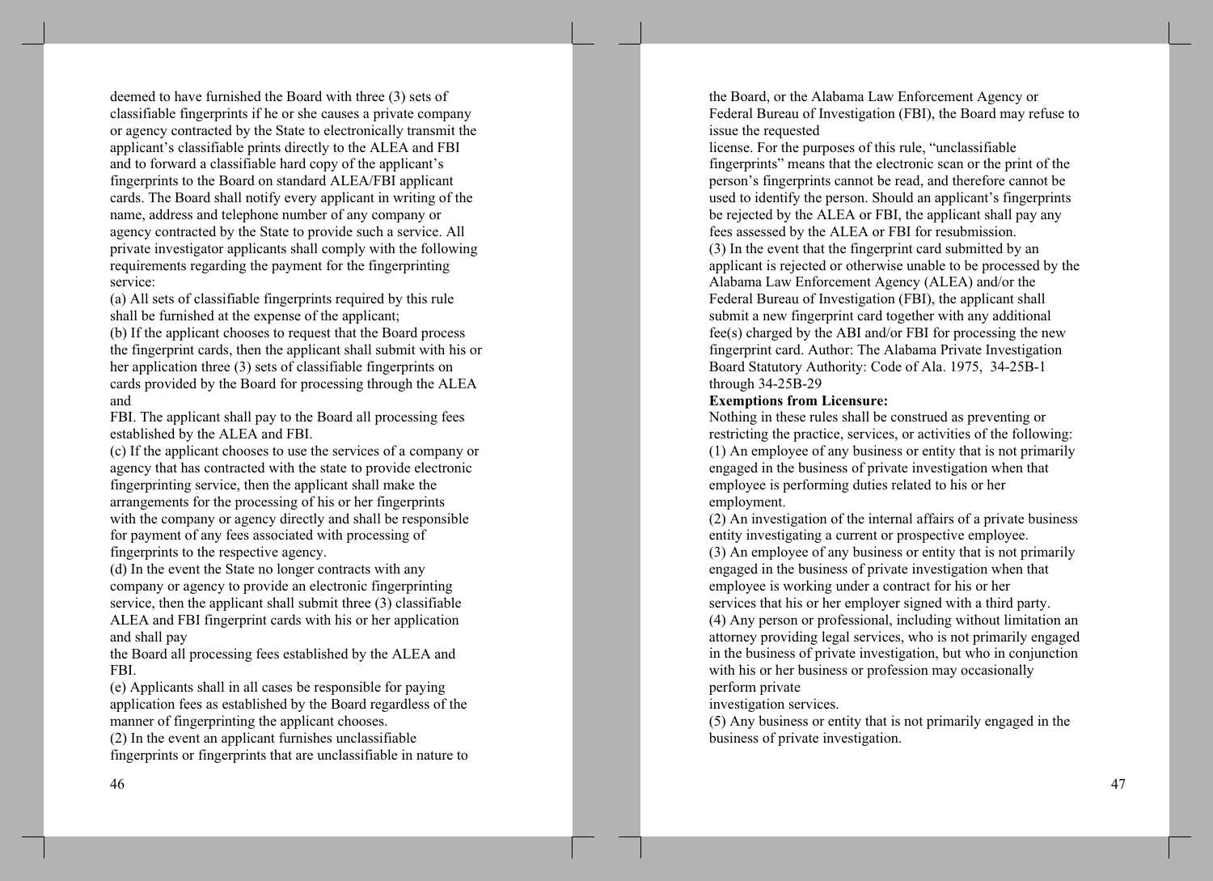deemed to have furnished the Board with three (3) sets of classifiable fingerprints if he or she causes a private company or agency contracted by the State to electronically transmit the applicant's classifiable prints directly to the ALEA and FBI and to forward a classifiable hard copy of the applicant's fingerprints to the Board on standard ALEA/FBI applicant cards. The Board shall notify every applicant in writing of the name, address and telephone number of any company or agency contracted by the State to provide such a service. All private investigator applicants shall comply with the following requirements regarding the payment for the fingerprinting service:

(a) All sets of classifiable fingerprints required by this rule shall be furnished at the expense of the applicant;

(b) If the applicant chooses to request that the Board process the fingerprint cards, then the applicant shall submit with his or her application three (3) sets of classifiable fingerprints on cards provided by the Board for processing through the ALEA and FBI. The applicant shall pay to the Board all processing fees established by the ALEA and FBI.

(c) If the applicant chooses to use the services of a company or agency that has contracted with the state to provide electronic fingerprinting service, then the applicant shall make the arrangements for the processing of his or her fingerprints with the company or agency directly and shall be responsible for payment of any fees associated with processing of fingerprints to the respective agency.

(d) In the event the State no longer contracts with any company or agency to provide an electronic fingerprinting service, then the applicant shall submit three (3) classifiable ALEA and FBI fingerprint cards with his or her application and shall pay the Board all processing fees established by the ALEA and FBI.

(e) Applicants shall in all cases be responsible for paying application fees as established by the Board regardless of the manner of fingerprinting the applicant chooses.

(2) In the event an applicant furnishes unclassifiable fingerprints or fingerprints that are unclassifiable in nature to the Board, or the Alabama Law Enforcement Agency or Federal Bureau of Investigation (FBI), the Board may refuse to issue the requested license. For the purposes of this rule, "unclassifiable fingerprints" means that the electronic scan or the print of the person's fingerprints cannot be read, and therefore cannot be used to identify the person. Should an applicant's fingerprints be rejected by the ALEA or FBI, the applicant shall pay any fees assessed by the ALEA or FBI for resubmission.

(3) In the event that the fingerprint card submitted by an applicant is rejected or otherwise unable to be processed by the Alabama Law Enforcement Agency (ALEA) and/or the Federal Bureau of Investigation (FBI), the applicant shall submit a new fingerprint card together with any additional fee(s) charged by the ABI and/or FBI for processing the new fingerprint card. Author: The Alabama Private Investigation Board Statutory Authority: Code of Ala. 1975, 34-25B-1 through 34-25B-29

**Exemptions from Licensure:**

Nothing in these rules shall be construed as preventing or restricting the practice, services, or activities of the following:

(1) An employee of any business or entity that is not primarily engaged in the business of private investigation when that employee is performing duties related to his or her employment.

(2) An investigation of the internal affairs of a private business entity investigating a current or prospective employee.

(3) An employee of any business or entity that is not primarily engaged in the business of private investigation when that employee is working under a contract for his or her services that his or her employer signed with a third party.

(4) Any person or professional, including without limitation an attorney providing legal services, who is not primarily engaged in the business of private investigation, but who in conjunction with his or her business or profession may occasionally perform private investigation services.

(5) Any business or entity that is not primarily engaged in the business of private investigation.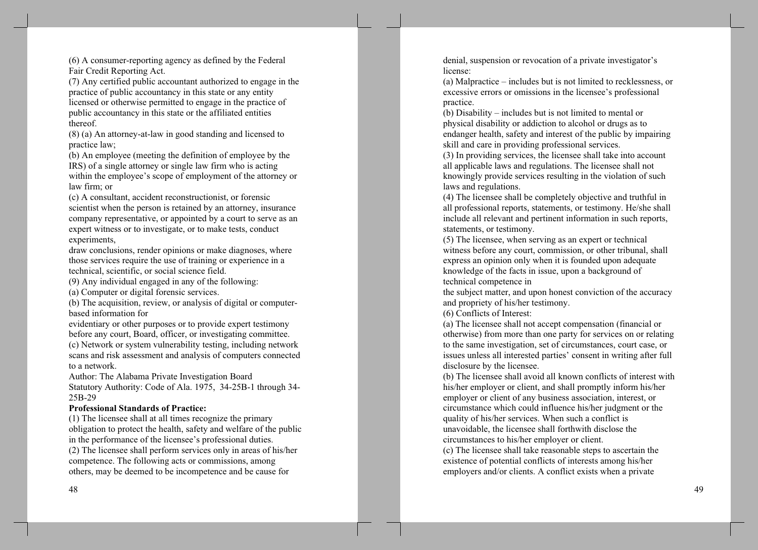(6) A consumer-reporting agency as defined by the Federal Fair Credit Reporting Act.

(7) Any certified public accountant authorized to engage in the practice of public accountancy in this state or any entity licensed or otherwise permitted to engage in the practice of public accountancy in this state or the affiliated entities thereof.

(8) (a) An attorney-at-law in good standing and licensed to practice law;

(b) An employee (meeting the definition of employee by the IRS) of a single attorney or single law firm who is acting within the employee's scope of employment of the attorney or law firm; or

(c) A consultant, accident reconstructionist, or forensic scientist when the person is retained by an attorney, insurance company representative, or appointed by a court to serve as an expert witness or to investigate, or to make tests, conduct experiments, draw conclusions, render opinions or make diagnoses, where those services require the use of training or experience in a technical, scientific, or social science field.

(9) Any individual engaged in any of the following:

(a) Computer or digital forensic services.

(b) The acquisition, review, or analysis of digital or computer-based information for evidentiary or other purposes or to provide expert testimony before any court, Board, officer, or investigating committee.

(c) Network or system vulnerability testing, including network scans and risk assessment and analysis of computers connected to a network.

Author: The Alabama Private Investigation Board
Statutory Authority: Code of Ala. 1975, 34-25B-1 through 34-25B-29

**Professional Standards of Practice:**

(1) The licensee shall at all times recognize the primary obligation to protect the health, safety and welfare of the public in the performance of the licensee's professional duties.

(2) The licensee shall perform services only in areas of his/her competence. The following acts or commissions, among others, may be deemed to be incompetence and be cause for denial, suspension or revocation of a private investigator's license:

(a) Malpractice – includes but is not limited to recklessness, or excessive errors or omissions in the licensee's professional practice.

(b) Disability – includes but is not limited to mental or physical disability or addiction to alcohol or drugs as to endanger health, safety and interest of the public by impairing skill and care in providing professional services.

(3) In providing services, the licensee shall take into account all applicable laws and regulations. The licensee shall not knowingly provide services resulting in the violation of such laws and regulations.

(4) The licensee shall be completely objective and truthful in all professional reports, statements, or testimony. He/she shall include all relevant and pertinent information in such reports, statements, or testimony.

(5) The licensee, when serving as an expert or technical witness before any court, commission, or other tribunal, shall express an opinion only when it is founded upon adequate knowledge of the facts in issue, upon a background of technical competence in the subject matter, and upon honest conviction of the accuracy and propriety of his/her testimony.

(6) Conflicts of Interest:

(a) The licensee shall not accept compensation (financial or otherwise) from more than one party for services on or relating to the same investigation, set of circumstances, court case, or issues unless all interested parties' consent in writing after full disclosure by the licensee.

(b) The licensee shall avoid all known conflicts of interest with his/her employer or client, and shall promptly inform his/her employer or client of any business association, interest, or circumstance which could influence his/her judgment or the quality of his/her services. When such a conflict is unavoidable, the licensee shall forthwith disclose the circumstances to his/her employer or client.

(c) The licensee shall take reasonable steps to ascertain the existence of potential conflicts of interests among his/her employers and/or clients. A conflict exists when a private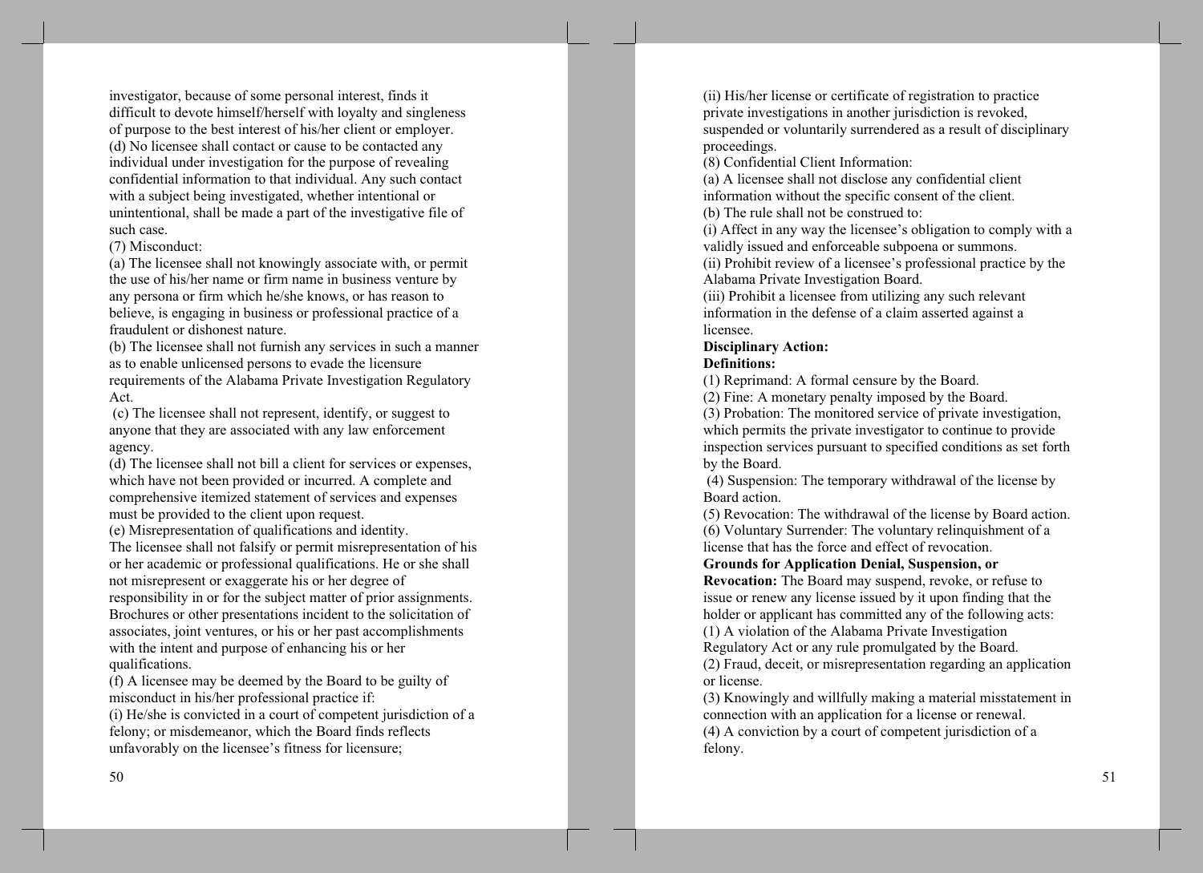investigator, because of some personal interest, finds it difficult to devote himself/herself with loyalty and singleness of purpose to the best interest of his/her client or employer.

(d) No licensee shall contact or cause to be contacted any individual under investigation for the purpose of revealing confidential information to that individual. Any such contact with a subject being investigated, whether intentional or unintentional, shall be made a part of the investigative file of such case.

(7) Misconduct:

(a) The licensee shall not knowingly associate with, or permit the use of his/her name or firm name in business venture by any persona or firm which he/she knows, or has reason to believe, is engaging in business or professional practice of a fraudulent or dishonest nature.

(b) The licensee shall not furnish any services in such a manner as to enable unlicensed persons to evade the licensure requirements of the Alabama Private Investigation Regulatory Act.

(c) The licensee shall not represent, identify, or suggest to anyone that they are associated with any law enforcement agency.

(d) The licensee shall not bill a client for services or expenses, which have not been provided or incurred. A complete and comprehensive itemized statement of services and expenses must be provided to the client upon request.

(e) Misrepresentation of qualifications and identity.
The licensee shall not falsify or permit misrepresentation of his or her academic or professional qualifications. He or she shall not misrepresent or exaggerate his or her degree of responsibility in or for the subject matter of prior assignments. Brochures or other presentations incident to the solicitation of associates, joint ventures, or his or her past accomplishments with the intent and purpose of enhancing his or her qualifications.

(f) A licensee may be deemed by the Board to be guilty of misconduct in his/her professional practice if:

(i) He/she is convicted in a court of competent jurisdiction of a felony; or misdemeanor, which the Board finds reflects unfavorably on the licensee's fitness for licensure;

(ii) His/her license or certificate of registration to practice private investigations in another jurisdiction is revoked, suspended or voluntarily surrendered as a result of disciplinary proceedings.

(8) Confidential Client Information:

(a) A licensee shall not disclose any confidential client information without the specific consent of the client.

(b) The rule shall not be construed to:

(i) Affect in any way the licensee's obligation to comply with a validly issued and enforceable subpoena or summons.

(ii) Prohibit review of a licensee's professional practice by the Alabama Private Investigation Board.

(iii) Prohibit a licensee from utilizing any such relevant information in the defense of a claim asserted against a licensee.

**Disciplinary Action:**

**Definitions:**

(1) Reprimand: A formal censure by the Board.

(2) Fine: A monetary penalty imposed by the Board.

(3) Probation: The monitored service of private investigation, which permits the private investigator to continue to provide inspection services pursuant to specified conditions as set forth by the Board.

(4) Suspension: The temporary withdrawal of the license by Board action.

(5) Revocation: The withdrawal of the license by Board action.

(6) Voluntary Surrender: The voluntary relinquishment of a license that has the force and effect of revocation.

**Grounds for Application Denial, Suspension, or Revocation:** The Board may suspend, revoke, or refuse to issue or renew any license issued by it upon finding that the holder or applicant has committed any of the following acts:

(1) A violation of the Alabama Private Investigation Regulatory Act or any rule promulgated by the Board.

(2) Fraud, deceit, or misrepresentation regarding an application or license.

(3) Knowingly and willfully making a material misstatement in connection with an application for a license or renewal.

(4) A conviction by a court of competent jurisdiction of a felony.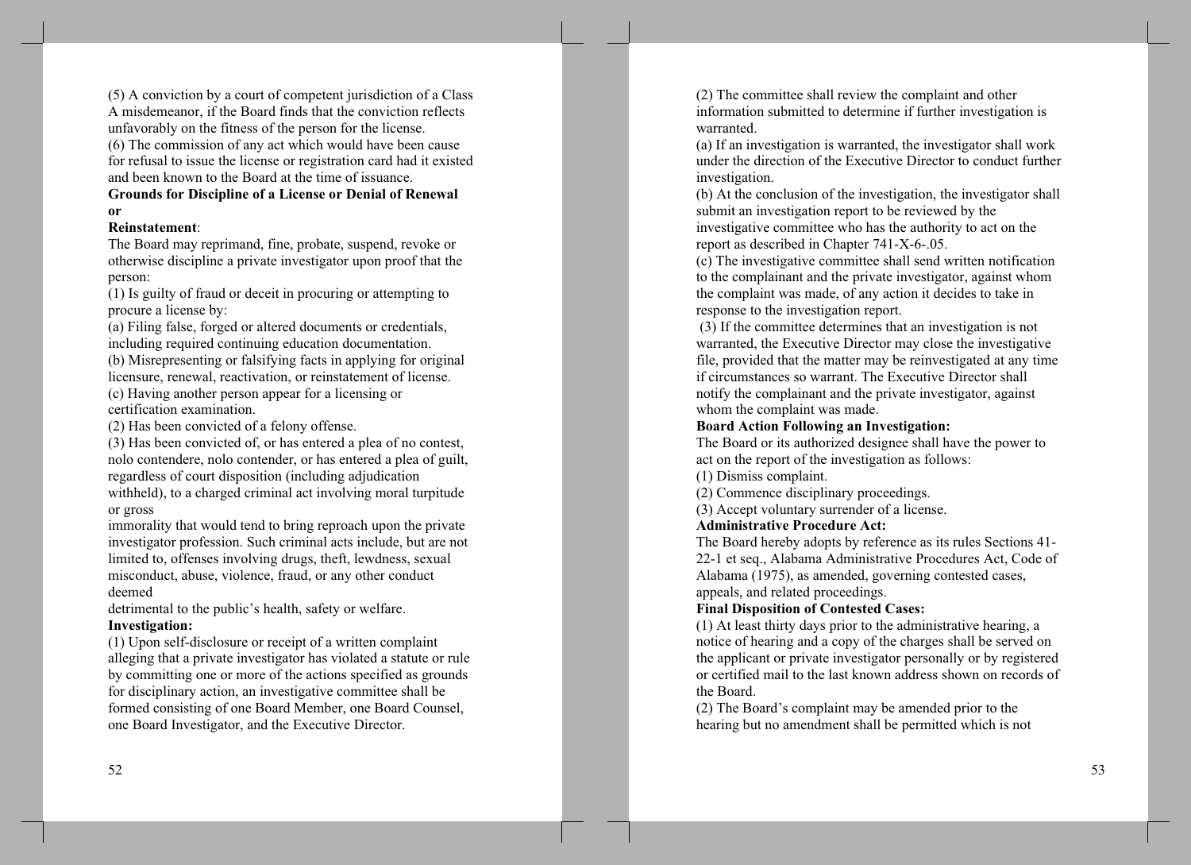(5) A conviction by a court of competent jurisdiction of a Class A misdemeanor, if the Board finds that the conviction reflects unfavorably on the fitness of the person for the license.

(6) The commission of any act which would have been cause for refusal to issue the license or registration card had it existed and been known to the Board at the time of issuance.

**Grounds for Discipline of a License or Denial of Renewal or Reinstatement**:

The Board may reprimand, fine, probate, suspend, revoke or otherwise discipline a private investigator upon proof that the person:

(1) Is guilty of fraud or deceit in procuring or attempting to procure a license by:

(a) Filing false, forged or altered documents or credentials, including required continuing education documentation.

(b) Misrepresenting or falsifying facts in applying for original licensure, renewal, reactivation, or reinstatement of license.

(c) Having another person appear for a licensing or certification examination.

(2) Has been convicted of a felony offense.

(3) Has been convicted of, or has entered a plea of no contest, nolo contendere, nolo contender, or has entered a plea of guilt, regardless of court disposition (including adjudication withheld), to a charged criminal act involving moral turpitude or gross immorality that would tend to bring reproach upon the private investigator profession. Such criminal acts include, but are not limited to, offenses involving drugs, theft, lewdness, sexual misconduct, abuse, violence, fraud, or any other conduct deemed detrimental to the public's health, safety or welfare.

**Investigation:**

(1) Upon self-disclosure or receipt of a written complaint alleging that a private investigator has violated a statute or rule by committing one or more of the actions specified as grounds for disciplinary action, an investigative committee shall be formed consisting of one Board Member, one Board Counsel, one Board Investigator, and the Executive Director.

(2) The committee shall review the complaint and other information submitted to determine if further investigation is warranted.

(a) If an investigation is warranted, the investigator shall work under the direction of the Executive Director to conduct further investigation.

(b) At the conclusion of the investigation, the investigator shall submit an investigation report to be reviewed by the investigative committee who has the authority to act on the report as described in Chapter 741-X-6-.05.

(c) The investigative committee shall send written notification to the complainant and the private investigator, against whom the complaint was made, of any action it decides to take in response to the investigation report.

(3) If the committee determines that an investigation is not warranted, the Executive Director may close the investigative file, provided that the matter may be reinvestigated at any time if circumstances so warrant. The Executive Director shall notify the complainant and the private investigator, against whom the complaint was made.

**Board Action Following an Investigation:**

The Board or its authorized designee shall have the power to act on the report of the investigation as follows:

(1) Dismiss complaint.

(2) Commence disciplinary proceedings.

(3) Accept voluntary surrender of a license.

**Administrative Procedure Act:**

The Board hereby adopts by reference as its rules Sections 41-22-1 et seq., Alabama Administrative Procedures Act, Code of Alabama (1975), as amended, governing contested cases, appeals, and related proceedings.

**Final Disposition of Contested Cases:**

(1) At least thirty days prior to the administrative hearing, a notice of hearing and a copy of the charges shall be served on the applicant or private investigator personally or by registered or certified mail to the last known address shown on records of the Board.

(2) The Board's complaint may be amended prior to the hearing but no amendment shall be permitted which is not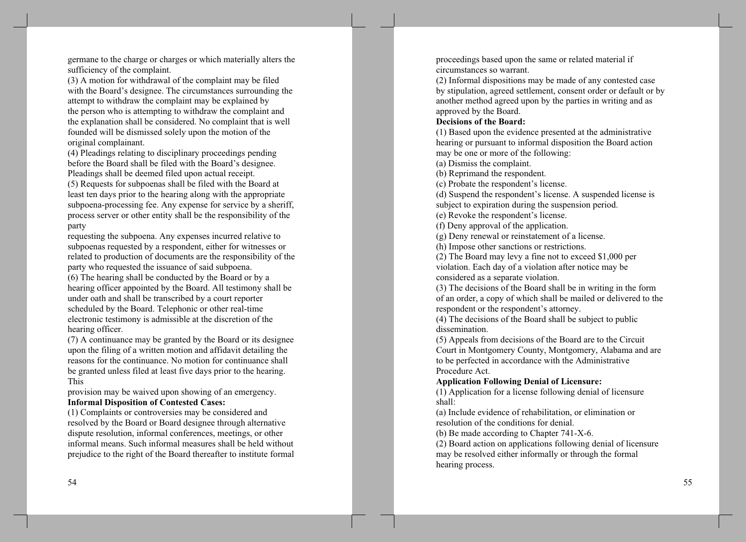germane to the charge or charges or which materially alters the sufficiency of the complaint.

(3) A motion for withdrawal of the complaint may be filed with the Board's designee. The circumstances surrounding the attempt to withdraw the complaint may be explained by the person who is attempting to withdraw the complaint and the explanation shall be considered. No complaint that is well founded will be dismissed solely upon the motion of the original complainant.

(4) Pleadings relating to disciplinary proceedings pending before the Board shall be filed with the Board's designee. Pleadings shall be deemed filed upon actual receipt.

(5) Requests for subpoenas shall be filed with the Board at least ten days prior to the hearing along with the appropriate subpoena-processing fee. Any expense for service by a sheriff, process server or other entity shall be the responsibility of the party requesting the subpoena. Any expenses incurred relative to subpoenas requested by a respondent, either for witnesses or related to production of documents are the responsibility of the party who requested the issuance of said subpoena.

(6) The hearing shall be conducted by the Board or by a hearing officer appointed by the Board. All testimony shall be under oath and shall be transcribed by a court reporter scheduled by the Board. Telephonic or other real-time electronic testimony is admissible at the discretion of the hearing officer.

(7) A continuance may be granted by the Board or its designee upon the filing of a written motion and affidavit detailing the reasons for the continuance. No motion for continuance shall be granted unless filed at least five days prior to the hearing. This provision may be waived upon showing of an emergency.

**Informal Disposition of Contested Cases:**

(1) Complaints or controversies may be considered and resolved by the Board or Board designee through alternative dispute resolution, informal conferences, meetings, or other informal means. Such informal measures shall be held without prejudice to the right of the Board thereafter to institute formal proceedings based upon the same or related material if circumstances so warrant.

(2) Informal dispositions may be made of any contested case by stipulation, agreed settlement, consent order or default or by another method agreed upon by the parties in writing and as approved by the Board.

**Decisions of the Board:**

(1) Based upon the evidence presented at the administrative hearing or pursuant to informal disposition the Board action may be one or more of the following:

(a) Dismiss the complaint.

(b) Reprimand the respondent.

(c) Probate the respondent's license.

(d) Suspend the respondent's license. A suspended license is subject to expiration during the suspension period.

(e) Revoke the respondent's license.

(f) Deny approval of the application.

(g) Deny renewal or reinstatement of a license.

(h) Impose other sanctions or restrictions.

(2) The Board may levy a fine not to exceed $1,000 per violation. Each day of a violation after notice may be considered as a separate violation.

(3) The decisions of the Board shall be in writing in the form of an order, a copy of which shall be mailed or delivered to the respondent or the respondent's attorney.

(4) The decisions of the Board shall be subject to public dissemination.

(5) Appeals from decisions of the Board are to the Circuit Court in Montgomery County, Montgomery, Alabama and are to be perfected in accordance with the Administrative Procedure Act.

**Application Following Denial of Licensure:**

(1) Application for a license following denial of licensure shall:

(a) Include evidence of rehabilitation, or elimination or resolution of the conditions for denial.

(b) Be made according to Chapter 741-X-6.

(2) Board action on applications following denial of licensure may be resolved either informally or through the formal hearing process.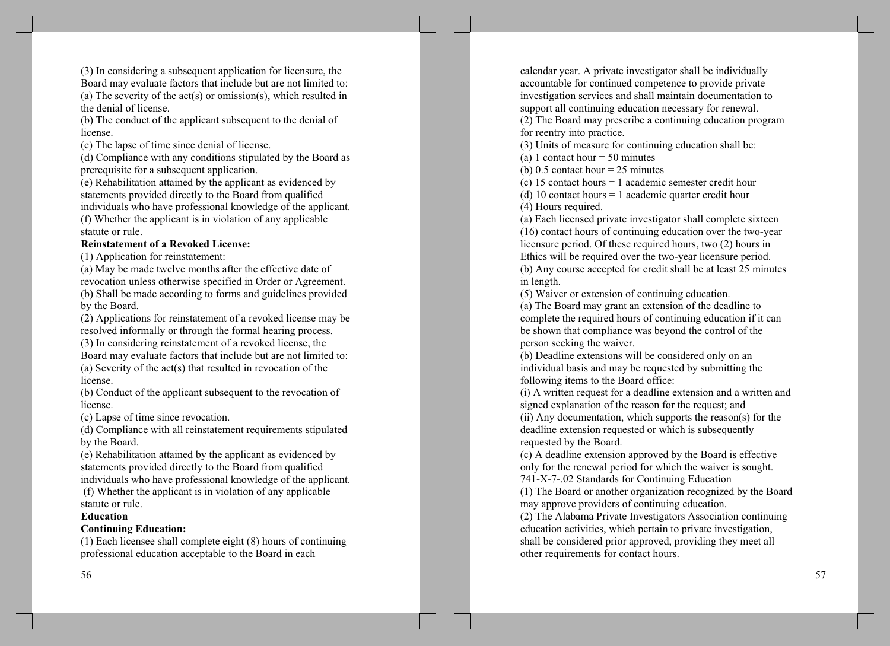(3) In considering a subsequent application for licensure, the Board may evaluate factors that include but are not limited to:
(a) The severity of the act(s) or omission(s), which resulted in the denial of license.
(b) The conduct of the applicant subsequent to the denial of license.
(c) The lapse of time since denial of license.
(d) Compliance with any conditions stipulated by the Board as prerequisite for a subsequent application.
(e) Rehabilitation attained by the applicant as evidenced by statements provided directly to the Board from qualified individuals who have professional knowledge of the applicant.
(f) Whether the applicant is in violation of any applicable statute or rule.

**Reinstatement of a Revoked License:**

(1) Application for reinstatement:
(a) May be made twelve months after the effective date of revocation unless otherwise specified in Order or Agreement.
(b) Shall be made according to forms and guidelines provided by the Board.
(2) Applications for reinstatement of a revoked license may be resolved informally or through the formal hearing process.
(3) In considering reinstatement of a revoked license, the Board may evaluate factors that include but are not limited to:
(a) Severity of the act(s) that resulted in revocation of the license.
(b) Conduct of the applicant subsequent to the revocation of license.
(c) Lapse of time since revocation.
(d) Compliance with all reinstatement requirements stipulated by the Board.
(e) Rehabilitation attained by the applicant as evidenced by statements provided directly to the Board from qualified individuals who have professional knowledge of the applicant.
(f) Whether the applicant is in violation of any applicable statute or rule.

**Education**

**Continuing Education:**

(1) Each licensee shall complete eight (8) hours of continuing professional education acceptable to the Board in each calendar year. A private investigator shall be individually accountable for continued competence to provide private investigation services and shall maintain documentation to support all continuing education necessary for renewal.
(2) The Board may prescribe a continuing education program for reentry into practice.
(3) Units of measure for continuing education shall be:
(a) 1 contact hour = 50 minutes
(b) 0.5 contact hour = 25 minutes
(c) 15 contact hours = 1 academic semester credit hour
(d) 10 contact hours = 1 academic quarter credit hour
(4) Hours required.
(a) Each licensed private investigator shall complete sixteen (16) contact hours of continuing education over the two-year licensure period. Of these required hours, two (2) hours in Ethics will be required over the two-year licensure period.
(b) Any course accepted for credit shall be at least 25 minutes in length.
(5) Waiver or extension of continuing education.
(a) The Board may grant an extension of the deadline to complete the required hours of continuing education if it can be shown that compliance was beyond the control of the person seeking the waiver.
(b) Deadline extensions will be considered only on an individual basis and may be requested by submitting the following items to the Board office:
(i) A written request for a deadline extension and a written and signed explanation of the reason for the request; and
(ii) Any documentation, which supports the reason(s) for the deadline extension requested or which is subsequently requested by the Board.
(c) A deadline extension approved by the Board is effective only for the renewal period for which the waiver is sought.

741-X-7-.02 Standards for Continuing Education

(1) The Board or another organization recognized by the Board may approve providers of continuing education.
(2) The Alabama Private Investigators Association continuing education activities, which pertain to private investigation, shall be considered prior approved, providing they meet all other requirements for contact hours.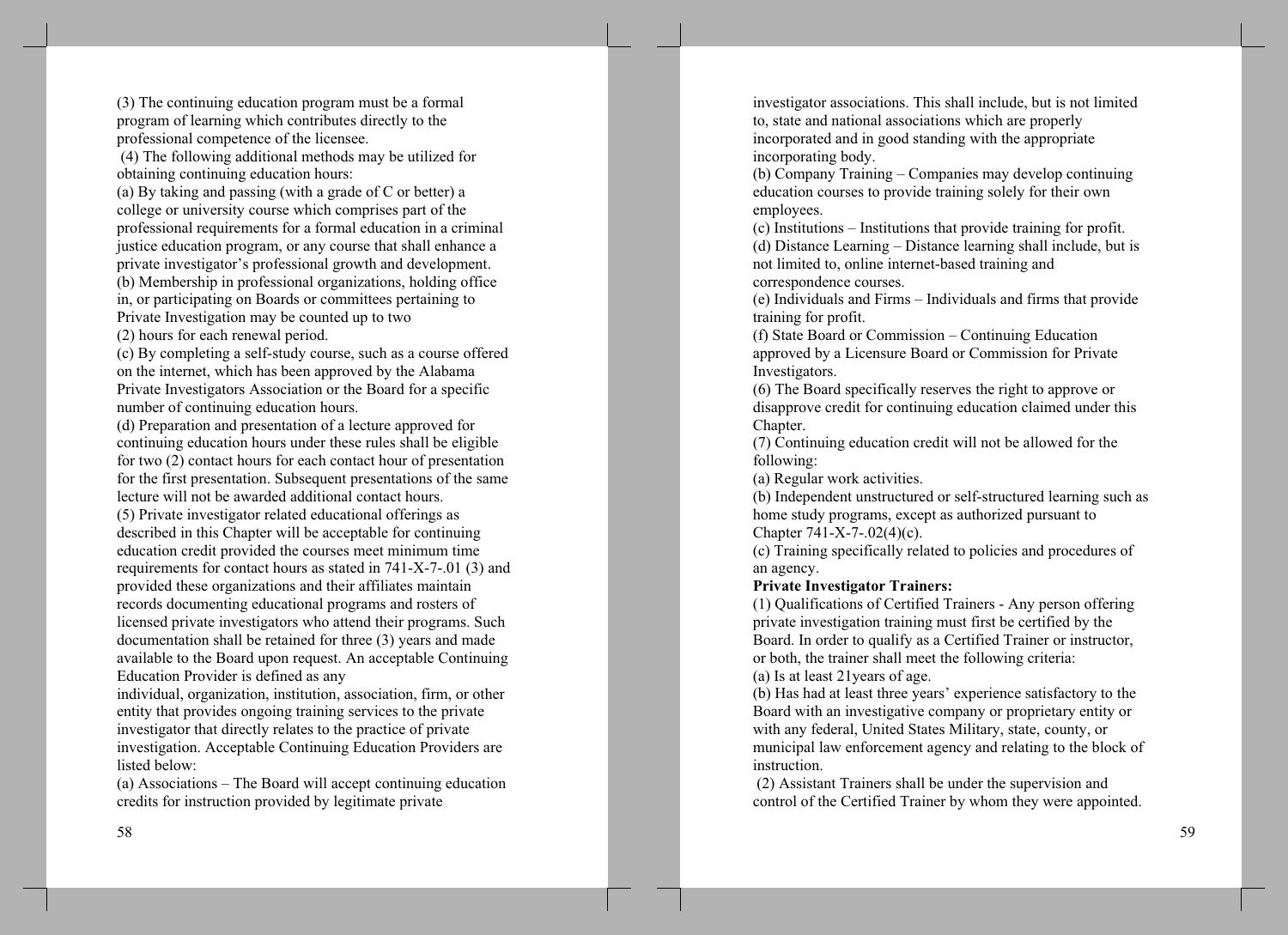(3) The continuing education program must be a formal program of learning which contributes directly to the professional competence of the licensee.

(4) The following additional methods may be utilized for obtaining continuing education hours:

(a) By taking and passing (with a grade of C or better) a college or university course which comprises part of the professional requirements for a formal education in a criminal justice education program, or any course that shall enhance a private investigator's professional growth and development.

(b) Membership in professional organizations, holding office in, or participating on Boards or committees pertaining to Private Investigation may be counted up to two (2) hours for each renewal period.

(c) By completing a self-study course, such as a course offered on the internet, which has been approved by the Alabama Private Investigators Association or the Board for a specific number of continuing education hours.

(d) Preparation and presentation of a lecture approved for continuing education hours under these rules shall be eligible for two (2) contact hours for each contact hour of presentation for the first presentation. Subsequent presentations of the same lecture will not be awarded additional contact hours.

(5) Private investigator related educational offerings as described in this Chapter will be acceptable for continuing education credit provided the courses meet minimum time requirements for contact hours as stated in 741-X-7-.01 (3) and provided these organizations and their affiliates maintain records documenting educational programs and rosters of licensed private investigators who attend their programs. Such documentation shall be retained for three (3) years and made available to the Board upon request. An acceptable Continuing Education Provider is defined as any individual, organization, institution, association, firm, or other entity that provides ongoing training services to the private investigator that directly relates to the practice of private investigation. Acceptable Continuing Education Providers are listed below:

(a) Associations – The Board will accept continuing education credits for instruction provided by legitimate private investigator associations. This shall include, but is not limited to, state and national associations which are properly incorporated and in good standing with the appropriate incorporating body.

(b) Company Training – Companies may develop continuing education courses to provide training solely for their own employees.

(c) Institutions – Institutions that provide training for profit.

(d) Distance Learning – Distance learning shall include, but is not limited to, online internet-based training and correspondence courses.

(e) Individuals and Firms – Individuals and firms that provide training for profit.

(f) State Board or Commission – Continuing Education approved by a Licensure Board or Commission for Private Investigators.

(6) The Board specifically reserves the right to approve or disapprove credit for continuing education claimed under this Chapter.

(7) Continuing education credit will not be allowed for the following:

(a) Regular work activities.

(b) Independent unstructured or self-structured learning such as home study programs, except as authorized pursuant to Chapter 741-X-7-.02(4)(c).

(c) Training specifically related to policies and procedures of an agency.

**Private Investigator Trainers:**

(1) Qualifications of Certified Trainers - Any person offering private investigation training must first be certified by the Board. In order to qualify as a Certified Trainer or instructor, or both, the trainer shall meet the following criteria:

(a) Is at least 21years of age.

(b) Has had at least three years' experience satisfactory to the Board with an investigative company or proprietary entity or with any federal, United States Military, state, county, or municipal law enforcement agency and relating to the block of instruction.

(2) Assistant Trainers shall be under the supervision and control of the Certified Trainer by whom they were appointed.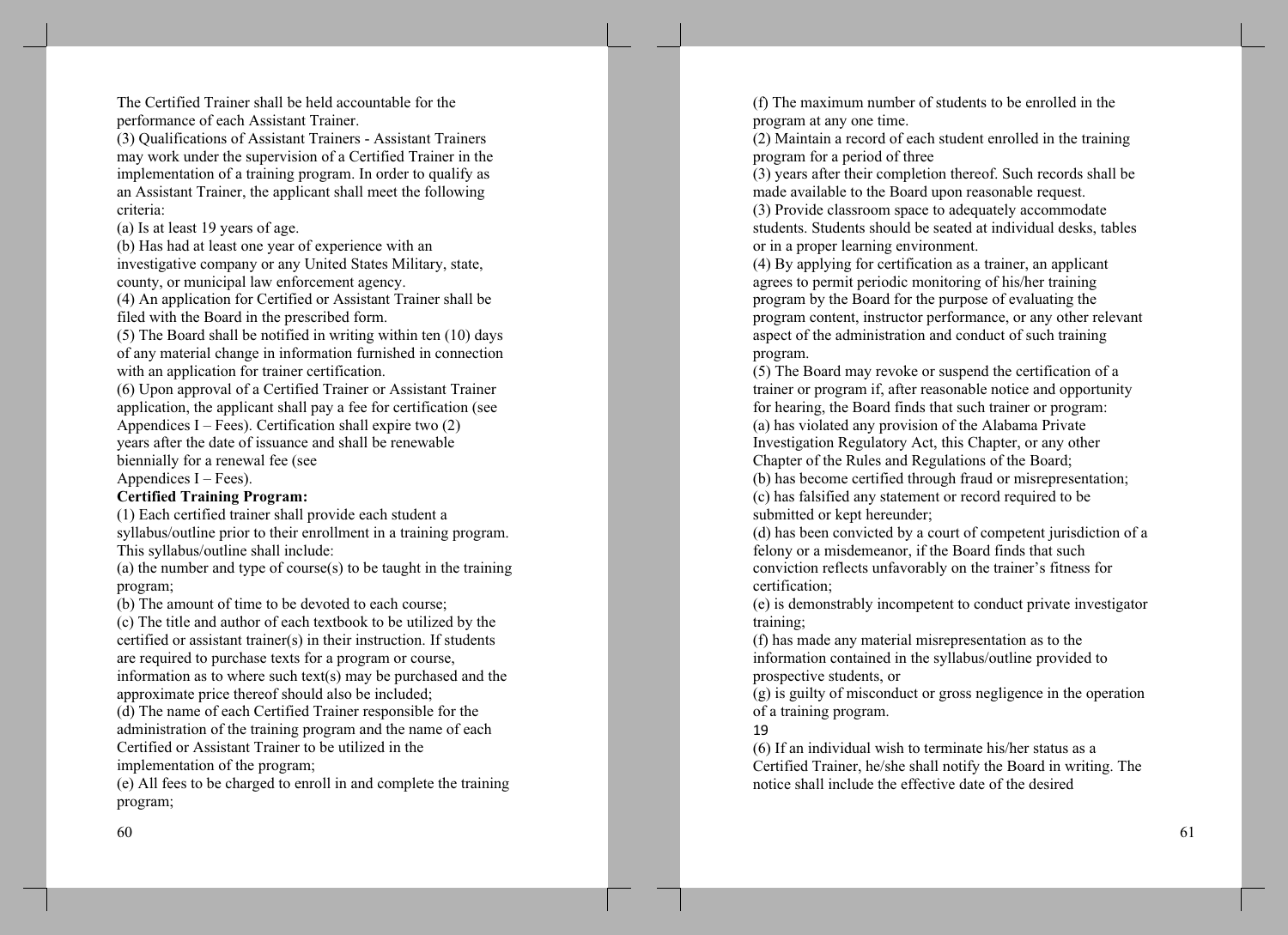The Certified Trainer shall be held accountable for the performance of each Assistant Trainer.

(3) Qualifications of Assistant Trainers - Assistant Trainers may work under the supervision of a Certified Trainer in the implementation of a training program. In order to qualify as an Assistant Trainer, the applicant shall meet the following criteria:

(a) Is at least 19 years of age.

(b) Has had at least one year of experience with an investigative company or any United States Military, state, county, or municipal law enforcement agency.

(4) An application for Certified or Assistant Trainer shall be filed with the Board in the prescribed form.

(5) The Board shall be notified in writing within ten (10) days of any material change in information furnished in connection with an application for trainer certification.

(6) Upon approval of a Certified Trainer or Assistant Trainer application, the applicant shall pay a fee for certification (see Appendices I – Fees). Certification shall expire two (2) years after the date of issuance and shall be renewable biennially for a renewal fee (see Appendices I – Fees).

**Certified Training Program:**

(1) Each certified trainer shall provide each student a syllabus/outline prior to their enrollment in a training program. This syllabus/outline shall include:

(a) the number and type of course(s) to be taught in the training program;

(b) The amount of time to be devoted to each course;

(c) The title and author of each textbook to be utilized by the certified or assistant trainer(s) in their instruction. If students are required to purchase texts for a program or course, information as to where such text(s) may be purchased and the approximate price thereof should also be included;

(d) The name of each Certified Trainer responsible for the administration of the training program and the name of each Certified or Assistant Trainer to be utilized in the implementation of the program;

(e) All fees to be charged to enroll in and complete the training program;

(f) The maximum number of students to be enrolled in the program at any one time.

(2) Maintain a record of each student enrolled in the training program for a period of three

(3) years after their completion thereof. Such records shall be made available to the Board upon reasonable request.

(3) Provide classroom space to adequately accommodate students. Students should be seated at individual desks, tables or in a proper learning environment.

(4) By applying for certification as a trainer, an applicant agrees to permit periodic monitoring of his/her training program by the Board for the purpose of evaluating the program content, instructor performance, or any other relevant aspect of the administration and conduct of such training program.

(5) The Board may revoke or suspend the certification of a trainer or program if, after reasonable notice and opportunity for hearing, the Board finds that such trainer or program:

(a) has violated any provision of the Alabama Private Investigation Regulatory Act, this Chapter, or any other Chapter of the Rules and Regulations of the Board;

(b) has become certified through fraud or misrepresentation;

(c) has falsified any statement or record required to be submitted or kept hereunder;

(d) has been convicted by a court of competent jurisdiction of a felony or a misdemeanor, if the Board finds that such conviction reflects unfavorably on the trainer's fitness for certification;

(e) is demonstrably incompetent to conduct private investigator training;

(f) has made any material misrepresentation as to the information contained in the syllabus/outline provided to prospective students, or

(g) is guilty of misconduct or gross negligence in the operation of a training program.

19

(6) If an individual wish to terminate his/her status as a Certified Trainer, he/she shall notify the Board in writing. The notice shall include the effective date of the desired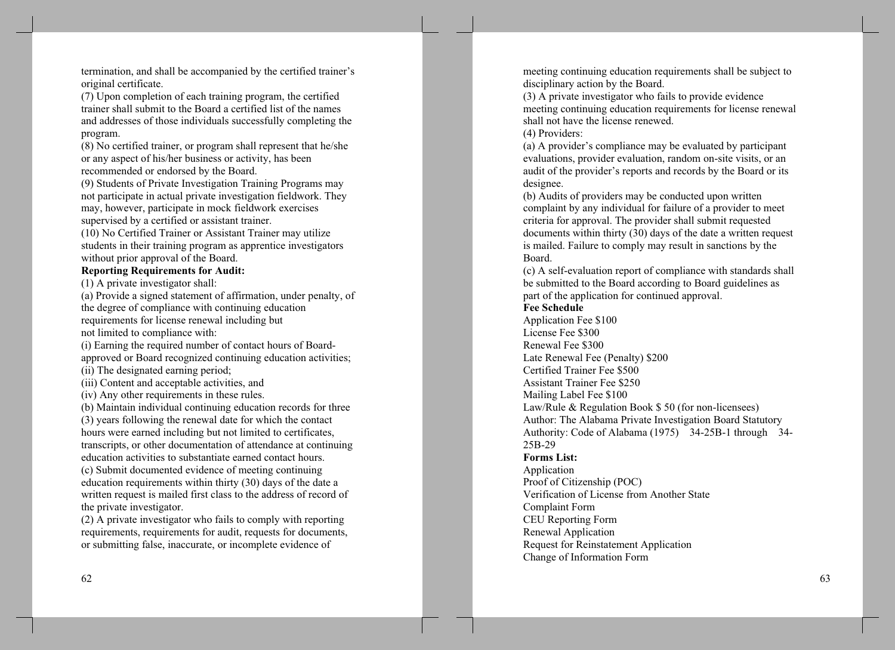termination, and shall be accompanied by the certified trainer's original certificate.

(7) Upon completion of each training program, the certified trainer shall submit to the Board a certified list of the names and addresses of those individuals successfully completing the program.

(8) No certified trainer, or program shall represent that he/she or any aspect of his/her business or activity, has been recommended or endorsed by the Board.

(9) Students of Private Investigation Training Programs may not participate in actual private investigation fieldwork. They may, however, participate in mock fieldwork exercises supervised by a certified or assistant trainer.

(10) No Certified Trainer or Assistant Trainer may utilize students in their training program as apprentice investigators without prior approval of the Board.

**Reporting Requirements for Audit:**

(1) A private investigator shall:

(a) Provide a signed statement of affirmation, under penalty, of the degree of compliance with continuing education requirements for license renewal including but not limited to compliance with:

(i) Earning the required number of contact hours of Board-approved or Board recognized continuing education activities;

(ii) The designated earning period;

(iii) Content and acceptable activities, and

(iv) Any other requirements in these rules.

(b) Maintain individual continuing education records for three (3) years following the renewal date for which the contact hours were earned including but not limited to certificates, transcripts, or other documentation of attendance at continuing education activities to substantiate earned contact hours.

(c) Submit documented evidence of meeting continuing education requirements within thirty (30) days of the date a written request is mailed first class to the address of record of the private investigator.

(2) A private investigator who fails to comply with reporting requirements, requirements for audit, requests for documents, or submitting false, inaccurate, or incomplete evidence of meeting continuing education requirements shall be subject to disciplinary action by the Board.

(3) A private investigator who fails to provide evidence meeting continuing education requirements for license renewal shall not have the license renewed.

(4) Providers:

(a) A provider's compliance may be evaluated by participant evaluations, provider evaluation, random on-site visits, or an audit of the provider's reports and records by the Board or its designee.

(b) Audits of providers may be conducted upon written complaint by any individual for failure of a provider to meet criteria for approval. The provider shall submit requested documents within thirty (30) days of the date a written request is mailed. Failure to comply may result in sanctions by the Board.

(c) A self-evaluation report of compliance with standards shall be submitted to the Board according to Board guidelines as part of the application for continued approval.

**Fee Schedule**

Application Fee $100
License Fee $300
Renewal Fee $300
Late Renewal Fee (Penalty) $200
Certified Trainer Fee $500
Assistant Trainer Fee $250
Mailing Label Fee $100
Law/Rule & Regulation Book $ 50 (for non-licensees)

Author: The Alabama Private Investigation Board Statutory Authority: Code of Alabama (1975) 34-25B-1 through 34-25B-29

**Forms List:**

Application
Proof of Citizenship (POC)
Verification of License from Another State
Complaint Form
CEU Reporting Form
Renewal Application
Request for Reinstatement Application
Change of Information Form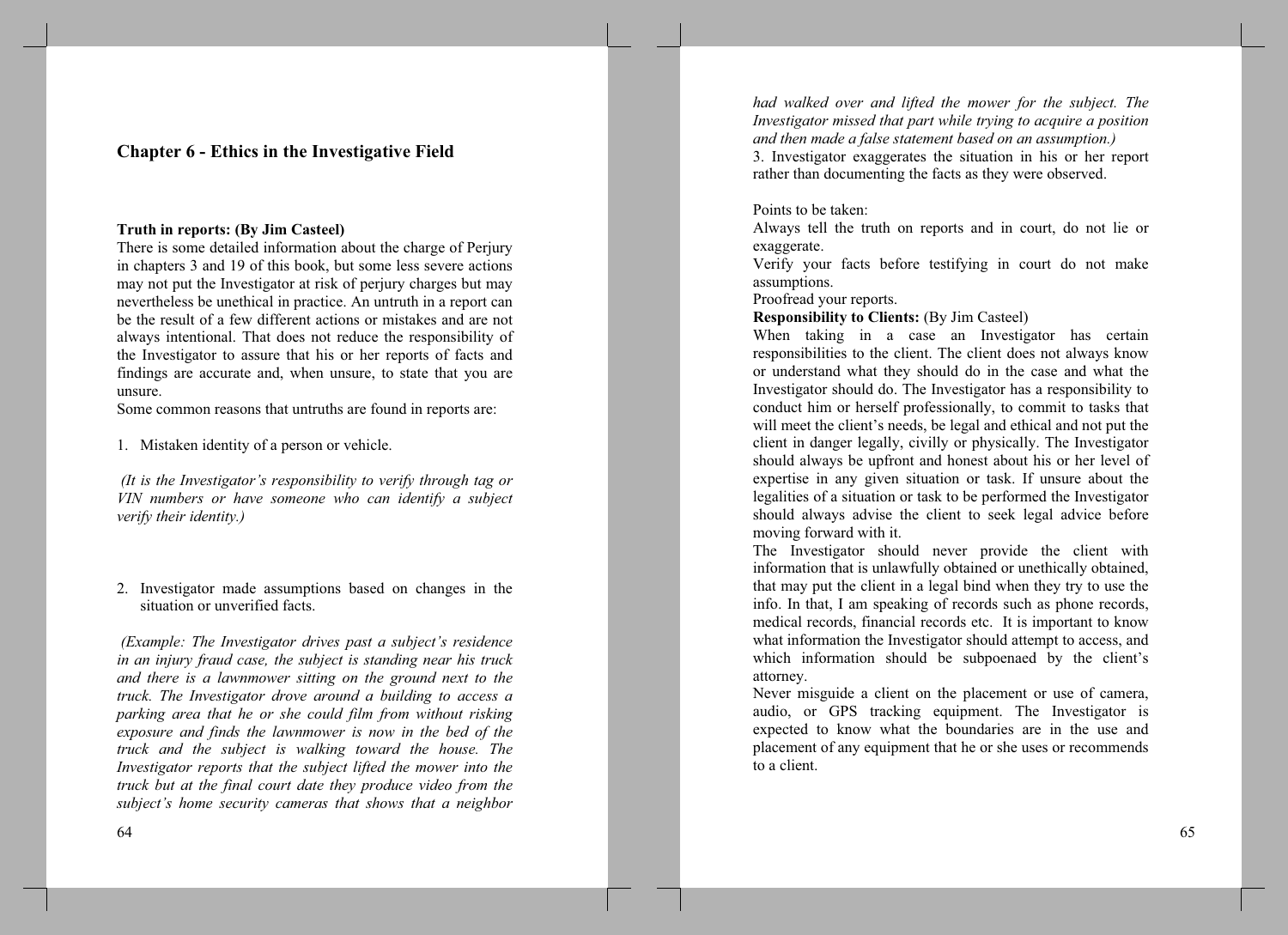## Chapter 6 - Ethics in the Investigative Field

**Truth in reports: (By Jim Casteel)**
There is some detailed information about the charge of Perjury in chapters 3 and 19 of this book, but some less severe actions may not put the Investigator at risk of perjury charges but may nevertheless be unethical in practice. An untruth in a report can be the result of a few different actions or mistakes and are not always intentional. That does not reduce the responsibility of the Investigator to assure that his or her reports of facts and findings are accurate and, when unsure, to state that you are unsure.
Some common reasons that untruths are found in reports are:

1. Mistaken identity of a person or vehicle.

*(It is the Investigator's responsibility to verify through tag or VIN numbers or have someone who can identify a subject verify their identity.)*

2. Investigator made assumptions based on changes in the situation or unverified facts.

*(Example: The Investigator drives past a subject's residence in an injury fraud case, the subject is standing near his truck and there is a lawnmower sitting on the ground next to the truck. The Investigator drove around a building to access a parking area that he or she could film from without risking exposure and finds the lawnmower is now in the bed of the truck and the subject is walking toward the house. The Investigator reports that the subject lifted the mower into the truck but at the final court date they produce video from the subject's home security cameras that shows that a neighbor had walked over and lifted the mower for the subject. The Investigator missed that part while trying to acquire a position and then made a false statement based on an assumption.)*

3. Investigator exaggerates the situation in his or her report rather than documenting the facts as they were observed.

Points to be taken:
Always tell the truth on reports and in court, do not lie or exaggerate.
Verify your facts before testifying in court do not make assumptions.
Proofread your reports.

**Responsibility to Clients:** (By Jim Casteel)
When taking in a case an Investigator has certain responsibilities to the client. The client does not always know or understand what they should do in the case and what the Investigator should do. The Investigator has a responsibility to conduct him or herself professionally, to commit to tasks that will meet the client's needs, be legal and ethical and not put the client in danger legally, civilly or physically. The Investigator should always be upfront and honest about his or her level of expertise in any given situation or task. If unsure about the legalities of a situation or task to be performed the Investigator should always advise the client to seek legal advice before moving forward with it.
The Investigator should never provide the client with information that is unlawfully obtained or unethically obtained, that may put the client in a legal bind when they try to use the info. In that, I am speaking of records such as phone records, medical records, financial records etc. It is important to know what information the Investigator should attempt to access, and which information should be subpoenaed by the client's attorney.
Never misguide a client on the placement or use of camera, audio, or GPS tracking equipment. The Investigator is expected to know what the boundaries are in the use and placement of any equipment that he or she uses or recommends to a client.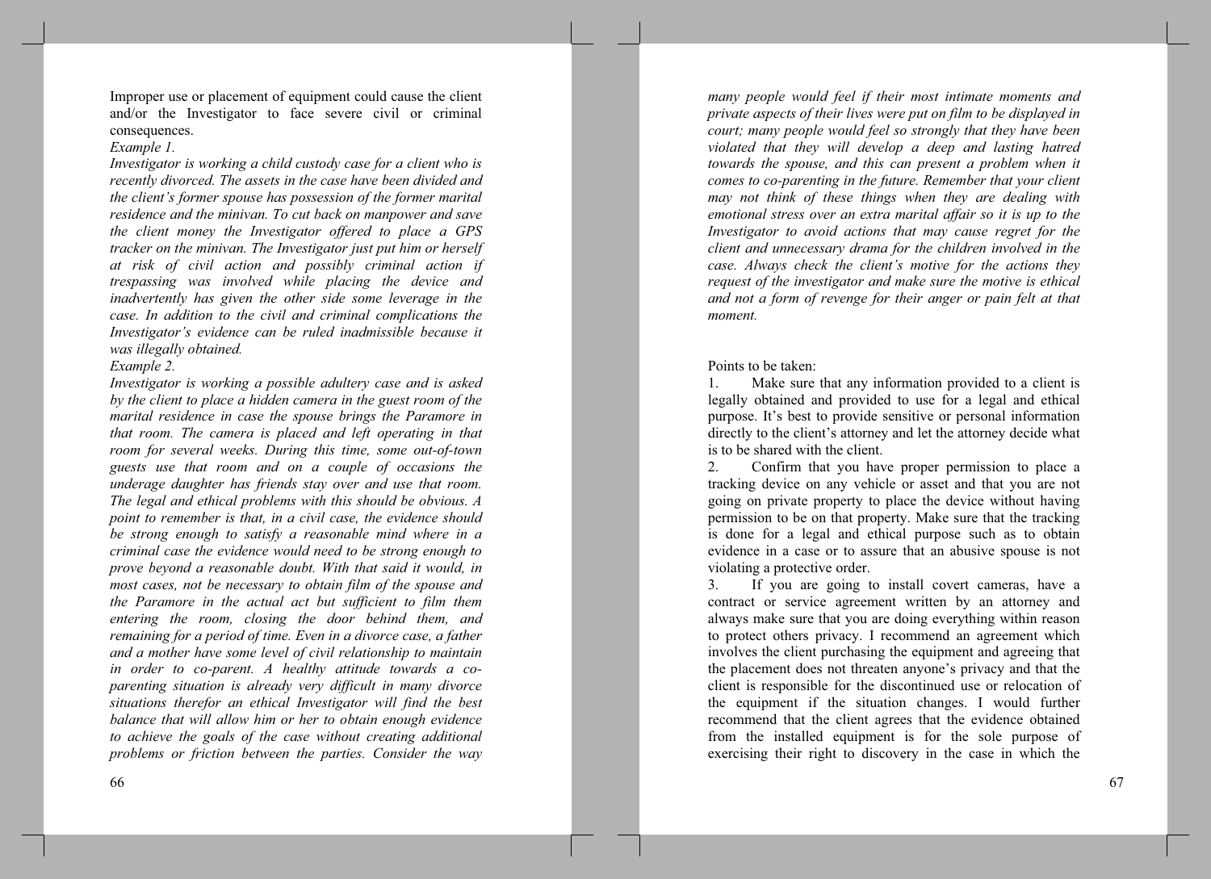Improper use or placement of equipment could cause the client and/or the Investigator to face severe civil or criminal consequences.

*Example 1.*

*Investigator is working a child custody case for a client who is recently divorced. The assets in the case have been divided and the client's former spouse has possession of the former marital residence and the minivan. To cut back on manpower and save the client money the Investigator offered to place a GPS tracker on the minivan. The Investigator just put him or herself at risk of civil action and possibly criminal action if trespassing was involved while placing the device and inadvertently has given the other side some leverage in the case. In addition to the civil and criminal complications the Investigator's evidence can be ruled inadmissible because it was illegally obtained.*

*Example 2.*

*Investigator is working a possible adultery case and is asked by the client to place a hidden camera in the guest room of the marital residence in case the spouse brings the Paramore in that room. The camera is placed and left operating in that room for several weeks. During this time, some out-of-town guests use that room and on a couple of occasions the underage daughter has friends stay over and use that room. The legal and ethical problems with this should be obvious. A point to remember is that, in a civil case, the evidence should be strong enough to satisfy a reasonable mind where in a criminal case the evidence would need to be strong enough to prove beyond a reasonable doubt. With that said it would, in most cases, not be necessary to obtain film of the spouse and the Paramore in the actual act but sufficient to film them entering the room, closing the door behind them, and remaining for a period of time. Even in a divorce case, a father and a mother have some level of civil relationship to maintain in order to co-parent. A healthy attitude towards a co-parenting situation is already very difficult in many divorce situations therefor an ethical Investigator will find the best balance that will allow him or her to obtain enough evidence to achieve the goals of the case without creating additional problems or friction between the parties. Consider the way many people would feel if their most intimate moments and private aspects of their lives were put on film to be displayed in court; many people would feel so strongly that they have been violated that they will develop a deep and lasting hatred towards the spouse, and this can present a problem when it comes to co-parenting in the future. Remember that your client may not think of these things when they are dealing with emotional stress over an extra marital affair so it is up to the Investigator to avoid actions that may cause regret for the client and unnecessary drama for the children involved in the case. Always check the client's motive for the actions they request of the investigator and make sure the motive is ethical and not a form of revenge for their anger or pain felt at that moment.*

Points to be taken:

1. Make sure that any information provided to a client is legally obtained and provided to use for a legal and ethical purpose. It's best to provide sensitive or personal information directly to the client's attorney and let the attorney decide what is to be shared with the client.
2. Confirm that you have proper permission to place a tracking device on any vehicle or asset and that you are not going on private property to place the device without having permission to be on that property. Make sure that the tracking is done for a legal and ethical purpose such as to obtain evidence in a case or to assure that an abusive spouse is not violating a protective order.
3. If you are going to install covert cameras, have a contract or service agreement written by an attorney and always make sure that you are doing everything within reason to protect others privacy. I recommend an agreement which involves the client purchasing the equipment and agreeing that the placement does not threaten anyone's privacy and that the client is responsible for the discontinued use or relocation of the equipment if the situation changes. I would further recommend that the client agrees that the evidence obtained from the installed equipment is for the sole purpose of exercising their right to discovery in the case in which the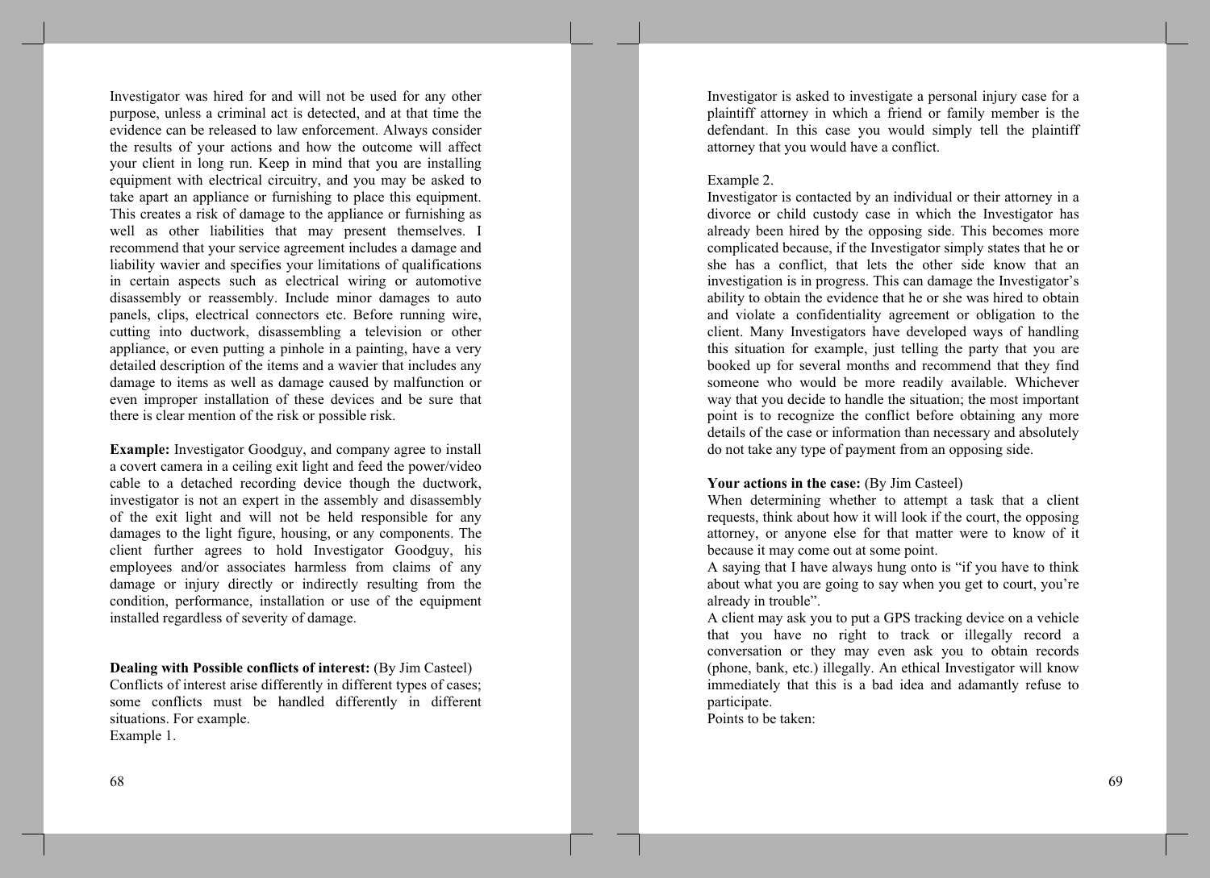Investigator was hired for and will not be used for any other purpose, unless a criminal act is detected, and at that time the evidence can be released to law enforcement. Always consider the results of your actions and how the outcome will affect your client in long run. Keep in mind that you are installing equipment with electrical circuitry, and you may be asked to take apart an appliance or furnishing to place this equipment. This creates a risk of damage to the appliance or furnishing as well as other liabilities that may present themselves. I recommend that your service agreement includes a damage and liability wavier and specifies your limitations of qualifications in certain aspects such as electrical wiring or automotive disassembly or reassembly. Include minor damages to auto panels, clips, electrical connectors etc. Before running wire, cutting into ductwork, disassembling a television or other appliance, or even putting a pinhole in a painting, have a very detailed description of the items and a wavier that includes any damage to items as well as damage caused by malfunction or even improper installation of these devices and be sure that there is clear mention of the risk or possible risk.

**Example:** Investigator Goodguy, and company agree to install a covert camera in a ceiling exit light and feed the power/video cable to a detached recording device though the ductwork, investigator is not an expert in the assembly and disassembly of the exit light and will not be held responsible for any damages to the light figure, housing, or any components. The client further agrees to hold Investigator Goodguy, his employees and/or associates harmless from claims of any damage or injury directly or indirectly resulting from the condition, performance, installation or use of the equipment installed regardless of severity of damage.

**Dealing with Possible conflicts of interest:** (By Jim Casteel)
Conflicts of interest arise differently in different types of cases; some conflicts must be handled differently in different situations. For example.
Example 1.
Investigator is asked to investigate a personal injury case for a plaintiff attorney in which a friend or family member is the defendant. In this case you would simply tell the plaintiff attorney that you would have a conflict.

Example 2.
Investigator is contacted by an individual or their attorney in a divorce or child custody case in which the Investigator has already been hired by the opposing side. This becomes more complicated because, if the Investigator simply states that he or she has a conflict, that lets the other side know that an investigation is in progress. This can damage the Investigator's ability to obtain the evidence that he or she was hired to obtain and violate a confidentiality agreement or obligation to the client. Many Investigators have developed ways of handling this situation for example, just telling the party that you are booked up for several months and recommend that they find someone who would be more readily available. Whichever way that you decide to handle the situation; the most important point is to recognize the conflict before obtaining any more details of the case or information than necessary and absolutely do not take any type of payment from an opposing side.

**Your actions in the case:** (By Jim Casteel)
When determining whether to attempt a task that a client requests, think about how it will look if the court, the opposing attorney, or anyone else for that matter were to know of it because it may come out at some point.
A saying that I have always hung onto is "if you have to think about what you are going to say when you get to court, you're already in trouble".
A client may ask you to put a GPS tracking device on a vehicle that you have no right to track or illegally record a conversation or they may even ask you to obtain records (phone, bank, etc.) illegally. An ethical Investigator will know immediately that this is a bad idea and adamantly refuse to participate.
Points to be taken: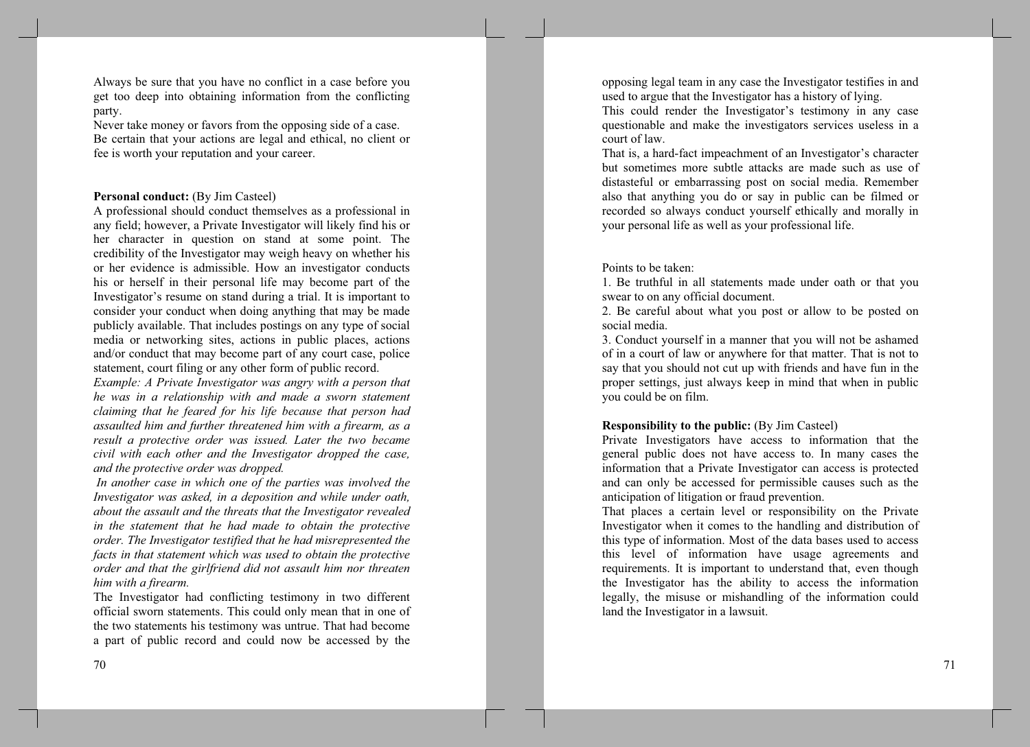Always be sure that you have no conflict in a case before you get too deep into obtaining information from the conflicting party.

Never take money or favors from the opposing side of a case.

Be certain that your actions are legal and ethical, no client or fee is worth your reputation and your career.

**Personal conduct:** (By Jim Casteel)

A professional should conduct themselves as a professional in any field; however, a Private Investigator will likely find his or her character in question on stand at some point. The credibility of the Investigator may weigh heavy on whether his or her evidence is admissible. How an investigator conducts his or herself in their personal life may become part of the Investigator's resume on stand during a trial. It is important to consider your conduct when doing anything that may be made publicly available. That includes postings on any type of social media or networking sites, actions in public places, actions and/or conduct that may become part of any court case, police statement, court filing or any other form of public record.

*Example: A Private Investigator was angry with a person that he was in a relationship with and made a sworn statement claiming that he feared for his life because that person had assaulted him and further threatened him with a firearm, as a result a protective order was issued. Later the two became civil with each other and the Investigator dropped the case, and the protective order was dropped.*

*In another case in which one of the parties was involved the Investigator was asked, in a deposition and while under oath, about the assault and the threats that the Investigator revealed in the statement that he had made to obtain the protective order. The Investigator testified that he had misrepresented the facts in that statement which was used to obtain the protective order and that the girlfriend did not assault him nor threaten him with a firearm.*

The Investigator had conflicting testimony in two different official sworn statements. This could only mean that in one of the two statements his testimony was untrue. That had become a part of public record and could now be accessed by the opposing legal team in any case the Investigator testifies in and used to argue that the Investigator has a history of lying.

This could render the Investigator's testimony in any case questionable and make the investigators services useless in a court of law.

That is, a hard-fact impeachment of an Investigator's character but sometimes more subtle attacks are made such as use of distasteful or embarrassing post on social media. Remember also that anything you do or say in public can be filmed or recorded so always conduct yourself ethically and morally in your personal life as well as your professional life.

Points to be taken:

1. Be truthful in all statements made under oath or that you swear to on any official document.
2. Be careful about what you post or allow to be posted on social media.
3. Conduct yourself in a manner that you will not be ashamed of in a court of law or anywhere for that matter. That is not to say that you should not cut up with friends and have fun in the proper settings, just always keep in mind that when in public you could be on film.

**Responsibility to the public:** (By Jim Casteel)

Private Investigators have access to information that the general public does not have access to. In many cases the information that a Private Investigator can access is protected and can only be accessed for permissible causes such as the anticipation of litigation or fraud prevention.

That places a certain level or responsibility on the Private Investigator when it comes to the handling and distribution of this type of information. Most of the data bases used to access this level of information have usage agreements and requirements. It is important to understand that, even though the Investigator has the ability to access the information legally, the misuse or mishandling of the information could land the Investigator in a lawsuit.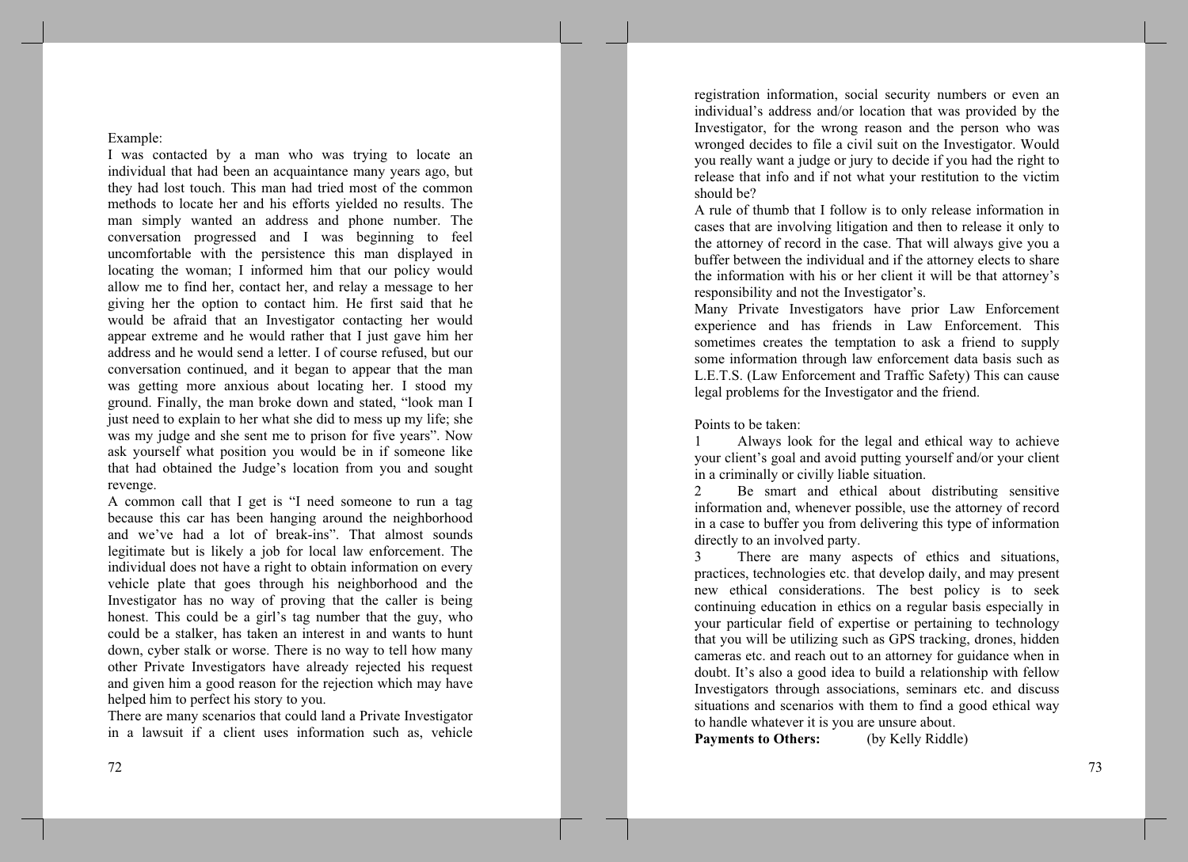Example:
I was contacted by a man who was trying to locate an individual that had been an acquaintance many years ago, but they had lost touch. This man had tried most of the common methods to locate her and his efforts yielded no results. The man simply wanted an address and phone number. The conversation progressed and I was beginning to feel uncomfortable with the persistence this man displayed in locating the woman; I informed him that our policy would allow me to find her, contact her, and relay a message to her giving her the option to contact him. He first said that he would be afraid that an Investigator contacting her would appear extreme and he would rather that I just gave him her address and he would send a letter. I of course refused, but our conversation continued, and it began to appear that the man was getting more anxious about locating her. I stood my ground. Finally, the man broke down and stated, "look man I just need to explain to her what she did to mess up my life; she was my judge and she sent me to prison for five years". Now ask yourself what position you would be in if someone like that had obtained the Judge's location from you and sought revenge.

A common call that I get is "I need someone to run a tag because this car has been hanging around the neighborhood and we've had a lot of break-ins". That almost sounds legitimate but is likely a job for local law enforcement. The individual does not have a right to obtain information on every vehicle plate that goes through his neighborhood and the Investigator has no way of proving that the caller is being honest. This could be a girl's tag number that the guy, who could be a stalker, has taken an interest in and wants to hunt down, cyber stalk or worse. There is no way to tell how many other Private Investigators have already rejected his request and given him a good reason for the rejection which may have helped him to perfect his story to you.

There are many scenarios that could land a Private Investigator in a lawsuit if a client uses information such as, vehicle registration information, social security numbers or even an individual's address and/or location that was provided by the Investigator, for the wrong reason and the person who was wronged decides to file a civil suit on the Investigator. Would you really want a judge or jury to decide if you had the right to release that info and if not what your restitution to the victim should be?

A rule of thumb that I follow is to only release information in cases that are involving litigation and then to release it only to the attorney of record in the case. That will always give you a buffer between the individual and if the attorney elects to share the information with his or her client it will be that attorney's responsibility and not the Investigator's.

Many Private Investigators have prior Law Enforcement experience and has friends in Law Enforcement. This sometimes creates the temptation to ask a friend to supply some information through law enforcement data basis such as L.E.T.S. (Law Enforcement and Traffic Safety) This can cause legal problems for the Investigator and the friend.

Points to be taken:

1. Always look for the legal and ethical way to achieve your client's goal and avoid putting yourself and/or your client in a criminally or civilly liable situation.
2. Be smart and ethical about distributing sensitive information and, whenever possible, use the attorney of record in a case to buffer you from delivering this type of information directly to an involved party.
3. There are many aspects of ethics and situations, practices, technologies etc. that develop daily, and may present new ethical considerations. The best policy is to seek continuing education in ethics on a regular basis especially in your particular field of expertise or pertaining to technology that you will be utilizing such as GPS tracking, drones, hidden cameras etc. and reach out to an attorney for guidance when in doubt. It's also a good idea to build a relationship with fellow Investigators through associations, seminars etc. and discuss situations and scenarios with them to find a good ethical way to handle whatever it is you are unsure about.

**Payments to Others:** (by Kelly Riddle)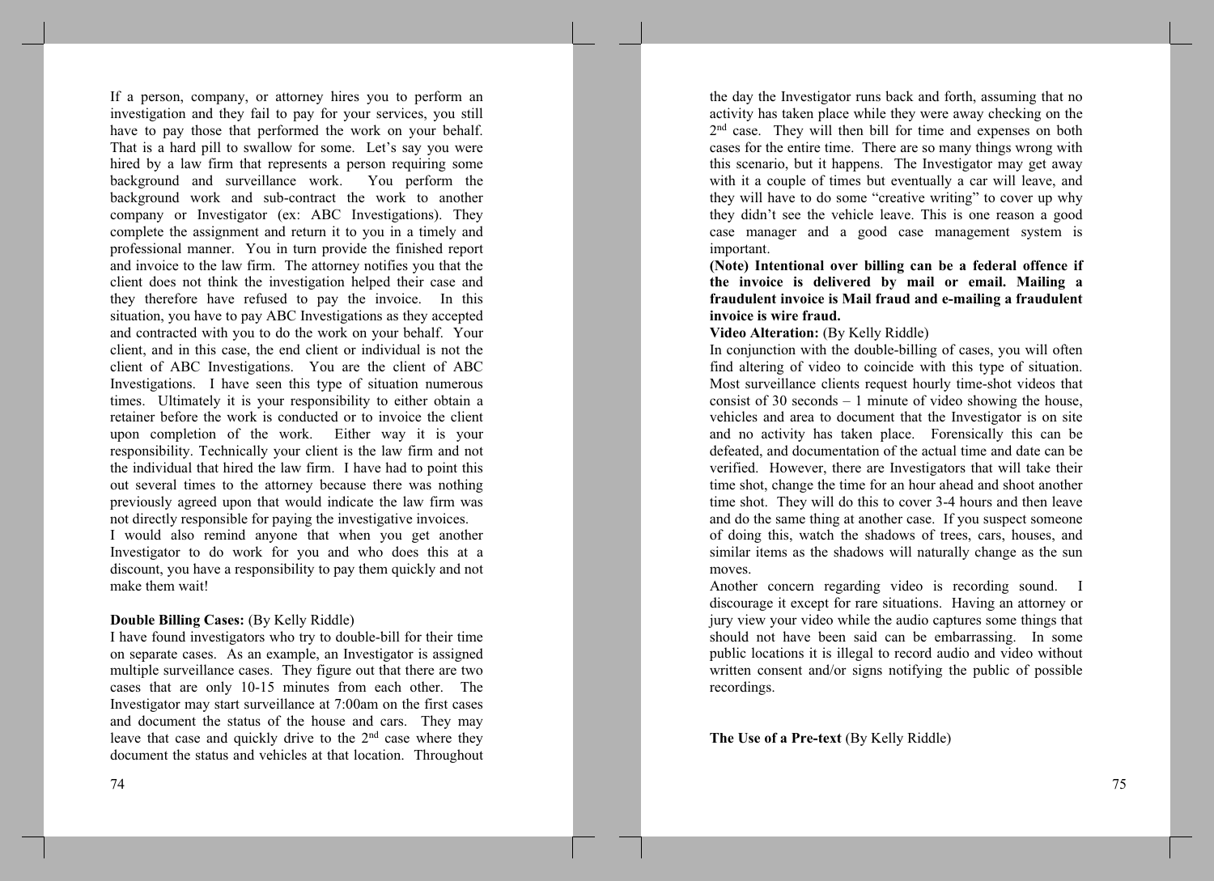If a person, company, or attorney hires you to perform an investigation and they fail to pay for your services, you still have to pay those that performed the work on your behalf. That is a hard pill to swallow for some. Let's say you were hired by a law firm that represents a person requiring some background and surveillance work. You perform the background work and sub-contract the work to another company or Investigator (ex: ABC Investigations). They complete the assignment and return it to you in a timely and professional manner. You in turn provide the finished report and invoice to the law firm. The attorney notifies you that the client does not think the investigation helped their case and they therefore have refused to pay the invoice. In this situation, you have to pay ABC Investigations as they accepted and contracted with you to do the work on your behalf. Your client, and in this case, the end client or individual is not the client of ABC Investigations. You are the client of ABC Investigations. I have seen this type of situation numerous times. Ultimately it is your responsibility to either obtain a retainer before the work is conducted or to invoice the client upon completion of the work. Either way it is your responsibility. Technically your client is the law firm and not the individual that hired the law firm. I have had to point this out several times to the attorney because there was nothing previously agreed upon that would indicate the law firm was not directly responsible for paying the investigative invoices.
I would also remind anyone that when you get another Investigator to do work for you and who does this at a discount, you have a responsibility to pay them quickly and not make them wait!

**Double Billing Cases:** (By Kelly Riddle)
I have found investigators who try to double-bill for their time on separate cases. As an example, an Investigator is assigned multiple surveillance cases. They figure out that there are two cases that are only 10-15 minutes from each other. The Investigator may start surveillance at 7:00am on the first cases and document the status of the house and cars. They may leave that case and quickly drive to the 2nd case where they document the status and vehicles at that location. Throughout the day the Investigator runs back and forth, assuming that no activity has taken place while they were away checking on the 2nd case. They will then bill for time and expenses on both cases for the entire time. There are so many things wrong with this scenario, but it happens. The Investigator may get away with it a couple of times but eventually a car will leave, and they will have to do some "creative writing" to cover up why they didn't see the vehicle leave. This is one reason a good case manager and a good case management system is important.
**(Note) Intentional over billing can be a federal offence if the invoice is delivered by mail or email. Mailing a fraudulent invoice is Mail fraud and e-mailing a fraudulent invoice is wire fraud.**

**Video Alteration:** (By Kelly Riddle)
In conjunction with the double-billing of cases, you will often find altering of video to coincide with this type of situation. Most surveillance clients request hourly time-shot videos that consist of 30 seconds – 1 minute of video showing the house, vehicles and area to document that the Investigator is on site and no activity has taken place. Forensically this can be defeated, and documentation of the actual time and date can be verified. However, there are Investigators that will take their time shot, change the time for an hour ahead and shoot another time shot. They will do this to cover 3-4 hours and then leave and do the same thing at another case. If you suspect someone of doing this, watch the shadows of trees, cars, houses, and similar items as the shadows will naturally change as the sun moves.
Another concern regarding video is recording sound. I discourage it except for rare situations. Having an attorney or jury view your video while the audio captures some things that should not have been said can be embarrassing. In some public locations it is illegal to record audio and video without written consent and/or signs notifying the public of possible recordings.

**The Use of a Pre-text** (By Kelly Riddle)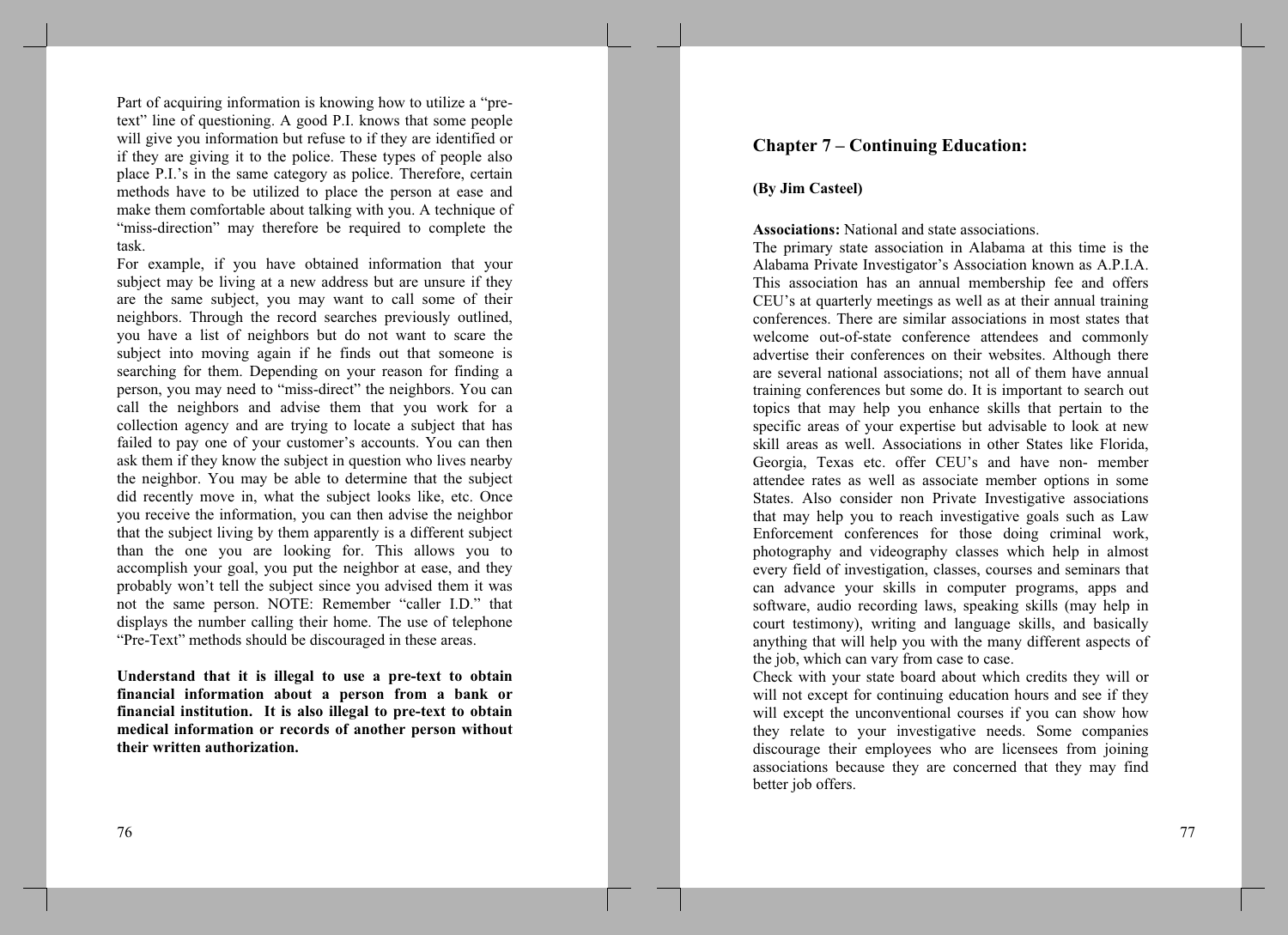Part of acquiring information is knowing how to utilize a "pre-text" line of questioning. A good P.I. knows that some people will give you information but refuse to if they are identified or if they are giving it to the police. These types of people also place P.I.'s in the same category as police. Therefore, certain methods have to be utilized to place the person at ease and make them comfortable about talking with you. A technique of "miss-direction" may therefore be required to complete the task.

For example, if you have obtained information that your subject may be living at a new address but are unsure if they are the same subject, you may want to call some of their neighbors. Through the record searches previously outlined, you have a list of neighbors but do not want to scare the subject into moving again if he finds out that someone is searching for them. Depending on your reason for finding a person, you may need to "miss-direct" the neighbors. You can call the neighbors and advise them that you work for a collection agency and are trying to locate a subject that has failed to pay one of your customer's accounts. You can then ask them if they know the subject in question who lives nearby the neighbor. You may be able to determine that the subject did recently move in, what the subject looks like, etc. Once you receive the information, you can then advise the neighbor that the subject living by them apparently is a different subject than the one you are looking for. This allows you to accomplish your goal, you put the neighbor at ease, and they probably won't tell the subject since you advised them it was not the same person. NOTE: Remember "caller I.D." that displays the number calling their home. The use of telephone "Pre-Text" methods should be discouraged in these areas.

**Understand that it is illegal to use a pre-text to obtain financial information about a person from a bank or financial institution. It is also illegal to pre-text to obtain medical information or records of another person without their written authorization.**

## Chapter 7 – Continuing Education:

**(By Jim Casteel)**

**Associations:** National and state associations.

The primary state association in Alabama at this time is the Alabama Private Investigator's Association known as A.P.I.A. This association has an annual membership fee and offers CEU's at quarterly meetings as well as at their annual training conferences. There are similar associations in most states that welcome out-of-state conference attendees and commonly advertise their conferences on their websites. Although there are several national associations; not all of them have annual training conferences but some do. It is important to search out topics that may help you enhance skills that pertain to the specific areas of your expertise but advisable to look at new skill areas as well. Associations in other States like Florida, Georgia, Texas etc. offer CEU's and have non- member attendee rates as well as associate member options in some States. Also consider non Private Investigative associations that may help you to reach investigative goals such as Law Enforcement conferences for those doing criminal work, photography and videography classes which help in almost every field of investigation, classes, courses and seminars that can advance your skills in computer programs, apps and software, audio recording laws, speaking skills (may help in court testimony), writing and language skills, and basically anything that will help you with the many different aspects of the job, which can vary from case to case.

Check with your state board about which credits they will or will not except for continuing education hours and see if they will except the unconventional courses if you can show how they relate to your investigative needs. Some companies discourage their employees who are licensees from joining associations because they are concerned that they may find better job offers.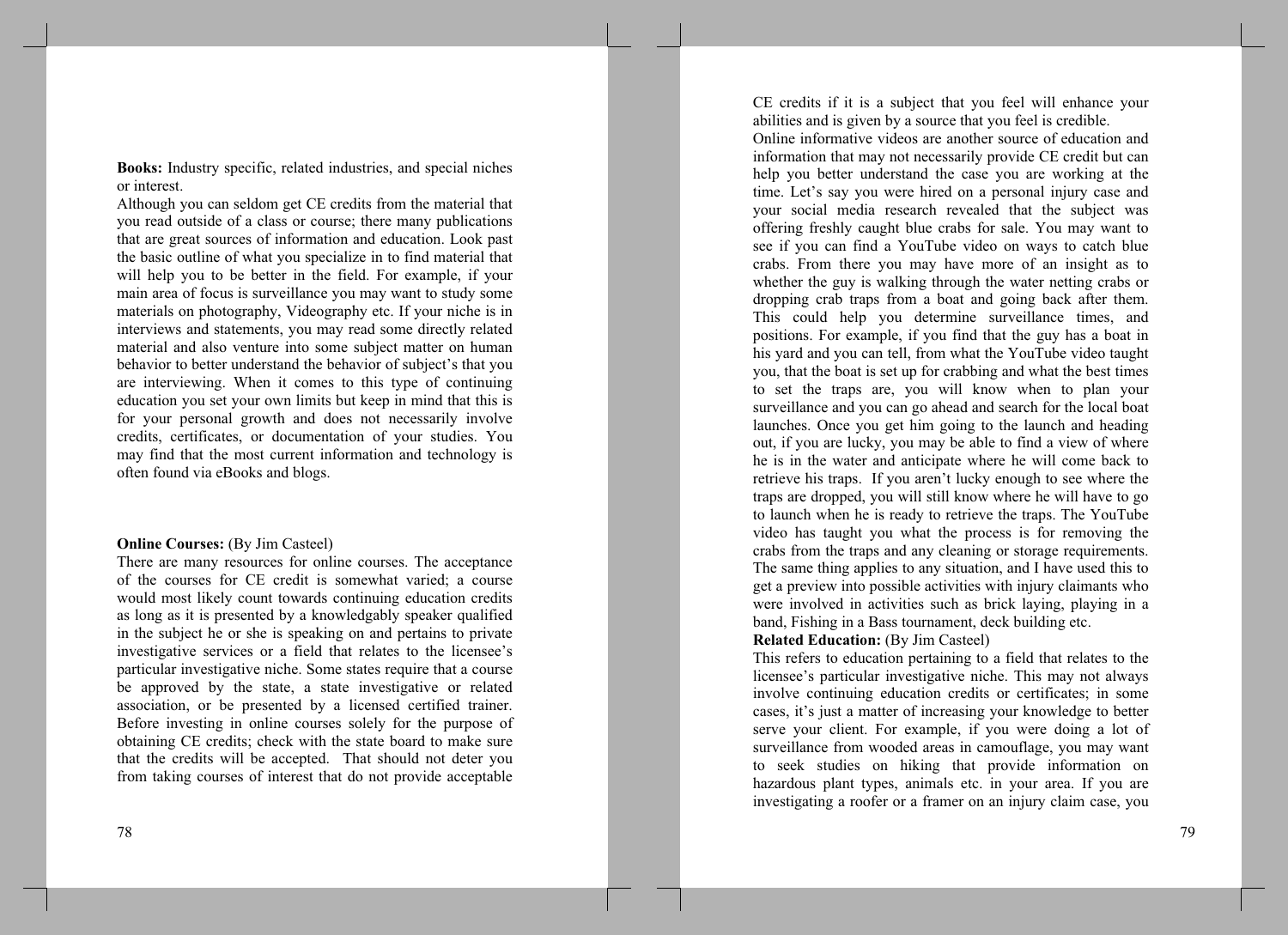**Books:** Industry specific, related industries, and special niches or interest.

Although you can seldom get CE credits from the material that you read outside of a class or course; there many publications that are great sources of information and education. Look past the basic outline of what you specialize in to find material that will help you to be better in the field. For example, if your main area of focus is surveillance you may want to study some materials on photography, Videography etc. If your niche is in interviews and statements, you may read some directly related material and also venture into some subject matter on human behavior to better understand the behavior of subject's that you are interviewing. When it comes to this type of continuing education you set your own limits but keep in mind that this is for your personal growth and does not necessarily involve credits, certificates, or documentation of your studies. You may find that the most current information and technology is often found via eBooks and blogs.

**Online Courses:** (By Jim Casteel)

There are many resources for online courses. The acceptance of the courses for CE credit is somewhat varied; a course would most likely count towards continuing education credits as long as it is presented by a knowledgably speaker qualified in the subject he or she is speaking on and pertains to private investigative services or a field that relates to the licensee's particular investigative niche. Some states require that a course be approved by the state, a state investigative or related association, or be presented by a licensed certified trainer. Before investing in online courses solely for the purpose of obtaining CE credits; check with the state board to make sure that the credits will be accepted. That should not deter you from taking courses of interest that do not provide acceptable CE credits if it is a subject that you feel will enhance your abilities and is given by a source that you feel is credible.

Online informative videos are another source of education and information that may not necessarily provide CE credit but can help you better understand the case you are working at the time. Let's say you were hired on a personal injury case and your social media research revealed that the subject was offering freshly caught blue crabs for sale. You may want to see if you can find a YouTube video on ways to catch blue crabs. From there you may have more of an insight as to whether the guy is walking through the water netting crabs or dropping crab traps from a boat and going back after them. This could help you determine surveillance times, and positions. For example, if you find that the guy has a boat in his yard and you can tell, from what the YouTube video taught you, that the boat is set up for crabbing and what the best times to set the traps are, you will know when to plan your surveillance and you can go ahead and search for the local boat launches. Once you get him going to the launch and heading out, if you are lucky, you may be able to find a view of where he is in the water and anticipate where he will come back to retrieve his traps. If you aren't lucky enough to see where the traps are dropped, you will still know where he will have to go to launch when he is ready to retrieve the traps. The YouTube video has taught you what the process is for removing the crabs from the traps and any cleaning or storage requirements. The same thing applies to any situation, and I have used this to get a preview into possible activities with injury claimants who were involved in activities such as brick laying, playing in a band, Fishing in a Bass tournament, deck building etc.

**Related Education:** (By Jim Casteel)

This refers to education pertaining to a field that relates to the licensee's particular investigative niche. This may not always involve continuing education credits or certificates; in some cases, it's just a matter of increasing your knowledge to better serve your client. For example, if you were doing a lot of surveillance from wooded areas in camouflage, you may want to seek studies on hiking that provide information on hazardous plant types, animals etc. in your area. If you are investigating a roofer or a framer on an injury claim case, you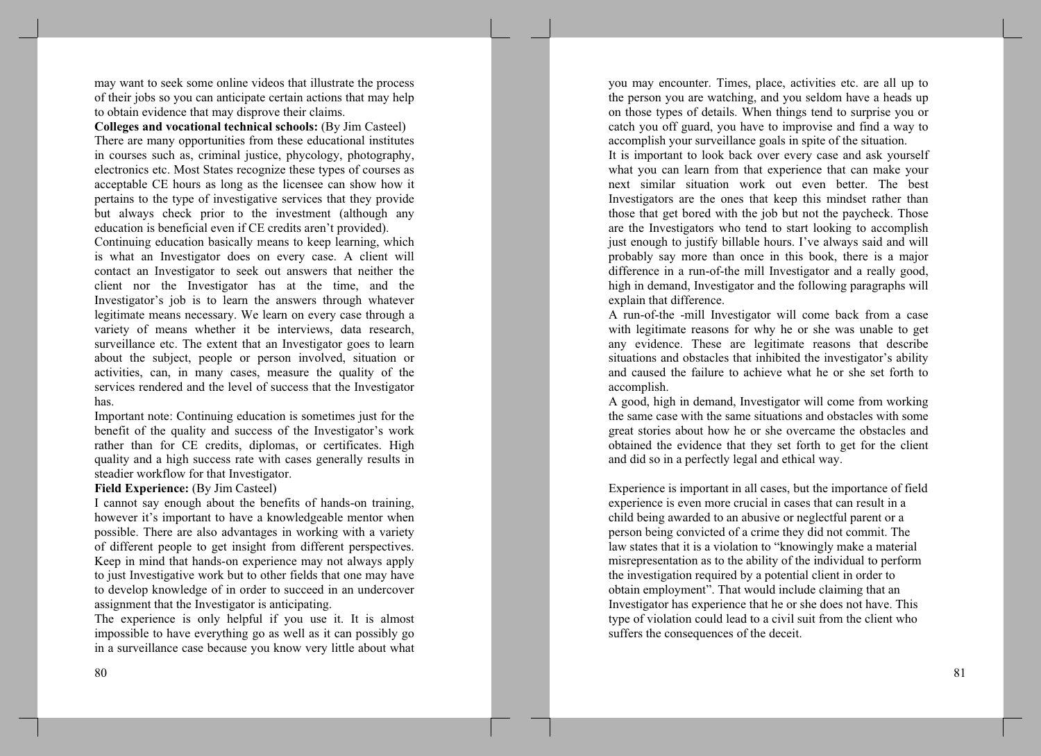may want to seek some online videos that illustrate the process of their jobs so you can anticipate certain actions that may help to obtain evidence that may disprove their claims.

**Colleges and vocational technical schools:** (By Jim Casteel)

There are many opportunities from these educational institutes in courses such as, criminal justice, phycology, photography, electronics etc. Most States recognize these types of courses as acceptable CE hours as long as the licensee can show how it pertains to the type of investigative services that they provide but always check prior to the investment (although any education is beneficial even if CE credits aren't provided).

Continuing education basically means to keep learning, which is what an Investigator does on every case. A client will contact an Investigator to seek out answers that neither the client nor the Investigator has at the time, and the Investigator's job is to learn the answers through whatever legitimate means necessary. We learn on every case through a variety of means whether it be interviews, data research, surveillance etc. The extent that an Investigator goes to learn about the subject, people or person involved, situation or activities, can, in many cases, measure the quality of the services rendered and the level of success that the Investigator has.

Important note: Continuing education is sometimes just for the benefit of the quality and success of the Investigator's work rather than for CE credits, diplomas, or certificates. High quality and a high success rate with cases generally results in steadier workflow for that Investigator.

**Field Experience:** (By Jim Casteel)

I cannot say enough about the benefits of hands-on training, however it's important to have a knowledgeable mentor when possible. There are also advantages in working with a variety of different people to get insight from different perspectives. Keep in mind that hands-on experience may not always apply to just Investigative work but to other fields that one may have to develop knowledge of in order to succeed in an undercover assignment that the Investigator is anticipating.

The experience is only helpful if you use it. It is almost impossible to have everything go as well as it can possibly go in a surveillance case because you know very little about what you may encounter. Times, place, activities etc. are all up to the person you are watching, and you seldom have a heads up on those types of details. When things tend to surprise you or catch you off guard, you have to improvise and find a way to accomplish your surveillance goals in spite of the situation.

It is important to look back over every case and ask yourself what you can learn from that experience that can make your next similar situation work out even better. The best Investigators are the ones that keep this mindset rather than those that get bored with the job but not the paycheck. Those are the Investigators who tend to start looking to accomplish just enough to justify billable hours. I've always said and will probably say more than once in this book, there is a major difference in a run-of-the mill Investigator and a really good, high in demand, Investigator and the following paragraphs will explain that difference.

A run-of-the -mill Investigator will come back from a case with legitimate reasons for why he or she was unable to get any evidence. These are legitimate reasons that describe situations and obstacles that inhibited the investigator's ability and caused the failure to achieve what he or she set forth to accomplish.

A good, high in demand, Investigator will come from working the same case with the same situations and obstacles with some great stories about how he or she overcame the obstacles and obtained the evidence that they set forth to get for the client and did so in a perfectly legal and ethical way.

Experience is important in all cases, but the importance of field experience is even more crucial in cases that can result in a child being awarded to an abusive or neglectful parent or a person being convicted of a crime they did not commit. The law states that it is a violation to "knowingly make a material misrepresentation as to the ability of the individual to perform the investigation required by a potential client in order to obtain employment". That would include claiming that an Investigator has experience that he or she does not have. This type of violation could lead to a civil suit from the client who suffers the consequences of the deceit.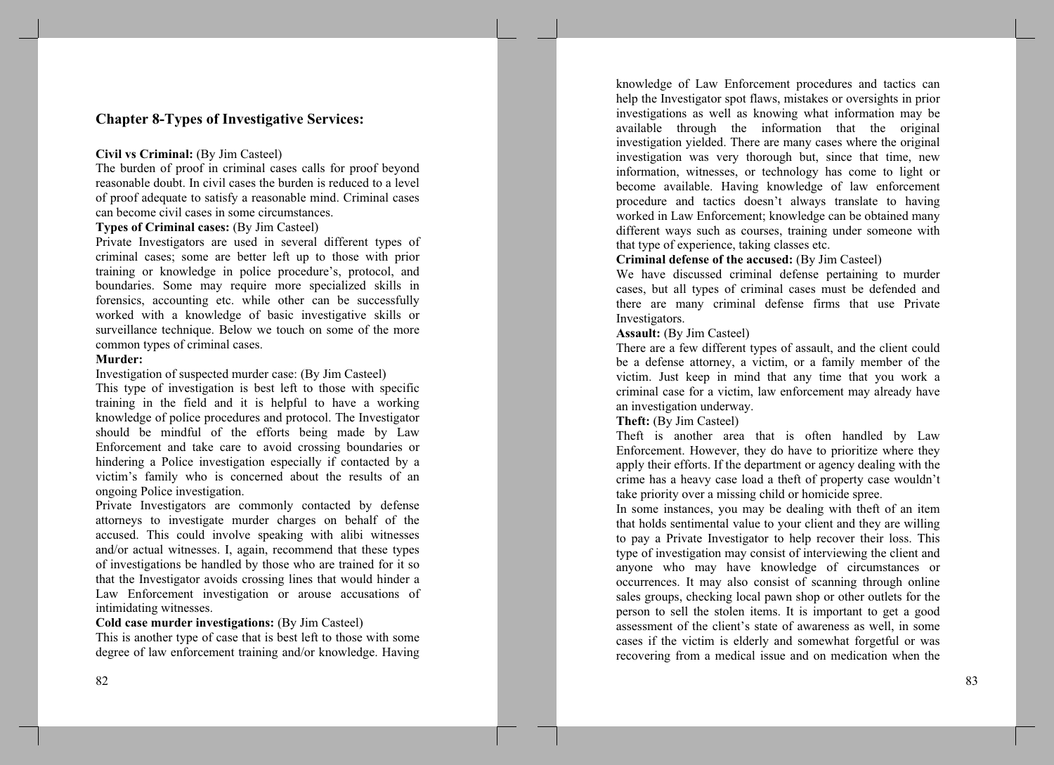## Chapter 8-Types of Investigative Services:

**Civil vs Criminal:** (By Jim Casteel)
The burden of proof in criminal cases calls for proof beyond reasonable doubt. In civil cases the burden is reduced to a level of proof adequate to satisfy a reasonable mind. Criminal cases can become civil cases in some circumstances.

**Types of Criminal cases:** (By Jim Casteel)
Private Investigators are used in several different types of criminal cases; some are better left up to those with prior training or knowledge in police procedure's, protocol, and boundaries. Some may require more specialized skills in forensics, accounting etc. while other can be successfully worked with a knowledge of basic investigative skills or surveillance technique. Below we touch on some of the more common types of criminal cases.

**Murder:**

Investigation of suspected murder case: (By Jim Casteel)
This type of investigation is best left to those with specific training in the field and it is helpful to have a working knowledge of police procedures and protocol. The Investigator should be mindful of the efforts being made by Law Enforcement and take care to avoid crossing boundaries or hindering a Police investigation especially if contacted by a victim's family who is concerned about the results of an ongoing Police investigation.

Private Investigators are commonly contacted by defense attorneys to investigate murder charges on behalf of the accused. This could involve speaking with alibi witnesses and/or actual witnesses. I, again, recommend that these types of investigations be handled by those who are trained for it so that the Investigator avoids crossing lines that would hinder a Law Enforcement investigation or arouse accusations of intimidating witnesses.

**Cold case murder investigations:** (By Jim Casteel)
This is another type of case that is best left to those with some degree of law enforcement training and/or knowledge. Having knowledge of Law Enforcement procedures and tactics can help the Investigator spot flaws, mistakes or oversights in prior investigations as well as knowing what information may be available through the information that the original investigation yielded. There are many cases where the original investigation was very thorough but, since that time, new information, witnesses, or technology has come to light or become available. Having knowledge of law enforcement procedure and tactics doesn't always translate to having worked in Law Enforcement; knowledge can be obtained many different ways such as courses, training under someone with that type of experience, taking classes etc.

**Criminal defense of the accused:** (By Jim Casteel)
We have discussed criminal defense pertaining to murder cases, but all types of criminal cases must be defended and there are many criminal defense firms that use Private Investigators.

**Assault:** (By Jim Casteel)
There are a few different types of assault, and the client could be a defense attorney, a victim, or a family member of the victim. Just keep in mind that any time that you work a criminal case for a victim, law enforcement may already have an investigation underway.

**Theft:** (By Jim Casteel)
Theft is another area that is often handled by Law Enforcement. However, they do have to prioritize where they apply their efforts. If the department or agency dealing with the crime has a heavy case load a theft of property case wouldn't take priority over a missing child or homicide spree.

In some instances, you may be dealing with theft of an item that holds sentimental value to your client and they are willing to pay a Private Investigator to help recover their loss. This type of investigation may consist of interviewing the client and anyone who may have knowledge of circumstances or occurrences. It may also consist of scanning through online sales groups, checking local pawn shop or other outlets for the person to sell the stolen items. It is important to get a good assessment of the client's state of awareness as well, in some cases if the victim is elderly and somewhat forgetful or was recovering from a medical issue and on medication when the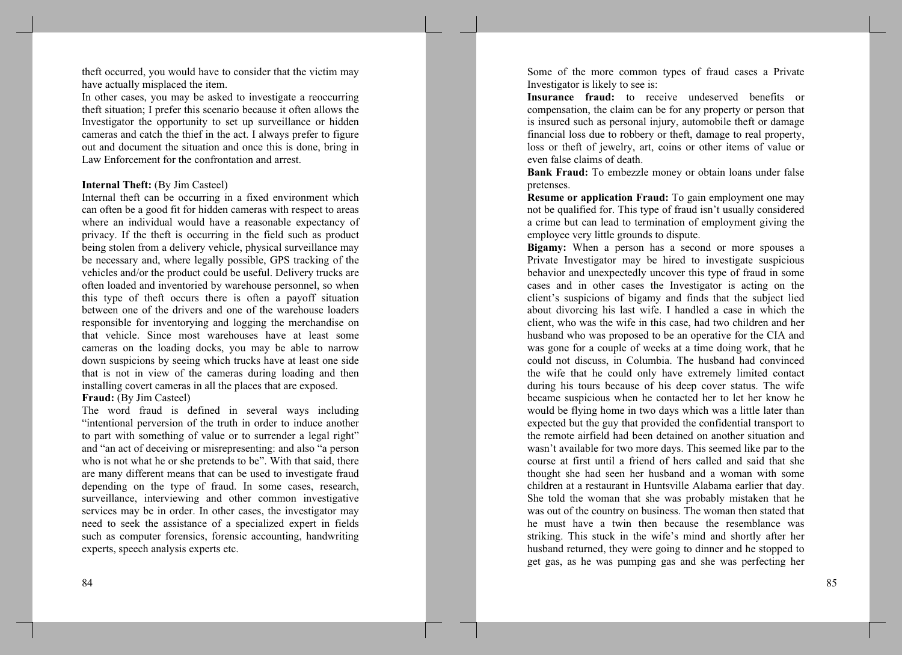theft occurred, you would have to consider that the victim may have actually misplaced the item.

In other cases, you may be asked to investigate a reoccurring theft situation; I prefer this scenario because it often allows the Investigator the opportunity to set up surveillance or hidden cameras and catch the thief in the act. I always prefer to figure out and document the situation and once this is done, bring in Law Enforcement for the confrontation and arrest.

**Internal Theft:** (By Jim Casteel)

Internal theft can be occurring in a fixed environment which can often be a good fit for hidden cameras with respect to areas where an individual would have a reasonable expectancy of privacy. If the theft is occurring in the field such as product being stolen from a delivery vehicle, physical surveillance may be necessary and, where legally possible, GPS tracking of the vehicles and/or the product could be useful. Delivery trucks are often loaded and inventoried by warehouse personnel, so when this type of theft occurs there is often a payoff situation between one of the drivers and one of the warehouse loaders responsible for inventorying and logging the merchandise on that vehicle. Since most warehouses have at least some cameras on the loading docks, you may be able to narrow down suspicions by seeing which trucks have at least one side that is not in view of the cameras during loading and then installing covert cameras in all the places that are exposed.

**Fraud:** (By Jim Casteel)

The word fraud is defined in several ways including "intentional perversion of the truth in order to induce another to part with something of value or to surrender a legal right" and "an act of deceiving or misrepresenting: and also "a person who is not what he or she pretends to be". With that said, there are many different means that can be used to investigate fraud depending on the type of fraud. In some cases, research, surveillance, interviewing and other common investigative services may be in order. In other cases, the investigator may need to seek the assistance of a specialized expert in fields such as computer forensics, forensic accounting, handwriting experts, speech analysis experts etc.

Some of the more common types of fraud cases a Private Investigator is likely to see is:

**Insurance fraud:** to receive undeserved benefits or compensation, the claim can be for any property or person that is insured such as personal injury, automobile theft or damage financial loss due to robbery or theft, damage to real property, loss or theft of jewelry, art, coins or other items of value or even false claims of death.

**Bank Fraud:** To embezzle money or obtain loans under false pretenses.

**Resume or application Fraud:** To gain employment one may not be qualified for. This type of fraud isn't usually considered a crime but can lead to termination of employment giving the employee very little grounds to dispute.

**Bigamy:** When a person has a second or more spouses a Private Investigator may be hired to investigate suspicious behavior and unexpectedly uncover this type of fraud in some cases and in other cases the Investigator is acting on the client's suspicions of bigamy and finds that the subject lied about divorcing his last wife. I handled a case in which the client, who was the wife in this case, had two children and her husband who was proposed to be an operative for the CIA and was gone for a couple of weeks at a time doing work, that he could not discuss, in Columbia. The husband had convinced the wife that he could only have extremely limited contact during his tours because of his deep cover status. The wife became suspicious when he contacted her to let her know he would be flying home in two days which was a little later than expected but the guy that provided the confidential transport to the remote airfield had been detained on another situation and wasn't available for two more days. This seemed like par to the course at first until a friend of hers called and said that she thought she had seen her husband and a woman with some children at a restaurant in Huntsville Alabama earlier that day. She told the woman that she was probably mistaken that he was out of the country on business. The woman then stated that he must have a twin then because the resemblance was striking. This stuck in the wife's mind and shortly after her husband returned, they were going to dinner and he stopped to get gas, as he was pumping gas and she was perfecting her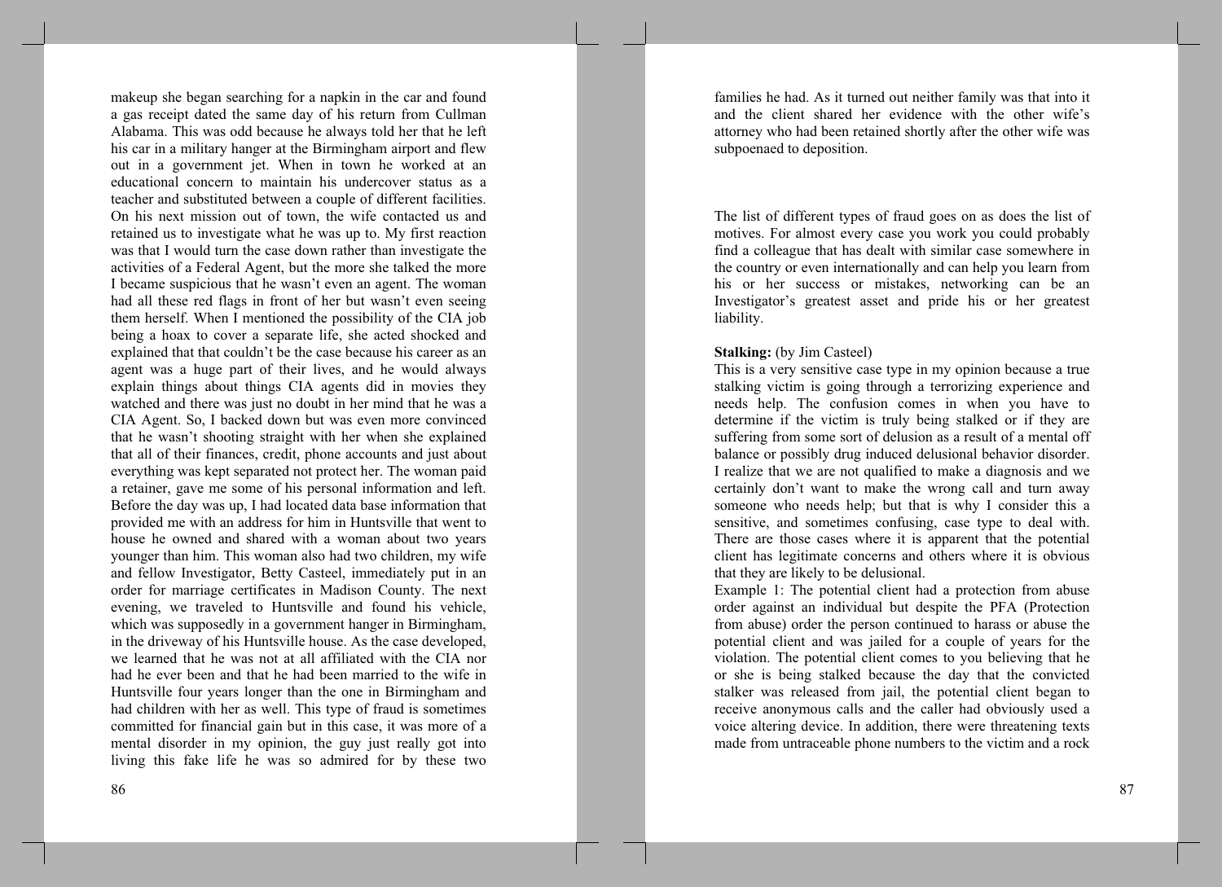makeup she began searching for a napkin in the car and found a gas receipt dated the same day of his return from Cullman Alabama. This was odd because he always told her that he left his car in a military hanger at the Birmingham airport and flew out in a government jet. When in town he worked at an educational concern to maintain his undercover status as a teacher and substituted between a couple of different facilities. On his next mission out of town, the wife contacted us and retained us to investigate what he was up to. My first reaction was that I would turn the case down rather than investigate the activities of a Federal Agent, but the more she talked the more I became suspicious that he wasn't even an agent. The woman had all these red flags in front of her but wasn't even seeing them herself. When I mentioned the possibility of the CIA job being a hoax to cover a separate life, she acted shocked and explained that that couldn't be the case because his career as an agent was a huge part of their lives, and he would always explain things about things CIA agents did in movies they watched and there was just no doubt in her mind that he was a CIA Agent. So, I backed down but was even more convinced that he wasn't shooting straight with her when she explained that all of their finances, credit, phone accounts and just about everything was kept separated not protect her. The woman paid a retainer, gave me some of his personal information and left. Before the day was up, I had located data base information that provided me with an address for him in Huntsville that went to house he owned and shared with a woman about two years younger than him. This woman also had two children, my wife and fellow Investigator, Betty Casteel, immediately put in an order for marriage certificates in Madison County. The next evening, we traveled to Huntsville and found his vehicle, which was supposedly in a government hanger in Birmingham, in the driveway of his Huntsville house. As the case developed, we learned that he was not at all affiliated with the CIA nor had he ever been and that he had been married to the wife in Huntsville four years longer than the one in Birmingham and had children with her as well. This type of fraud is sometimes committed for financial gain but in this case, it was more of a mental disorder in my opinion, the guy just really got into living this fake life he was so admired for by these two families he had. As it turned out neither family was that into it and the client shared her evidence with the other wife's attorney who had been retained shortly after the other wife was subpoenaed to deposition.

The list of different types of fraud goes on as does the list of motives. For almost every case you work you could probably find a colleague that has dealt with similar case somewhere in the country or even internationally and can help you learn from his or her success or mistakes, networking can be an Investigator's greatest asset and pride his or her greatest liability.

**Stalking:** (by Jim Casteel)

This is a very sensitive case type in my opinion because a true stalking victim is going through a terrorizing experience and needs help. The confusion comes in when you have to determine if the victim is truly being stalked or if they are suffering from some sort of delusion as a result of a mental off balance or possibly drug induced delusional behavior disorder. I realize that we are not qualified to make a diagnosis and we certainly don't want to make the wrong call and turn away someone who needs help; but that is why I consider this a sensitive, and sometimes confusing, case type to deal with. There are those cases where it is apparent that the potential client has legitimate concerns and others where it is obvious that they are likely to be delusional.

Example 1: The potential client had a protection from abuse order against an individual but despite the PFA (Protection from abuse) order the person continued to harass or abuse the potential client and was jailed for a couple of years for the violation. The potential client comes to you believing that he or she is being stalked because the day that the convicted stalker was released from jail, the potential client began to receive anonymous calls and the caller had obviously used a voice altering device. In addition, there were threatening texts made from untraceable phone numbers to the victim and a rock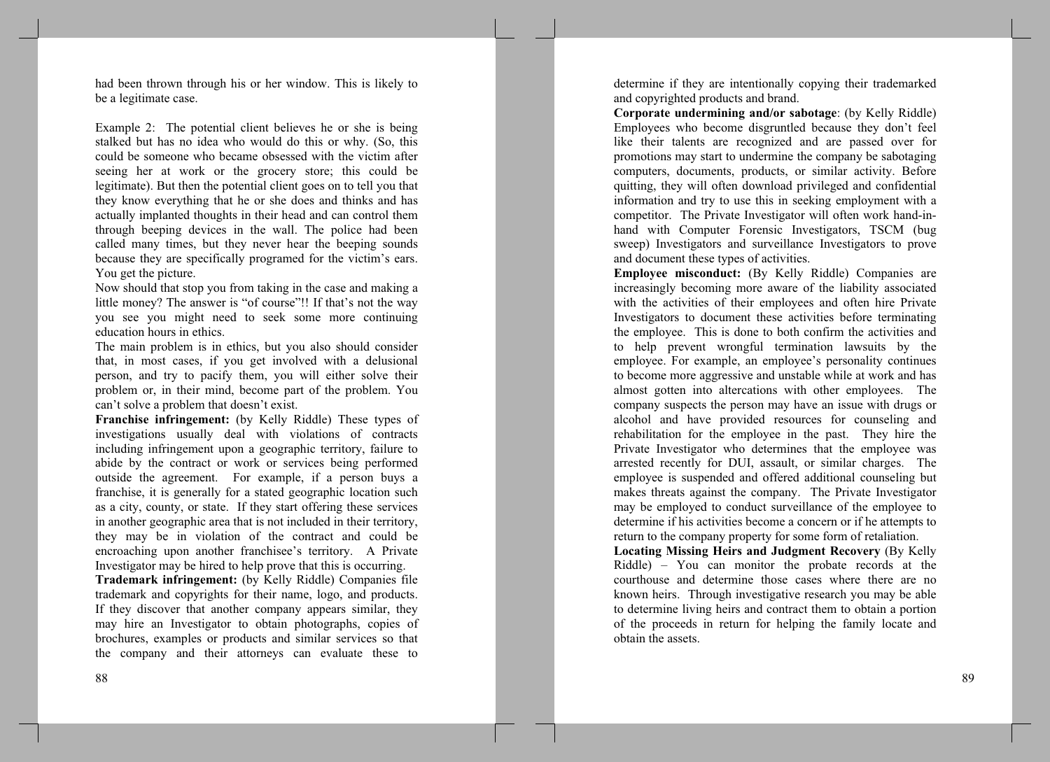had been thrown through his or her window. This is likely to be a legitimate case.

Example 2: The potential client believes he or she is being stalked but has no idea who would do this or why. (So, this could be someone who became obsessed with the victim after seeing her at work or the grocery store; this could be legitimate). But then the potential client goes on to tell you that they know everything that he or she does and thinks and has actually implanted thoughts in their head and can control them through beeping devices in the wall. The police had been called many times, but they never hear the beeping sounds because they are specifically programed for the victim's ears. You get the picture.

Now should that stop you from taking in the case and making a little money? The answer is "of course"!! If that's not the way you see you might need to seek some more continuing education hours in ethics.

The main problem is in ethics, but you also should consider that, in most cases, if you get involved with a delusional person, and try to pacify them, you will either solve their problem or, in their mind, become part of the problem. You can't solve a problem that doesn't exist.

**Franchise infringement:** (by Kelly Riddle) These types of investigations usually deal with violations of contracts including infringement upon a geographic territory, failure to abide by the contract or work or services being performed outside the agreement. For example, if a person buys a franchise, it is generally for a stated geographic location such as a city, county, or state. If they start offering these services in another geographic area that is not included in their territory, they may be in violation of the contract and could be encroaching upon another franchisee's territory. A Private Investigator may be hired to help prove that this is occurring.

**Trademark infringement:** (by Kelly Riddle) Companies file trademark and copyrights for their name, logo, and products. If they discover that another company appears similar, they may hire an Investigator to obtain photographs, copies of brochures, examples or products and similar services so that the company and their attorneys can evaluate these to determine if they are intentionally copying their trademarked and copyrighted products and brand.

**Corporate undermining and/or sabotage**: (by Kelly Riddle) Employees who become disgruntled because they don't feel like their talents are recognized and are passed over for promotions may start to undermine the company be sabotaging computers, documents, products, or similar activity. Before quitting, they will often download privileged and confidential information and try to use this in seeking employment with a competitor. The Private Investigator will often work hand-in-hand with Computer Forensic Investigators, TSCM (bug sweep) Investigators and surveillance Investigators to prove and document these types of activities.

**Employee misconduct:** (By Kelly Riddle) Companies are increasingly becoming more aware of the liability associated with the activities of their employees and often hire Private Investigators to document these activities before terminating the employee. This is done to both confirm the activities and to help prevent wrongful termination lawsuits by the employee. For example, an employee's personality continues to become more aggressive and unstable while at work and has almost gotten into altercations with other employees. The company suspects the person may have an issue with drugs or alcohol and have provided resources for counseling and rehabilitation for the employee in the past. They hire the Private Investigator who determines that the employee was arrested recently for DUI, assault, or similar charges. The employee is suspended and offered additional counseling but makes threats against the company. The Private Investigator may be employed to conduct surveillance of the employee to determine if his activities become a concern or if he attempts to return to the company property for some form of retaliation.

**Locating Missing Heirs and Judgment Recovery** (By Kelly Riddle) – You can monitor the probate records at the courthouse and determine those cases where there are no known heirs. Through investigative research you may be able to determine living heirs and contract them to obtain a portion of the proceeds in return for helping the family locate and obtain the assets.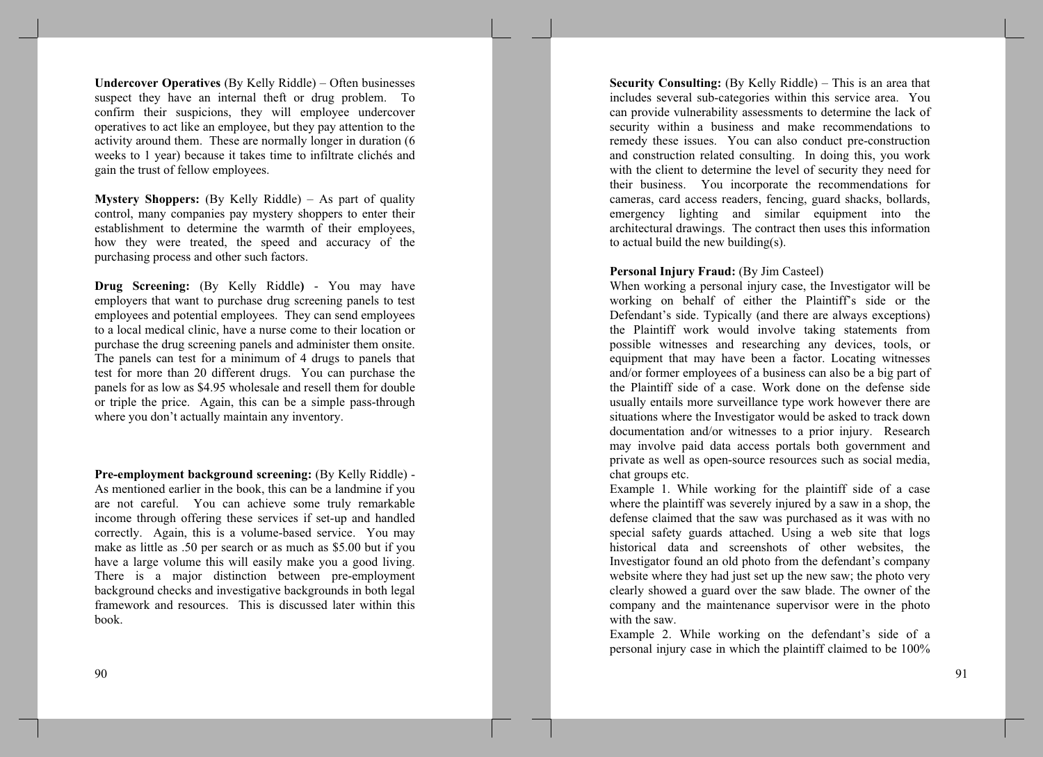**Undercover Operatives** (By Kelly Riddle) – Often businesses suspect they have an internal theft or drug problem. To confirm their suspicions, they will employee undercover operatives to act like an employee, but they pay attention to the activity around them. These are normally longer in duration (6 weeks to 1 year) because it takes time to infiltrate clichés and gain the trust of fellow employees.

**Mystery Shoppers:** (By Kelly Riddle) – As part of quality control, many companies pay mystery shoppers to enter their establishment to determine the warmth of their employees, how they were treated, the speed and accuracy of the purchasing process and other such factors.

**Drug Screening:** (By Kelly Riddle**)** - You may have employers that want to purchase drug screening panels to test employees and potential employees. They can send employees to a local medical clinic, have a nurse come to their location or purchase the drug screening panels and administer them onsite. The panels can test for a minimum of 4 drugs to panels that test for more than 20 different drugs. You can purchase the panels for as low as $4.95 wholesale and resell them for double or triple the price. Again, this can be a simple pass-through where you don't actually maintain any inventory.

**Pre-employment background screening:** (By Kelly Riddle) - As mentioned earlier in the book, this can be a landmine if you are not careful. You can achieve some truly remarkable income through offering these services if set-up and handled correctly. Again, this is a volume-based service. You may make as little as .50 per search or as much as $5.00 but if you have a large volume this will easily make you a good living. There is a major distinction between pre-employment background checks and investigative backgrounds in both legal framework and resources. This is discussed later within this book.

**Security Consulting:** (By Kelly Riddle) – This is an area that includes several sub-categories within this service area. You can provide vulnerability assessments to determine the lack of security within a business and make recommendations to remedy these issues. You can also conduct pre-construction and construction related consulting. In doing this, you work with the client to determine the level of security they need for their business. You incorporate the recommendations for cameras, card access readers, fencing, guard shacks, bollards, emergency lighting and similar equipment into the architectural drawings. The contract then uses this information to actual build the new building(s).

**Personal Injury Fraud:** (By Jim Casteel)
When working a personal injury case, the Investigator will be working on behalf of either the Plaintiff's side or the Defendant's side. Typically (and there are always exceptions) the Plaintiff work would involve taking statements from possible witnesses and researching any devices, tools, or equipment that may have been a factor. Locating witnesses and/or former employees of a business can also be a big part of the Plaintiff side of a case. Work done on the defense side usually entails more surveillance type work however there are situations where the Investigator would be asked to track down documentation and/or witnesses to a prior injury. Research may involve paid data access portals both government and private as well as open-source resources such as social media, chat groups etc.
Example 1. While working for the plaintiff side of a case where the plaintiff was severely injured by a saw in a shop, the defense claimed that the saw was purchased as it was with no special safety guards attached. Using a web site that logs historical data and screenshots of other websites, the Investigator found an old photo from the defendant's company website where they had just set up the new saw; the photo very clearly showed a guard over the saw blade. The owner of the company and the maintenance supervisor were in the photo with the saw.
Example 2. While working on the defendant's side of a personal injury case in which the plaintiff claimed to be 100%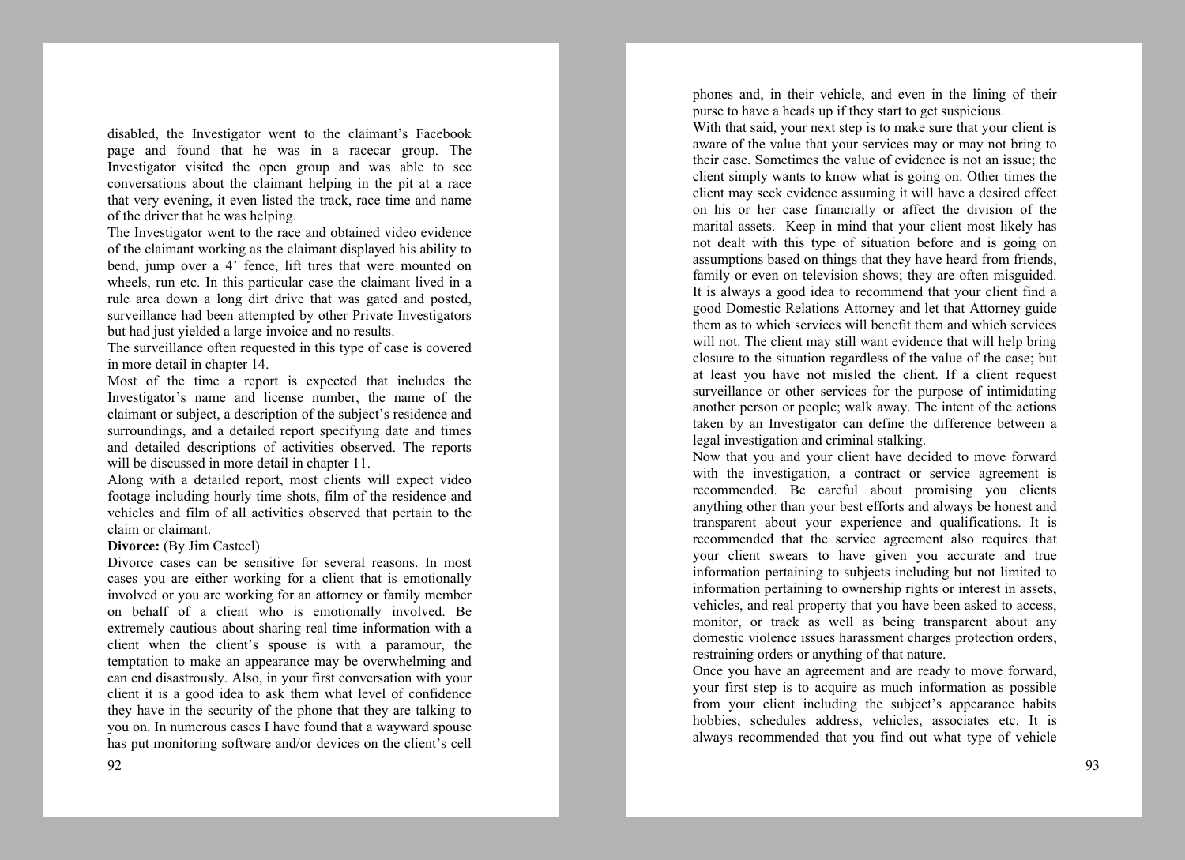disabled, the Investigator went to the claimant's Facebook page and found that he was in a racecar group. The Investigator visited the open group and was able to see conversations about the claimant helping in the pit at a race that very evening, it even listed the track, race time and name of the driver that he was helping.

The Investigator went to the race and obtained video evidence of the claimant working as the claimant displayed his ability to bend, jump over a 4' fence, lift tires that were mounted on wheels, run etc. In this particular case the claimant lived in a rule area down a long dirt drive that was gated and posted, surveillance had been attempted by other Private Investigators but had just yielded a large invoice and no results.

The surveillance often requested in this type of case is covered in more detail in chapter 14.

Most of the time a report is expected that includes the Investigator's name and license number, the name of the claimant or subject, a description of the subject's residence and surroundings, and a detailed report specifying date and times and detailed descriptions of activities observed. The reports will be discussed in more detail in chapter 11.

Along with a detailed report, most clients will expect video footage including hourly time shots, film of the residence and vehicles and film of all activities observed that pertain to the claim or claimant.

**Divorce:** (By Jim Casteel)

Divorce cases can be sensitive for several reasons. In most cases you are either working for a client that is emotionally involved or you are working for an attorney or family member on behalf of a client who is emotionally involved. Be extremely cautious about sharing real time information with a client when the client's spouse is with a paramour, the temptation to make an appearance may be overwhelming and can end disastrously. Also, in your first conversation with your client it is a good idea to ask them what level of confidence they have in the security of the phone that they are talking to you on. In numerous cases I have found that a wayward spouse has put monitoring software and/or devices on the client's cell phones and, in their vehicle, and even in the lining of their purse to have a heads up if they start to get suspicious.

With that said, your next step is to make sure that your client is aware of the value that your services may or may not bring to their case. Sometimes the value of evidence is not an issue; the client simply wants to know what is going on. Other times the client may seek evidence assuming it will have a desired effect on his or her case financially or affect the division of the marital assets. Keep in mind that your client most likely has not dealt with this type of situation before and is going on assumptions based on things that they have heard from friends, family or even on television shows; they are often misguided. It is always a good idea to recommend that your client find a good Domestic Relations Attorney and let that Attorney guide them as to which services will benefit them and which services will not. The client may still want evidence that will help bring closure to the situation regardless of the value of the case; but at least you have not misled the client. If a client request surveillance or other services for the purpose of intimidating another person or people; walk away. The intent of the actions taken by an Investigator can define the difference between a legal investigation and criminal stalking.

Now that you and your client have decided to move forward with the investigation, a contract or service agreement is recommended. Be careful about promising you clients anything other than your best efforts and always be honest and transparent about your experience and qualifications. It is recommended that the service agreement also requires that your client swears to have given you accurate and true information pertaining to subjects including but not limited to information pertaining to ownership rights or interest in assets, vehicles, and real property that you have been asked to access, monitor, or track as well as being transparent about any domestic violence issues harassment charges protection orders, restraining orders or anything of that nature.

Once you have an agreement and are ready to move forward, your first step is to acquire as much information as possible from your client including the subject's appearance habits hobbies, schedules address, vehicles, associates etc. It is always recommended that you find out what type of vehicle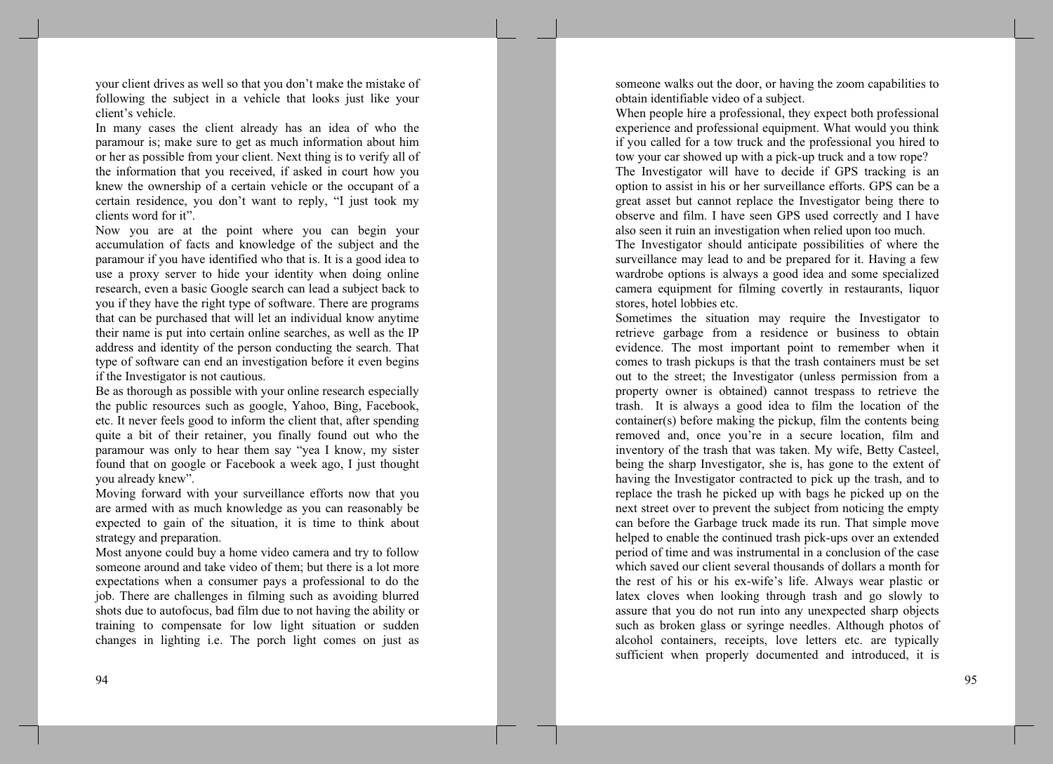your client drives as well so that you don't make the mistake of following the subject in a vehicle that looks just like your client's vehicle.

In many cases the client already has an idea of who the paramour is; make sure to get as much information about him or her as possible from your client. Next thing is to verify all of the information that you received, if asked in court how you knew the ownership of a certain vehicle or the occupant of a certain residence, you don't want to reply, "I just took my clients word for it".

Now you are at the point where you can begin your accumulation of facts and knowledge of the subject and the paramour if you have identified who that is. It is a good idea to use a proxy server to hide your identity when doing online research, even a basic Google search can lead a subject back to you if they have the right type of software. There are programs that can be purchased that will let an individual know anytime their name is put into certain online searches, as well as the IP address and identity of the person conducting the search. That type of software can end an investigation before it even begins if the Investigator is not cautious.

Be as thorough as possible with your online research especially the public resources such as google, Yahoo, Bing, Facebook, etc. It never feels good to inform the client that, after spending quite a bit of their retainer, you finally found out who the paramour was only to hear them say "yea I know, my sister found that on google or Facebook a week ago, I just thought you already knew".

Moving forward with your surveillance efforts now that you are armed with as much knowledge as you can reasonably be expected to gain of the situation, it is time to think about strategy and preparation.

Most anyone could buy a home video camera and try to follow someone around and take video of them; but there is a lot more expectations when a consumer pays a professional to do the job. There are challenges in filming such as avoiding blurred shots due to autofocus, bad film due to not having the ability or training to compensate for low light situation or sudden changes in lighting i.e. The porch light comes on just as someone walks out the door, or having the zoom capabilities to obtain identifiable video of a subject.

When people hire a professional, they expect both professional experience and professional equipment. What would you think if you called for a tow truck and the professional you hired to tow your car showed up with a pick-up truck and a tow rope?

The Investigator will have to decide if GPS tracking is an option to assist in his or her surveillance efforts. GPS can be a great asset but cannot replace the Investigator being there to observe and film. I have seen GPS used correctly and I have also seen it ruin an investigation when relied upon too much.

The Investigator should anticipate possibilities of where the surveillance may lead to and be prepared for it. Having a few wardrobe options is always a good idea and some specialized camera equipment for filming covertly in restaurants, liquor stores, hotel lobbies etc.

Sometimes the situation may require the Investigator to retrieve garbage from a residence or business to obtain evidence. The most important point to remember when it comes to trash pickups is that the trash containers must be set out to the street; the Investigator (unless permission from a property owner is obtained) cannot trespass to retrieve the trash. It is always a good idea to film the location of the container(s) before making the pickup, film the contents being removed and, once you're in a secure location, film and inventory of the trash that was taken. My wife, Betty Casteel, being the sharp Investigator, she is, has gone to the extent of having the Investigator contracted to pick up the trash, and to replace the trash he picked up with bags he picked up on the next street over to prevent the subject from noticing the empty can before the Garbage truck made its run. That simple move helped to enable the continued trash pick-ups over an extended period of time and was instrumental in a conclusion of the case which saved our client several thousands of dollars a month for the rest of his or his ex-wife's life. Always wear plastic or latex cloves when looking through trash and go slowly to assure that you do not run into any unexpected sharp objects such as broken glass or syringe needles. Although photos of alcohol containers, receipts, love letters etc. are typically sufficient when properly documented and introduced, it is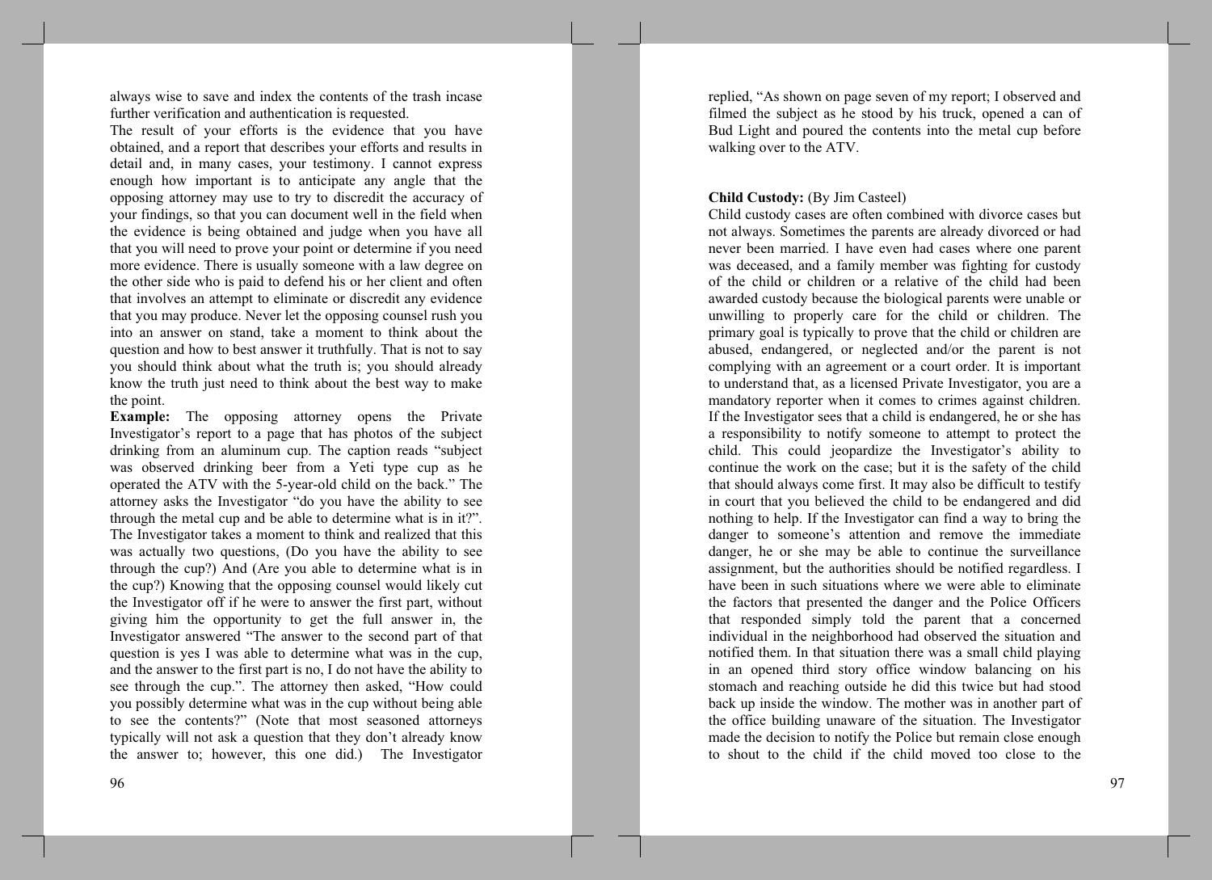always wise to save and index the contents of the trash incase further verification and authentication is requested.

The result of your efforts is the evidence that you have obtained, and a report that describes your efforts and results in detail and, in many cases, your testimony. I cannot express enough how important is to anticipate any angle that the opposing attorney may use to try to discredit the accuracy of your findings, so that you can document well in the field when the evidence is being obtained and judge when you have all that you will need to prove your point or determine if you need more evidence. There is usually someone with a law degree on the other side who is paid to defend his or her client and often that involves an attempt to eliminate or discredit any evidence that you may produce. Never let the opposing counsel rush you into an answer on stand, take a moment to think about the question and how to best answer it truthfully. That is not to say you should think about what the truth is; you should already know the truth just need to think about the best way to make the point.

**Example:** The opposing attorney opens the Private Investigator's report to a page that has photos of the subject drinking from an aluminum cup. The caption reads "subject was observed drinking beer from a Yeti type cup as he operated the ATV with the 5-year-old child on the back." The attorney asks the Investigator "do you have the ability to see through the metal cup and be able to determine what is in it?". The Investigator takes a moment to think and realized that this was actually two questions, (Do you have the ability to see through the cup?) And (Are you able to determine what is in the cup?) Knowing that the opposing counsel would likely cut the Investigator off if he were to answer the first part, without giving him the opportunity to get the full answer in, the Investigator answered "The answer to the second part of that question is yes I was able to determine what was in the cup, and the answer to the first part is no, I do not have the ability to see through the cup.". The attorney then asked, "How could you possibly determine what was in the cup without being able to see the contents?" (Note that most seasoned attorneys typically will not ask a question that they don't already know the answer to; however, this one did.) The Investigator replied, "As shown on page seven of my report; I observed and filmed the subject as he stood by his truck, opened a can of Bud Light and poured the contents into the metal cup before walking over to the ATV.

**Child Custody:** (By Jim Casteel)

Child custody cases are often combined with divorce cases but not always. Sometimes the parents are already divorced or had never been married. I have even had cases where one parent was deceased, and a family member was fighting for custody of the child or children or a relative of the child had been awarded custody because the biological parents were unable or unwilling to properly care for the child or children. The primary goal is typically to prove that the child or children are abused, endangered, or neglected and/or the parent is not complying with an agreement or a court order. It is important to understand that, as a licensed Private Investigator, you are a mandatory reporter when it comes to crimes against children. If the Investigator sees that a child is endangered, he or she has a responsibility to notify someone to attempt to protect the child. This could jeopardize the Investigator's ability to continue the work on the case; but it is the safety of the child that should always come first. It may also be difficult to testify in court that you believed the child to be endangered and did nothing to help. If the Investigator can find a way to bring the danger to someone's attention and remove the immediate danger, he or she may be able to continue the surveillance assignment, but the authorities should be notified regardless. I have been in such situations where we were able to eliminate the factors that presented the danger and the Police Officers that responded simply told the parent that a concerned individual in the neighborhood had observed the situation and notified them. In that situation there was a small child playing in an opened third story office window balancing on his stomach and reaching outside he did this twice but had stood back up inside the window. The mother was in another part of the office building unaware of the situation. The Investigator made the decision to notify the Police but remain close enough to shout to the child if the child moved too close to the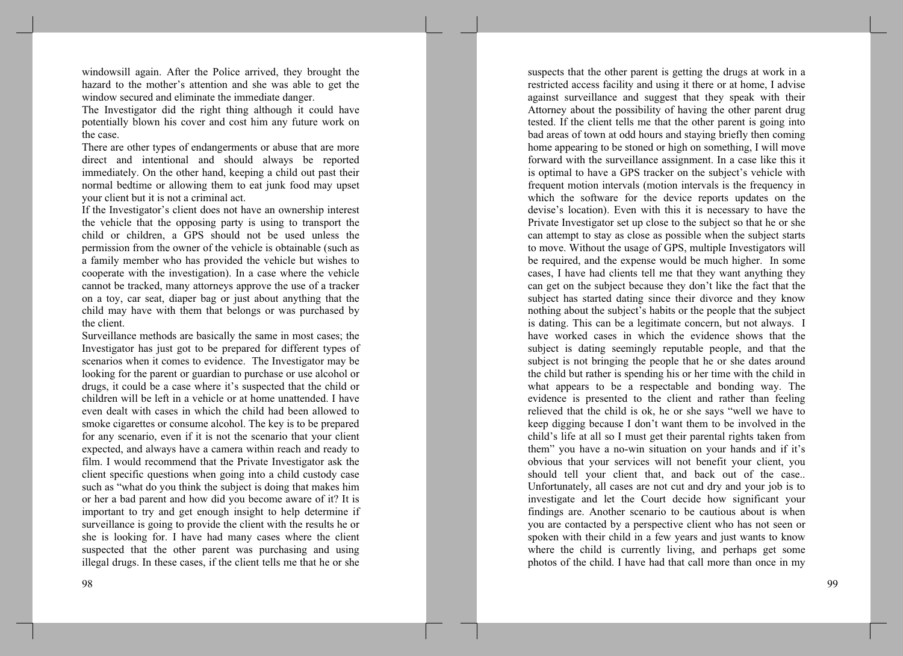windowsill again. After the Police arrived, they brought the hazard to the mother's attention and she was able to get the window secured and eliminate the immediate danger.

The Investigator did the right thing although it could have potentially blown his cover and cost him any future work on the case.

There are other types of endangerments or abuse that are more direct and intentional and should always be reported immediately. On the other hand, keeping a child out past their normal bedtime or allowing them to eat junk food may upset your client but it is not a criminal act.

If the Investigator's client does not have an ownership interest the vehicle that the opposing party is using to transport the child or children, a GPS should not be used unless the permission from the owner of the vehicle is obtainable (such as a family member who has provided the vehicle but wishes to cooperate with the investigation). In a case where the vehicle cannot be tracked, many attorneys approve the use of a tracker on a toy, car seat, diaper bag or just about anything that the child may have with them that belongs or was purchased by the client.

Surveillance methods are basically the same in most cases; the Investigator has just got to be prepared for different types of scenarios when it comes to evidence. The Investigator may be looking for the parent or guardian to purchase or use alcohol or drugs, it could be a case where it's suspected that the child or children will be left in a vehicle or at home unattended. I have even dealt with cases in which the child had been allowed to smoke cigarettes or consume alcohol. The key is to be prepared for any scenario, even if it is not the scenario that your client expected, and always have a camera within reach and ready to film. I would recommend that the Private Investigator ask the client specific questions when going into a child custody case such as "what do you think the subject is doing that makes him or her a bad parent and how did you become aware of it? It is important to try and get enough insight to help determine if surveillance is going to provide the client with the results he or she is looking for. I have had many cases where the client suspected that the other parent was purchasing and using illegal drugs. In these cases, if the client tells me that he or she suspects that the other parent is getting the drugs at work in a restricted access facility and using it there or at home, I advise against surveillance and suggest that they speak with their Attorney about the possibility of having the other parent drug tested. If the client tells me that the other parent is going into bad areas of town at odd hours and staying briefly then coming home appearing to be stoned or high on something, I will move forward with the surveillance assignment. In a case like this it is optimal to have a GPS tracker on the subject's vehicle with frequent motion intervals (motion intervals is the frequency in which the software for the device reports updates on the devise's location). Even with this it is necessary to have the Private Investigator set up close to the subject so that he or she can attempt to stay as close as possible when the subject starts to move. Without the usage of GPS, multiple Investigators will be required, and the expense would be much higher. In some cases, I have had clients tell me that they want anything they can get on the subject because they don't like the fact that the subject has started dating since their divorce and they know nothing about the subject's habits or the people that the subject is dating. This can be a legitimate concern, but not always. I have worked cases in which the evidence shows that the subject is dating seemingly reputable people, and that the subject is not bringing the people that he or she dates around the child but rather is spending his or her time with the child in what appears to be a respectable and bonding way. The evidence is presented to the client and rather than feeling relieved that the child is ok, he or she says "well we have to keep digging because I don't want them to be involved in the child's life at all so I must get their parental rights taken from them" you have a no-win situation on your hands and if it's obvious that your services will not benefit your client, you should tell your client that, and back out of the case.. Unfortunately, all cases are not cut and dry and your job is to investigate and let the Court decide how significant your findings are. Another scenario to be cautious about is when you are contacted by a perspective client who has not seen or spoken with their child in a few years and just wants to know where the child is currently living, and perhaps get some photos of the child. I have had that call more than once in my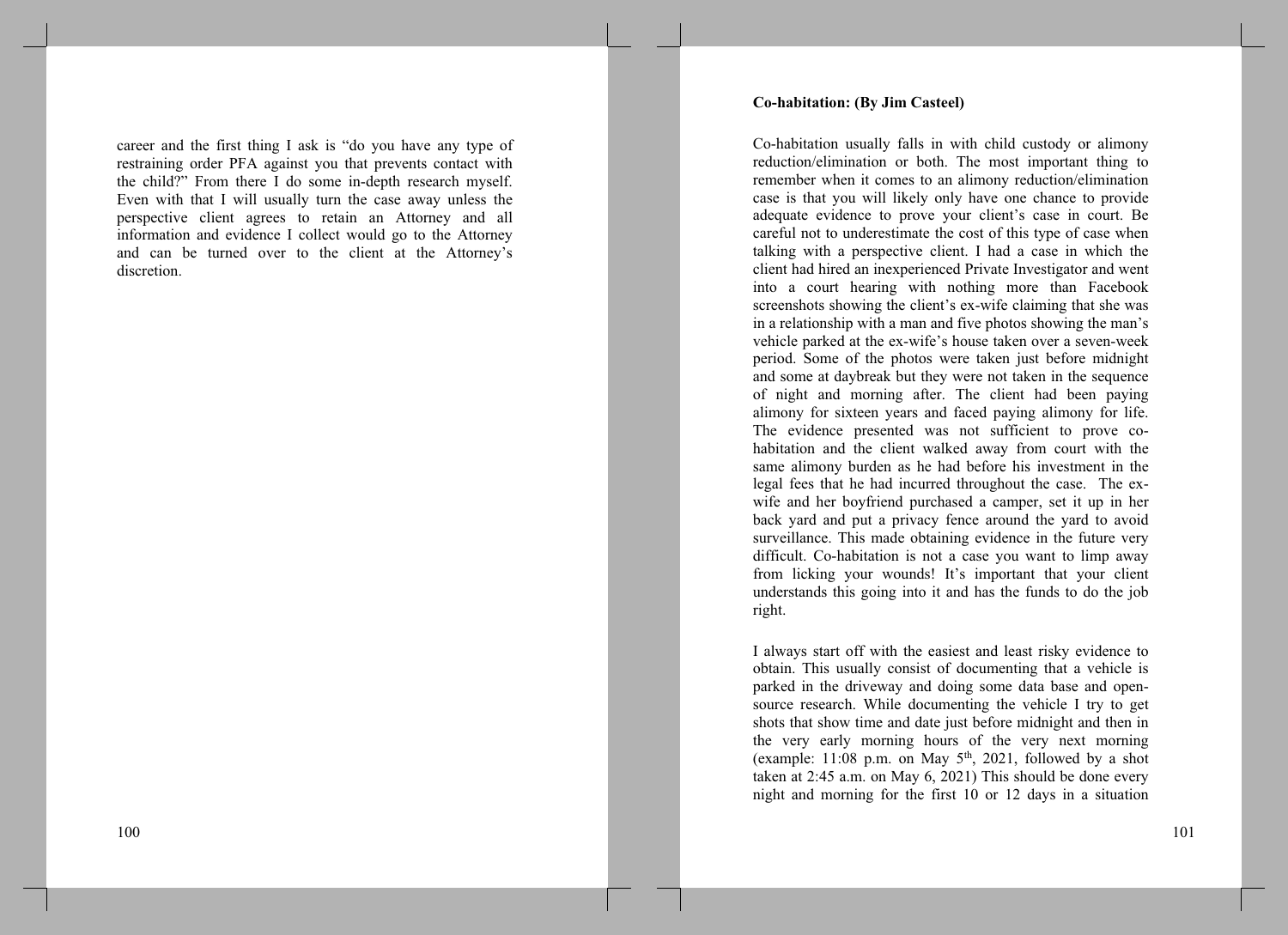career and the first thing I ask is "do you have any type of restraining order PFA against you that prevents contact with the child?" From there I do some in-depth research myself. Even with that I will usually turn the case away unless the perspective client agrees to retain an Attorney and all information and evidence I collect would go to the Attorney and can be turned over to the client at the Attorney's discretion.

**Co-habitation: (By Jim Casteel)**

Co-habitation usually falls in with child custody or alimony reduction/elimination or both. The most important thing to remember when it comes to an alimony reduction/elimination case is that you will likely only have one chance to provide adequate evidence to prove your client's case in court. Be careful not to underestimate the cost of this type of case when talking with a perspective client. I had a case in which the client had hired an inexperienced Private Investigator and went into a court hearing with nothing more than Facebook screenshots showing the client's ex-wife claiming that she was in a relationship with a man and five photos showing the man's vehicle parked at the ex-wife's house taken over a seven-week period. Some of the photos were taken just before midnight and some at daybreak but they were not taken in the sequence of night and morning after. The client had been paying alimony for sixteen years and faced paying alimony for life. The evidence presented was not sufficient to prove co-habitation and the client walked away from court with the same alimony burden as he had before his investment in the legal fees that he had incurred throughout the case. The ex-wife and her boyfriend purchased a camper, set it up in her back yard and put a privacy fence around the yard to avoid surveillance. This made obtaining evidence in the future very difficult. Co-habitation is not a case you want to limp away from licking your wounds! It's important that your client understands this going into it and has the funds to do the job right.

I always start off with the easiest and least risky evidence to obtain. This usually consist of documenting that a vehicle is parked in the driveway and doing some data base and open-source research. While documenting the vehicle I try to get shots that show time and date just before midnight and then in the very early morning hours of the very next morning (example: 11:08 p.m. on May 5th, 2021, followed by a shot taken at 2:45 a.m. on May 6, 2021) This should be done every night and morning for the first 10 or 12 days in a situation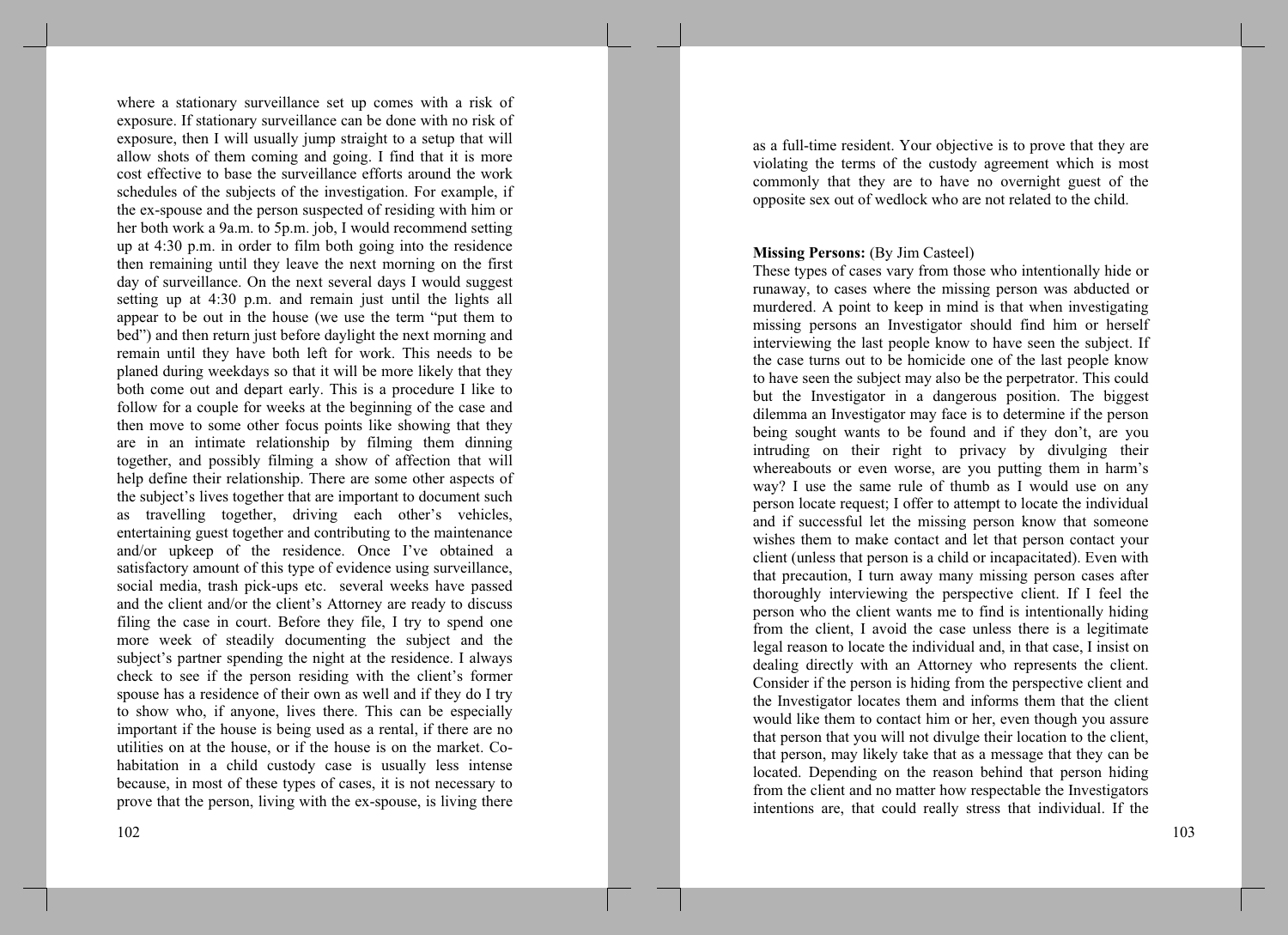where a stationary surveillance set up comes with a risk of exposure. If stationary surveillance can be done with no risk of exposure, then I will usually jump straight to a setup that will allow shots of them coming and going. I find that it is more cost effective to base the surveillance efforts around the work schedules of the subjects of the investigation. For example, if the ex-spouse and the person suspected of residing with him or her both work a 9a.m. to 5p.m. job, I would recommend setting up at 4:30 p.m. in order to film both going into the residence then remaining until they leave the next morning on the first day of surveillance. On the next several days I would suggest setting up at 4:30 p.m. and remain just until the lights all appear to be out in the house (we use the term "put them to bed") and then return just before daylight the next morning and remain until they have both left for work. This needs to be planed during weekdays so that it will be more likely that they both come out and depart early. This is a procedure I like to follow for a couple for weeks at the beginning of the case and then move to some other focus points like showing that they are in an intimate relationship by filming them dinning together, and possibly filming a show of affection that will help define their relationship. There are some other aspects of the subject's lives together that are important to document such as travelling together, driving each other's vehicles, entertaining guest together and contributing to the maintenance and/or upkeep of the residence. Once I've obtained a satisfactory amount of this type of evidence using surveillance, social media, trash pick-ups etc. several weeks have passed and the client and/or the client's Attorney are ready to discuss filing the case in court. Before they file, I try to spend one more week of steadily documenting the subject and the subject's partner spending the night at the residence. I always check to see if the person residing with the client's former spouse has a residence of their own as well and if they do I try to show who, if anyone, lives there. This can be especially important if the house is being used as a rental, if there are no utilities on at the house, or if the house is on the market. Co-habitation in a child custody case is usually less intense because, in most of these types of cases, it is not necessary to prove that the person, living with the ex-spouse, is living there as a full-time resident. Your objective is to prove that they are violating the terms of the custody agreement which is most commonly that they are to have no overnight guest of the opposite sex out of wedlock who are not related to the child.

**Missing Persons:** (By Jim Casteel)
These types of cases vary from those who intentionally hide or runaway, to cases where the missing person was abducted or murdered. A point to keep in mind is that when investigating missing persons an Investigator should find him or herself interviewing the last people know to have seen the subject. If the case turns out to be homicide one of the last people know to have seen the subject may also be the perpetrator. This could but the Investigator in a dangerous position. The biggest dilemma an Investigator may face is to determine if the person being sought wants to be found and if they don't, are you intruding on their right to privacy by divulging their whereabouts or even worse, are you putting them in harm's way? I use the same rule of thumb as I would use on any person locate request; I offer to attempt to locate the individual and if successful let the missing person know that someone wishes them to make contact and let that person contact your client (unless that person is a child or incapacitated). Even with that precaution, I turn away many missing person cases after thoroughly interviewing the perspective client. If I feel the person who the client wants me to find is intentionally hiding from the client, I avoid the case unless there is a legitimate legal reason to locate the individual and, in that case, I insist on dealing directly with an Attorney who represents the client. Consider if the person is hiding from the perspective client and the Investigator locates them and informs them that the client would like them to contact him or her, even though you assure that person that you will not divulge their location to the client, that person, may likely take that as a message that they can be located. Depending on the reason behind that person hiding from the client and no matter how respectable the Investigators intentions are, that could really stress that individual. If the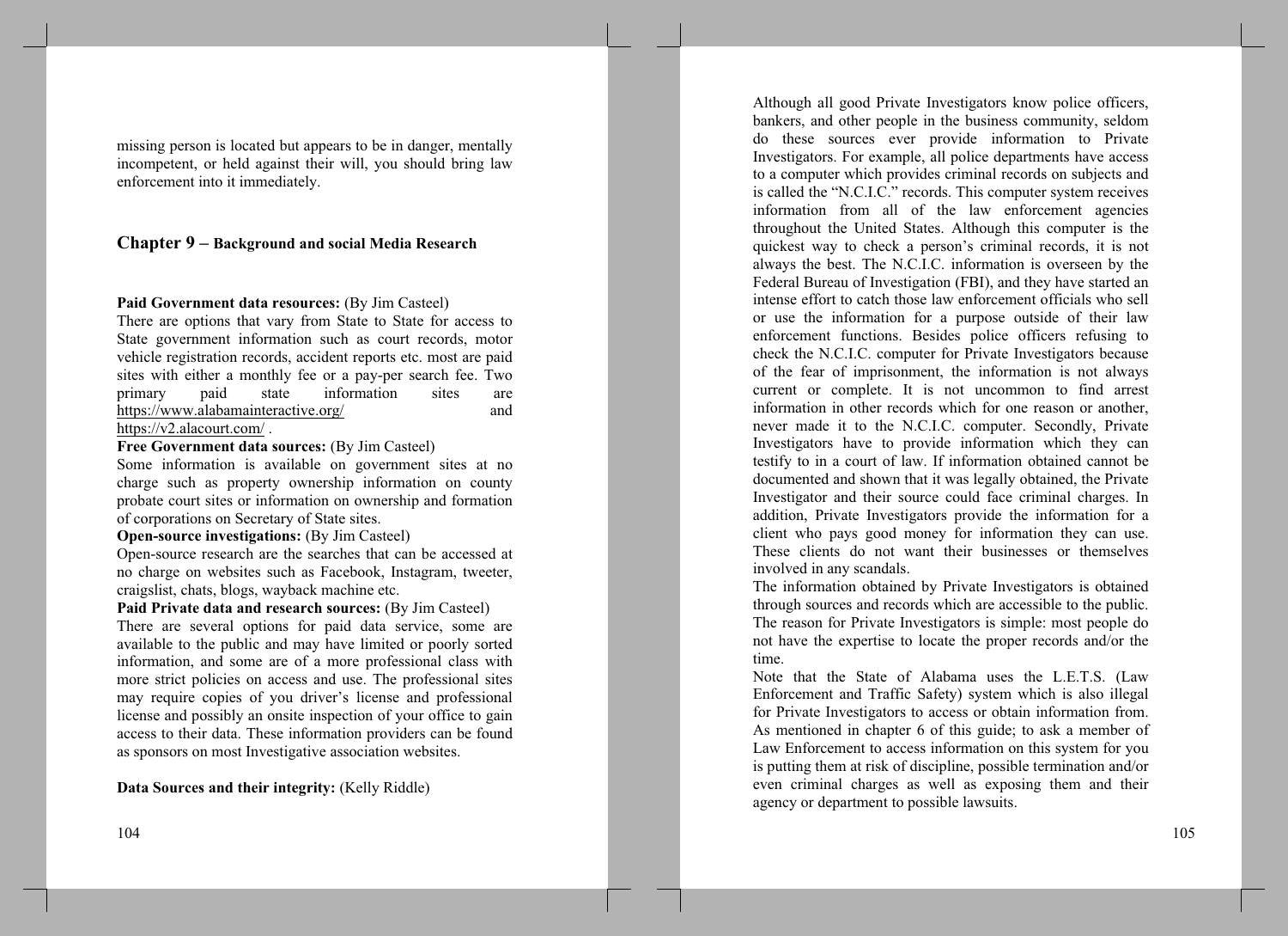missing person is located but appears to be in danger, mentally incompetent, or held against their will, you should bring law enforcement into it immediately.

## Chapter 9 – Background and social Media Research

**Paid Government data resources:** (By Jim Casteel)
There are options that vary from State to State for access to State government information such as court records, motor vehicle registration records, accident reports etc. most are paid sites with either a monthly fee or a pay-per search fee. Two primary paid state information sites are https://www.alabamainteractive.org/ and https://v2.alacourt.com/ .

**Free Government data sources:** (By Jim Casteel)
Some information is available on government sites at no charge such as property ownership information on county probate court sites or information on ownership and formation of corporations on Secretary of State sites.

**Open-source investigations:** (By Jim Casteel)
Open-source research are the searches that can be accessed at no charge on websites such as Facebook, Instagram, tweeter, craigslist, chats, blogs, wayback machine etc.

**Paid Private data and research sources:** (By Jim Casteel)
There are several options for paid data service, some are available to the public and may have limited or poorly sorted information, and some are of a more professional class with more strict policies on access and use. The professional sites may require copies of you driver's license and professional license and possibly an onsite inspection of your office to gain access to their data. These information providers can be found as sponsors on most Investigative association websites.

**Data Sources and their integrity:** (Kelly Riddle)

Although all good Private Investigators know police officers, bankers, and other people in the business community, seldom do these sources ever provide information to Private Investigators. For example, all police departments have access to a computer which provides criminal records on subjects and is called the "N.C.I.C." records. This computer system receives information from all of the law enforcement agencies throughout the United States. Although this computer is the quickest way to check a person's criminal records, it is not always the best. The N.C.I.C. information is overseen by the Federal Bureau of Investigation (FBI), and they have started an intense effort to catch those law enforcement officials who sell or use the information for a purpose outside of their law enforcement functions. Besides police officers refusing to check the N.C.I.C. computer for Private Investigators because of the fear of imprisonment, the information is not always current or complete. It is not uncommon to find arrest information in other records which for one reason or another, never made it to the N.C.I.C. computer. Secondly, Private Investigators have to provide information which they can testify to in a court of law. If information obtained cannot be documented and shown that it was legally obtained, the Private Investigator and their source could face criminal charges. In addition, Private Investigators provide the information for a client who pays good money for information they can use. These clients do not want their businesses or themselves involved in any scandals.

The information obtained by Private Investigators is obtained through sources and records which are accessible to the public. The reason for Private Investigators is simple: most people do not have the expertise to locate the proper records and/or the time.

Note that the State of Alabama uses the L.E.T.S. (Law Enforcement and Traffic Safety) system which is also illegal for Private Investigators to access or obtain information from. As mentioned in chapter 6 of this guide; to ask a member of Law Enforcement to access information on this system for you is putting them at risk of discipline, possible termination and/or even criminal charges as well as exposing them and their agency or department to possible lawsuits.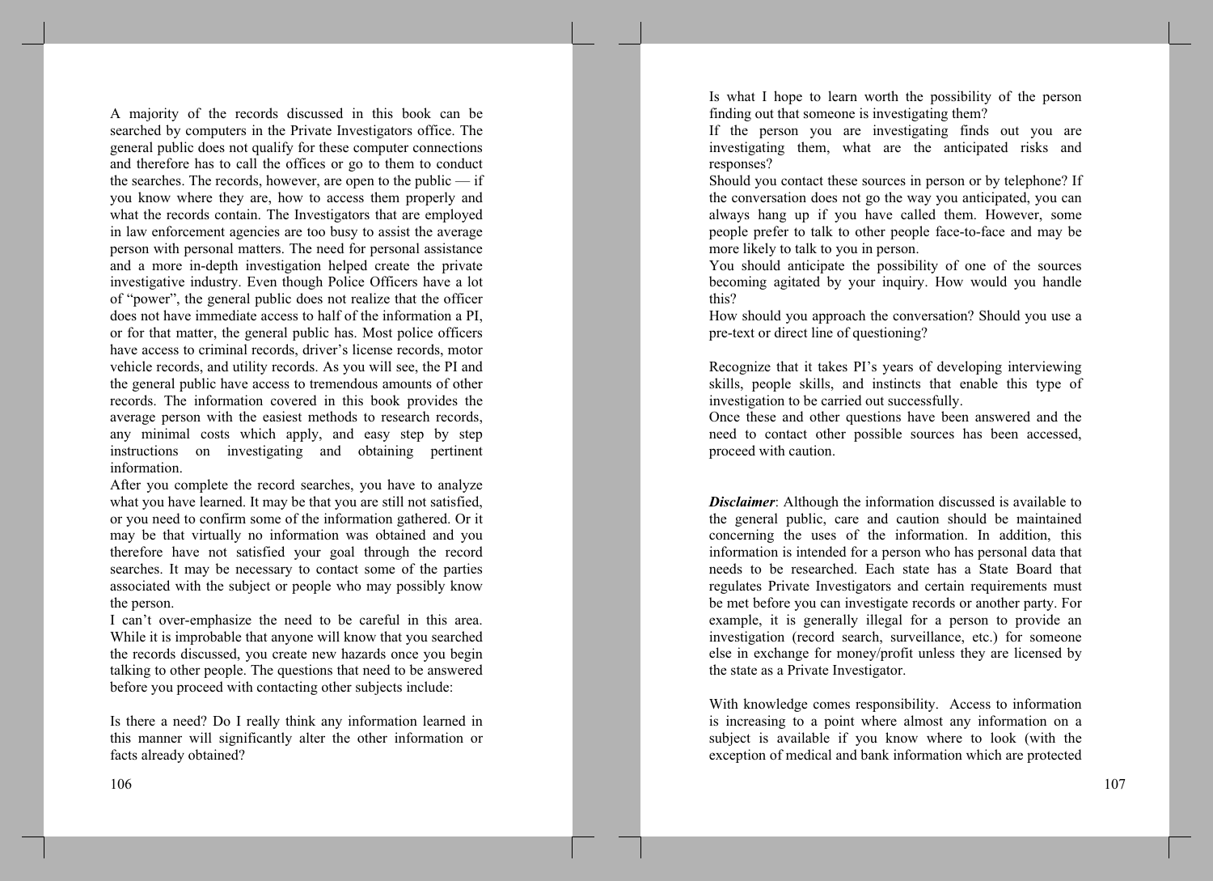A majority of the records discussed in this book can be searched by computers in the Private Investigators office. The general public does not qualify for these computer connections and therefore has to call the offices or go to them to conduct the searches. The records, however, are open to the public — if you know where they are, how to access them properly and what the records contain. The Investigators that are employed in law enforcement agencies are too busy to assist the average person with personal matters. The need for personal assistance and a more in-depth investigation helped create the private investigative industry. Even though Police Officers have a lot of "power", the general public does not realize that the officer does not have immediate access to half of the information a PI, or for that matter, the general public has. Most police officers have access to criminal records, driver's license records, motor vehicle records, and utility records. As you will see, the PI and the general public have access to tremendous amounts of other records. The information covered in this book provides the average person with the easiest methods to research records, any minimal costs which apply, and easy step by step instructions on investigating and obtaining pertinent information.

After you complete the record searches, you have to analyze what you have learned. It may be that you are still not satisfied, or you need to confirm some of the information gathered. Or it may be that virtually no information was obtained and you therefore have not satisfied your goal through the record searches. It may be necessary to contact some of the parties associated with the subject or people who may possibly know the person.

I can't over-emphasize the need to be careful in this area. While it is improbable that anyone will know that you searched the records discussed, you create new hazards once you begin talking to other people. The questions that need to be answered before you proceed with contacting other subjects include:

Is there a need? Do I really think any information learned in this manner will significantly alter the other information or facts already obtained?

Is what I hope to learn worth the possibility of the person finding out that someone is investigating them?

If the person you are investigating finds out you are investigating them, what are the anticipated risks and responses?

Should you contact these sources in person or by telephone? If the conversation does not go the way you anticipated, you can always hang up if you have called them. However, some people prefer to talk to other people face-to-face and may be more likely to talk to you in person.

You should anticipate the possibility of one of the sources becoming agitated by your inquiry. How would you handle this?

How should you approach the conversation? Should you use a pre-text or direct line of questioning?

Recognize that it takes PI's years of developing interviewing skills, people skills, and instincts that enable this type of investigation to be carried out successfully.

Once these and other questions have been answered and the need to contact other possible sources has been accessed, proceed with caution.

***Disclaimer***: Although the information discussed is available to the general public, care and caution should be maintained concerning the uses of the information. In addition, this information is intended for a person who has personal data that needs to be researched. Each state has a State Board that regulates Private Investigators and certain requirements must be met before you can investigate records or another party. For example, it is generally illegal for a person to provide an investigation (record search, surveillance, etc.) for someone else in exchange for money/profit unless they are licensed by the state as a Private Investigator.

With knowledge comes responsibility. Access to information is increasing to a point where almost any information on a subject is available if you know where to look (with the exception of medical and bank information which are protected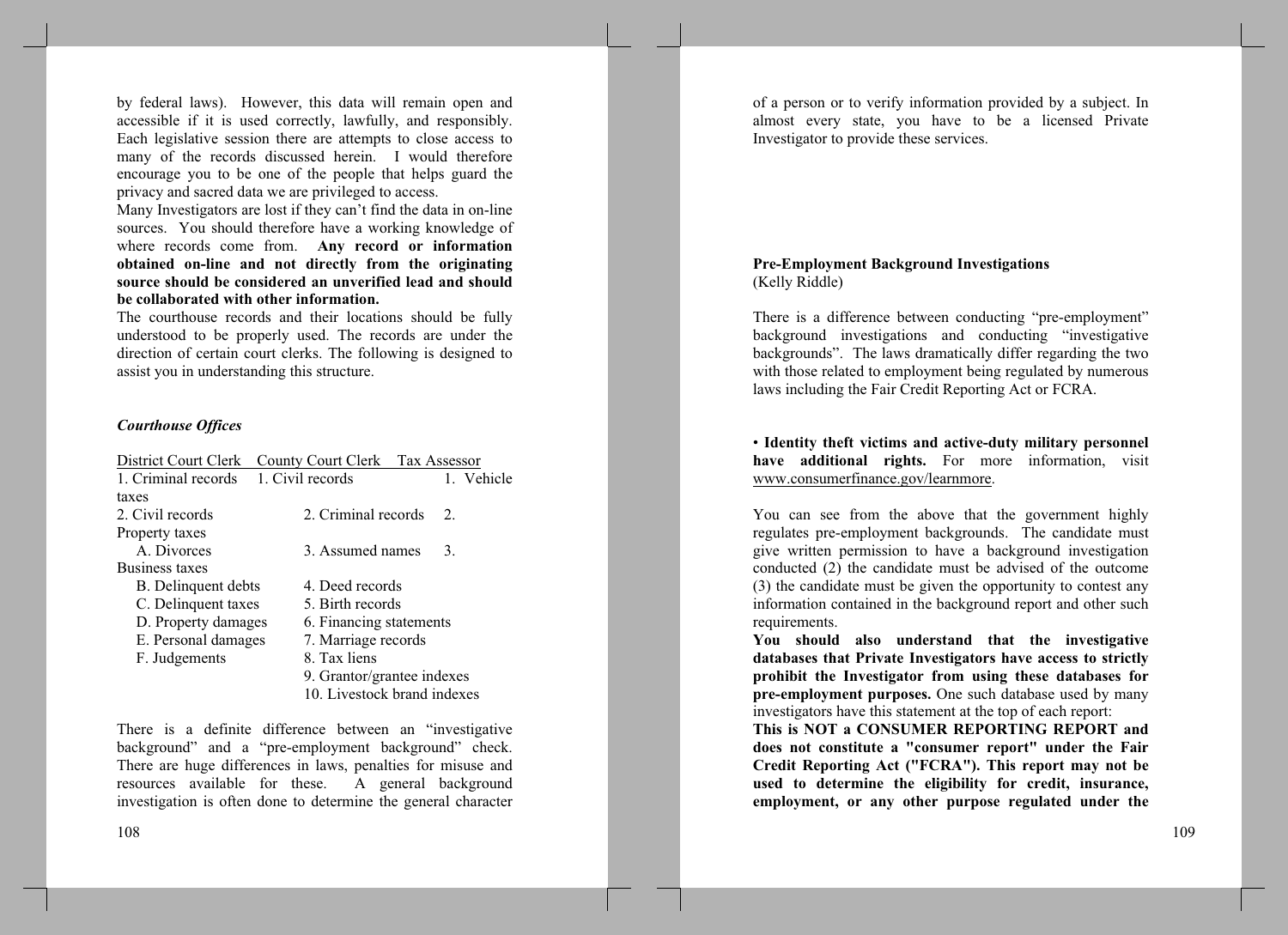by federal laws). However, this data will remain open and accessible if it is used correctly, lawfully, and responsibly. Each legislative session there are attempts to close access to many of the records discussed herein. I would therefore encourage you to be one of the people that helps guard the privacy and sacred data we are privileged to access.

Many Investigators are lost if they can't find the data in on-line sources. You should therefore have a working knowledge of where records come from. **Any record or information obtained on-line and not directly from the originating source should be considered an unverified lead and should be collaborated with other information.**

The courthouse records and their locations should be fully understood to be properly used. The records are under the direction of certain court clerks. The following is designed to assist you in understanding this structure.

***Courthouse Offices***

| District Court Clerk | County Court Clerk | Tax Assessor |
|---|---|---|
| 1. Criminal records | 1. Civil records | 1. Vehicle taxes |
| 2. Civil records | 2. Criminal records | 2. Property taxes |
| A. Divorces | 3. Assumed names | 3. Business taxes |
| B. Delinquent debts | 4. Deed records | |
| C. Delinquent taxes | 5. Birth records | |
| D. Property damages | 6. Financing statements | |
| E. Personal damages | 7. Marriage records | |
| F. Judgements | 8. Tax liens | |
| | 9. Grantor/grantee indexes | |
| | 10. Livestock brand indexes | |

There is a definite difference between an "investigative background" and a "pre-employment background" check. There are huge differences in laws, penalties for misuse and resources available for these. A general background investigation is often done to determine the general character of a person or to verify information provided by a subject. In almost every state, you have to be a licensed Private Investigator to provide these services.

**Pre-Employment Background Investigations**
(Kelly Riddle)

There is a difference between conducting "pre-employment" background investigations and conducting "investigative backgrounds". The laws dramatically differ regarding the two with those related to employment being regulated by numerous laws including the Fair Credit Reporting Act or FCRA.

• **Identity theft victims and active-duty military personnel have additional rights.** For more information, visit www.consumerfinance.gov/learnmore.

You can see from the above that the government highly regulates pre-employment backgrounds. The candidate must give written permission to have a background investigation conducted (2) the candidate must be advised of the outcome (3) the candidate must be given the opportunity to contest any information contained in the background report and other such requirements.

**You should also understand that the investigative databases that Private Investigators have access to strictly prohibit the Investigator from using these databases for pre-employment purposes.** One such database used by many investigators have this statement at the top of each report:

**This is NOT a CONSUMER REPORTING REPORT and does not constitute a "consumer report" under the Fair Credit Reporting Act ("FCRA"). This report may not be used to determine the eligibility for credit, insurance, employment, or any other purpose regulated under the**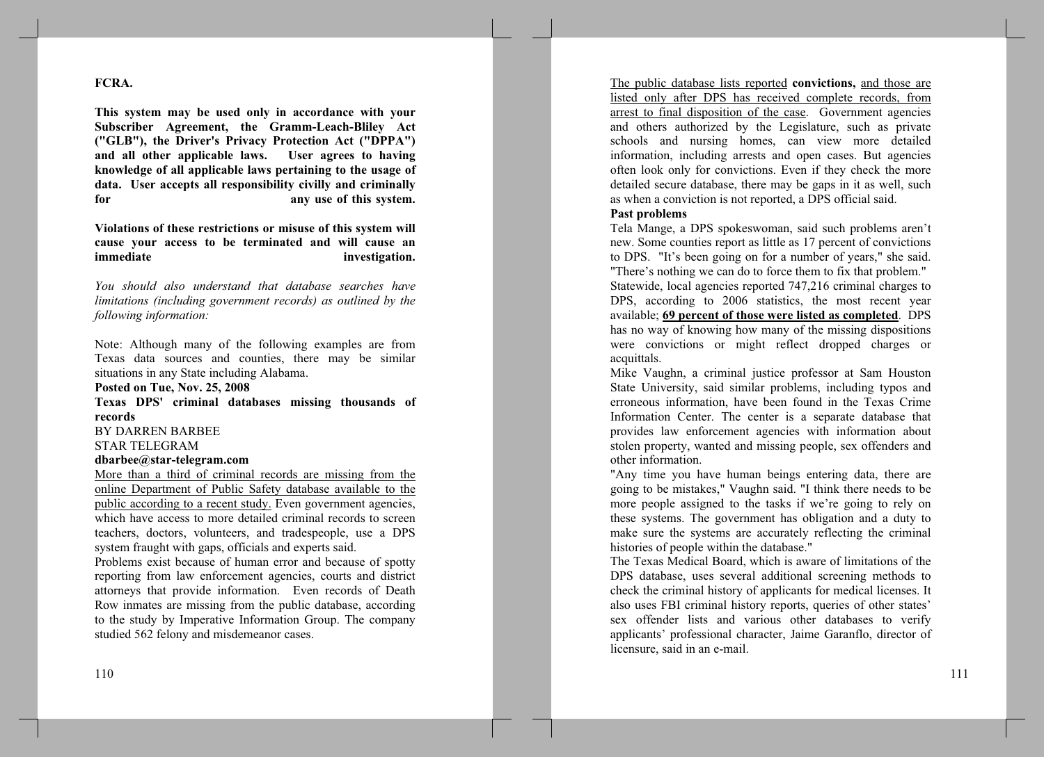**FCRA.**

**This system may be used only in accordance with your Subscriber Agreement, the Gramm-Leach-Bliley Act ("GLB"), the Driver's Privacy Protection Act ("DPPA") and all other applicable laws. User agrees to having knowledge of all applicable laws pertaining to the usage of data. User accepts all responsibility civilly and criminally for any use of this system.**

**Violations of these restrictions or misuse of this system will cause your access to be terminated and will cause an immediate investigation.**

*You should also understand that database searches have limitations (including government records) as outlined by the following information:*

Note: Although many of the following examples are from Texas data sources and counties, there may be similar situations in any State including Alabama.

**Posted on Tue, Nov. 25, 2008**

**Texas DPS' criminal databases missing thousands of records**

BY DARREN BARBEE

STAR TELEGRAM

**dbarbee@star-telegram.com**

<u>More than a third of criminal records are missing from the online Department of Public Safety database available to the public according to a recent study.</u> Even government agencies, which have access to more detailed criminal records to screen teachers, doctors, volunteers, and tradespeople, use a DPS system fraught with gaps, officials and experts said.

Problems exist because of human error and because of spotty reporting from law enforcement agencies, courts and district attorneys that provide information. Even records of Death Row inmates are missing from the public database, according to the study by Imperative Information Group. The company studied 562 felony and misdemeanor cases.

<u>The public database lists reported</u> **convictions,** <u>and those are listed only after DPS has received complete records, from arrest to final disposition of the case</u>. Government agencies and others authorized by the Legislature, such as private schools and nursing homes, can view more detailed information, including arrests and open cases. But agencies often look only for convictions. Even if they check the more detailed secure database, there may be gaps in it as well, such as when a conviction is not reported, a DPS official said.

**Past problems**

Tela Mange, a DPS spokeswoman, said such problems aren't new. Some counties report as little as 17 percent of convictions to DPS. "It's been going on for a number of years," she said. "There's nothing we can do to force them to fix that problem."

Statewide, local agencies reported 747,216 criminal charges to DPS, according to 2006 statistics, the most recent year available; **<u>69 percent of those were listed as completed</u>**. DPS has no way of knowing how many of the missing dispositions were convictions or might reflect dropped charges or acquittals.

Mike Vaughn, a criminal justice professor at Sam Houston State University, said similar problems, including typos and erroneous information, have been found in the Texas Crime Information Center. The center is a separate database that provides law enforcement agencies with information about stolen property, wanted and missing people, sex offenders and other information.

"Any time you have human beings entering data, there are going to be mistakes," Vaughn said. "I think there needs to be more people assigned to the tasks if we're going to rely on these systems. The government has obligation and a duty to make sure the systems are accurately reflecting the criminal histories of people within the database."

The Texas Medical Board, which is aware of limitations of the DPS database, uses several additional screening methods to check the criminal history of applicants for medical licenses. It also uses FBI criminal history reports, queries of other states' sex offender lists and various other databases to verify applicants' professional character, Jaime Garanflo, director of licensure, said in an e-mail.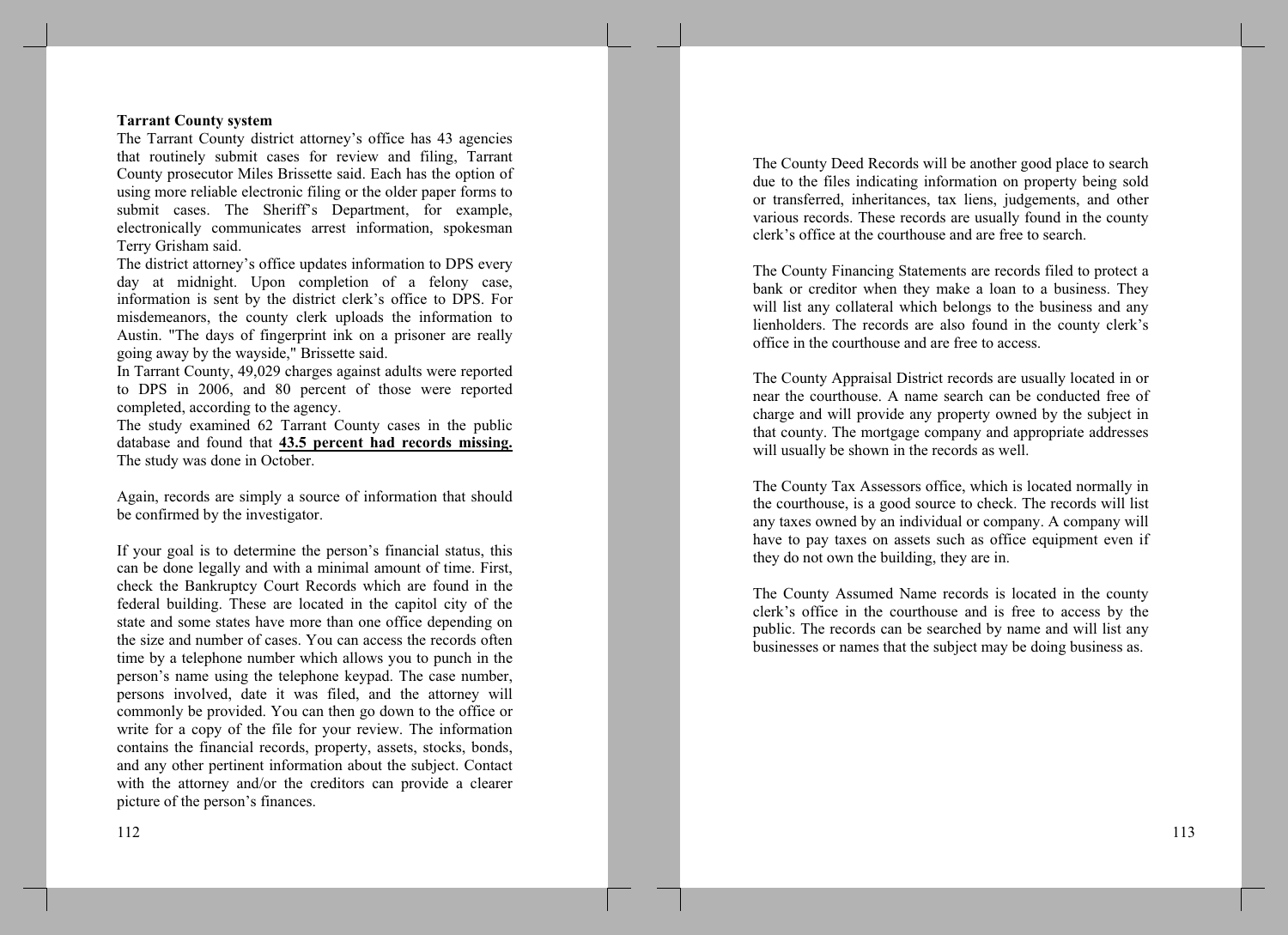**Tarrant County system**

The Tarrant County district attorney's office has 43 agencies that routinely submit cases for review and filing, Tarrant County prosecutor Miles Brissette said. Each has the option of using more reliable electronic filing or the older paper forms to submit cases. The Sheriff's Department, for example, electronically communicates arrest information, spokesman Terry Grisham said.

The district attorney's office updates information to DPS every day at midnight. Upon completion of a felony case, information is sent by the district clerk's office to DPS. For misdemeanors, the county clerk uploads the information to Austin. "The days of fingerprint ink on a prisoner are really going away by the wayside," Brissette said.

In Tarrant County, 49,029 charges against adults were reported to DPS in 2006, and 80 percent of those were reported completed, according to the agency.

The study examined 62 Tarrant County cases in the public database and found that **<u>43.5 percent had records missing.</u>** The study was done in October.

Again, records are simply a source of information that should be confirmed by the investigator.

If your goal is to determine the person's financial status, this can be done legally and with a minimal amount of time. First, check the Bankruptcy Court Records which are found in the federal building. These are located in the capitol city of the state and some states have more than one office depending on the size and number of cases. You can access the records often time by a telephone number which allows you to punch in the person's name using the telephone keypad. The case number, persons involved, date it was filed, and the attorney will commonly be provided. You can then go down to the office or write for a copy of the file for your review. The information contains the financial records, property, assets, stocks, bonds, and any other pertinent information about the subject. Contact with the attorney and/or the creditors can provide a clearer picture of the person's finances.

The County Deed Records will be another good place to search due to the files indicating information on property being sold or transferred, inheritances, tax liens, judgements, and other various records. These are usually found in the county clerk's office at the courthouse and are free to search.

The County Financing Statements are records filed to protect a bank or creditor when they make a loan to a business. They will list any collateral which belongs to the business and any lienholders. The records are also found in the county clerk's office in the courthouse and are free to access.

The County Appraisal District records are usually located in or near the courthouse. A name search can be conducted free of charge and will provide any property owned by the subject in that county. The mortgage company and appropriate addresses will usually be shown in the records as well.

The County Tax Assessors office, which is located normally in the courthouse, is a good source to check. The records will list any taxes owned by an individual or company. A company will have to pay taxes on assets such as office equipment even if they do not own the building, they are in.

The County Assumed Name records is located in the county clerk's office in the courthouse and is free to access by the public. The records can be searched by name and will list any businesses or names that the subject may be doing business as.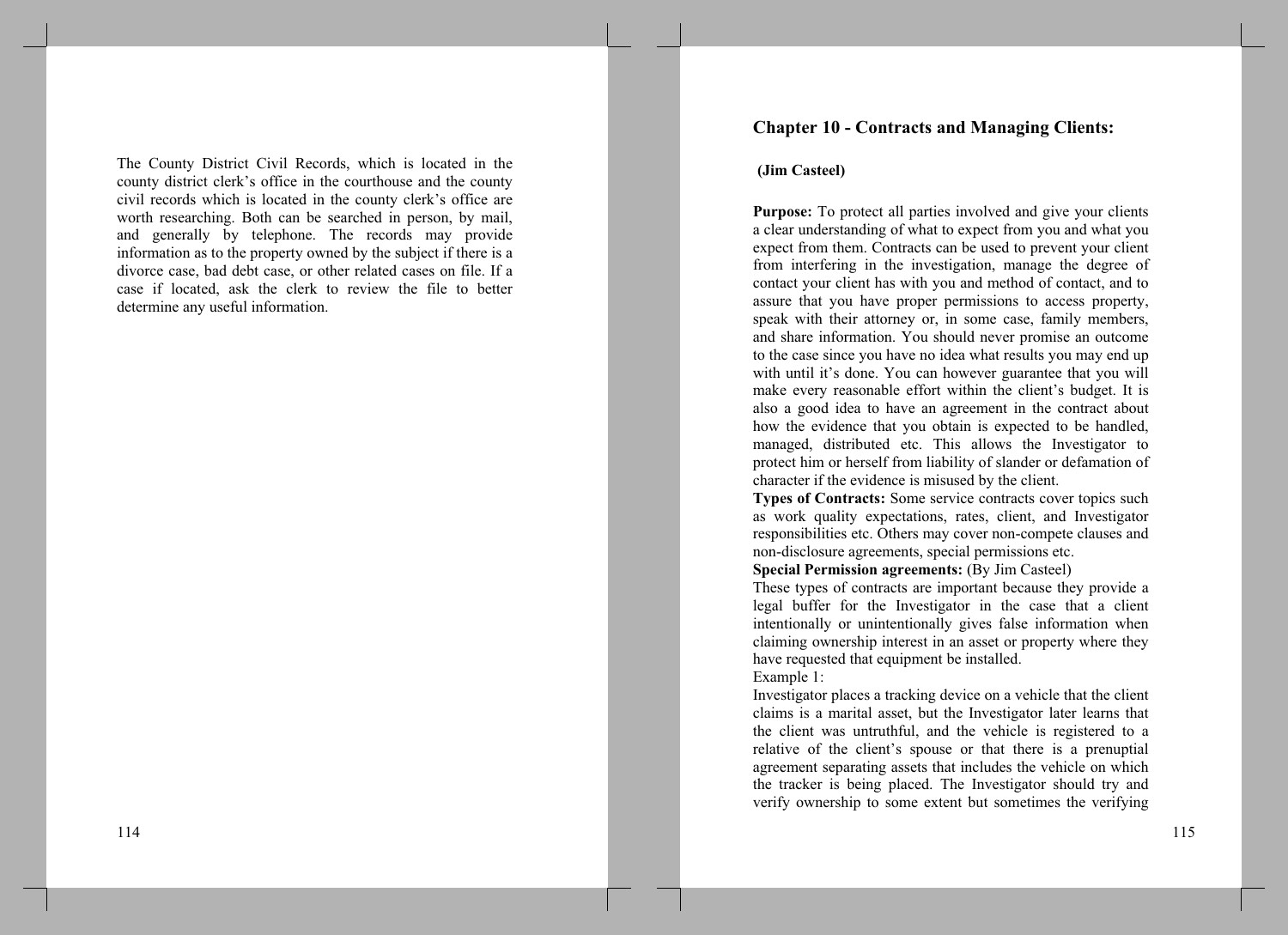The County District Civil Records, which is located in the county district clerk's office in the courthouse and the county civil records which is located in the county clerk's office are worth researching. Both can be searched in person, by mail, and generally by telephone. The records may provide information as to the property owned by the subject if there is a divorce case, bad debt case, or other related cases on file. If a case if located, ask the clerk to review the file to better determine any useful information.

## Chapter 10 - Contracts and Managing Clients:

**(Jim Casteel)**

**Purpose:** To protect all parties involved and give your clients a clear understanding of what to expect from you and what you expect from them. Contracts can be used to prevent your client from interfering in the investigation, manage the degree of contact your client has with you and method of contact, and to assure that you have proper permissions to access property, speak with their attorney or, in some case, family members, and share information. You should never promise an outcome to the case since you have no idea what results you may end up with until it's done. You can however guarantee that you will make every reasonable effort within the client's budget. It is also a good idea to have an agreement in the contract about how the evidence that you obtain is expected to be handled, managed, distributed etc. This allows the Investigator to protect him or herself from liability of slander or defamation of character if the evidence is misused by the client.

**Types of Contracts:** Some service contracts cover topics such as work quality expectations, rates, client, and Investigator responsibilities etc. Others may cover non-compete clauses and non-disclosure agreements, special permissions etc.

**Special Permission agreements:** (By Jim Casteel)

These types of contracts are important because they provide a legal buffer for the Investigator in the case that a client intentionally or unintentionally gives false information when claiming ownership interest in an asset or property where they have requested that equipment be installed.

Example 1:

Investigator places a tracking device on a vehicle that the client claims is a marital asset, but the Investigator later learns that the client was untruthful, and the vehicle is registered to a relative of the client's spouse or that there is a prenuptial agreement separating assets that includes the vehicle on which the tracker is being placed. The Investigator should try and verify ownership to some extent but sometimes the verifying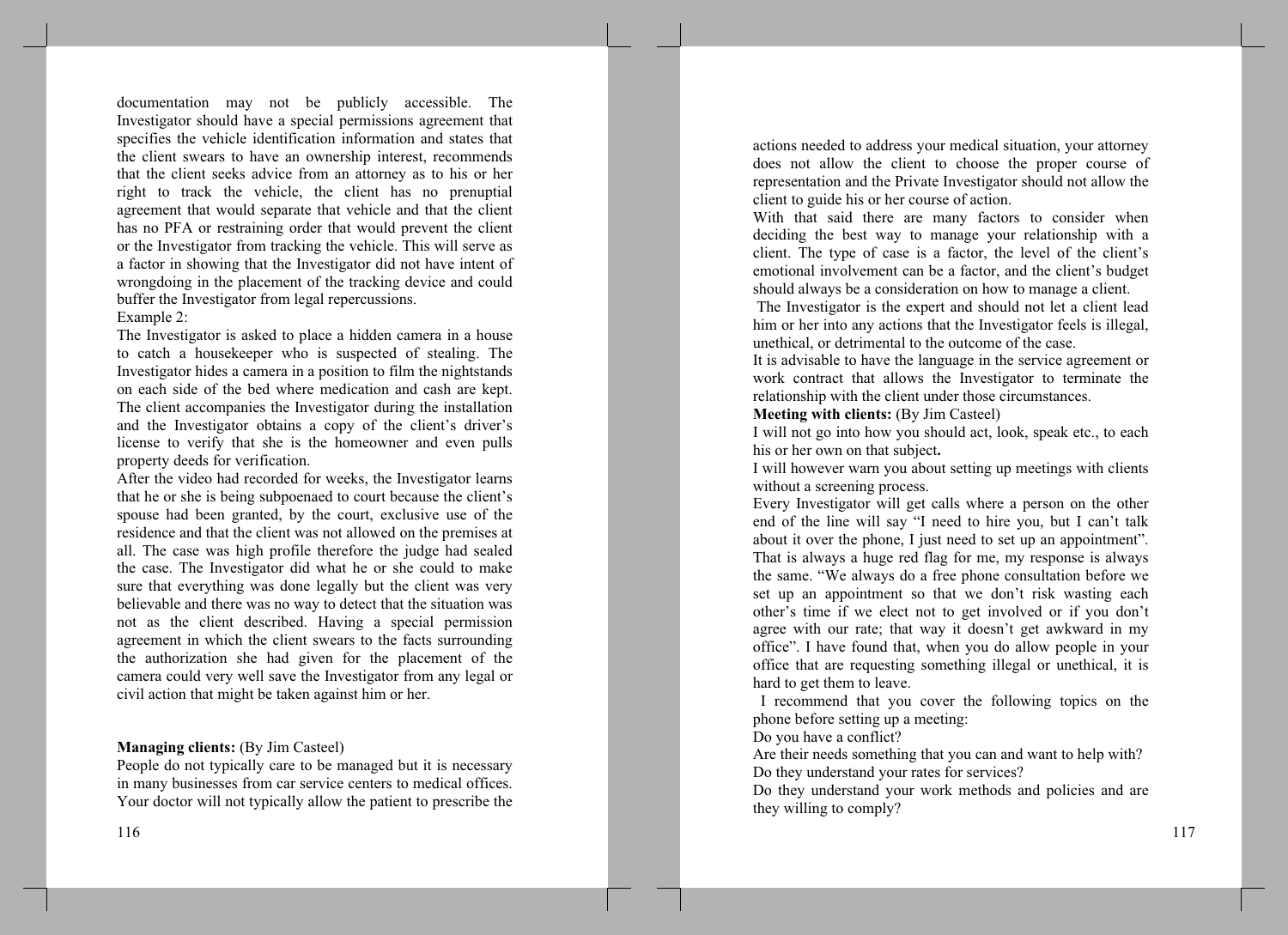documentation may not be publicly accessible. The Investigator should have a special permissions agreement that specifies the vehicle identification information and states that the client swears to have an ownership interest, recommends that the client seeks advice from an attorney as to his or her right to track the vehicle, the client has no prenuptial agreement that would separate that vehicle and that the client has no PFA or restraining order that would prevent the client or the Investigator from tracking the vehicle. This will serve as a factor in showing that the Investigator did not have intent of wrongdoing in the placement of the tracking device and could buffer the Investigator from legal repercussions.

Example 2:

The Investigator is asked to place a hidden camera in a house to catch a housekeeper who is suspected of stealing. The Investigator hides a camera in a position to film the nightstands on each side of the bed where medication and cash are kept. The client accompanies the Investigator during the installation and the Investigator obtains a copy of the client's driver's license to verify that she is the homeowner and even pulls property deeds for verification.

After the video had recorded for weeks, the Investigator learns that he or she is being subpoenaed to court because the client's spouse had been granted, by the court, exclusive use of the residence and that the client was not allowed on the premises at all. The case was high profile therefore the judge had sealed the case. The Investigator did what he or she could to make sure that everything was done legally but the client was very believable and there was no way to detect that the situation was not as the client described. Having a special permission agreement in which the client swears to the facts surrounding the authorization she had given for the placement of the camera could very well save the Investigator from any legal or civil action that might be taken against him or her.

**Managing clients:** (By Jim Casteel)

People do not typically care to be managed but it is necessary in many businesses from car service centers to medical offices. Your doctor will not typically allow the patient to prescribe the actions needed to address your medical situation, your attorney does not allow the client to choose the proper course of representation and the Private Investigator should not allow the client to guide his or her course of action.

With that said there are many factors to consider when deciding the best way to manage your relationship with a client. The type of case is a factor, the level of the client's emotional involvement can be a factor, and the client's budget should always be a consideration on how to manage a client.

The Investigator is the expert and should not let a client lead him or her into any actions that the Investigator feels is illegal, unethical, or detrimental to the outcome of the case.

It is advisable to have the language in the service agreement or work contract that allows the Investigator to terminate the relationship with the client under those circumstances.

**Meeting with clients:** (By Jim Casteel)

I will not go into how you should act, look, speak etc., to each his or her own on that subject.

I will however warn you about setting up meetings with clients without a screening process.

Every Investigator will get calls where a person on the other end of the line will say "I need to hire you, but I can't talk about it over the phone, I just need to set up an appointment". That is always a huge red flag for me, my response is always the same. "We always do a free phone consultation before we set up an appointment so that we don't risk wasting each other's time if we elect not to get involved or if you don't agree with our rate; that way it doesn't get awkward in my office". I have found that, when you do allow people in your office that are requesting something illegal or unethical, it is hard to get them to leave.

I recommend that you cover the following topics on the phone before setting up a meeting:

Do you have a conflict?

Are their needs something that you can and want to help with?

Do they understand your rates for services?

Do they understand your work methods and policies and are they willing to comply?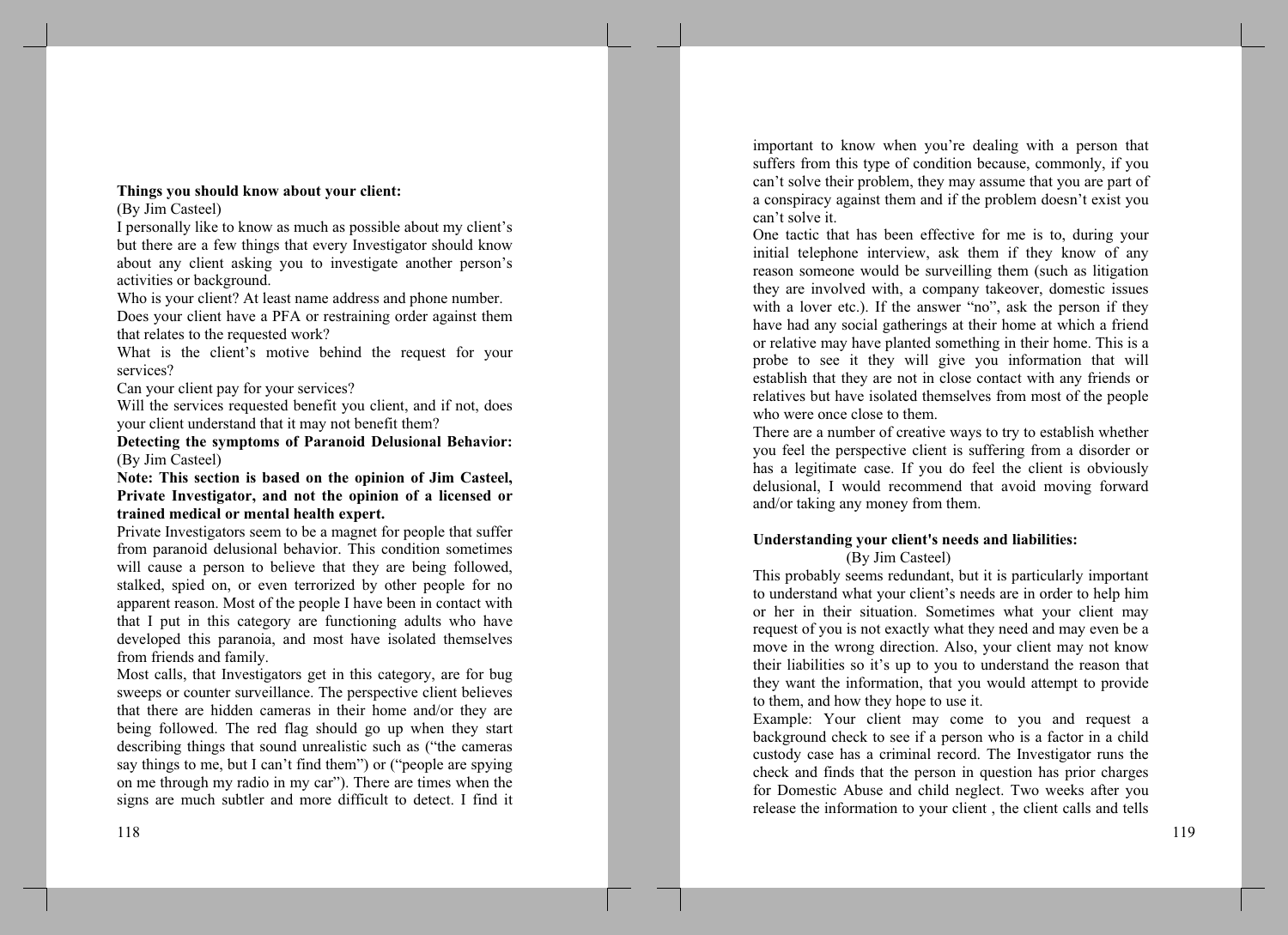**Things you should know about your client:**

(By Jim Casteel)

I personally like to know as much as possible about my client's but there are a few things that every Investigator should know about any client asking you to investigate another person's activities or background.

Who is your client? At least name address and phone number.

Does your client have a PFA or restraining order against them that relates to the requested work?

What is the client's motive behind the request for your services?

Can your client pay for your services?

Will the services requested benefit you client, and if not, does your client understand that it may not benefit them?

**Detecting the symptoms of Paranoid Delusional Behavior:**

(By Jim Casteel)

**Note: This section is based on the opinion of Jim Casteel, Private Investigator, and not the opinion of a licensed or trained medical or mental health expert.**

Private Investigators seem to be a magnet for people that suffer from paranoid delusional behavior. This condition sometimes will cause a person to believe that they are being followed, stalked, spied on, or even terrorized by other people for no apparent reason. Most of the people I have been in contact with that I put in this category are functioning adults who have developed this paranoia, and most have isolated themselves from friends and family.

Most calls, that Investigators get in this category, are for bug sweeps or counter surveillance. The perspective client believes that there are hidden cameras in their home and/or they are being followed. The red flag should go up when they start describing things that sound unrealistic such as ("the cameras say things to me, but I can't find them") or ("people are spying on me through my radio in my car"). There are times when the signs are much subtler and more difficult to detect. I find it important to know when you're dealing with a person that suffers from this type of condition because, commonly, if you can't solve their problem, they may assume that you are part of a conspiracy against them and if the problem doesn't exist you can't solve it.

One tactic that has been effective for me is to, during your initial telephone interview, ask them if they know of any reason someone would be surveilling them (such as litigation they are involved with, a company takeover, domestic issues with a lover etc.). If the answer "no", ask the person if they have had any social gatherings at their home at which a friend or relative may have planted something in their home. This is a probe to see it they will give you information that will establish that they are not in close contact with any friends or relatives but have isolated themselves from most of the people who were once close to them.

There are a number of creative ways to try to establish whether you feel the perspective client is suffering from a disorder or has a legitimate case. If you do feel the client is obviously delusional, I would recommend that avoid moving forward and/or taking any money from them.

**Understanding your client's needs and liabilities:**

(By Jim Casteel)

This probably seems redundant, but it is particularly important to understand what your client's needs are in order to help him or her in their situation. Sometimes what your client may request of you is not exactly what they need and may even be a move in the wrong direction. Also, your client may not know their liabilities so it's up to you to understand the reason that they want the information, that you would attempt to provide to them, and how they hope to use it.

Example: Your client may come to you and request a background check to see if a person who is a factor in a child custody case has a criminal record. The Investigator runs the check and finds that the person in question has prior charges for Domestic Abuse and child neglect. Two weeks after you release the information to your client , the client calls and tells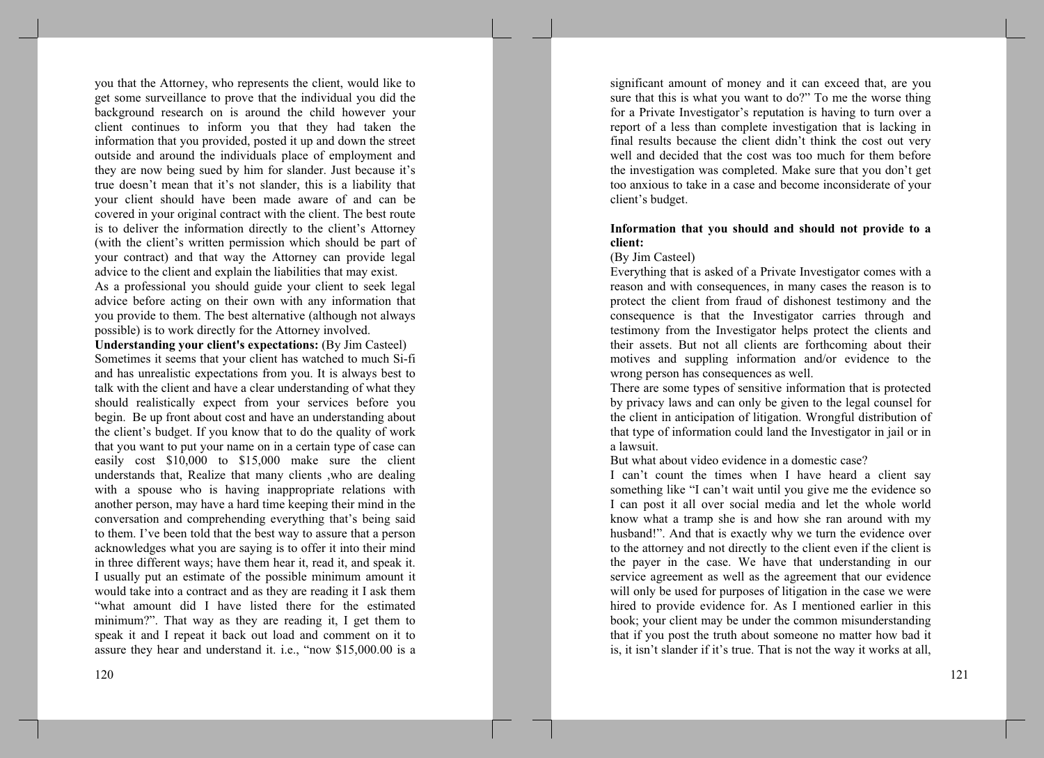you that the Attorney, who represents the client, would like to get some surveillance to prove that the individual you did the background research on is around the child however your client continues to inform you that they had taken the information that you provided, posted it up and down the street outside and around the individuals place of employment and they are now being sued by him for slander. Just because it's true doesn't mean that it's not slander, this is a liability that your client should have been made aware of and can be covered in your original contract with the client. The best route is to deliver the information directly to the client's Attorney (with the client's written permission which should be part of your contract) and that way the Attorney can provide legal advice to the client and explain the liabilities that may exist.

As a professional you should guide your client to seek legal advice before acting on their own with any information that you provide to them. The best alternative (although not always possible) is to work directly for the Attorney involved.

**Understanding your client's expectations:** (By Jim Casteel)

Sometimes it seems that your client has watched to much Si-fi and has unrealistic expectations from you. It is always best to talk with the client and have a clear understanding of what they should realistically expect from your services before you begin. Be up front about cost and have an understanding about the client's budget. If you know that to do the quality of work that you want to put your name on in a certain type of case can easily cost $10,000 to $15,000 make sure the client understands that, Realize that many clients ,who are dealing with a spouse who is having inappropriate relations with another person, may have a hard time keeping their mind in the conversation and comprehending everything that's being said to them. I've been told that the best way to assure that a person acknowledges what you are saying is to offer it into their mind in three different ways; have them hear it, read it, and speak it. I usually put an estimate of the possible minimum amount it would take into a contract and as they are reading it I ask them "what amount did I have listed there for the estimated minimum?". That way as they are reading it, I get them to speak it and I repeat it back out load and comment on it to assure they hear and understand it. i.e., "now $15,000.00 is a significant amount of money and it can exceed that, are you sure that this is what you want to do?" To me the worse thing for a Private Investigator's reputation is having to turn over a report of a less than complete investigation that is lacking in final results because the client didn't think the cost out very well and decided that the cost was too much for them before the investigation was completed. Make sure that you don't get too anxious to take in a case and become inconsiderate of your client's budget.

**Information that you should and should not provide to a client:**

(By Jim Casteel)

Everything that is asked of a Private Investigator comes with a reason and with consequences, in many cases the reason is to protect the client from fraud of dishonest testimony and the consequence is that the Investigator carries through and testimony from the Investigator helps protect the clients and their assets. But not all clients are forthcoming about their motives and suppling information and/or evidence to the wrong person has consequences as well.

There are some types of sensitive information that is protected by privacy laws and can only be given to the legal counsel for the client in anticipation of litigation. Wrongful distribution of that type of information could land the Investigator in jail or in a lawsuit.

But what about video evidence in a domestic case?

I can't count the times when I have heard a client say something like "I can't wait until you give me the evidence so I can post it all over social media and let the whole world know what a tramp she is and how she ran around with my husband!". And that is exactly why we turn the evidence over to the attorney and not directly to the client even if the client is the payer in the case. We have that understanding in our service agreement as well as the agreement that our evidence will only be used for purposes of litigation in the case we were hired to provide evidence for. As I mentioned earlier in this book; your client may be under the common misunderstanding that if you post the truth about someone no matter how bad it is, it isn't slander if it's true. That is not the way it works at all,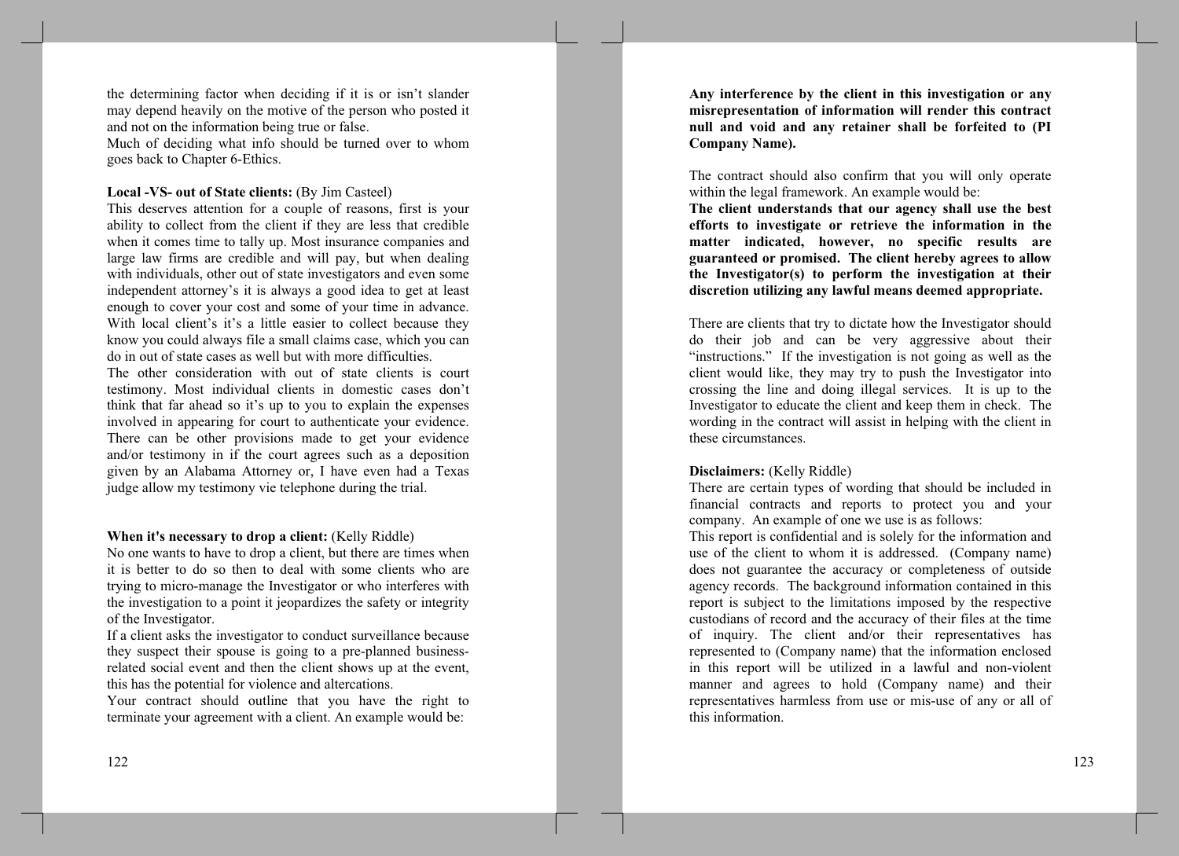the determining factor when deciding if it is or isn't slander may depend heavily on the motive of the person who posted it and not on the information being true or false.
Much of deciding what info should be turned over to whom goes back to Chapter 6-Ethics.

**Local -VS- out of State clients:** (By Jim Casteel)
This deserves attention for a couple of reasons, first is your ability to collect from the client if they are less that credible when it comes time to tally up. Most insurance companies and large law firms are credible and will pay, but when dealing with individuals, other out of state investigators and even some independent attorney's it is always a good idea to get at least enough to cover your cost and some of your time in advance. With local client's it's a little easier to collect because they know you could always file a small claims case, which you can do in out of state cases as well but with more difficulties.
The other consideration with out of state clients is court testimony. Most individual clients in domestic cases don't think that far ahead so it's up to you to explain the expenses involved in appearing for court to authenticate your evidence. There can be other provisions made to get your evidence and/or testimony in if the court agrees such as a deposition given by an Alabama Attorney or, I have even had a Texas judge allow my testimony vie telephone during the trial.

**When it's necessary to drop a client:** (Kelly Riddle)
No one wants to have to drop a client, but there are times when it is better to do so then to deal with some clients who are trying to micro-manage the Investigator or who interferes with the investigation to a point it jeopardizes the safety or integrity of the Investigator.
If a client asks the investigator to conduct surveillance because they suspect their spouse is going to a pre-planned business-related social event and then the client shows up at the event, this has the potential for violence and altercations.
Your contract should outline that you have the right to terminate your agreement with a client. An example would be:

**Any interference by the client in this investigation or any misrepresentation of information will render this contract null and void and any retainer shall be forfeited to (PI Company Name).**

The contract should also confirm that you will only operate within the legal framework. An example would be:
**The client understands that our agency shall use the best efforts to investigate or retrieve the information in the matter indicated, however, no specific results are guaranteed or promised. The client hereby agrees to allow the Investigator(s) to perform the investigation at their discretion utilizing any lawful means deemed appropriate.**

There are clients that try to dictate how the Investigator should do their job and can be very aggressive about their "instructions." If the investigation is not going as well as the client would like, they may try to push the Investigator into crossing the line and doing illegal services. It is up to the Investigator to educate the client and keep them in check. The wording in the contract will assist in helping with the client in these circumstances.

**Disclaimers:** (Kelly Riddle)
There are certain types of wording that should be included in financial contracts and reports to protect you and your company. An example of one we use is as follows:
This report is confidential and is solely for the information and use of the client to whom it is addressed. (Company name) does not guarantee the accuracy or completeness of outside agency records. The background information contained in this report is subject to the limitations imposed by the respective custodians of record and the accuracy of their files at the time of inquiry. The client and/or their representatives has represented to (Company name) that the information enclosed in this report will be utilized in a lawful and non-violent manner and agrees to hold (Company name) and their representatives harmless from use or mis-use of any or all of this information.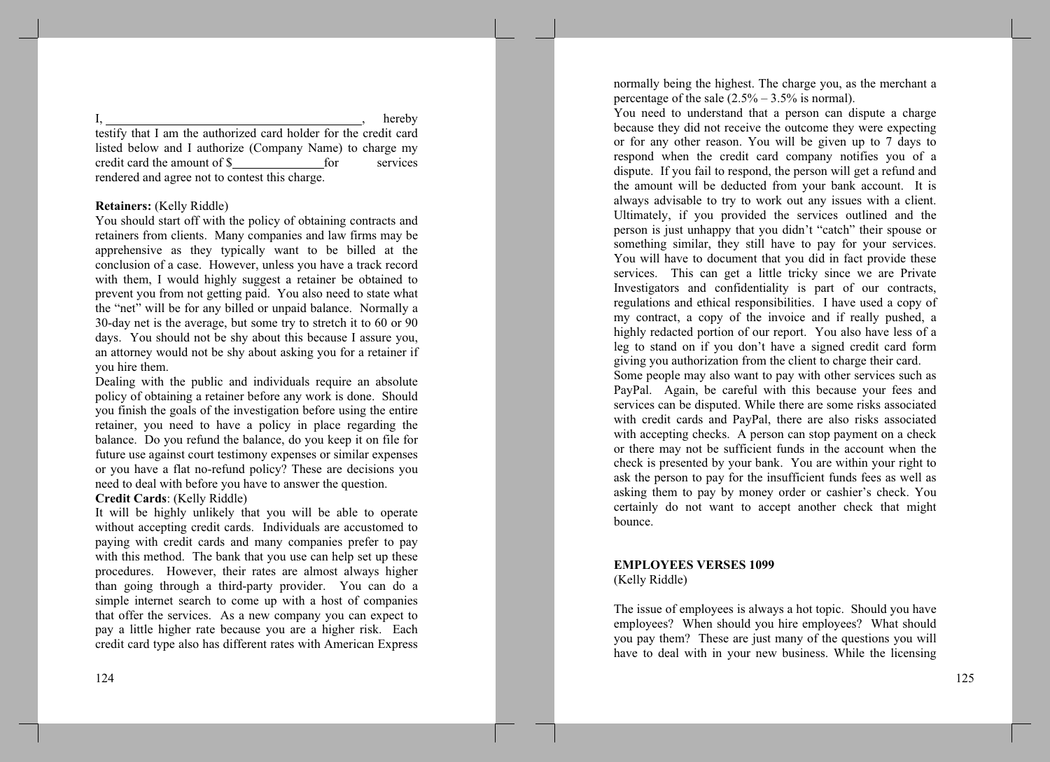I, ________________________________________, hereby testify that I am the authorized card holder for the credit card listed below and I authorize (Company Name) to charge my credit card the amount of $______________for services rendered and agree not to contest this charge.

**Retainers:** (Kelly Riddle)

You should start off with the policy of obtaining contracts and retainers from clients. Many companies and law firms may be apprehensive as they typically want to be billed at the conclusion of a case. However, unless you have a track record with them, I would highly suggest a retainer be obtained to prevent you from not getting paid. You also need to state what the "net" will be for any billed or unpaid balance. Normally a 30-day net is the average, but some try to stretch it to 60 or 90 days. You should not be shy about this because I assure you, an attorney would not be shy about asking you for a retainer if you hire them.

Dealing with the public and individuals require an absolute policy of obtaining a retainer before any work is done. Should you finish the goals of the investigation before using the entire retainer, you need to have a policy in place regarding the balance. Do you refund the balance, do you keep it on file for future use against court testimony expenses or similar expenses or you have a flat no-refund policy? These are decisions you need to deal with before you have to answer the question.

**Credit Cards**: (Kelly Riddle)

It will be highly unlikely that you will be able to operate without accepting credit cards. Individuals are accustomed to paying with credit cards and many companies prefer to pay with this method. The bank that you use can help set up these procedures. However, their rates are almost always higher than going through a third-party provider. You can do a simple internet search to come up with a host of companies that offer the services. As a new company you can expect to pay a little higher rate because you are a higher risk. Each credit card type also has different rates with American Express normally being the highest. The charge you, as the merchant a percentage of the sale (2.5% – 3.5% is normal).

You need to understand that a person can dispute a charge because they did not receive the outcome they were expecting or for any other reason. You will be given up to 7 days to respond when the credit card company notifies you of a dispute. If you fail to respond, the person will get a refund and the amount will be deducted from your bank account. It is always advisable to try to work out any issues with a client. Ultimately, if you provided the services outlined and the person is just unhappy that you didn't "catch" their spouse or something similar, they still have to pay for your services. You will have to document that you did in fact provide these services. This can get a little tricky since we are Private Investigators and confidentiality is part of our contracts, regulations and ethical responsibilities. I have used a copy of my contract, a copy of the invoice and if really pushed, a highly redacted portion of our report. You also have less of a leg to stand on if you don't have a signed credit card form giving you authorization from the client to charge their card.

Some people may also want to pay with other services such as PayPal. Again, be careful with this because your fees and services can be disputed. While there are some risks associated with credit cards and PayPal, there are also risks associated with accepting checks. A person can stop payment on a check or there may not be sufficient funds in the account when the check is presented by your bank. You are within your right to ask the person to pay for the insufficient funds fees as well as asking them to pay by money order or cashier's check. You certainly do not want to accept another check that might bounce.

**EMPLOYEES VERSES 1099**

(Kelly Riddle)

The issue of employees is always a hot topic. Should you have employees? When should you hire employees? What should you pay them? These are just many of the questions you will have to deal with in your new business. While the licensing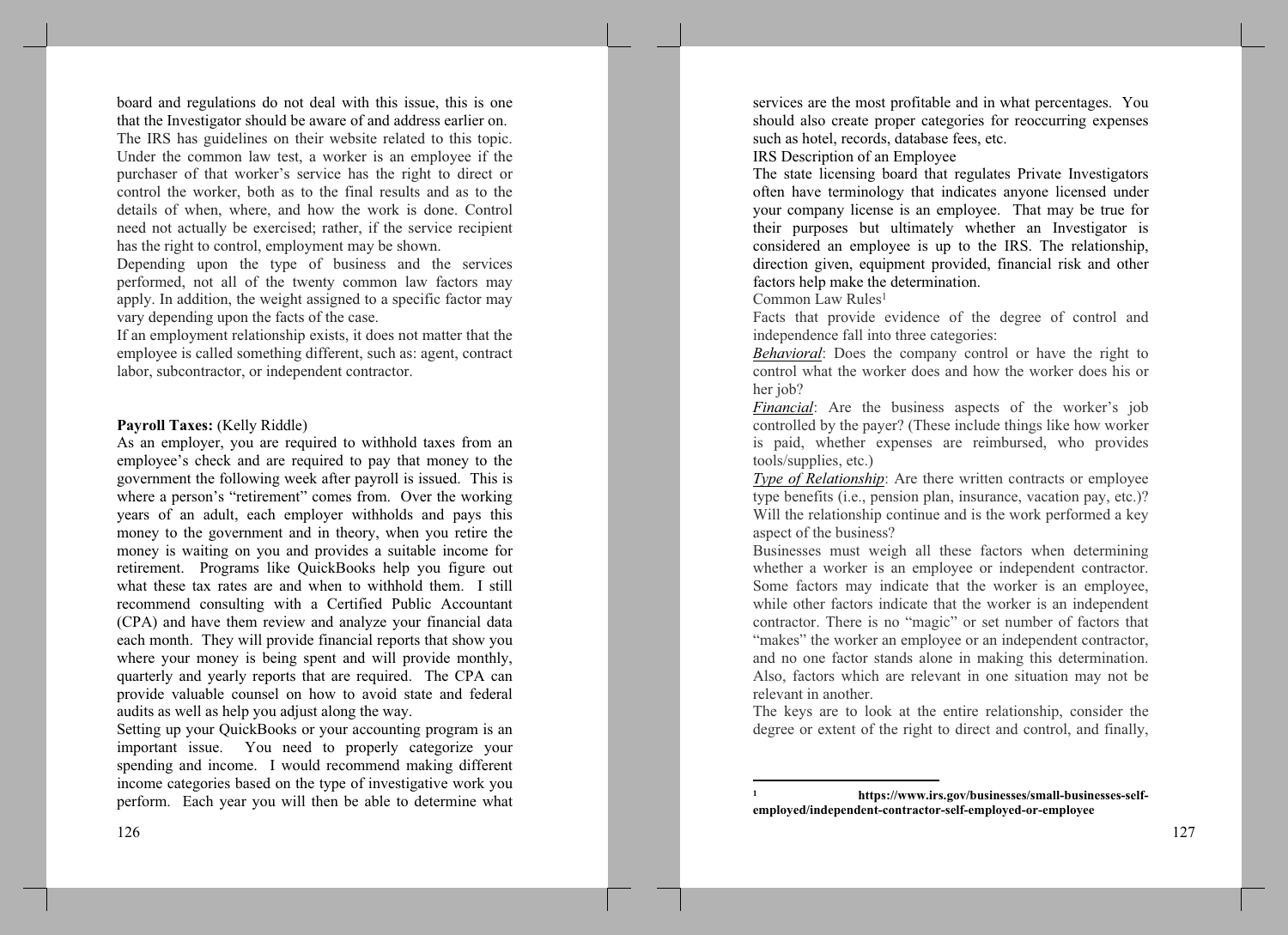board and regulations do not deal with this issue, this is one that the Investigator should be aware of and address earlier on.

The IRS has guidelines on their website related to this topic. Under the common law test, a worker is an employee if the purchaser of that worker's service has the right to direct or control the worker, both as to the final results and as to the details of when, where, and how the work is done. Control need not actually be exercised; rather, if the service recipient has the right to control, employment may be shown.

Depending upon the type of business and the services performed, not all of the twenty common law factors may apply. In addition, the weight assigned to a specific factor may vary depending upon the facts of the case.

If an employment relationship exists, it does not matter that the employee is called something different, such as: agent, contract labor, subcontractor, or independent contractor.

**Payroll Taxes:** (Kelly Riddle)

As an employer, you are required to withhold taxes from an employee's check and are required to pay that money to the government the following week after payroll is issued. This is where a person's "retirement" comes from. Over the working years of an adult, each employer withholds and pays this money to the government and in theory, when you retire the money is waiting on you and provides a suitable income for retirement. Programs like QuickBooks help you figure out what these tax rates are and when to withhold them. I still recommend consulting with a Certified Public Accountant (CPA) and have them review and analyze your financial data each month. They will provide financial reports that show you where your money is being spent and will provide monthly, quarterly and yearly reports that are required. The CPA can provide valuable counsel on how to avoid state and federal audits as well as help you adjust along the way.

Setting up your QuickBooks or your accounting program is an important issue. You need to properly categorize your spending and income. I would recommend making different income categories based on the type of investigative work you perform. Each year you will then be able to determine what services are the most profitable and in what percentages. You should also create proper categories for reoccurring expenses such as hotel, records, database fees, etc.

IRS Description of an Employee

The state licensing board that regulates Private Investigators often have terminology that indicates anyone licensed under your company license is an employee. That may be true for their purposes but ultimately whether an Investigator is considered an employee is up to the IRS. The relationship, direction given, equipment provided, financial risk and other factors help make the determination.

Common Law Rules[1]

Facts that provide evidence of the degree of control and independence fall into three categories:

***Behavioral***: Does the company control or have the right to control what the worker does and how the worker does his or her job?

***Financial***: Are the business aspects of the worker's job controlled by the payer? (These include things like how worker is paid, whether expenses are reimbursed, who provides tools/supplies, etc.)

***Type of Relationship***: Are there written contracts or employee type benefits (i.e., pension plan, insurance, vacation pay, etc.)? Will the relationship continue and is the work performed a key aspect of the business?

Businesses must weigh all these factors when determining whether a worker is an employee or independent contractor. Some factors may indicate that the worker is an employee, while other factors indicate that the worker is an independent contractor. There is no "magic" or set number of factors that "makes" the worker an employee or an independent contractor, and no one factor stands alone in making this determination. Also, factors which are relevant in one situation may not be relevant in another.

The keys are to look at the entire relationship, consider the degree or extent of the right to direct and control, and finally,

---

[1] **https://www.irs.gov/businesses/small-businesses-self-employed/independent-contractor-self-employed-or-employee**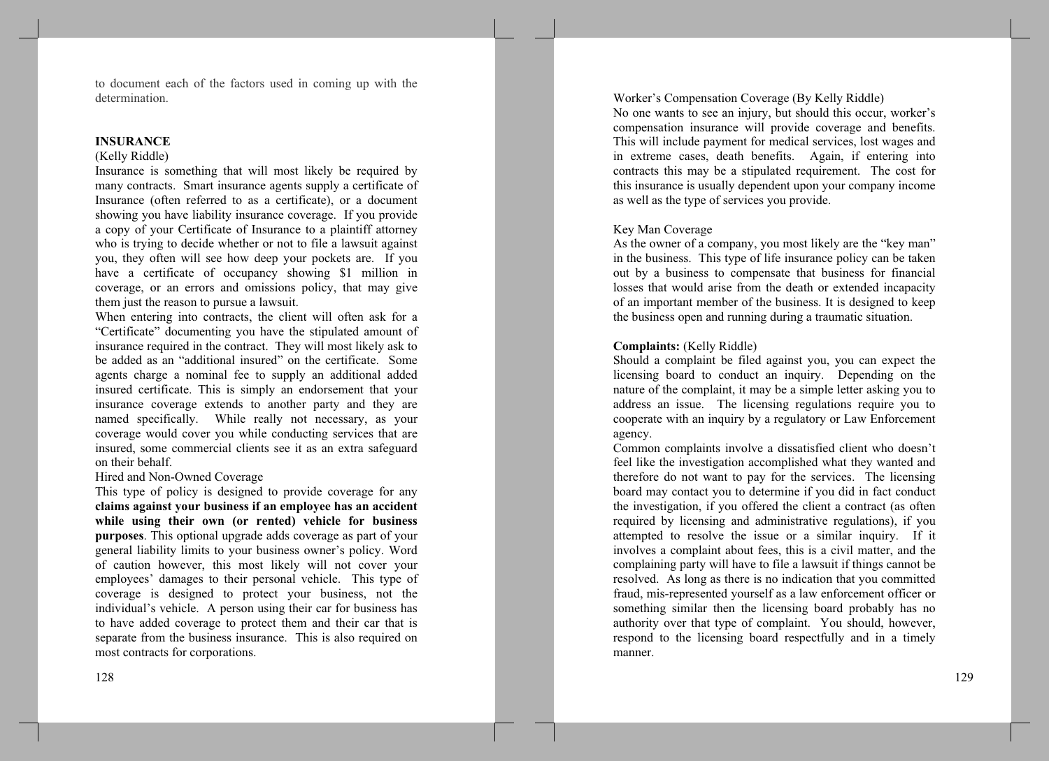to document each of the factors used in coming up with the determination.

## INSURANCE

(Kelly Riddle)

Insurance is something that will most likely be required by many contracts. Smart insurance agents supply a certificate of Insurance (often referred to as a certificate), or a document showing you have liability insurance coverage. If you provide a copy of your Certificate of Insurance to a plaintiff attorney who is trying to decide whether or not to file a lawsuit against you, they often will see how deep your pockets are. If you have a certificate of occupancy showing $1 million in coverage, or an errors and omissions policy, that may give them just the reason to pursue a lawsuit.

When entering into contracts, the client will often ask for a "Certificate" documenting you have the stipulated amount of insurance required in the contract. They will most likely ask to be added as an "additional insured" on the certificate. Some agents charge a nominal fee to supply an additional added insured certificate. This is simply an endorsement that your insurance coverage extends to another party and they are named specifically. While really not necessary, as your coverage would cover you while conducting services that are insured, some commercial clients see it as an extra safeguard on their behalf.

Hired and Non-Owned Coverage

This type of policy is designed to provide coverage for any **claims against your business if an employee has an accident while using their own (or rented) vehicle for business purposes**. This optional upgrade adds coverage as part of your general liability limits to your business owner's policy. Word of caution however, this most likely will not cover your employees' damages to their personal vehicle. This type of coverage is designed to protect your business, not the individual's vehicle. A person using their car for business has to have added coverage to protect them and their car that is separate from the business insurance. This is also required on most contracts for corporations.

Worker's Compensation Coverage (By Kelly Riddle)

No one wants to see an injury, but should this occur, worker's compensation insurance will provide coverage and benefits. This will include payment for medical services, lost wages and in extreme cases, death benefits. Again, if entering into contracts this may be a stipulated requirement. The cost for this insurance is usually dependent upon your company income as well as the type of services you provide.

Key Man Coverage

As the owner of a company, you most likely are the "key man" in the business. This type of life insurance policy can be taken out by a business to compensate that business for financial losses that would arise from the death or extended incapacity of an important member of the business. It is designed to keep the business open and running during a traumatic situation.

**Complaints:** (Kelly Riddle)

Should a complaint be filed against you, you can expect the licensing board to conduct an inquiry. Depending on the nature of the complaint, it may be a simple letter asking you to address an issue. The licensing regulations require you to cooperate with an inquiry by a regulatory or Law Enforcement agency.

Common complaints involve a dissatisfied client who doesn't feel like the investigation accomplished what they wanted and therefore do not want to pay for the services. The licensing board may contact you to determine if you did in fact conduct the investigation, if you offered the client a contract (as often required by licensing and administrative regulations), if you attempted to resolve the issue or a similar inquiry. If it involves a complaint about fees, this is a civil matter, and the complaining party will have to file a lawsuit if things cannot be resolved. As long as there is no indication that you committed fraud, mis-represented yourself as a law enforcement officer or something similar then the licensing board probably has no authority over that type of complaint. You should, however, respond to the licensing board respectfully and in a timely manner.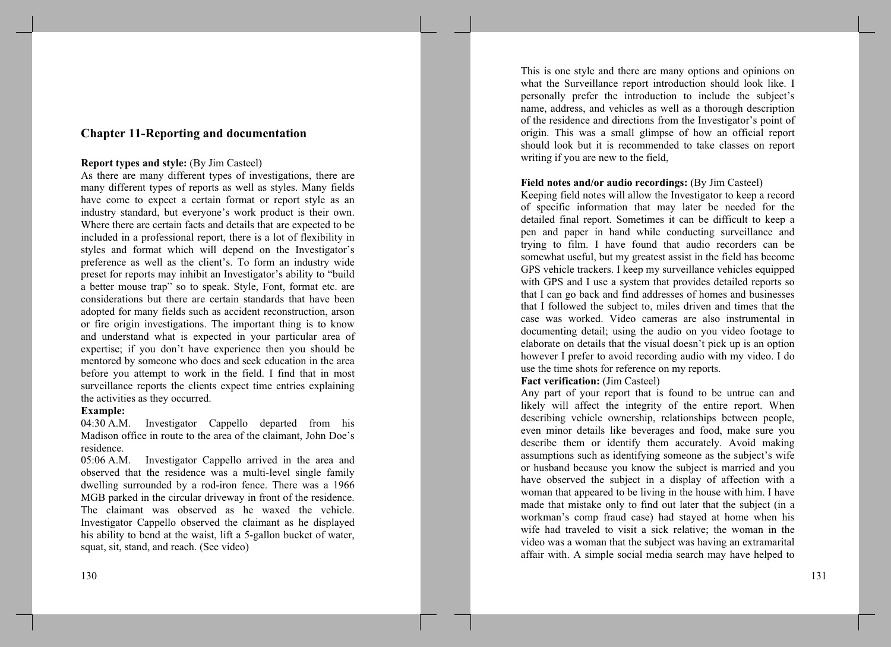## Chapter 11-Reporting and documentation

**Report types and style:** (By Jim Casteel)
As there are many different types of investigations, there are many different types of reports as well as styles. Many fields have come to expect a certain format or report style as an industry standard, but everyone's work product is their own. Where there are certain facts and details that are expected to be included in a professional report, there is a lot of flexibility in styles and format which will depend on the Investigator's preference as well as the client's. To form an industry wide preset for reports may inhibit an Investigator's ability to "build a better mouse trap" so to speak. Style, Font, format etc. are considerations but there are certain standards that have been adopted for many fields such as accident reconstruction, arson or fire origin investigations. The important thing is to know and understand what is expected in your particular area of expertise; if you don't have experience then you should be mentored by someone who does and seek education in the area before you attempt to work in the field. I find that in most surveillance reports the clients expect time entries explaining the activities as they occurred.

**Example:**
04:30 A.M. Investigator Cappello departed from his Madison office in route to the area of the claimant, John Doe's residence.
05:06 A.M. Investigator Cappello arrived in the area and observed that the residence was a multi-level single family dwelling surrounded by a rod-iron fence. There was a 1966 MGB parked in the circular driveway in front of the residence. The claimant was observed as he waxed the vehicle. Investigator Cappello observed the claimant as he displayed his ability to bend at the waist, lift a 5-gallon bucket of water, squat, sit, stand, and reach. (See video)

This is one style and there are many options and opinions on what the Surveillance report introduction should look like. I personally prefer the introduction to include the subject's name, address, and vehicles as well as a thorough description of the residence and directions from the Investigator's point of origin. This was a small glimpse of how an official report should look but it is recommended to take classes on report writing if you are new to the field,

**Field notes and/or audio recordings:** (By Jim Casteel)
Keeping field notes will allow the Investigator to keep a record of specific information that may later be needed for the detailed final report. Sometimes it can be difficult to keep a pen and paper in hand while conducting surveillance and trying to film. I have found that audio recorders can be somewhat useful, but my greatest assist in the field has become GPS vehicle trackers. I keep my surveillance vehicles equipped with GPS and I use a system that provides detailed reports so that I can go back and find addresses of homes and businesses that I followed the subject to, miles driven and times that the case was worked. Video cameras are also instrumental in documenting detail; using the audio on you video footage to elaborate on details that the visual doesn't pick up is an option however I prefer to avoid recording audio with my video. I do use the time shots for reference on my reports.

**Fact verification:** (Jim Casteel)
Any part of your report that is found to be untrue can and likely will affect the integrity of the entire report. When describing vehicle ownership, relationships between people, even minor details like beverages and food, make sure you describe them or identify them accurately. Avoid making assumptions such as identifying someone as the subject's wife or husband because you know the subject is married and you have observed the subject in a display of affection with a woman that appeared to be living in the house with him. I have made that mistake only to find out later that the subject (in a workman's comp fraud case) had stayed at home when his wife had traveled to visit a sick relative; the woman in the video was a woman that the subject was having an extramarital affair with. A simple social media search may have helped to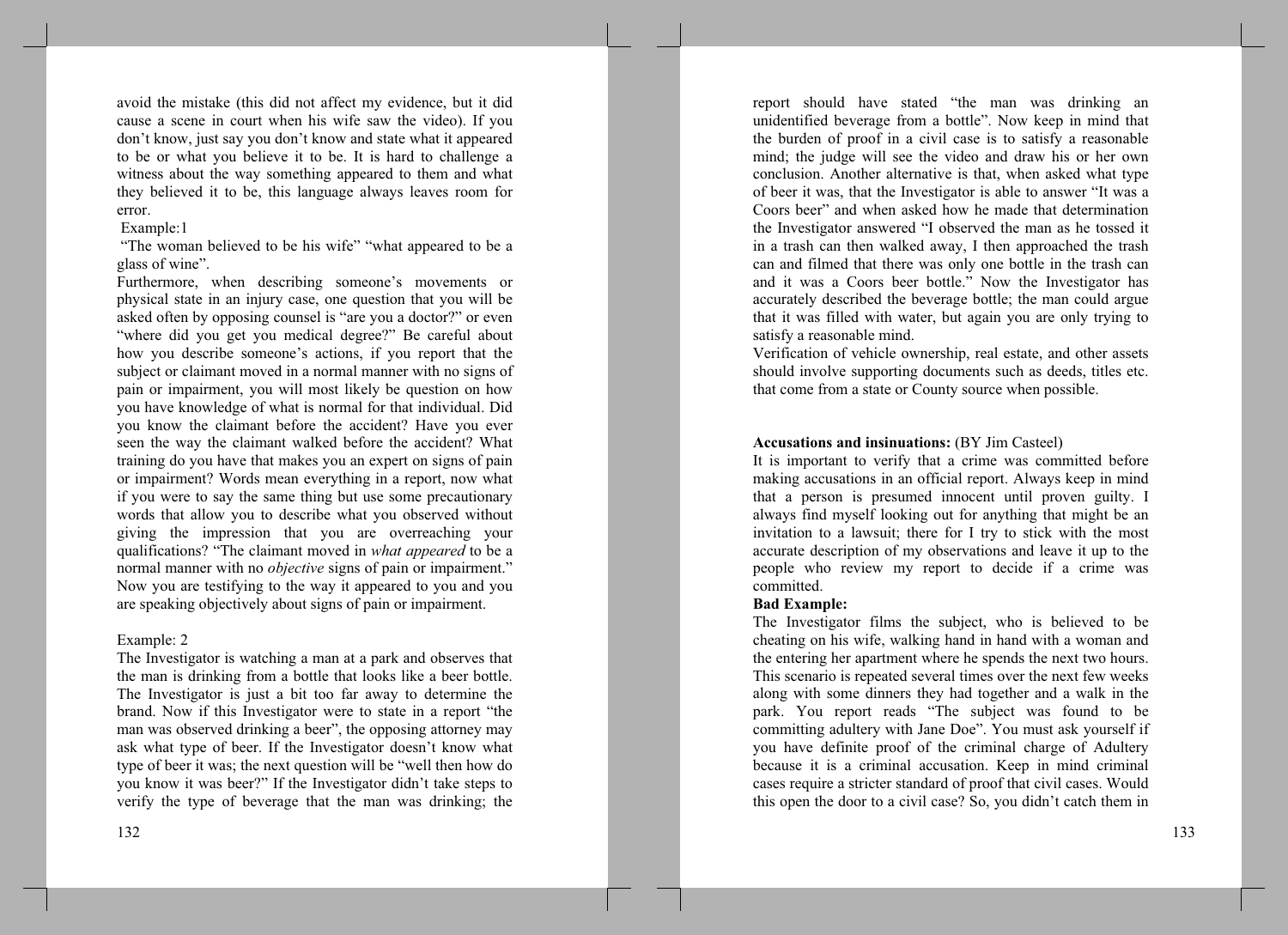avoid the mistake (this did not affect my evidence, but it did cause a scene in court when his wife saw the video). If you don't know, just say you don't know and state what it appeared to be or what you believe it to be. It is hard to challenge a witness about the way something appeared to them and what they believed it to be, this language always leaves room for error.

Example:1

"The woman believed to be his wife" "what appeared to be a glass of wine".

Furthermore, when describing someone's movements or physical state in an injury case, one question that you will be asked often by opposing counsel is "are you a doctor?" or even "where did you get you medical degree?" Be careful about how you describe someone's actions, if you report that the subject or claimant moved in a normal manner with no signs of pain or impairment, you will most likely be question on how you have knowledge of what is normal for that individual. Did you know the claimant before the accident? Have you ever seen the way the claimant walked before the accident? What training do you have that makes you an expert on signs of pain or impairment? Words mean everything in a report, now what if you were to say the same thing but use some precautionary words that allow you to describe what you observed without giving the impression that you are overreaching your qualifications? "The claimant moved in *what appeared* to be a normal manner with no *objective* signs of pain or impairment." Now you are testifying to the way it appeared to you and you are speaking objectively about signs of pain or impairment.

Example: 2

The Investigator is watching a man at a park and observes that the man is drinking from a bottle that looks like a beer bottle. The Investigator is just a bit too far away to determine the brand. Now if this Investigator were to state in a report "the man was observed drinking a beer", the opposing attorney may ask what type of beer. If the Investigator doesn't know what type of beer it was; the next question will be "well then how do you know it was beer?" If the Investigator didn't take steps to verify the type of beverage that the man was drinking; the report should have stated "the man was drinking an unidentified beverage from a bottle". Now keep in mind that the burden of proof in a civil case is to satisfy a reasonable mind; the judge will see the video and draw his or her own conclusion. Another alternative is that, when asked what type of beer it was, that the Investigator is able to answer "It was a Coors beer" and when asked how he made that determination the Investigator answered "I observed the man as he tossed it in a trash can then walked away, I then approached the trash can and filmed that there was only one bottle in the trash can and it was a Coors beer bottle." Now the Investigator has accurately described the beverage bottle; the man could argue that it was filled with water, but again you are only trying to satisfy a reasonable mind.

Verification of vehicle ownership, real estate, and other assets should involve supporting documents such as deeds, titles etc. that come from a state or County source when possible.

**Accusations and insinuations:** (BY Jim Casteel)

It is important to verify that a crime was committed before making accusations in an official report. Always keep in mind that a person is presumed innocent until proven guilty. I always find myself looking out for anything that might be an invitation to a lawsuit; there for I try to stick with the most accurate description of my observations and leave it up to the people who review my report to decide if a crime was committed.

**Bad Example:**

The Investigator films the subject, who is believed to be cheating on his wife, walking hand in hand with a woman and the entering her apartment where he spends the next two hours. This scenario is repeated several times over the next few weeks along with some dinners they had together and a walk in the park. You report reads "The subject was found to be committing adultery with Jane Doe". You must ask yourself if you have definite proof of the criminal charge of Adultery because it is a criminal accusation. Keep in mind criminal cases require a stricter standard of proof that civil cases. Would this open the door to a civil case? So, you didn't catch them in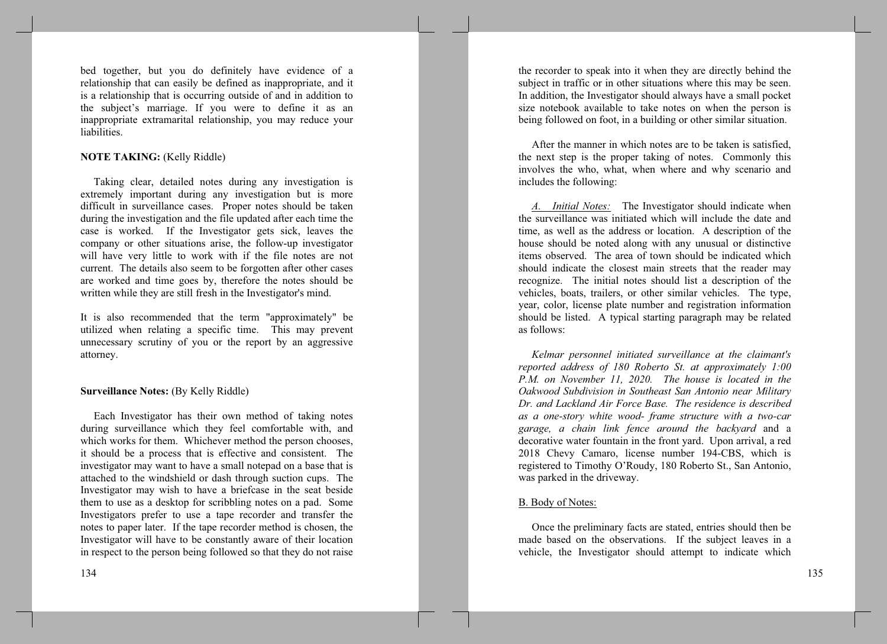bed together, but you do definitely have evidence of a relationship that can easily be defined as inappropriate, and it is a relationship that is occurring outside of and in addition to the subject's marriage. If you were to define it as an inappropriate extramarital relationship, you may reduce your liabilities.

**NOTE TAKING:** (Kelly Riddle)

Taking clear, detailed notes during any investigation is extremely important during any investigation but is more difficult in surveillance cases. Proper notes should be taken during the investigation and the file updated after each time the case is worked. If the Investigator gets sick, leaves the company or other situations arise, the follow-up investigator will have very little to work with if the file notes are not current. The details also seem to be forgotten after other cases are worked and time goes by, therefore the notes should be written while they are still fresh in the Investigator's mind.

It is also recommended that the term "approximately" be utilized when relating a specific time. This may prevent unnecessary scrutiny of you or the report by an aggressive attorney.

**Surveillance Notes:** (By Kelly Riddle)

Each Investigator has their own method of taking notes during surveillance which they feel comfortable with, and which works for them. Whichever method the person chooses, it should be a process that is effective and consistent. The investigator may want to have a small notepad on a base that is attached to the windshield or dash through suction cups. The Investigator may wish to have a briefcase in the seat beside them to use as a desktop for scribbling notes on a pad. Some Investigators prefer to use a tape recorder and transfer the notes to paper later. If the tape recorder method is chosen, the Investigator will have to be constantly aware of their location in respect to the person being followed so that they do not raise the recorder to speak into it when they are directly behind the subject in traffic or in other situations where this may be seen. In addition, the Investigator should always have a small pocket size notebook available to take notes on when the person is being followed on foot, in a building or other similar situation.

After the manner in which notes are to be taken is satisfied, the next step is the proper taking of notes. Commonly this involves the who, what, when where and why scenario and includes the following:

*A. Initial Notes:* The Investigator should indicate when the surveillance was initiated which will include the date and time, as well as the address or location. A description of the house should be noted along with any unusual or distinctive items observed. The area of town should be indicated which should indicate the closest main streets that the reader may recognize. The initial notes should list a description of the vehicles, boats, trailers, or other similar vehicles. The type, year, color, license plate number and registration information should be listed. A typical starting paragraph may be related as follows:

*Kelmar personnel initiated surveillance at the claimant's reported address of 180 Roberto St. at approximately 1:00 P.M. on November 11, 2020. The house is located in the Oakwood Subdivision in Southeast San Antonio near Military Dr. and Lackland Air Force Base. The residence is described as a one-story white wood- frame structure with a two-car garage, a chain link fence around the backyard* and a decorative water fountain in the front yard. Upon arrival, a red 2018 Chevy Camaro, license number 194-CBS, which is registered to Timothy O'Roudy, 180 Roberto St., San Antonio, was parked in the driveway.

B. Body of Notes:

Once the preliminary facts are stated, entries should then be made based on the observations. If the subject leaves in a vehicle, the Investigator should attempt to indicate which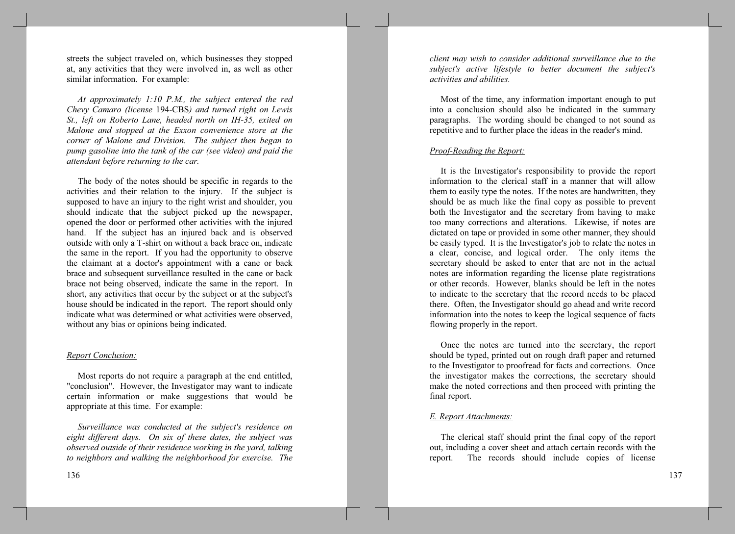streets the subject traveled on, which businesses they stopped at, any activities that they were involved in, as well as other similar information. For example:

*At approximately 1:10 P.M., the subject entered the red Chevy Camaro (license* 194-CBS*) and turned right on Lewis St., left on Roberto Lane, headed north on IH-35, exited on Malone and stopped at the Exxon convenience store at the corner of Malone and Division. The subject then began to pump gasoline into the tank of the car (see video) and paid the attendant before returning to the car.*

The body of the notes should be specific in regards to the activities and their relation to the injury. If the subject is supposed to have an injury to the right wrist and shoulder, you should indicate that the subject picked up the newspaper, opened the door or performed other activities with the injured hand. If the subject has an injured back and is observed outside with only a T-shirt on without a back brace on, indicate the same in the report. If you had the opportunity to observe the claimant at a doctor's appointment with a cane or back brace and subsequent surveillance resulted in the cane or back brace not being observed, indicate the same in the report. In short, any activities that occur by the subject or at the subject's house should be indicated in the report. The report should only indicate what was determined or what activities were observed, without any bias or opinions being indicated.

<u>Report Conclusion:</u>

Most reports do not require a paragraph at the end entitled, "conclusion". However, the Investigator may want to indicate certain information or make suggestions that would be appropriate at this time. For example:

*Surveillance was conducted at the subject's residence on eight different days. On six of these dates, the subject was observed outside of their residence working in the yard, talking to neighbors and walking the neighborhood for exercise. The client may wish to consider additional surveillance due to the subject's active lifestyle to better document the subject's activities and abilities.*

Most of the time, any information important enough to put into a conclusion should also be indicated in the summary paragraphs. The wording should be changed to not sound as repetitive and to further place the ideas in the reader's mind.

<u>Proof-Reading the Report:</u>

It is the Investigator's responsibility to provide the report information to the clerical staff in a manner that will allow them to easily type the notes. If the notes are handwritten, they should be as much like the final copy as possible to prevent both the Investigator and the secretary from having to make too many corrections and alterations. Likewise, if notes are dictated on tape or provided in some other manner, they should be easily typed. It is the Investigator's job to relate the notes in a clear, concise, and logical order. The only items the secretary should be asked to enter that are not in the actual notes are information regarding the license plate registrations or other records. However, blanks should be left in the notes to indicate to the secretary that the record needs to be placed there. Often, the Investigator should go ahead and write record information into the notes to keep the logical sequence of facts flowing properly in the report.

Once the notes are turned into the secretary, the report should be typed, printed out on rough draft paper and returned to the Investigator to proofread for facts and corrections. Once the investigator makes the corrections, the secretary should make the noted corrections and then proceed with printing the final report.

<u>E. Report Attachments:</u>

The clerical staff should print the final copy of the report out, including a cover sheet and attach certain records with the report. The records should include copies of license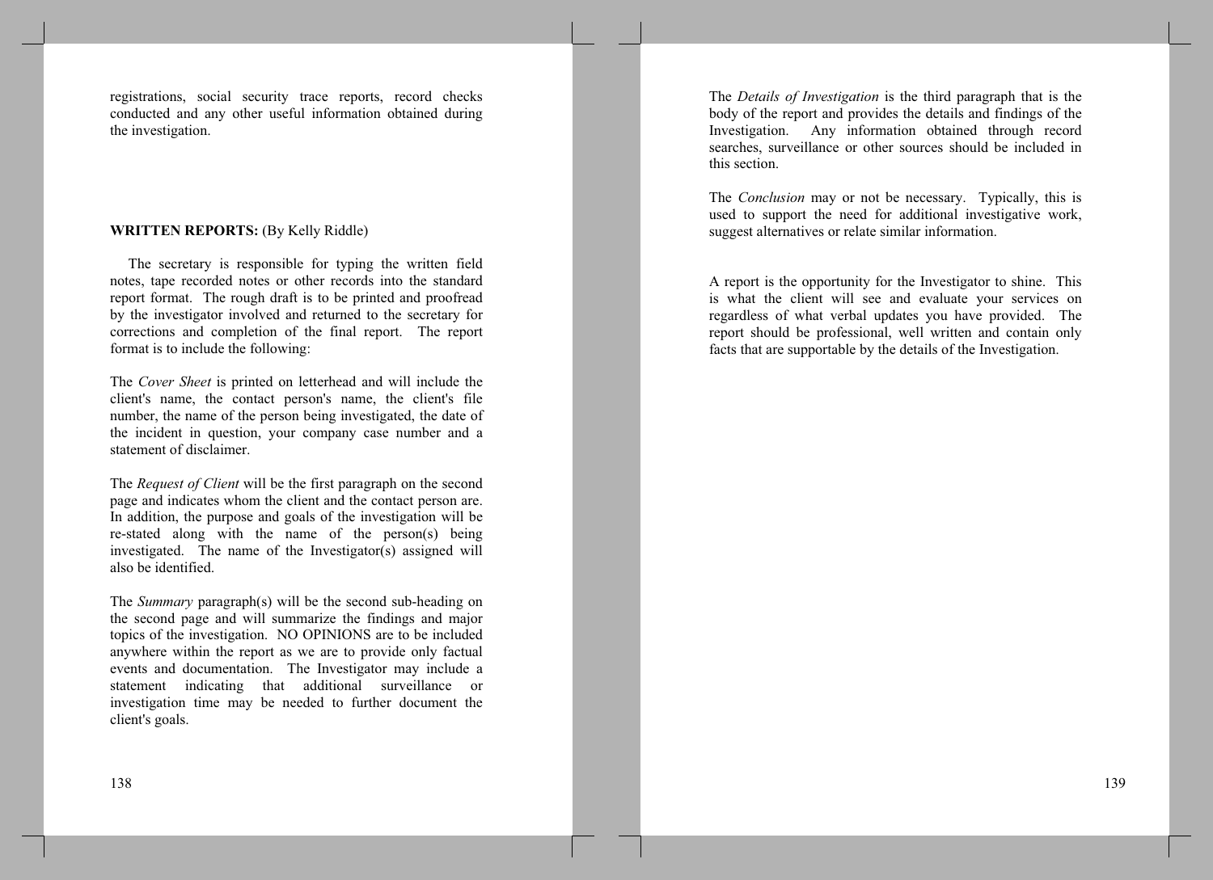registrations, social security trace reports, record checks conducted and any other useful information obtained during the investigation.

**WRITTEN REPORTS:** (By Kelly Riddle)

The secretary is responsible for typing the written field notes, tape recorded notes or other records into the standard report format. The rough draft is to be printed and proofread by the investigator involved and returned to the secretary for corrections and completion of the final report. The report format is to include the following:

The *Cover Sheet* is printed on letterhead and will include the client's name, the contact person's name, the client's file number, the name of the person being investigated, the date of the incident in question, your company case number and a statement of disclaimer.

The *Request of Client* will be the first paragraph on the second page and indicates whom the client and the contact person are. In addition, the purpose and goals of the investigation will be re-stated along with the name of the person(s) being investigated. The name of the Investigator(s) assigned will also be identified.

The *Summary* paragraph(s) will be the second sub-heading on the second page and will summarize the findings and major topics of the investigation. NO OPINIONS are to be included anywhere within the report as we are to provide only factual events and documentation. The Investigator may include a statement indicating that additional surveillance or investigation time may be needed to further document the client's goals.

The *Details of Investigation* is the third paragraph that is the body of the report and provides the details and findings of the Investigation. Any information obtained through record searches, surveillance or other sources should be included in this section.

The *Conclusion* may or not be necessary. Typically, this is used to support the need for additional investigative work, suggest alternatives or relate similar information.

A report is the opportunity for the Investigator to shine. This is what the client will see and evaluate your services on regardless of what verbal updates you have provided. The report should be professional, well written and contain only facts that are supportable by the details of the Investigation.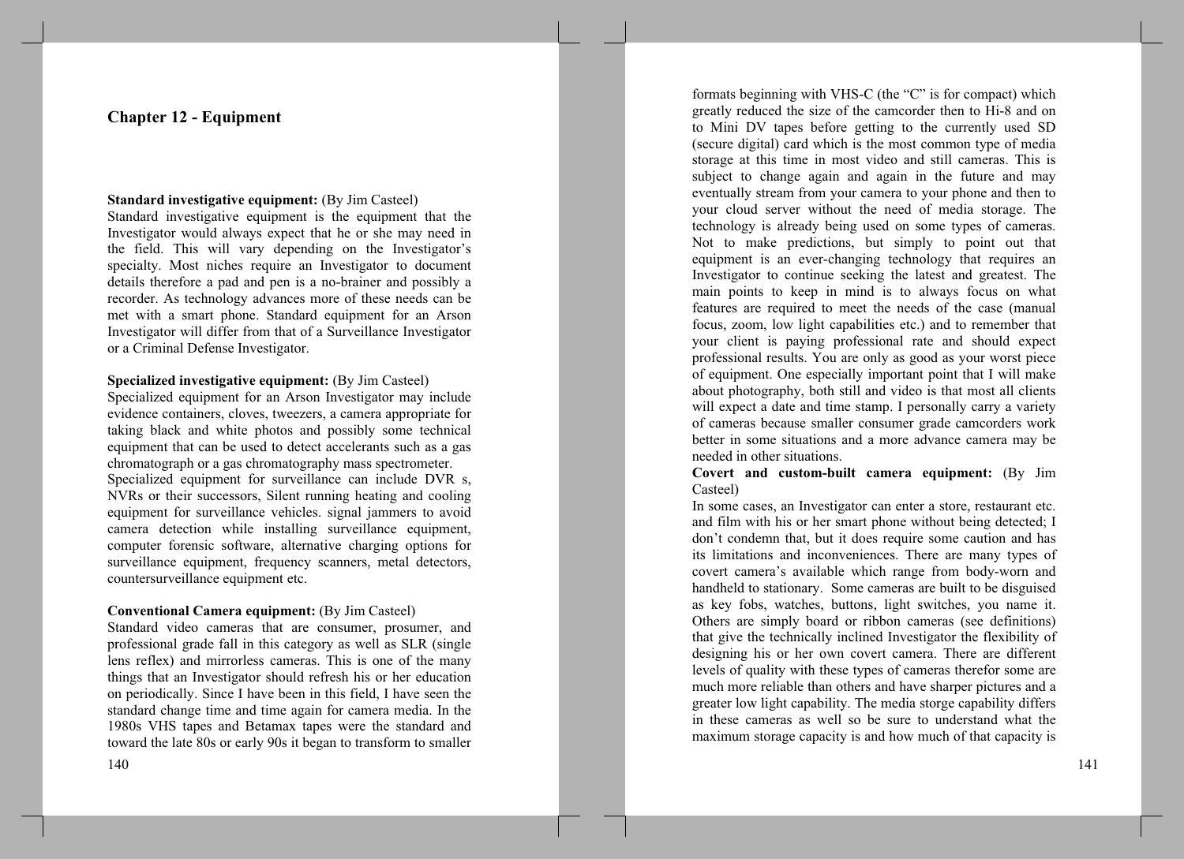## Chapter 12 - Equipment

**Standard investigative equipment:** (By Jim Casteel)
Standard investigative equipment is the equipment that the Investigator would always expect that he or she may need in the field. This will vary depending on the Investigator's specialty. Most niches require an Investigator to document details therefore a pad and pen is a no-brainer and possibly a recorder. As technology advances more of these needs can be met with a smart phone. Standard equipment for an Arson Investigator will differ from that of a Surveillance Investigator or a Criminal Defense Investigator.

**Specialized investigative equipment:** (By Jim Casteel)
Specialized equipment for an Arson Investigator may include evidence containers, cloves, tweezers, a camera appropriate for taking black and white photos and possibly some technical equipment that can be used to detect accelerants such as a gas chromatograph or a gas chromatography mass spectrometer.
Specialized equipment for surveillance can include DVR s, NVRs or their successors, Silent running heating and cooling equipment for surveillance vehicles. signal jammers to avoid camera detection while installing surveillance equipment, computer forensic software, alternative charging options for surveillance equipment, frequency scanners, metal detectors, countersurveillance equipment etc.

**Conventional Camera equipment:** (By Jim Casteel)
Standard video cameras that are consumer, prosumer, and professional grade fall in this category as well as SLR (single lens reflex) and mirrorless cameras. This is one of the many things that an Investigator should refresh his or her education on periodically. Since I have been in this field, I have seen the standard change time and time again for camera media. In the 1980s VHS tapes and Betamax tapes were the standard and toward the late 80s or early 90s it began to transform to smaller formats beginning with VHS-C (the "C" is for compact) which greatly reduced the size of the camcorder then to Hi-8 and on to Mini DV tapes before getting to the currently used SD (secure digital) card which is the most common type of media storage at this time in most video and still cameras. This is subject to change again and again in the future and may eventually stream from your camera to your phone and then to your cloud server without the need of media storage. The technology is already being used on some types of cameras. Not to make predictions, but simply to point out that equipment is an ever-changing technology that requires an Investigator to continue seeking the latest and greatest. The main points to keep in mind is to always focus on what features are required to meet the needs of the case (manual focus, zoom, low light capabilities etc.) and to remember that your client is paying professional rate and should expect professional results. You are only as good as your worst piece of equipment. One especially important point that I will make about photography, both still and video is that most all clients will expect a date and time stamp. I personally carry a variety of cameras because smaller consumer grade camcorders work better in some situations and a more advance camera may be needed in other situations.

**Covert and custom-built camera equipment:** (By Jim Casteel)
In some cases, an Investigator can enter a store, restaurant etc. and film with his or her smart phone without being detected; I don't condemn that, but it does require some caution and has its limitations and inconveniences. There are many types of covert camera's available which range from body-worn and handheld to stationary. Some cameras are built to be disguised as key fobs, watches, buttons, light switches, you name it. Others are simply board or ribbon cameras (see definitions) that give the technically inclined Investigator the flexibility of designing his or her own covert camera. There are different levels of quality with these types of cameras therefor some are much more reliable than others and have sharper pictures and a greater low light capability. The media storge capability differs in these cameras as well so be sure to understand what the maximum storage capacity is and how much of that capacity is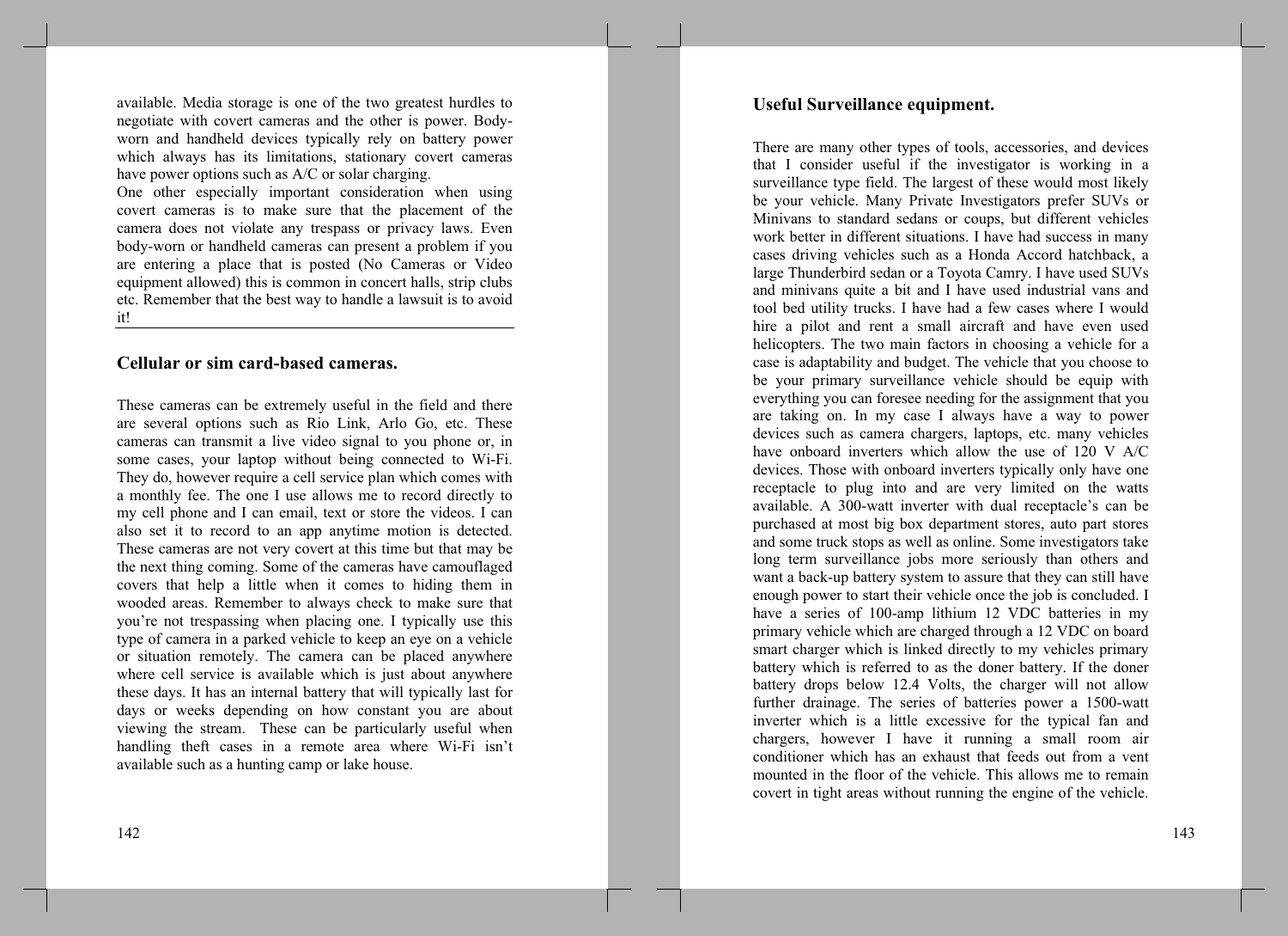available. Media storage is one of the two greatest hurdles to negotiate with covert cameras and the other is power. Body-worn and handheld devices typically rely on battery power which always has its limitations, stationary covert cameras have power options such as A/C or solar charging.
One other especially important consideration when using covert cameras is to make sure that the placement of the camera does not violate any trespass or privacy laws. Even body-worn or handheld cameras can present a problem if you are entering a place that is posted (No Cameras or Video equipment allowed) this is common in concert halls, strip clubs etc. Remember that the best way to handle a lawsuit is to avoid it!

## Cellular or sim card-based cameras.

These cameras can be extremely useful in the field and there are several options such as Rio Link, Arlo Go, etc. These cameras can transmit a live video signal to you phone or, in some cases, your laptop without being connected to Wi-Fi. They do, however require a cell service plan which comes with a monthly fee. The one I use allows me to record directly to my cell phone and I can email, text or store the videos. I can also set it to record to an app anytime motion is detected. These cameras are not very covert at this time but that may be the next thing coming. Some of the cameras have camouflaged covers that help a little when it comes to hiding them in wooded areas. Remember to always check to make sure that you're not trespassing when placing one. I typically use this type of camera in a parked vehicle to keep an eye on a vehicle or situation remotely. The camera can be placed anywhere where cell service is available which is just about anywhere these days. It has an internal battery that will typically last for days or weeks depending on how constant you are about viewing the stream. These can be particularly useful when handling theft cases in a remote area where Wi-Fi isn't available such as a hunting camp or lake house.

## Useful Surveillance equipment.

There are many other types of tools, accessories, and devices that I consider useful if the investigator is working in a surveillance type field. The largest of these would most likely be your vehicle. Many Private Investigators prefer SUVs or Minivans to standard sedans or coups, but different vehicles work better in different situations. I have had success in many cases driving vehicles such as a Honda Accord hatchback, a large Thunderbird sedan or a Toyota Camry. I have used SUVs and minivans quite a bit and I have used industrial vans and tool bed utility trucks. I have had a few cases where I would hire a pilot and rent a small aircraft and have even used helicopters. The two main factors in choosing a vehicle for a case is adaptability and budget. The vehicle that you choose to be your primary surveillance vehicle should be equip with everything you can foresee needing for the assignment that you are taking on. In my case I always have a way to power devices such as camera chargers, laptops, etc. many vehicles have onboard inverters which allow the use of 120 V A/C devices. Those with onboard inverters typically only have one receptacle to plug into and are very limited on the watts available. A 300-watt inverter with dual receptacle's can be purchased at most big box department stores, auto part stores and some truck stops as well as online. Some investigators take long term surveillance jobs more seriously than others and want a back-up battery system to assure that they can still have enough power to start their vehicle once the job is concluded. I have a series of 100-amp lithium 12 VDC batteries in my primary vehicle which are charged through a 12 VDC on board smart charger which is linked directly to my vehicles primary battery which is referred to as the doner battery. If the doner battery drops below 12.4 Volts, the charger will not allow further drainage. The series of batteries power a 1500-watt inverter which is a little excessive for the typical fan and chargers, however I have it running a small room air conditioner which has an exhaust that feeds out from a vent mounted in the floor of the vehicle. This allows me to remain covert in tight areas without running the engine of the vehicle.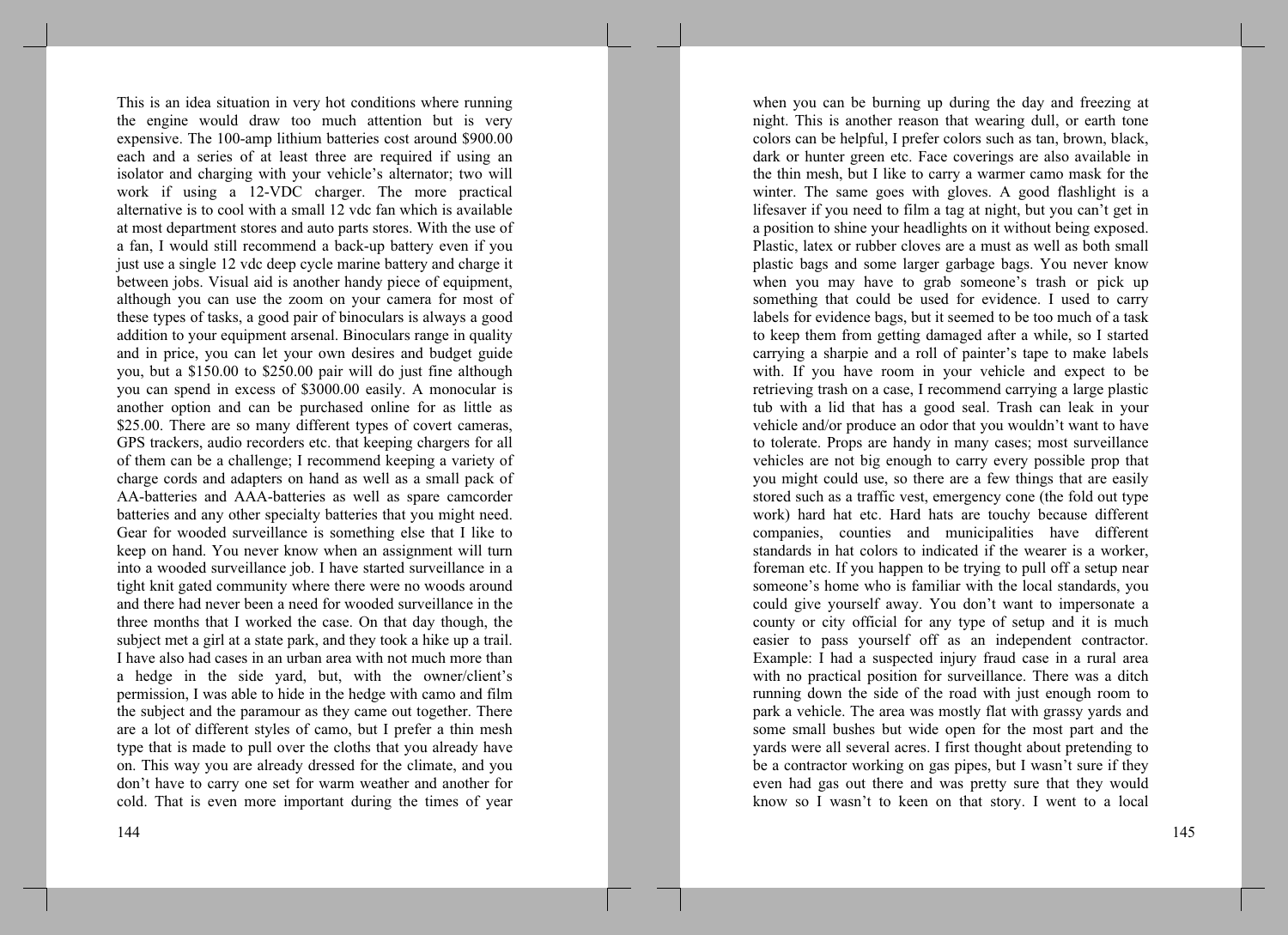This is an idea situation in very hot conditions where running the engine would draw too much attention but is very expensive. The 100-amp lithium batteries cost around $900.00 each and a series of at least three are required if using an isolator and charging with your vehicle's alternator; two will work if using a 12-VDC charger. The more practical alternative is to cool with a small 12 vdc fan which is available at most department stores and auto parts stores. With the use of a fan, I would still recommend a back-up battery even if you just use a single 12 vdc deep cycle marine battery and charge it between jobs. Visual aid is another handy piece of equipment, although you can use the zoom on your camera for most of these types of tasks, a good pair of binoculars is always a good addition to your equipment arsenal. Binoculars range in quality and in price, you can let your own desires and budget guide you, but a $150.00 to $250.00 pair will do just fine although you can spend in excess of $3000.00 easily. A monocular is another option and can be purchased online for as little as $25.00. There are so many different types of covert cameras, GPS trackers, audio recorders etc. that keeping chargers for all of them can be a challenge; I recommend keeping a variety of charge cords and adapters on hand as well as a small pack of AA-batteries and AAA-batteries as well as spare camcorder batteries and any other specialty batteries that you might need. Gear for wooded surveillance is something else that I like to keep on hand. You never know when an assignment will turn into a wooded surveillance job. I have started surveillance in a tight knit gated community where there were no woods around and there had never been a need for wooded surveillance in the three months that I worked the case. On that day though, the subject met a girl at a state park, and they took a hike up a trail. I have also had cases in an urban area with not much more than a hedge in the side yard, but, with the owner/client's permission, I was able to hide in the hedge with camo and film the subject and the paramour as they came out together. There are a lot of different styles of camo, but I prefer a thin mesh type that is made to pull over the cloths that you already have on. This way you are already dressed for the climate, and you don't have to carry one set for warm weather and another for cold. That is even more important during the times of year when you can be burning up during the day and freezing at night. This is another reason that wearing dull, or earth tone colors can be helpful, I prefer colors such as tan, brown, black, dark or hunter green etc. Face coverings are also available in the thin mesh, but I like to carry a warmer camo mask for the winter. The same goes with gloves. A good flashlight is a lifesaver if you need to film a tag at night, but you can't get in a position to shine your headlights on it without being exposed. Plastic, latex or rubber cloves are a must as well as both small plastic bags and some larger garbage bags. You never know when you may have to grab someone's trash or pick up something that could be used for evidence. I used to carry labels for evidence bags, but it seemed to be too much of a task to keep them from getting damaged after a while, so I started carrying a sharpie and a roll of painter's tape to make labels with. If you have room in your vehicle and expect to be retrieving trash on a case, I recommend carrying a large plastic tub with a lid that has a good seal. Trash can leak in your vehicle and/or produce an odor that you wouldn't want to have to tolerate. Props are handy in many cases; most surveillance vehicles are not big enough to carry every possible prop that you might could use, so there are a few things that are easily stored such as a traffic vest, emergency cone (the fold out type work) hard hat etc. Hard hats are touchy because different companies, counties and municipalities have different standards in hat colors to indicated if the wearer is a worker, foreman etc. If you happen to be trying to pull off a setup near someone's home who is familiar with the local standards, you could give yourself away. You don't want to impersonate a county or city official for any type of setup and it is much easier to pass yourself off as an independent contractor. Example: I had a suspected injury fraud case in a rural area with no practical position for surveillance. There was a ditch running down the side of the road with just enough room to park a vehicle. The area was mostly flat with grassy yards and some small bushes but wide open for the most part and the yards were all several acres. I first thought about pretending to be a contractor working on gas pipes, but I wasn't sure if they even had gas out there and was pretty sure that they would know so I wasn't to keen on that story. I went to a local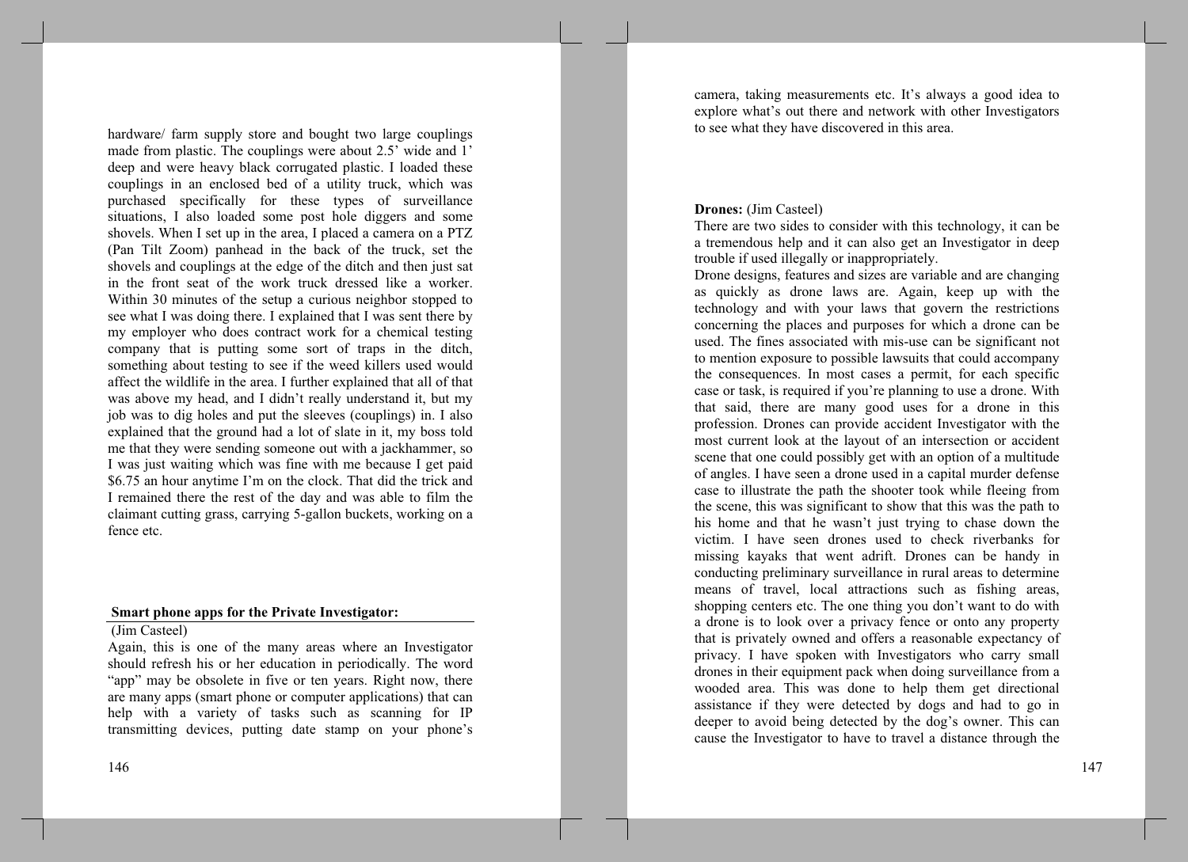hardware/ farm supply store and bought two large couplings made from plastic. The couplings were about 2.5' wide and 1' deep and were heavy black corrugated plastic. I loaded these couplings in an enclosed bed of a utility truck, which was purchased specifically for these types of surveillance situations, I also loaded some post hole diggers and some shovels. When I set up in the area, I placed a camera on a PTZ (Pan Tilt Zoom) panhead in the back of the truck, set the shovels and couplings at the edge of the ditch and then just sat in the front seat of the work truck dressed like a worker. Within 30 minutes of the setup a curious neighbor stopped to see what I was doing there. I explained that I was sent there by my employer who does contract work for a chemical testing company that is putting some sort of traps in the ditch, something about testing to see if the weed killers used would affect the wildlife in the area. I further explained that all of that was above my head, and I didn't really understand it, but my job was to dig holes and put the sleeves (couplings) in. I also explained that the ground had a lot of slate in it, my boss told me that they were sending someone out with a jackhammer, so I was just waiting which was fine with me because I get paid $6.75 an hour anytime I'm on the clock. That did the trick and I remained there the rest of the day and was able to film the claimant cutting grass, carrying 5-gallon buckets, working on a fence etc.

**Smart phone apps for the Private Investigator:**

(Jim Casteel)

Again, this is one of the many areas where an Investigator should refresh his or her education in periodically. The word "app" may be obsolete in five or ten years. Right now, there are many apps (smart phone or computer applications) that can help with a variety of tasks such as scanning for IP transmitting devices, putting date stamp on your phone's camera, taking measurements etc. It's always a good idea to explore what's out there and network with other Investigators to see what they have discovered in this area.

**Drones:** (Jim Casteel)

There are two sides to consider with this technology, it can be a tremendous help and it can also get an Investigator in deep trouble if used illegally or inappropriately.

Drone designs, features and sizes are variable and are changing as quickly as drone laws are. Again, keep up with the technology and with your laws that govern the restrictions concerning the places and purposes for which a drone can be used. The fines associated with mis-use can be significant not to mention exposure to possible lawsuits that could accompany the consequences. In most cases a permit, for each specific case or task, is required if you're planning to use a drone. With that said, there are many good uses for a drone in this profession. Drones can provide accident Investigator with the most current look at the layout of an intersection or accident scene that one could possibly get with an option of a multitude of angles. I have seen a drone used in a capital murder defense case to illustrate the path the shooter took while fleeing from the scene, this was significant to show that this was the path to his home and that he wasn't just trying to chase down the victim. I have seen drones used to check riverbanks for missing kayaks that went adrift. Drones can be handy in conducting preliminary surveillance in rural areas to determine means of travel, local attractions such as fishing areas, shopping centers etc. The one thing you don't want to do with a drone is to look over a privacy fence or onto any property that is privately owned and offers a reasonable expectancy of privacy. I have spoken with Investigators who carry small drones in their equipment pack when doing surveillance from a wooded area. This was done to help them get directional assistance if they were detected by dogs and had to go in deeper to avoid being detected by the dog's owner. This can cause the Investigator to have to travel a distance through the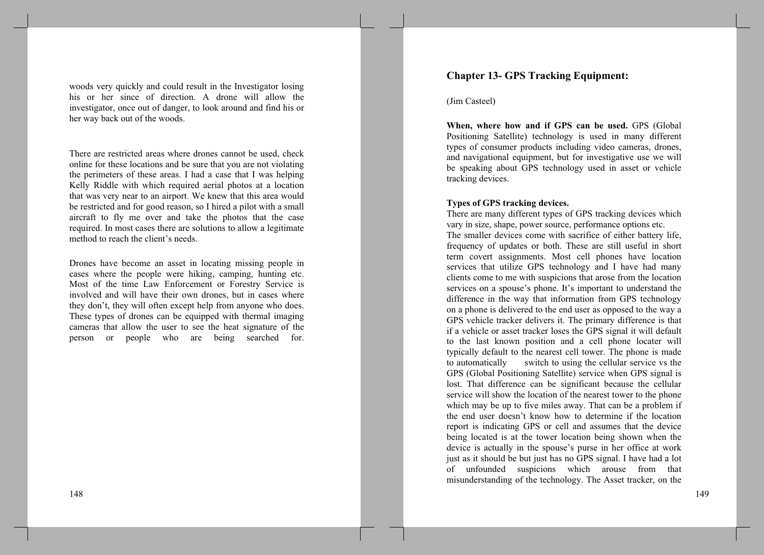woods very quickly and could result in the Investigator losing his or her since of direction. A drone will allow the investigator, once out of danger, to look around and find his or her way back out of the woods.

There are restricted areas where drones cannot be used, check online for these locations and be sure that you are not violating the perimeters of these areas. I had a case that I was helping Kelly Riddle with which required aerial photos at a location that was very near to an airport. We knew that this area would be restricted and for good reason, so I hired a pilot with a small aircraft to fly me over and take the photos that the case required. In most cases there are solutions to allow a legitimate method to reach the client's needs.

Drones have become an asset in locating missing people in cases where the people were hiking, camping, hunting etc. Most of the time Law Enforcement or Forestry Service is involved and will have their own drones, but in cases where they don't, they will often except help from anyone who does. These types of drones can be equipped with thermal imaging cameras that allow the user to see the heat signature of the person or people who are being searched for.

## Chapter 13- GPS Tracking Equipment:

(Jim Casteel)

**When, where how and if GPS can be used.** GPS (Global Positioning Satellite) technology is used in many different types of consumer products including video cameras, drones, and navigational equipment, but for investigative use we will be speaking about GPS technology used in asset or vehicle tracking devices.

**Types of GPS tracking devices.**
There are many different types of GPS tracking devices which vary in size, shape, power source, performance options etc.
The smaller devices come with sacrifice of either battery life, frequency of updates or both. These are still useful in short term covert assignments. Most cell phones have location services that utilize GPS technology and I have had many clients come to me with suspicions that arose from the location services on a spouse's phone. It's important to understand the difference in the way that information from GPS technology on a phone is delivered to the end user as opposed to the way a GPS vehicle tracker delivers it. The primary difference is that if a vehicle or asset tracker loses the GPS signal it will default to the last known position and a cell phone locater will typically default to the nearest cell tower. The phone is made to automatically switch to using the cellular service vs the GPS (Global Positioning Satellite) service when GPS signal is lost. That difference can be significant because the cellular service will show the location of the nearest tower to the phone which may be up to five miles away. That can be a problem if the end user doesn't know how to determine if the location report is indicating GPS or cell and assumes that the device being located is at the tower location being shown when the device is actually in the spouse's purse in her office at work just as it should be but just has no GPS signal. I have had a lot of unfounded suspicions which arouse from that misunderstanding of the technology. The Asset tracker, on the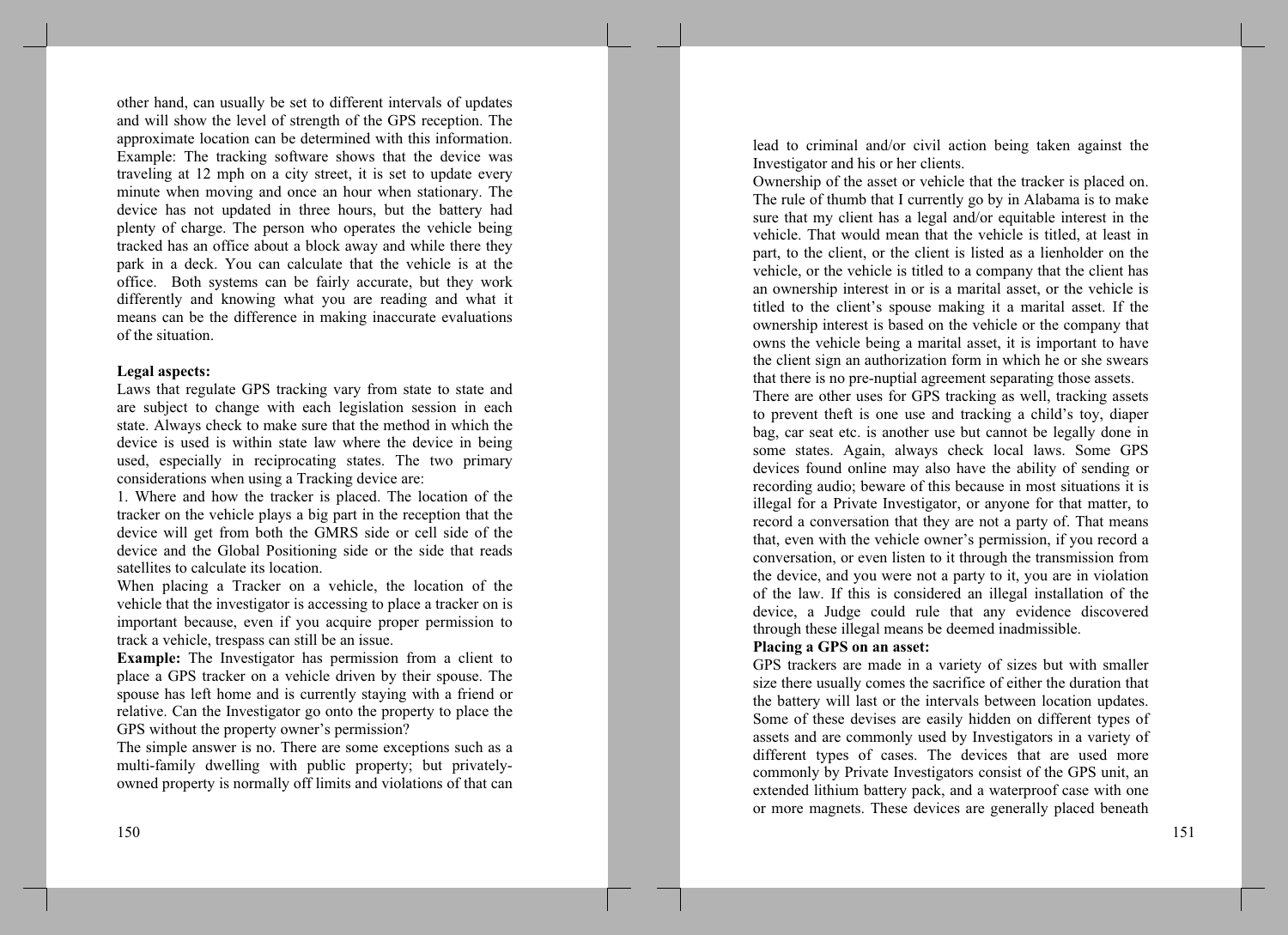other hand, can usually be set to different intervals of updates and will show the level of strength of the GPS reception. The approximate location can be determined with this information. Example: The tracking software shows that the device was traveling at 12 mph on a city street, it is set to update every minute when moving and once an hour when stationary. The device has not updated in three hours, but the battery had plenty of charge. The person who operates the vehicle being tracked has an office about a block away and while there they park in a deck. You can calculate that the vehicle is at the office. Both systems can be fairly accurate, but they work differently and knowing what you are reading and what it means can be the difference in making inaccurate evaluations of the situation.

**Legal aspects:**

Laws that regulate GPS tracking vary from state to state and are subject to change with each legislation session in each state. Always check to make sure that the method in which the device is used is within state law where the device in being used, especially in reciprocating states. The two primary considerations when using a Tracking device are:

1. Where and how the tracker is placed. The location of the tracker on the vehicle plays a big part in the reception that the device will get from both the GMRS side or cell side of the device and the Global Positioning side or the side that reads satellites to calculate its location.

When placing a Tracker on a vehicle, the location of the vehicle that the investigator is accessing to place a tracker on is important because, even if you acquire proper permission to track a vehicle, trespass can still be an issue.

**Example:** The Investigator has permission from a client to place a GPS tracker on a vehicle driven by their spouse. The spouse has left home and is currently staying with a friend or relative. Can the Investigator go onto the property to place the GPS without the property owner's permission?

The simple answer is no. There are some exceptions such as a multi-family dwelling with public property; but privately-owned property is normally off limits and violations of that can lead to criminal and/or civil action being taken against the Investigator and his or her clients.

Ownership of the asset or vehicle that the tracker is placed on. The rule of thumb that I currently go by in Alabama is to make sure that my client has a legal and/or equitable interest in the vehicle. That would mean that the vehicle is titled, at least in part, to the client, or the client is listed as a lienholder on the vehicle, or the vehicle is titled to a company that the client has an ownership interest in or is a marital asset, or the vehicle is titled to the client's spouse making it a marital asset. If the ownership interest is based on the vehicle or the company that owns the vehicle being a marital asset, it is important to have the client sign an authorization form in which he or she swears that there is no pre-nuptial agreement separating those assets.

There are other uses for GPS tracking as well, tracking assets to prevent theft is one use and tracking a child's toy, diaper bag, car seat etc. is another use but cannot be legally done in some states. Again, always check local laws. Some GPS devices found online may also have the ability of sending or recording audio; beware of this because in most situations it is illegal for a Private Investigator, or anyone for that matter, to record a conversation that they are not a party of. That means that, even with the vehicle owner's permission, if you record a conversation, or even listen to it through the transmission from the device, and you were not a party to it, you are in violation of the law. If this is considered an illegal installation of the device, a Judge could rule that any evidence discovered through these illegal means be deemed inadmissible.

**Placing a GPS on an asset:**

GPS trackers are made in a variety of sizes but with smaller size there usually comes the sacrifice of either the duration that the battery will last or the intervals between location updates. Some of these devises are easily hidden on different types of assets and are commonly used by Investigators in a variety of different types of cases. The devices that are used more commonly by Private Investigators consist of the GPS unit, an extended lithium battery pack, and a waterproof case with one or more magnets. These devices are generally placed beneath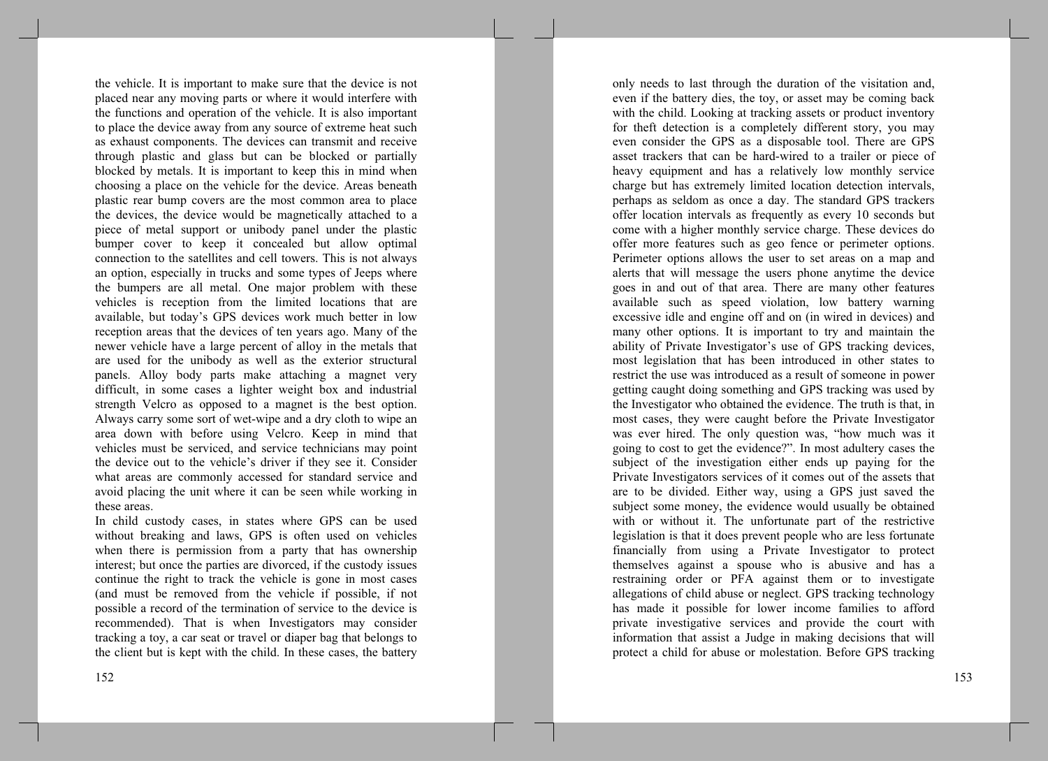the vehicle. It is important to make sure that the device is not placed near any moving parts or where it would interfere with the functions and operation of the vehicle. It is also important to place the device away from any source of extreme heat such as exhaust components. The devices can transmit and receive through plastic and glass but can be blocked or partially blocked by metals. It is important to keep this in mind when choosing a place on the vehicle for the device. Areas beneath plastic rear bump covers are the most common area to place the devices, the device would be magnetically attached to a piece of metal support or unibody panel under the plastic bumper cover to keep it concealed but allow optimal connection to the satellites and cell towers. This is not always an option, especially in trucks and some types of Jeeps where the bumpers are all metal. One major problem with these vehicles is reception from the limited locations that are available, but today's GPS devices work much better in low reception areas that the devices of ten years ago. Many of the newer vehicle have a large percent of alloy in the metals that are used for the unibody as well as the exterior structural panels. Alloy body parts make attaching a magnet very difficult, in some cases a lighter weight box and industrial strength Velcro as opposed to a magnet is the best option. Always carry some sort of wet-wipe and a dry cloth to wipe an area down with before using Velcro. Keep in mind that vehicles must be serviced, and service technicians may point the device out to the vehicle's driver if they see it. Consider what areas are commonly accessed for standard service and avoid placing the unit where it can be seen while working in these areas.

In child custody cases, in states where GPS can be used without breaking and laws, GPS is often used on vehicles when there is permission from a party that has ownership interest; but once the parties are divorced, if the custody issues continue the right to track the vehicle is gone in most cases (and must be removed from the vehicle if possible, if not possible a record of the termination of service to the device is recommended). That is when Investigators may consider tracking a toy, a car seat or travel or diaper bag that belongs to the client but is kept with the child. In these cases, the battery only needs to last through the duration of the visitation and, even if the battery dies, the toy, or asset may be coming back with the child. Looking at tracking assets or product inventory for theft detection is a completely different story, you may even consider the GPS as a disposable tool. There are GPS asset trackers that can be hard-wired to a trailer or piece of heavy equipment and has a relatively low monthly service charge but has extremely limited location detection intervals, perhaps as seldom as once a day. The standard GPS trackers offer location intervals as frequently as every 10 seconds but come with a higher monthly service charge. These devices do offer more features such as geo fence or perimeter options. Perimeter options allows the user to set areas on a map and alerts that will message the users phone anytime the device goes in and out of that area. There are many other features available such as speed violation, low battery warning excessive idle and engine off and on (in wired in devices) and many other options. It is important to try and maintain the ability of Private Investigator's use of GPS tracking devices, most legislation that has been introduced in other states to restrict the use was introduced as a result of someone in power getting caught doing something and GPS tracking was used by the Investigator who obtained the evidence. The truth is that, in most cases, they were caught before the Private Investigator was ever hired. The only question was, "how much was it going to cost to get the evidence?". In most adultery cases the subject of the investigation either ends up paying for the Private Investigators services of it comes out of the assets that are to be divided. Either way, using a GPS just saved the subject some money, the evidence would usually be obtained with or without it. The unfortunate part of the restrictive legislation is that it does prevent people who are less fortunate financially from using a Private Investigator to protect themselves against a spouse who is abusive and has a restraining order or PFA against them or to investigate allegations of child abuse or neglect. GPS tracking technology has made it possible for lower income families to afford private investigative services and provide the court with information that assist a Judge in making decisions that will protect a child for abuse or molestation. Before GPS tracking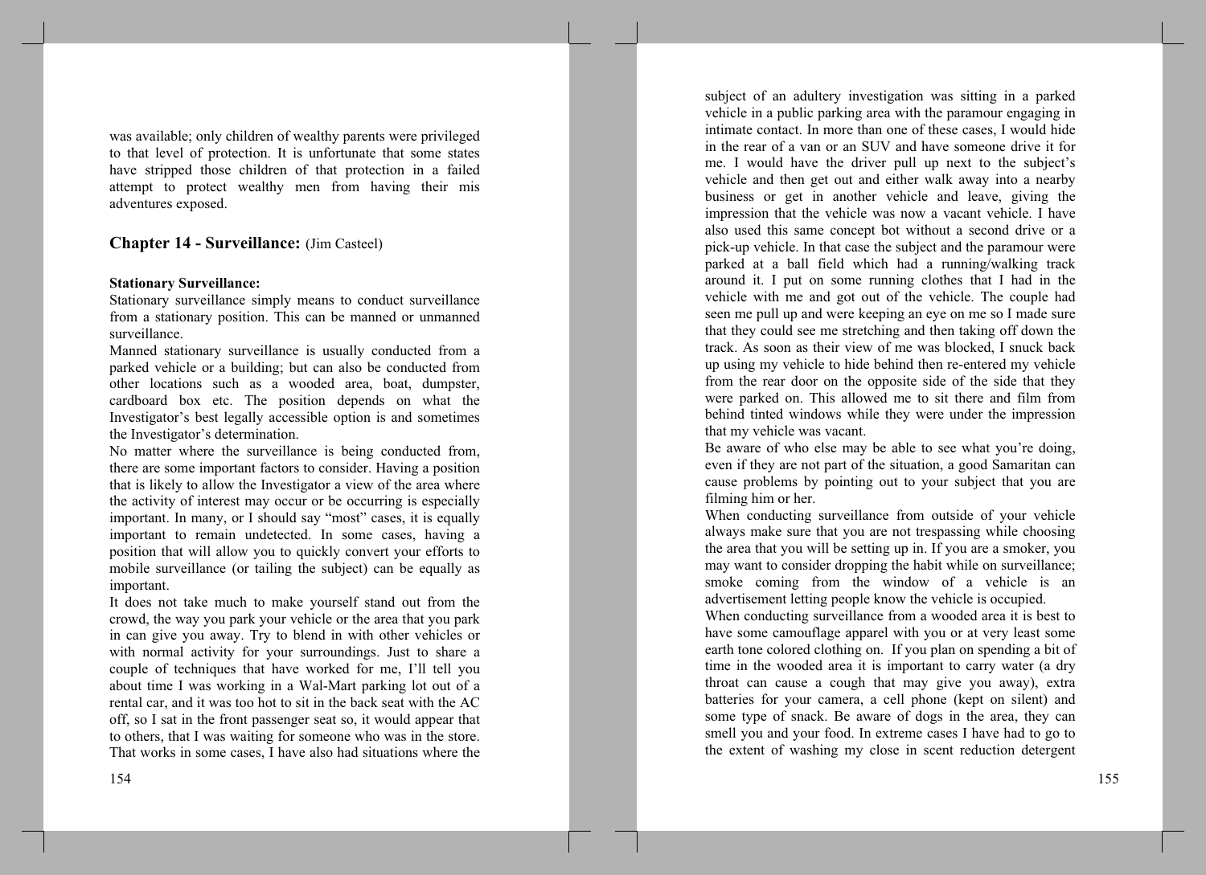was available; only children of wealthy parents were privileged to that level of protection. It is unfortunate that some states have stripped those children of that protection in a failed attempt to protect wealthy men from having their mis adventures exposed.

## Chapter 14 - Surveillance: (Jim Casteel)

**Stationary Surveillance:**

Stationary surveillance simply means to conduct surveillance from a stationary position. This can be manned or unmanned surveillance.

Manned stationary surveillance is usually conducted from a parked vehicle or a building; but can also be conducted from other locations such as a wooded area, boat, dumpster, cardboard box etc. The position depends on what the Investigator's best legally accessible option is and sometimes the Investigator's determination.

No matter where the surveillance is being conducted from, there are some important factors to consider. Having a position that is likely to allow the Investigator a view of the area where the activity of interest may occur or be occurring is especially important. In many, or I should say "most" cases, it is equally important to remain undetected. In some cases, having a position that will allow you to quickly convert your efforts to mobile surveillance (or tailing the subject) can be equally as important.

It does not take much to make yourself stand out from the crowd, the way you park your vehicle or the area that you park in can give you away. Try to blend in with other vehicles or with normal activity for your surroundings. Just to share a couple of techniques that have worked for me, I'll tell you about time I was working in a Wal-Mart parking lot out of a rental car, and it was too hot to sit in the back seat with the AC off, so I sat in the front passenger seat so, it would appear that to others, that I was waiting for someone who was in the store. That works in some cases, I have also had situations where the subject of an adultery investigation was sitting in a parked vehicle in a public parking area with the paramour engaging in intimate contact. In more than one of these cases, I would hide in the rear of a van or an SUV and have someone drive it for me. I would have the driver pull up next to the subject's vehicle and then get out and either walk away into a nearby business or get in another vehicle and leave, giving the impression that the vehicle was now a vacant vehicle. I have also used this same concept bot without a second drive or a pick-up vehicle. In that case the subject and the paramour were parked at a ball field which had a running/walking track around it. I put on some running clothes that I had in the vehicle with me and got out of the vehicle. The couple had seen me pull up and were keeping an eye on me so I made sure that they could see me stretching and then taking off down the track. As soon as their view of me was blocked, I snuck back up using my vehicle to hide behind then re-entered my vehicle from the rear door on the opposite side of the side that they were parked on. This allowed me to sit there and film from behind tinted windows while they were under the impression that my vehicle was vacant.

Be aware of who else may be able to see what you're doing, even if they are not part of the situation, a good Samaritan can cause problems by pointing out to your subject that you are filming him or her.

When conducting surveillance from outside of your vehicle always make sure that you are not trespassing while choosing the area that you will be setting up in. If you are a smoker, you may want to consider dropping the habit while on surveillance; smoke coming from the window of a vehicle is an advertisement letting people know the vehicle is occupied.

When conducting surveillance from a wooded area it is best to have some camouflage apparel with you or at very least some earth tone colored clothing on. If you plan on spending a bit of time in the wooded area it is important to carry water (a dry throat can cause a cough that may give you away), extra batteries for your camera, a cell phone (kept on silent) and some type of snack. Be aware of dogs in the area, they can smell you and your food. In extreme cases I have had to go to the extent of washing my close in scent reduction detergent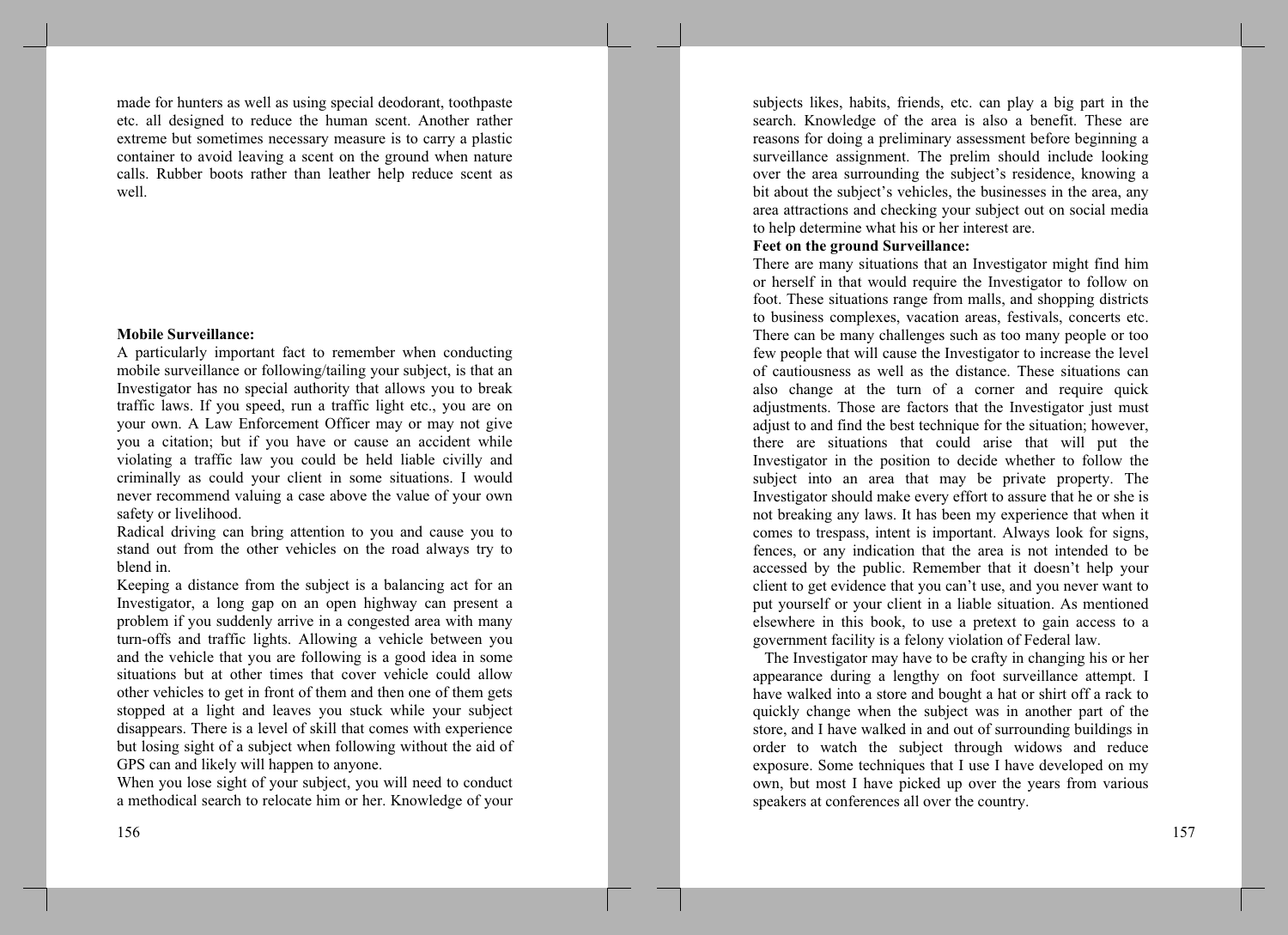made for hunters as well as using special deodorant, toothpaste etc. all designed to reduce the human scent. Another rather extreme but sometimes necessary measure is to carry a plastic container to avoid leaving a scent on the ground when nature calls. Rubber boots rather than leather help reduce scent as well.

**Mobile Surveillance:**

A particularly important fact to remember when conducting mobile surveillance or following/tailing your subject, is that an Investigator has no special authority that allows you to break traffic laws. If you speed, run a traffic light etc., you are on your own. A Law Enforcement Officer may or may not give you a citation; but if you have or cause an accident while violating a traffic law you could be held liable civilly and criminally as could your client in some situations. I would never recommend valuing a case above the value of your own safety or livelihood.

Radical driving can bring attention to you and cause you to stand out from the other vehicles on the road always try to blend in.

Keeping a distance from the subject is a balancing act for an Investigator, a long gap on an open highway can present a problem if you suddenly arrive in a congested area with many turn-offs and traffic lights. Allowing a vehicle between you and the vehicle that you are following is a good idea in some situations but at other times that cover vehicle could allow other vehicles to get in front of them and then one of them gets stopped at a light and leaves you stuck while your subject disappears. There is a level of skill that comes with experience but losing sight of a subject when following without the aid of GPS can and likely will happen to anyone.

When you lose sight of your subject, you will need to conduct a methodical search to relocate him or her. Knowledge of your subjects likes, habits, friends, etc. can play a big part in the search. Knowledge of the area is also a benefit. These are reasons for doing a preliminary assessment before beginning a surveillance assignment. The prelim should include looking over the area surrounding the subject's residence, knowing a bit about the subject's vehicles, the businesses in the area, any area attractions and checking your subject out on social media to help determine what his or her interest are.

**Feet on the ground Surveillance:**

There are many situations that an Investigator might find him or herself in that would require the Investigator to follow on foot. These situations range from malls, and shopping districts to business complexes, vacation areas, festivals, concerts etc. There can be many challenges such as too many people or too few people that will cause the Investigator to increase the level of cautiousness as well as the distance. These situations can also change at the turn of a corner and require quick adjustments. Those are factors that the Investigator just must adjust to and find the best technique for the situation; however, there are situations that could arise that will put the Investigator in the position to decide whether to follow the subject into an area that may be private property. The Investigator should make every effort to assure that he or she is not breaking any laws. It has been my experience that when it comes to trespass, intent is important. Always look for signs, fences, or any indication that the area is not intended to be accessed by the public. Remember that it doesn't help your client to get evidence that you can't use, and you never want to put yourself or your client in a liable situation. As mentioned elsewhere in this book, to use a pretext to gain access to a government facility is a felony violation of Federal law.

The Investigator may have to be crafty in changing his or her appearance during a lengthy on foot surveillance attempt. I have walked into a store and bought a hat or shirt off a rack to quickly change when the subject was in another part of the store, and I have walked in and out of surrounding buildings in order to watch the subject through widows and reduce exposure. Some techniques that I use I have developed on my own, but most I have picked up over the years from various speakers at conferences all over the country.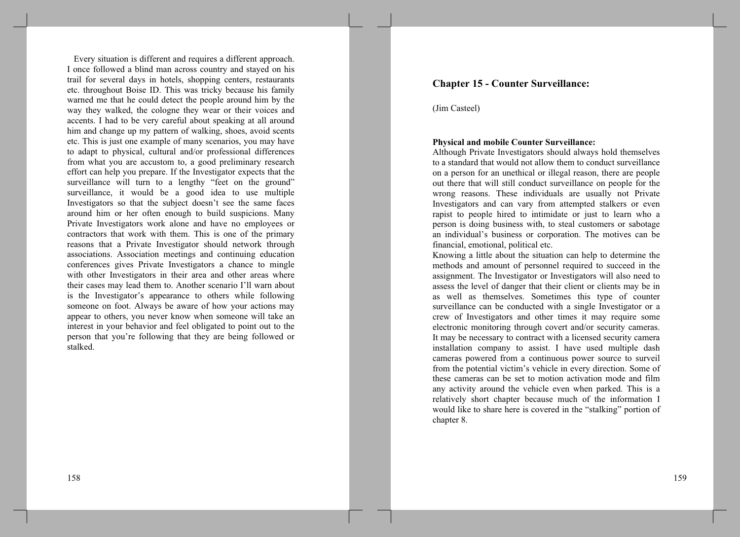Every situation is different and requires a different approach. I once followed a blind man across country and stayed on his trail for several days in hotels, shopping centers, restaurants etc. throughout Boise ID. This was tricky because his family warned me that he could detect the people around him by the way they walked, the cologne they wear or their voices and accents. I had to be very careful about speaking at all around him and change up my pattern of walking, shoes, avoid scents etc. This is just one example of many scenarios, you may have to adapt to physical, cultural and/or professional differences from what you are accustom to, a good preliminary research effort can help you prepare. If the Investigator expects that the surveillance will turn to a lengthy "feet on the ground" surveillance, it would be a good idea to use multiple Investigators so that the subject doesn't see the same faces around him or her often enough to build suspicions. Many Private Investigators work alone and have no employees or contractors that work with them. This is one of the primary reasons that a Private Investigator should network through associations. Association meetings and continuing education conferences gives Private Investigators a chance to mingle with other Investigators in their area and other areas where their cases may lead them to. Another scenario I'll warn about is the Investigator's appearance to others while following someone on foot. Always be aware of how your actions may appear to others, you never know when someone will take an interest in your behavior and feel obligated to point out to the person that you're following that they are being followed or stalked.

## Chapter 15 - Counter Surveillance:

(Jim Casteel)

**Physical and mobile Counter Surveillance:**

Although Private Investigators should always hold themselves to a standard that would not allow them to conduct surveillance on a person for an unethical or illegal reason, there are people out there that will still conduct surveillance on people for the wrong reasons. These individuals are usually not Private Investigators and can vary from attempted stalkers or even rapist to people hired to intimidate or just to learn who a person is doing business with, to steal customers or sabotage an individual's business or corporation. The motives can be financial, emotional, political etc.

Knowing a little about the situation can help to determine the methods and amount of personnel required to succeed in the assignment. The Investigator or Investigators will also need to assess the level of danger that their client or clients may be in as well as themselves. Sometimes this type of counter surveillance can be conducted with a single Investigator or a crew of Investigators and other times it may require some electronic monitoring through covert and/or security cameras. It may be necessary to contract with a licensed security camera installation company to assist. I have used multiple dash cameras powered from a continuous power source to surveil from the potential victim's vehicle in every direction. Some of these cameras can be set to motion activation mode and film any activity around the vehicle even when parked. This is a relatively short chapter because much of the information I would like to share here is covered in the "stalking" portion of chapter 8.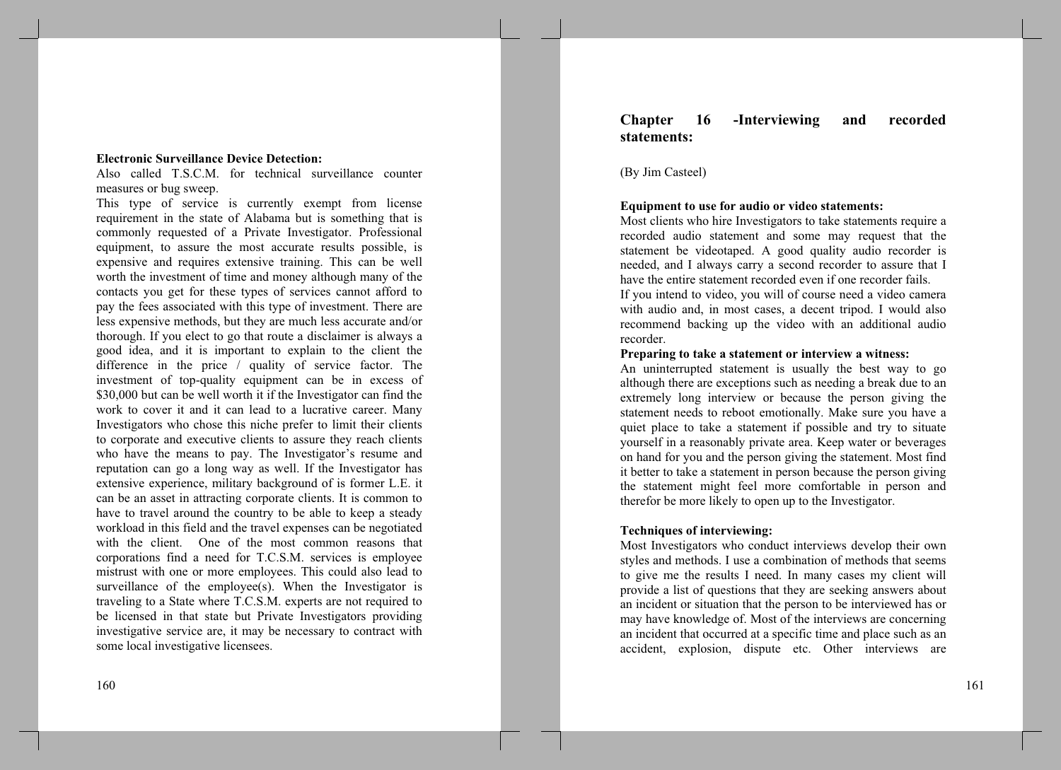**Electronic Surveillance Device Detection:**

Also called T.S.C.M. for technical surveillance counter measures or bug sweep.

This type of service is currently exempt from license requirement in the state of Alabama but is something that is commonly requested of a Private Investigator. Professional equipment, to assure the most accurate results possible, is expensive and requires extensive training. This can be well worth the investment of time and money although many of the contacts you get for these types of services cannot afford to pay the fees associated with this type of investment. There are less expensive methods, but they are much less accurate and/or thorough. If you elect to go that route a disclaimer is always a good idea, and it is important to explain to the client the difference in the price / quality of service factor. The investment of top-quality equipment can be in excess of $30,000 but can be well worth it if the Investigator can find the work to cover it and it can lead to a lucrative career. Many Investigators who chose this niche prefer to limit their clients to corporate and executive clients to assure they reach clients who have the means to pay. The Investigator's resume and reputation can go a long way as well. If the Investigator has extensive experience, military background of is former L.E. it can be an asset in attracting corporate clients. It is common to have to travel around the country to be able to keep a steady workload in this field and the travel expenses can be negotiated with the client. One of the most common reasons that corporations find a need for T.C.S.M. services is employee mistrust with one or more employees. This could also lead to surveillance of the employee(s). When the Investigator is traveling to a State where T.C.S.M. experts are not required to be licensed in that state but Private Investigators providing investigative service are, it may be necessary to contract with some local investigative licensees.

## Chapter 16 -Interviewing and recorded statements:

(By Jim Casteel)

**Equipment to use for audio or video statements:**

Most clients who hire Investigators to take statements require a recorded audio statement and some may request that the statement be videotaped. A good quality audio recorder is needed, and I always carry a second recorder to assure that I have the entire statement recorded even if one recorder fails.

If you intend to video, you will of course need a video camera with audio and, in most cases, a decent tripod. I would also recommend backing up the video with an additional audio recorder.

**Preparing to take a statement or interview a witness:**

An uninterrupted statement is usually the best way to go although there are exceptions such as needing a break due to an extremely long interview or because the person giving the statement needs to reboot emotionally. Make sure you have a quiet place to take a statement if possible and try to situate yourself in a reasonably private area. Keep water or beverages on hand for you and the person giving the statement. Most find it better to take a statement in person because the person giving the statement might feel more comfortable in person and therefor be more likely to open up to the Investigator.

**Techniques of interviewing:**

Most Investigators who conduct interviews develop their own styles and methods. I use a combination of methods that seems to give me the results I need. In many cases my client will provide a list of questions that they are seeking answers about an incident or situation that the person to be interviewed has or may have knowledge of. Most of the interviews are concerning an incident that occurred at a specific time and place such as an accident, explosion, dispute etc. Other interviews are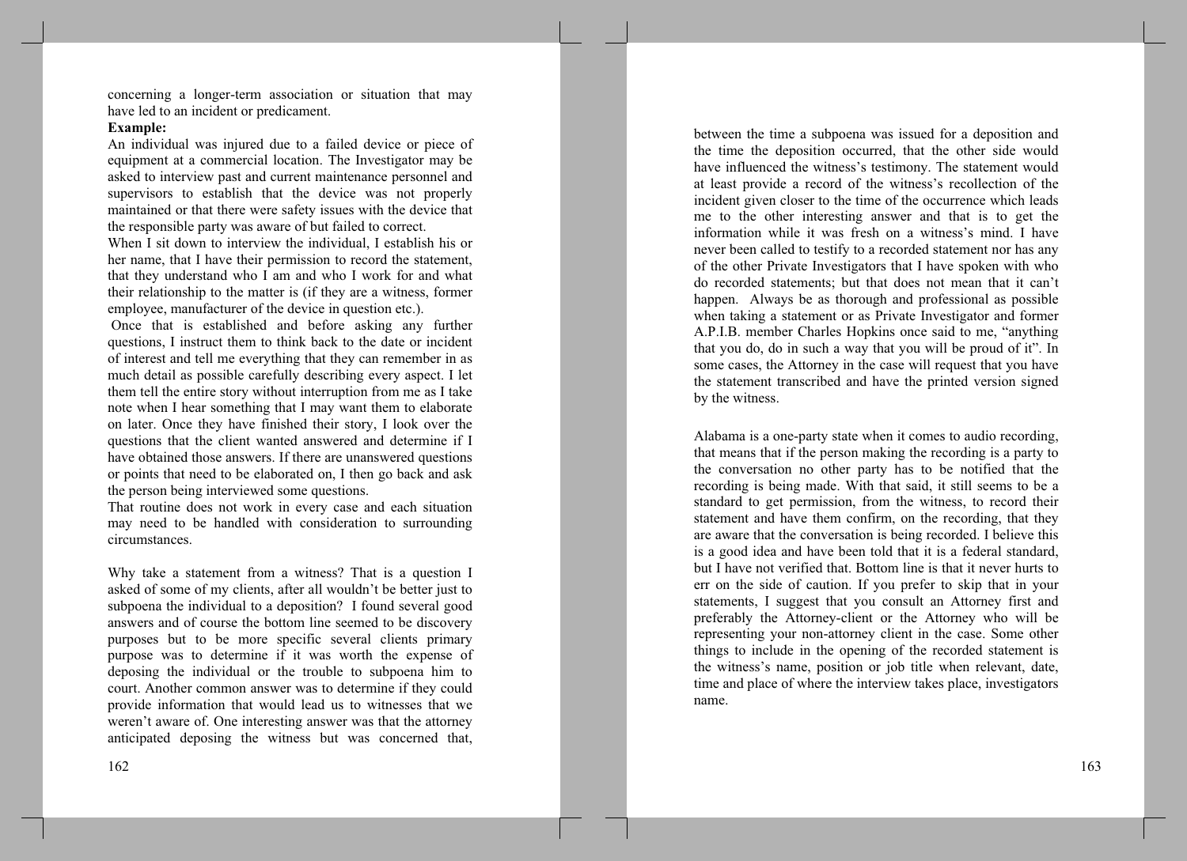concerning a longer-term association or situation that may have led to an incident or predicament.

**Example:**

An individual was injured due to a failed device or piece of equipment at a commercial location. The Investigator may be asked to interview past and current maintenance personnel and supervisors to establish that the device was not properly maintained or that there were safety issues with the device that the responsible party was aware of but failed to correct.

When I sit down to interview the individual, I establish his or her name, that I have their permission to record the statement, that they understand who I am and who I work for and what their relationship to the matter is (if they are a witness, former employee, manufacturer of the device in question etc.).

Once that is established and before asking any further questions, I instruct them to think back to the date or incident of interest and tell me everything that they can remember in as much detail as possible carefully describing every aspect. I let them tell the entire story without interruption from me as I take note when I hear something that I may want them to elaborate on later. Once they have finished their story, I look over the questions that the client wanted answered and determine if I have obtained those answers. If there are unanswered questions or points that need to be elaborated on, I then go back and ask the person being interviewed some questions.

That routine does not work in every case and each situation may need to be handled with consideration to surrounding circumstances.

Why take a statement from a witness? That is a question I asked of some of my clients, after all wouldn't be better just to subpoena the individual to a deposition? I found several good answers and of course the bottom line seemed to be discovery purposes but to be more specific several clients primary purpose was to determine if it was worth the expense of deposing the individual or the trouble to subpoena him to court. Another common answer was to determine if they could provide information that would lead us to witnesses that we weren't aware of. One interesting answer was that the attorney anticipated deposing the witness but was concerned that, between the time a subpoena was issued for a deposition and the time the deposition occurred, that the other side would have influenced the witness's testimony. The statement would at least provide a record of the witness's recollection of the incident given closer to the time of the occurrence which leads me to the other interesting answer and that is to get the information while it was fresh on a witness's mind. I have never been called to testify to a recorded statement nor has any of the other Private Investigators that I have spoken with who do recorded statements; but that does not mean that it can't happen. Always be as thorough and professional as possible when taking a statement or as Private Investigator and former A.P.I.B. member Charles Hopkins once said to me, "anything that you do, do in such a way that you will be proud of it". In some cases, the Attorney in the case will request that you have the statement transcribed and have the printed version signed by the witness.

Alabama is a one-party state when it comes to audio recording, that means that if the person making the recording is a party to the conversation no other party has to be notified that the recording is being made. With that said, it still seems to be a standard to get permission, from the witness, to record their statement and have them confirm, on the recording, that they are aware that the conversation is being recorded. I believe this is a good idea and have been told that it is a federal standard, but I have not verified that. Bottom line is that it never hurts to err on the side of caution. If you prefer to skip that in your statements, I suggest that you consult an Attorney first and preferably the Attorney-client or the Attorney who will be representing your non-attorney client in the case. Some other things to include in the opening of the recorded statement is the witness's name, position or job title when relevant, date, time and place of where the interview takes place, investigators name.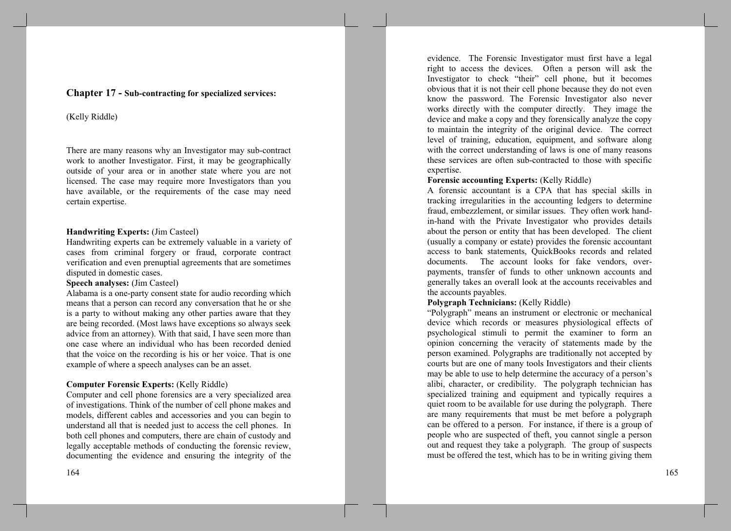## Chapter 17 - Sub-contracting for specialized services:

(Kelly Riddle)

There are many reasons why an Investigator may sub-contract work to another Investigator. First, it may be geographically outside of your area or in another state where you are not licensed. The case may require more Investigators than you have available, or the requirements of the case may need certain expertise.

**Handwriting Experts:** (Jim Casteel)
Handwriting experts can be extremely valuable in a variety of cases from criminal forgery or fraud, corporate contract verification and even prenuptial agreements that are sometimes disputed in domestic cases.

**Speech analyses:** (Jim Casteel)
Alabama is a one-party consent state for audio recording which means that a person can record any conversation that he or she is a party to without making any other parties aware that they are being recorded. (Most laws have exceptions so always seek advice from an attorney). With that said, I have seen more than one case where an individual who has been recorded denied that the voice on the recording is his or her voice. That is one example of where a speech analyses can be an asset.

**Computer Forensic Experts:** (Kelly Riddle)
Computer and cell phone forensics are a very specialized area of investigations. Think of the number of cell phone makes and models, different cables and accessories and you can begin to understand all that is needed just to access the cell phones. In both cell phones and computers, there are chain of custody and legally acceptable methods of conducting the forensic review, documenting the evidence and ensuring the integrity of the evidence. The Forensic Investigator must first have a legal right to access the devices. Often a person will ask the Investigator to check "their" cell phone, but it becomes obvious that it is not their cell phone because they do not even know the password. The Forensic Investigator also never works directly with the computer directly. They image the device and make a copy and they forensically analyze the copy to maintain the integrity of the original device. The correct level of training, education, equipment, and software along with the correct understanding of laws is one of many reasons these services are often sub-contracted to those with specific expertise.

**Forensic accounting Experts:** (Kelly Riddle)
A forensic accountant is a CPA that has special skills in tracking irregularities in the accounting ledgers to determine fraud, embezzlement, or similar issues. They often work hand-in-hand with the Private Investigator who provides details about the person or entity that has been developed. The client (usually a company or estate) provides the forensic accountant access to bank statements, QuickBooks records and related documents. The account looks for fake vendors, over-payments, transfer of funds to other unknown accounts and generally takes an overall look at the accounts receivables and the accounts payables.

**Polygraph Technicians:** (Kelly Riddle)
"Polygraph" means an instrument or electronic or mechanical device which records or measures physiological effects of psychological stimuli to permit the examiner to form an opinion concerning the veracity of statements made by the person examined. Polygraphs are traditionally not accepted by courts but are one of many tools Investigators and their clients may be able to use to help determine the accuracy of a person's alibi, character, or credibility. The polygraph technician has specialized training and equipment and typically requires a quiet room to be available for use during the polygraph. There are many requirements that must be met before a polygraph can be offered to a person. For instance, if there is a group of people who are suspected of theft, you cannot single a person out and request they take a polygraph. The group of suspects must be offered the test, which has to be in writing giving them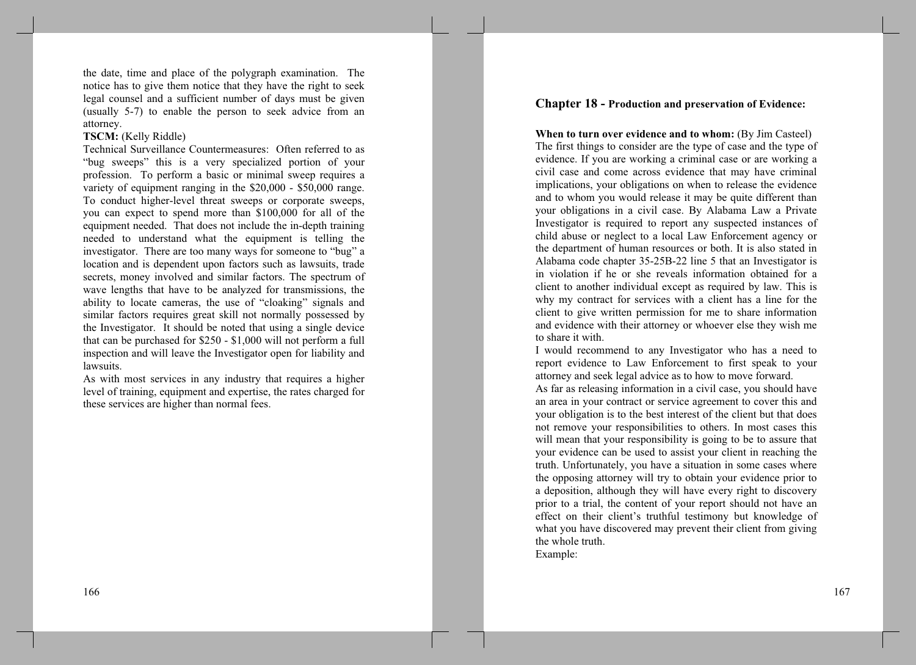the date, time and place of the polygraph examination. The notice has to give them notice that they have the right to seek legal counsel and a sufficient number of days must be given (usually 5-7) to enable the person to seek advice from an attorney.

**TSCM:** (Kelly Riddle)

Technical Surveillance Countermeasures: Often referred to as "bug sweeps" this is a very specialized portion of your profession. To perform a basic or minimal sweep requires a variety of equipment ranging in the $20,000 - $50,000 range. To conduct higher-level threat sweeps or corporate sweeps, you can expect to spend more than $100,000 for all of the equipment needed. That does not include the in-depth training needed to understand what the equipment is telling the investigator. There are too many ways for someone to "bug" a location and is dependent upon factors such as lawsuits, trade secrets, money involved and similar factors. The spectrum of wave lengths that have to be analyzed for transmissions, the ability to locate cameras, the use of "cloaking" signals and similar factors requires great skill not normally possessed by the Investigator. It should be noted that using a single device that can be purchased for $250 - $1,000 will not perform a full inspection and will leave the Investigator open for liability and lawsuits.

As with most services in any industry that requires a higher level of training, equipment and expertise, the rates charged for these services are higher than normal fees.

## Chapter 18 - Production and preservation of Evidence:

**When to turn over evidence and to whom:** (By Jim Casteel)

The first things to consider are the type of case and the type of evidence. If you are working a criminal case or are working a civil case and come across evidence that may have criminal implications, your obligations on when to release the evidence and to whom you would release it may be quite different than your obligations in a civil case. By Alabama Law a Private Investigator is required to report any suspected instances of child abuse or neglect to a local Law Enforcement agency or the department of human resources or both. It is also stated in Alabama code chapter 35-25B-22 line 5 that an Investigator is in violation if he or she reveals information obtained for a client to another individual except as required by law. This is why my contract for services with a client has a line for the client to give written permission for me to share information and evidence with their attorney or whoever else they wish me to share it with.

I would recommend to any Investigator who has a need to report evidence to Law Enforcement to first speak to your attorney and seek legal advice as to how to move forward.

As far as releasing information in a civil case, you should have an area in your contract or service agreement to cover this and your obligation is to the best interest of the client but that does not remove your responsibilities to others. In most cases this will mean that your responsibility is going to be to assure that your evidence can be used to assist your client in reaching the truth. Unfortunately, you have a situation in some cases where the opposing attorney will try to obtain your evidence prior to a deposition, although they will have every right to discovery prior to a trial, the content of your report should not have an effect on their client's truthful testimony but knowledge of what you have discovered may prevent their client from giving the whole truth.

Example: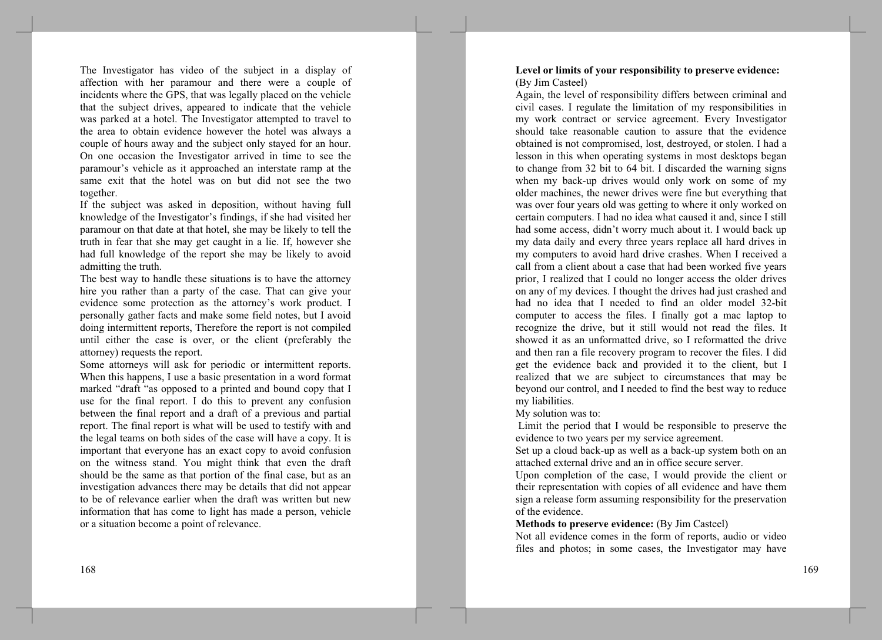The Investigator has video of the subject in a display of affection with her paramour and there were a couple of incidents where the GPS, that was legally placed on the vehicle that the subject drives, appeared to indicate that the vehicle was parked at a hotel. The Investigator attempted to travel to the area to obtain evidence however the hotel was always a couple of hours away and the subject only stayed for an hour. On one occasion the Investigator arrived in time to see the paramour's vehicle as it approached an interstate ramp at the same exit that the hotel was on but did not see the two together.

If the subject was asked in deposition, without having full knowledge of the Investigator's findings, if she had visited her paramour on that date at that hotel, she may be likely to tell the truth in fear that she may get caught in a lie. If, however she had full knowledge of the report she may be likely to avoid admitting the truth.

The best way to handle these situations is to have the attorney hire you rather than a party of the case. That can give your evidence some protection as the attorney's work product. I personally gather facts and make some field notes, but I avoid doing intermittent reports, Therefore the report is not compiled until either the case is over, or the client (preferably the attorney) requests the report.

Some attorneys will ask for periodic or intermittent reports. When this happens, I use a basic presentation in a word format marked "draft "as opposed to a printed and bound copy that I use for the final report. I do this to prevent any confusion between the final report and a draft of a previous and partial report. The final report is what will be used to testify with and the legal teams on both sides of the case will have a copy. It is important that everyone has an exact copy to avoid confusion on the witness stand. You might think that even the draft should be the same as that portion of the final case, but as an investigation advances there may be details that did not appear to be of relevance earlier when the draft was written but new information that has come to light has made a person, vehicle or a situation become a point of relevance.

**Level or limits of your responsibility to preserve evidence:**
(By Jim Casteel)

Again, the level of responsibility differs between criminal and civil cases. I regulate the limitation of my responsibilities in my work contract or service agreement. Every Investigator should take reasonable caution to assure that the evidence obtained is not compromised, lost, destroyed, or stolen. I had a lesson in this when operating systems in most desktops began to change from 32 bit to 64 bit. I discarded the warning signs when my back-up drives would only work on some of my older machines, the newer drives were fine but everything that was over four years old was getting to where it only worked on certain computers. I had no idea what caused it and, since I still had some access, didn't worry much about it. I would back up my data daily and every three years replace all hard drives in my computers to avoid hard drive crashes. When I received a call from a client about a case that had been worked five years prior, I realized that I could no longer access the older drives on any of my devices. I thought the drives had just crashed and had no idea that I needed to find an older model 32-bit computer to access the files. I finally got a mac laptop to recognize the drive, but it still would not read the files. It showed it as an unformatted drive, so I reformatted the drive and then ran a file recovery program to recover the files. I did get the evidence back and provided it to the client, but I realized that we are subject to circumstances that may be beyond our control, and I needed to find the best way to reduce my liabilities.

My solution was to:

Limit the period that I would be responsible to preserve the evidence to two years per my service agreement.

Set up a cloud back-up as well as a back-up system both on an attached external drive and an in office secure server.

Upon completion of the case, I would provide the client or their representation with copies of all evidence and have them sign a release form assuming responsibility for the preservation of the evidence.

**Methods to preserve evidence:** (By Jim Casteel)

Not all evidence comes in the form of reports, audio or video files and photos; in some cases, the Investigator may have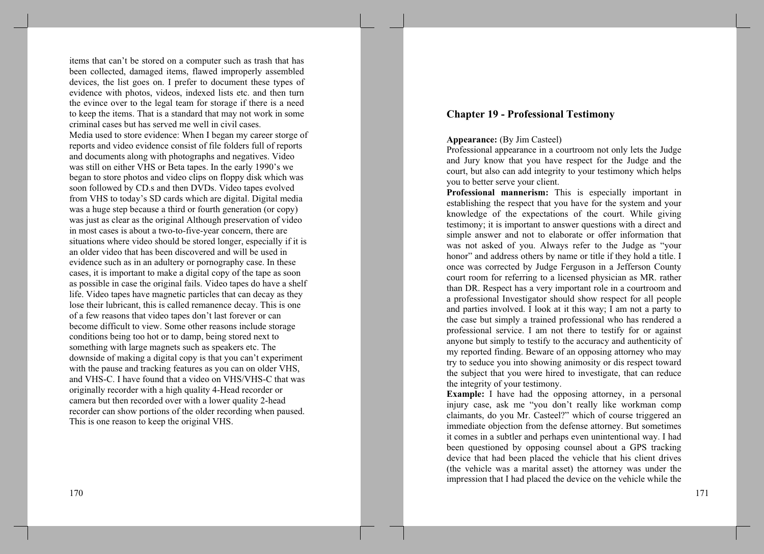items that can't be stored on a computer such as trash that has been collected, damaged items, flawed improperly assembled devices, the list goes on. I prefer to document these types of evidence with photos, videos, indexed lists etc. and then turn the evince over to the legal team for storage if there is a need to keep the items. That is a standard that may not work in some criminal cases but has served me well in civil cases.

Media used to store evidence: When I began my career storge of reports and video evidence consist of file folders full of reports and documents along with photographs and negatives. Video was still on either VHS or Beta tapes. In the early 1990's we began to store photos and video clips on floppy disk which was soon followed by CD.s and then DVDs. Video tapes evolved from VHS to today's SD cards which are digital. Digital media was a huge step because a third or fourth generation (or copy) was just as clear as the original Although preservation of video in most cases is about a two-to-five-year concern, there are situations where video should be stored longer, especially if it is an older video that has been discovered and will be used in evidence such as in an adultery or pornography case. In these cases, it is important to make a digital copy of the tape as soon as possible in case the original fails. Video tapes do have a shelf life. Video tapes have magnetic particles that can decay as they lose their lubricant, this is called remanence decay. This is one of a few reasons that video tapes don't last forever or can become difficult to view. Some other reasons include storage conditions being too hot or to damp, being stored next to something with large magnets such as speakers etc. The downside of making a digital copy is that you can't experiment with the pause and tracking features as you can on older VHS, and VHS-C. I have found that a video on VHS/VHS-C that was originally recorder with a high quality 4-Head recorder or camera but then recorded over with a lower quality 2-head recorder can show portions of the older recording when paused. This is one reason to keep the original VHS.

## Chapter 19 - Professional Testimony

**Appearance:** (By Jim Casteel)
Professional appearance in a courtroom not only lets the Judge and Jury know that you have respect for the Judge and the court, but also can add integrity to your testimony which helps you to better serve your client.

**Professional mannerism:** This is especially important in establishing the respect that you have for the system and your knowledge of the expectations of the court. While giving testimony; it is important to answer questions with a direct and simple answer and not to elaborate or offer information that was not asked of you. Always refer to the Judge as "your honor" and address others by name or title if they hold a title. I once was corrected by Judge Ferguson in a Jefferson County court room for referring to a licensed physician as MR. rather than DR. Respect has a very important role in a courtroom and a professional Investigator should show respect for all people and parties involved. I look at it this way; I am not a party to the case but simply a trained professional who has rendered a professional service. I am not there to testify for or against anyone but simply to testify to the accuracy and authenticity of my reported finding. Beware of an opposing attorney who may try to seduce you into showing animosity or dis respect toward the subject that you were hired to investigate, that can reduce the integrity of your testimony.

**Example:** I have had the opposing attorney, in a personal injury case, ask me "you don't really like workman comp claimants, do you Mr. Casteel?" which of course triggered an immediate objection from the defense attorney. But sometimes it comes in a subtler and perhaps even unintentional way. I had been questioned by opposing counsel about a GPS tracking device that had been placed the vehicle that his client drives (the vehicle was a marital asset) the attorney was under the impression that I had placed the device on the vehicle while the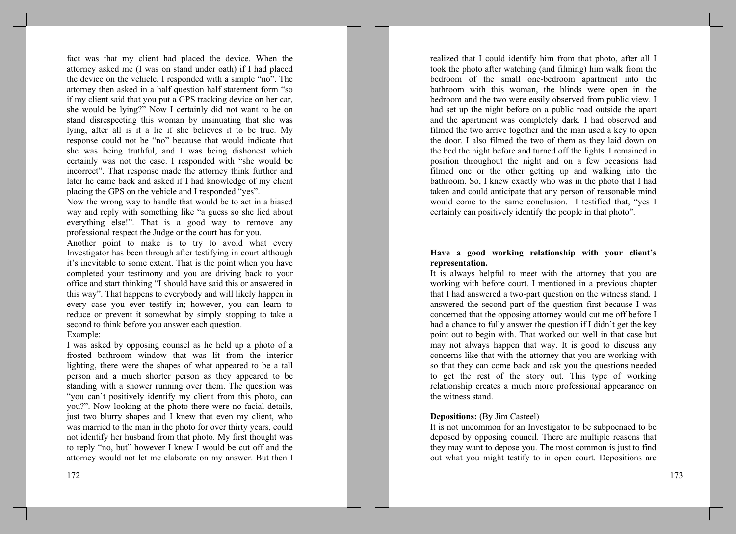fact was that my client had placed the device. When the attorney asked me (I was on stand under oath) if I had placed the device on the vehicle, I responded with a simple "no". The attorney then asked in a half question half statement form "so if my client said that you put a GPS tracking device on her car, she would be lying?" Now I certainly did not want to be on stand disrespecting this woman by insinuating that she was lying, after all is it a lie if she believes it to be true. My response could not be "no" because that would indicate that she was being truthful, and I was being dishonest which certainly was not the case. I responded with "she would be incorrect". That response made the attorney think further and later he came back and asked if I had knowledge of my client placing the GPS on the vehicle and I responded "yes".

Now the wrong way to handle that would be to act in a biased way and reply with something like "a guess so she lied about everything else!". That is a good way to remove any professional respect the Judge or the court has for you.

Another point to make is to try to avoid what every Investigator has been through after testifying in court although it's inevitable to some extent. That is the point when you have completed your testimony and you are driving back to your office and start thinking "I should have said this or answered in this way". That happens to everybody and will likely happen in every case you ever testify in; however, you can learn to reduce or prevent it somewhat by simply stopping to take a second to think before you answer each question.

Example:

I was asked by opposing counsel as he held up a photo of a frosted bathroom window that was lit from the interior lighting, there were the shapes of what appeared to be a tall person and a much shorter person as they appeared to be standing with a shower running over them. The question was "you can't positively identify my client from this photo, can you?". Now looking at the photo there were no facial details, just two blurry shapes and I knew that even my client, who was married to the man in the photo for over thirty years, could not identify her husband from that photo. My first thought was to reply "no, but" however I knew I would be cut off and the attorney would not let me elaborate on my answer. But then I realized that I could identify him from that photo, after all I took the photo after watching (and filming) him walk from the bedroom of the small one-bedroom apartment into the bathroom with this woman, the blinds were open in the bedroom and the two were easily observed from public view. I had set up the night before on a public road outside the apart and the apartment was completely dark. I had observed and filmed the two arrive together and the man used a key to open the door. I also filmed the two of them as they laid down on the bed the night before and turned off the lights. I remained in position throughout the night and on a few occasions had filmed one or the other getting up and walking into the bathroom. So, I knew exactly who was in the photo that I had taken and could anticipate that any person of reasonable mind would come to the same conclusion. I testified that, "yes I certainly can positively identify the people in that photo".

**Have a good working relationship with your client's representation.**

It is always helpful to meet with the attorney that you are working with before court. I mentioned in a previous chapter that I had answered a two-part question on the witness stand. I answered the second part of the question first because I was concerned that the opposing attorney would cut me off before I had a chance to fully answer the question if I didn't get the key point out to begin with. That worked out well in that case but may not always happen that way. It is good to discuss any concerns like that with the attorney that you are working with so that they can come back and ask you the questions needed to get the rest of the story out. This type of working relationship creates a much more professional appearance on the witness stand.

**Depositions:** (By Jim Casteel)

It is not uncommon for an Investigator to be subpoenaed to be deposed by opposing council. There are multiple reasons that they may want to depose you. The most common is just to find out what you might testify to in open court. Depositions are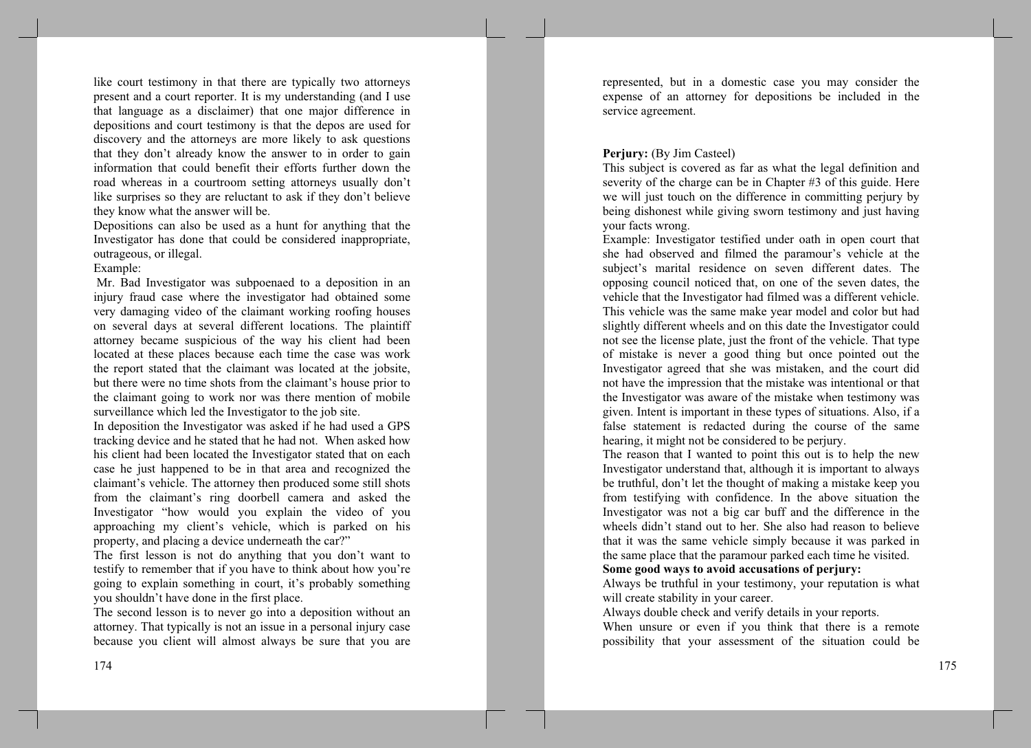like court testimony in that there are typically two attorneys present and a court reporter. It is my understanding (and I use that language as a disclaimer) that one major difference in depositions and court testimony is that the depos are used for discovery and the attorneys are more likely to ask questions that they don't already know the answer to in order to gain information that could benefit their efforts further down the road whereas in a courtroom setting attorneys usually don't like surprises so they are reluctant to ask if they don't believe they know what the answer will be.

Depositions can also be used as a hunt for anything that the Investigator has done that could be considered inappropriate, outrageous, or illegal.

Example:

Mr. Bad Investigator was subpoenaed to a deposition in an injury fraud case where the investigator had obtained some very damaging video of the claimant working roofing houses on several days at several different locations. The plaintiff attorney became suspicious of the way his client had been located at these places because each time the case was work the report stated that the claimant was located at the jobsite, but there were no time shots from the claimant's house prior to the claimant going to work nor was there mention of mobile surveillance which led the Investigator to the job site.

In deposition the Investigator was asked if he had used a GPS tracking device and he stated that he had not. When asked how his client had been located the Investigator stated that on each case he just happened to be in that area and recognized the claimant's vehicle. The attorney then produced some still shots from the claimant's ring doorbell camera and asked the Investigator "how would you explain the video of you approaching my client's vehicle, which is parked on his property, and placing a device underneath the car?"

The first lesson is not do anything that you don't want to testify to remember that if you have to think about how you're going to explain something in court, it's probably something you shouldn't have done in the first place.

The second lesson is to never go into a deposition without an attorney. That typically is not an issue in a personal injury case because you client will almost always be sure that you are represented, but in a domestic case you may consider the expense of an attorney for depositions be included in the service agreement.

**Perjury:** (By Jim Casteel)

This subject is covered as far as what the legal definition and severity of the charge can be in Chapter #3 of this guide. Here we will just touch on the difference in committing perjury by being dishonest while giving sworn testimony and just having your facts wrong.

Example: Investigator testified under oath in open court that she had observed and filmed the paramour's vehicle at the subject's marital residence on seven different dates. The opposing council noticed that, on one of the seven dates, the vehicle that the Investigator had filmed was a different vehicle. This vehicle was the same make year model and color but had slightly different wheels and on this date the Investigator could not see the license plate, just the front of the vehicle. That type of mistake is never a good thing but once pointed out the Investigator agreed that she was mistaken, and the court did not have the impression that the mistake was intentional or that the Investigator was aware of the mistake when testimony was given. Intent is important in these types of situations. Also, if a false statement is redacted during the course of the same hearing, it might not be considered to be perjury.

The reason that I wanted to point this out is to help the new Investigator understand that, although it is important to always be truthful, don't let the thought of making a mistake keep you from testifying with confidence. In the above situation the Investigator was not a big car buff and the difference in the wheels didn't stand out to her. She also had reason to believe that it was the same vehicle simply because it was parked in the same place that the paramour parked each time he visited.

**Some good ways to avoid accusations of perjury:**

Always be truthful in your testimony, your reputation is what will create stability in your career.

Always double check and verify details in your reports.

When unsure or even if you think that there is a remote possibility that your assessment of the situation could be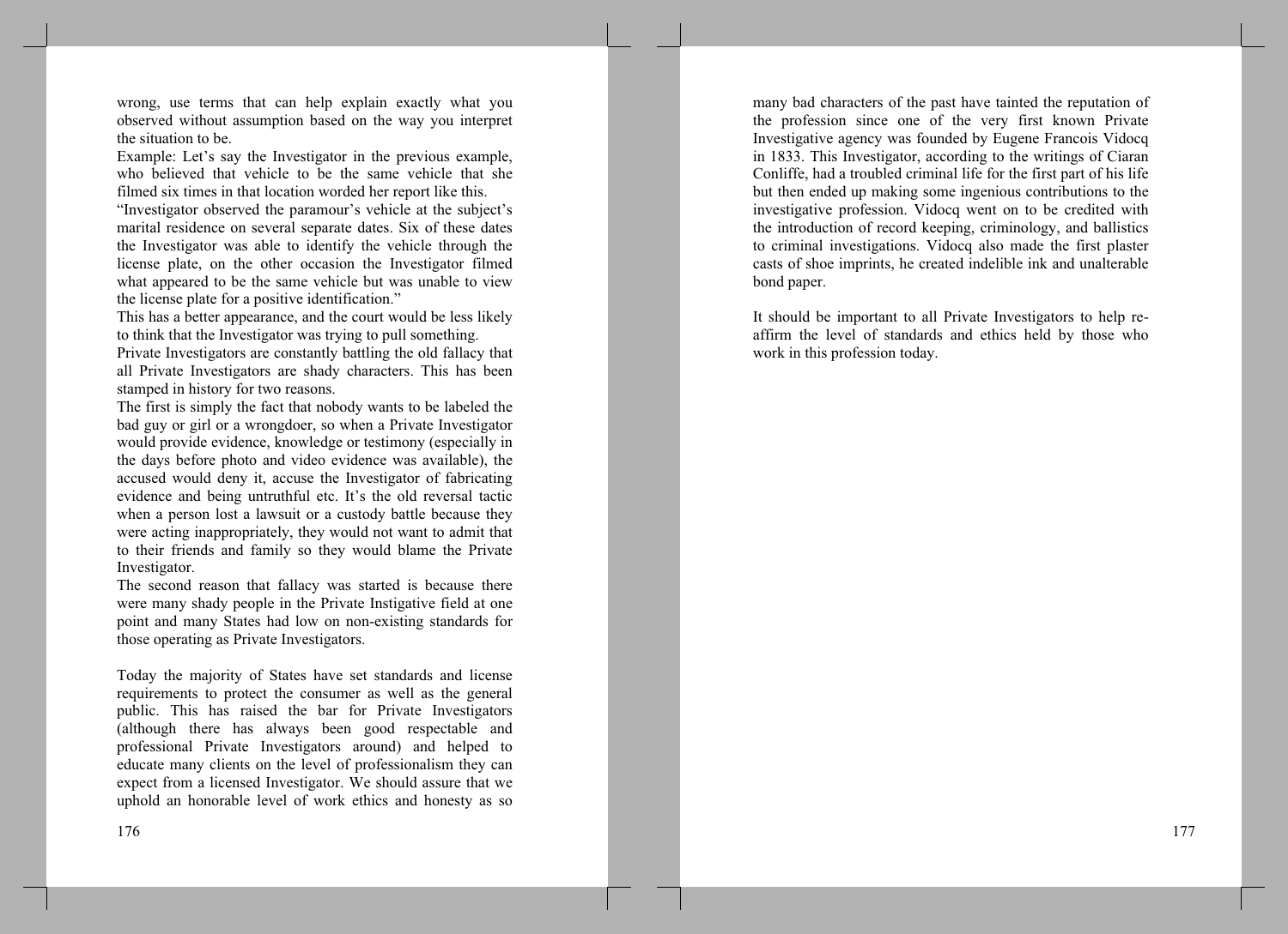wrong, use terms that can help explain exactly what you observed without assumption based on the way you interpret the situation to be.

Example: Let's say the Investigator in the previous example, who believed that vehicle to be the same vehicle that she filmed six times in that location worded her report like this.

"Investigator observed the paramour's vehicle at the subject's marital residence on several separate dates. Six of these dates the Investigator was able to identify the vehicle through the license plate, on the other occasion the Investigator filmed what appeared to be the same vehicle but was unable to view the license plate for a positive identification."

This has a better appearance, and the court would be less likely to think that the Investigator was trying to pull something.

Private Investigators are constantly battling the old fallacy that all Private Investigators are shady characters. This has been stamped in history for two reasons.

The first is simply the fact that nobody wants to be labeled the bad guy or girl or a wrongdoer, so when a Private Investigator would provide evidence, knowledge or testimony (especially in the days before photo and video evidence was available), the accused would deny it, accuse the Investigator of fabricating evidence and being untruthful etc. It's the old reversal tactic when a person lost a lawsuit or a custody battle because they were acting inappropriately, they would not want to admit that to their friends and family so they would blame the Private Investigator.

The second reason that fallacy was started is because there were many shady people in the Private Instigative field at one point and many States had low on non-existing standards for those operating as Private Investigators.

Today the majority of States have set standards and license requirements to protect the consumer as well as the general public. This has raised the bar for Private Investigators (although there has always been good respectable and professional Private Investigators around) and helped to educate many clients on the level of professionalism they can expect from a licensed Investigator. We should assure that we uphold an honorable level of work ethics and honesty as so many bad characters of the past have tainted the reputation of the profession since one of the very first known Private Investigative agency was founded by Eugene Francois Vidocq in 1833. This Investigator, according to the writings of Ciaran Conliffe, had a troubled criminal life for the first part of his life but then ended up making some ingenious contributions to the investigative profession. Vidocq went on to be credited with the introduction of record keeping, criminology, and ballistics to criminal investigations. Vidocq also made the first plaster casts of shoe imprints, he created indelible ink and unalterable bond paper.

It should be important to all Private Investigators to help re-affirm the level of standards and ethics held by those who work in this profession today.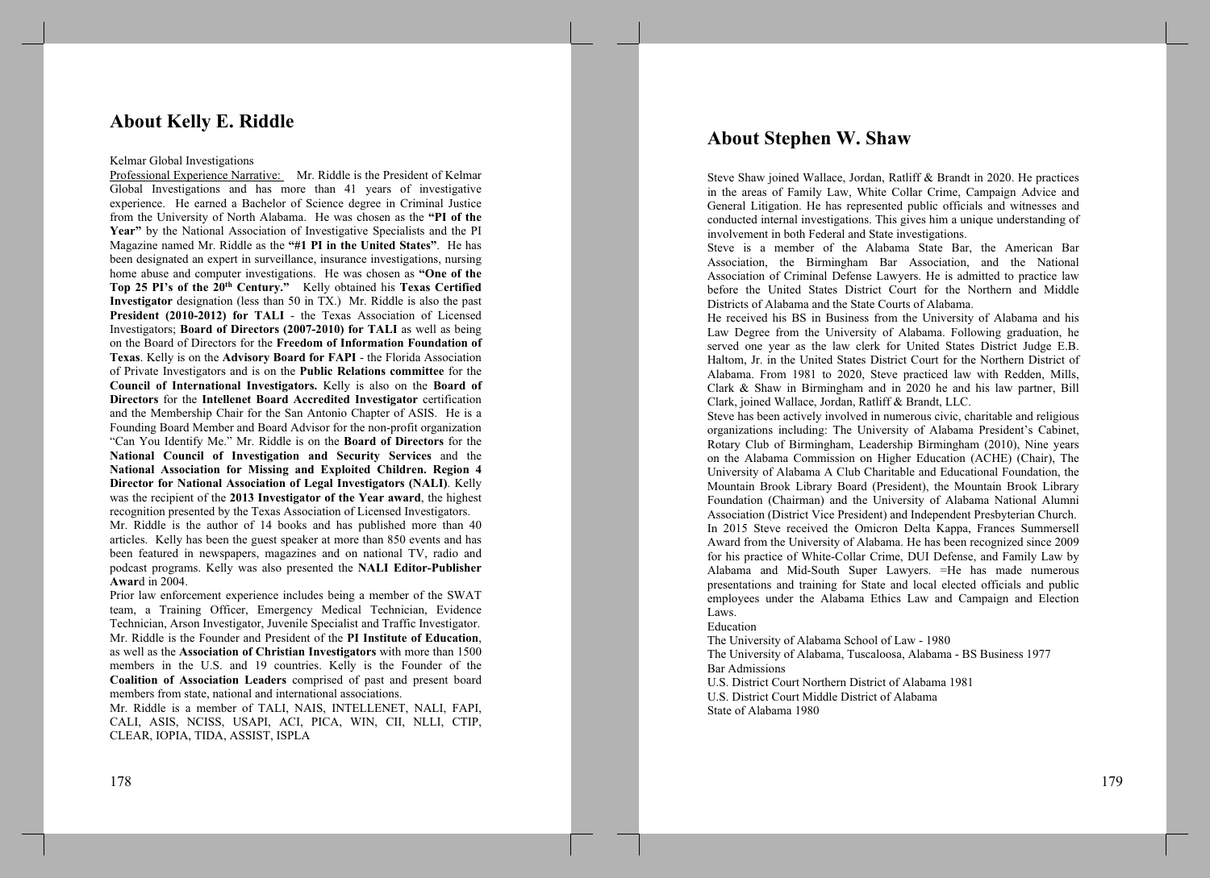# About Kelly E. Riddle

Kelmar Global Investigations

Professional Experience Narrative: Mr. Riddle is the President of Kelmar Global Investigations and has more than 41 years of investigative experience. He earned a Bachelor of Science degree in Criminal Justice from the University of North Alabama. He was chosen as the **"PI of the Year"** by the National Association of Investigative Specialists and the PI Magazine named Mr. Riddle as the **"#1 PI in the United States"**. He has been designated an expert in surveillance, insurance investigations, nursing home abuse and computer investigations. He was chosen as **"One of the Top 25 PI's of the 20th Century."** Kelly obtained his **Texas Certified Investigator** designation (less than 50 in TX.) Mr. Riddle is also the past **President (2010-2012) for TALI** - the Texas Association of Licensed Investigators; **Board of Directors (2007-2010) for TALI** as well as being on the Board of Directors for the **Freedom of Information Foundation of Texas**. Kelly is on the **Advisory Board for FAPI** - the Florida Association of Private Investigators and is on the **Public Relations committee** for the **Council of International Investigators.** Kelly is also on the **Board of Directors** for the **Intellenet Board Accredited Investigator** certification and the Membership Chair for the San Antonio Chapter of ASIS. He is a Founding Board Member and Board Advisor for the non-profit organization "Can You Identify Me." Mr. Riddle is on the **Board of Directors** for the **National Council of Investigation and Security Services** and the **National Association for Missing and Exploited Children. Region 4 Director for National Association of Legal Investigators (NALI)**. Kelly was the recipient of the **2013 Investigator of the Year award**, the highest recognition presented by the Texas Association of Licensed Investigators.

Mr. Riddle is the author of 14 books and has published more than 40 articles. Kelly has been the guest speaker at more than 850 events and has been featured in newspapers, magazines and on national TV, radio and podcast programs. Kelly was also presented the **NALI Editor-Publisher Award** in 2004.

Prior law enforcement experience includes being a member of the SWAT team, a Training Officer, Emergency Medical Technician, Evidence Technician, Arson Investigator, Juvenile Specialist and Traffic Investigator. Mr. Riddle is the Founder and President of the **PI Institute of Education**, as well as the **Association of Christian Investigators** with more than 1500 members in the U.S. and 19 countries. Kelly is the Founder of the **Coalition of Association Leaders** comprised of past and present board members from state, national and international associations.

Mr. Riddle is a member of TALI, NAIS, INTELLENET, NALI, FAPI, CALI, ASIS, NCISS, USAPI, ACI, PICA, WIN, CII, NLLI, CTIP, CLEAR, IOPIA, TIDA, ASSIST, ISPLA

# About Stephen W. Shaw

Steve Shaw joined Wallace, Jordan, Ratliff & Brandt in 2020. He practices in the areas of Family Law, White Collar Crime, Campaign Advice and General Litigation. He has represented public officials and witnesses and conducted internal investigations. This gives him a unique understanding of involvement in both Federal and State investigations.

Steve is a member of the Alabama State Bar, the American Bar Association, the Birmingham Bar Association, and the National Association of Criminal Defense Lawyers. He is admitted to practice law before the United States District Court for the Northern and Middle Districts of Alabama and the State Courts of Alabama.

He received his BS in Business from the University of Alabama and his Law Degree from the University of Alabama. Following graduation, he served one year as the law clerk for United States District Judge E.B. Haltom, Jr. in the United States District Court for the Northern District of Alabama. From 1981 to 2020, Steve practiced law with Redden, Mills, Clark & Shaw in Birmingham and in 2020 he and his law partner, Bill Clark, joined Wallace, Jordan, Ratliff & Brandt, LLC.

Steve has been actively involved in numerous civic, charitable and religious organizations including: The University of Alabama President's Cabinet, Rotary Club of Birmingham, Leadership Birmingham (2010), Nine years on the Alabama Commission on Higher Education (ACHE) (Chair), The University of Alabama A Club Charitable and Educational Foundation, the Mountain Brook Library Board (President), the Mountain Brook Library Foundation (Chairman) and the University of Alabama National Alumni Association (District Vice President) and Independent Presbyterian Church.

In 2015 Steve received the Omicron Delta Kappa, Frances Summersell Award from the University of Alabama. He has been recognized since 2009 for his practice of White-Collar Crime, DUI Defense, and Family Law by Alabama and Mid-South Super Lawyers. =He has made numerous presentations and training for State and local elected officials and public employees under the Alabama Ethics Law and Campaign and Election Laws.

Education

The University of Alabama School of Law - 1980

The University of Alabama, Tuscaloosa, Alabama - BS Business 1977

Bar Admissions

U.S. District Court Northern District of Alabama 1981

U.S. District Court Middle District of Alabama

State of Alabama 1980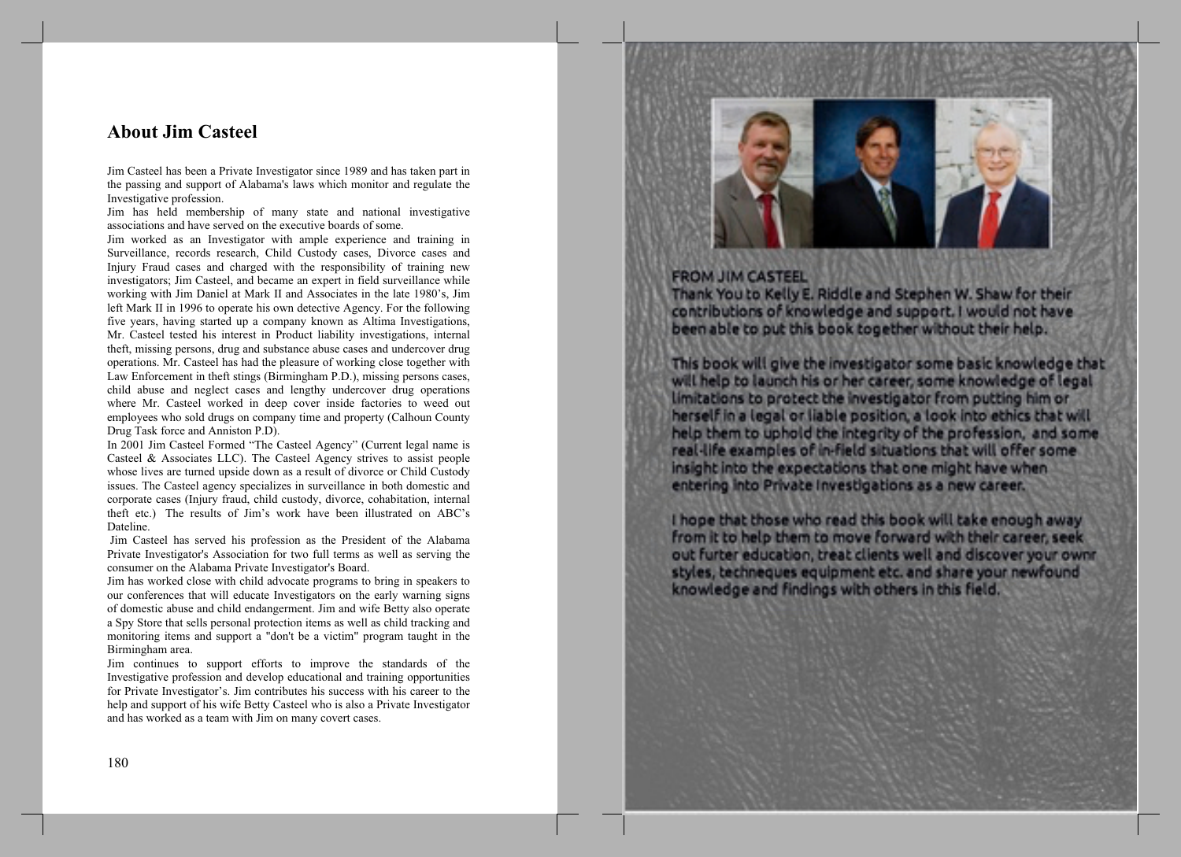## About Jim Casteel

Jim Casteel has been a Private Investigator since 1989 and has taken part in the passing and support of Alabama's laws which monitor and regulate the Investigative profession.

Jim has held membership of many state and national investigative associations and have served on the executive boards of some.

Jim worked as an Investigator with ample experience and training in Surveillance, records research, Child Custody cases, Divorce cases and Injury Fraud cases and charged with the responsibility of training new investigators; Jim Casteel, and became an expert in field surveillance while working with Jim Daniel at Mark II and Associates in the late 1980's, Jim left Mark II in 1996 to operate his own detective Agency. For the following five years, having started up a company known as Altima Investigations, Mr. Casteel tested his interest in Product liability investigations, internal theft, missing persons, drug and substance abuse cases and undercover drug operations. Mr. Casteel has had the pleasure of working close together with Law Enforcement in theft stings (Birmingham P.D.), missing persons cases, child abuse and neglect cases and lengthy undercover drug operations where Mr. Casteel worked in deep cover inside factories to weed out employees who sold drugs on company time and property (Calhoun County Drug Task force and Anniston P.D).

In 2001 Jim Casteel Formed "The Casteel Agency" (Current legal name is Casteel & Associates LLC). The Casteel Agency strives to assist people whose lives are turned upside down as a result of divorce or Child Custody issues. The Casteel agency specializes in surveillance in both domestic and corporate cases (Injury fraud, child custody, divorce, cohabitation, internal theft etc.) The results of Jim's work have been illustrated on ABC's Dateline.

Jim Casteel has served his profession as the President of the Alabama Private Investigator's Association for two full terms as well as serving the consumer on the Alabama Private Investigator's Board.

Jim has worked close with child advocate programs to bring in speakers to our conferences that will educate Investigators on the early warning signs of domestic abuse and child endangerment. Jim and wife Betty also operate a Spy Store that sells personal protection items as well as child tracking and monitoring items and support a "don't be a victim" program taught in the Birmingham area.

Jim continues to support efforts to improve the standards of the Investigative profession and develop educational and training opportunities for Private Investigator's. Jim contributes his success with his career to the help and support of his wife Betty Casteel who is also a Private Investigator and has worked as a team with Jim on many covert cases.

**FROM JIM CASTEEL**

Thank You to Kelly E. Riddle and Stephen W. Shaw for their contributions of knowledge and support. I would not have been able to put this book together without their help.

This book will give the investigator some basic knowledge that will help to launch his or her career, some knowledge of legal limitations to protect the investigator from putting him or herself in a legal or liable position, a look into ethics that will help them to uphold the integrity of the profession, and some real-life examples of in-field situations that will offer some insight into the expectations that one might have when entering into Private Investigations as a new career.

I hope that those who read this book will take enough away from it to help them to move forward with their career, seek out furter education, treat clients well and discover your ownr styles, techneques equipment etc. and share your newfound knowledge and findings with others in this field.